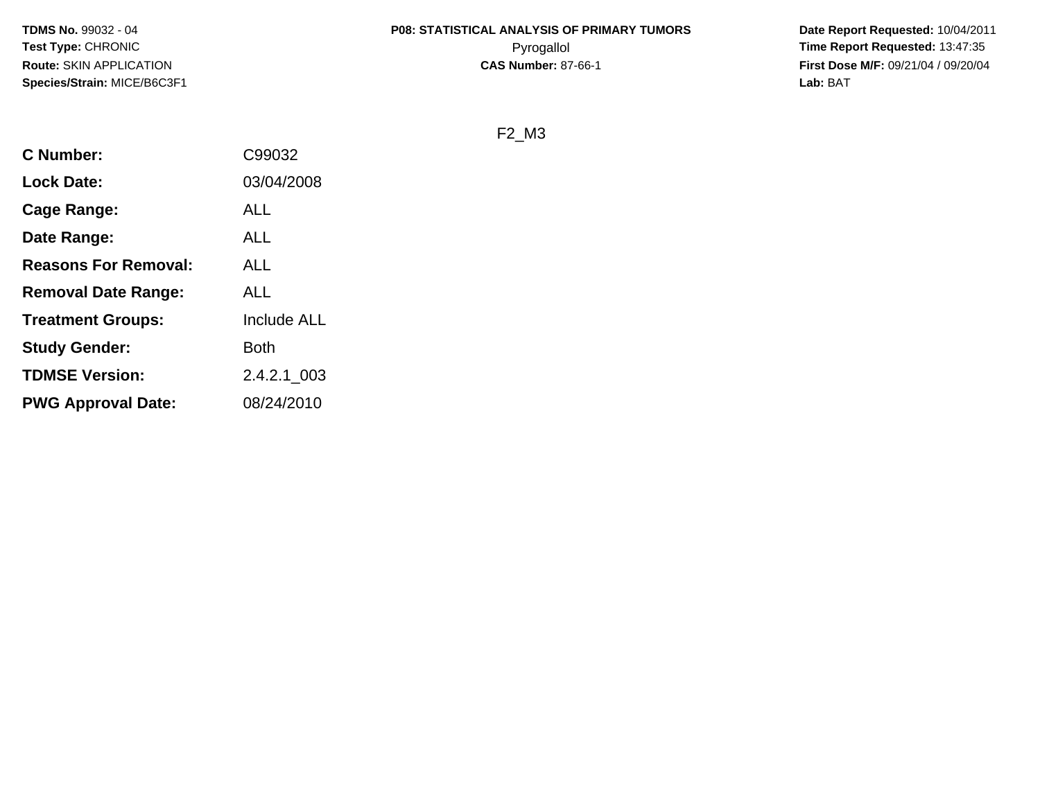**TDMS No.** 99032 - 04
**Test Type:** CHRONIC
**Route:** SKIN APPLICATION
**Species/Strain:** MICE/B6C3F1

**P08: STATISTICAL ANALYSIS OF PRIMARY TUMORS**
Pyrogallol
**CAS Number:** 87-66-1

**Date Report Requested:** 10/04/2011
**Time Report Requested:** 13:47:35
**First Dose M/F:** 09/21/04 / 09/20/04
**Lab:** BAT

F2_M3

| | |
|---|---|
| **C Number:** | C99032 |
| **Lock Date:** | 03/04/2008 |
| **Cage Range:** | ALL |
| **Date Range:** | ALL |
| **Reasons For Removal:** | ALL |
| **Removal Date Range:** | ALL |
| **Treatment Groups:** | Include ALL |
| **Study Gender:** | Both |
| **TDMSE Version:** | 2.4.2.1_003 |
| **PWG Approval Date:** | 08/24/2010 |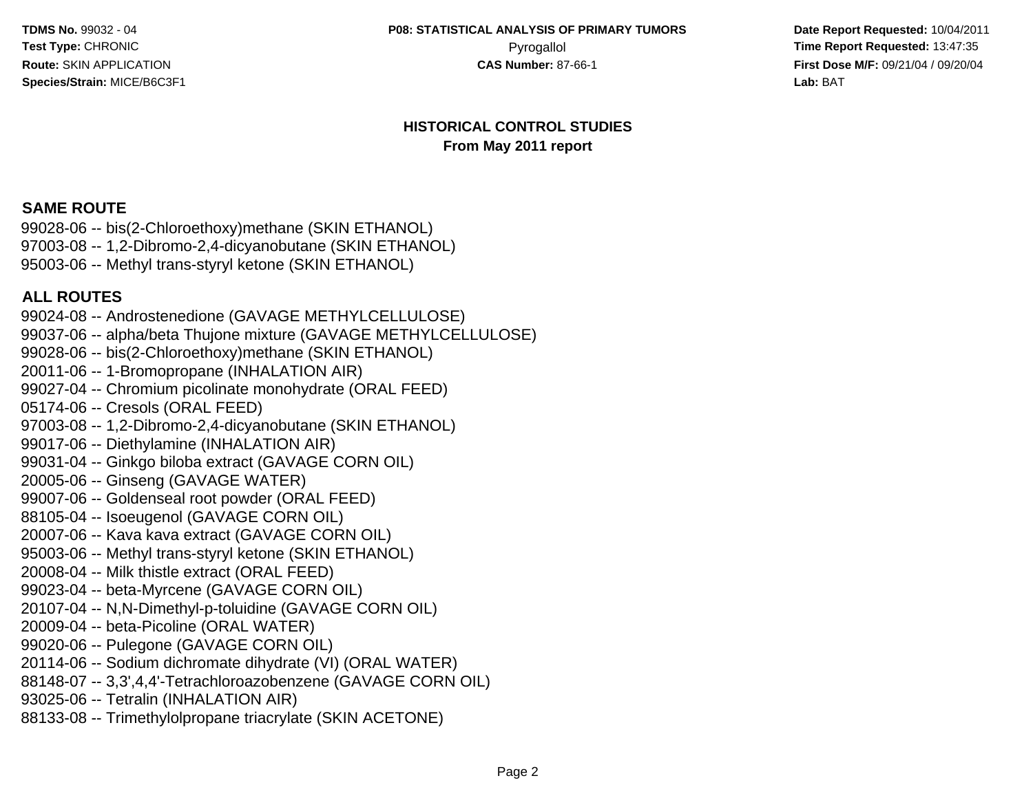# HISTORICAL CONTROL STUDIES

**From May 2011 report**

## SAME ROUTE

99028-06 -- bis(2-Chloroethoxy)methane (SKIN ETHANOL)
97003-08 -- 1,2-Dibromo-2,4-dicyanobutane (SKIN ETHANOL)
95003-06 -- Methyl trans-styryl ketone (SKIN ETHANOL)

## ALL ROUTES

99024-08 -- Androstenedione (GAVAGE METHYLCELLULOSE)
99037-06 -- alpha/beta Thujone mixture (GAVAGE METHYLCELLULOSE)
99028-06 -- bis(2-Chloroethoxy)methane (SKIN ETHANOL)
20011-06 -- 1-Bromopropane (INHALATION AIR)
99027-04 -- Chromium picolinate monohydrate (ORAL FEED)
05174-06 -- Cresols (ORAL FEED)
97003-08 -- 1,2-Dibromo-2,4-dicyanobutane (SKIN ETHANOL)
99017-06 -- Diethylamine (INHALATION AIR)
99031-04 -- Ginkgo biloba extract (GAVAGE CORN OIL)
20005-06 -- Ginseng (GAVAGE WATER)
99007-06 -- Goldenseal root powder (ORAL FEED)
88105-04 -- Isoeugenol (GAVAGE CORN OIL)
20007-06 -- Kava kava extract (GAVAGE CORN OIL)
95003-06 -- Methyl trans-styryl ketone (SKIN ETHANOL)
20008-04 -- Milk thistle extract (ORAL FEED)
99023-04 -- beta-Myrcene (GAVAGE CORN OIL)
20107-04 -- N,N-Dimethyl-p-toluidine (GAVAGE CORN OIL)
20009-04 -- beta-Picoline (ORAL WATER)
99020-06 -- Pulegone (GAVAGE CORN OIL)
20114-06 -- Sodium dichromate dihydrate (VI) (ORAL WATER)
88148-07 -- 3,3',4,4'-Tetrachloroazobenzene (GAVAGE CORN OIL)
93025-06 -- Tetralin (INHALATION AIR)
88133-08 -- Trimethylolpropane triacrylate (SKIN ACETONE)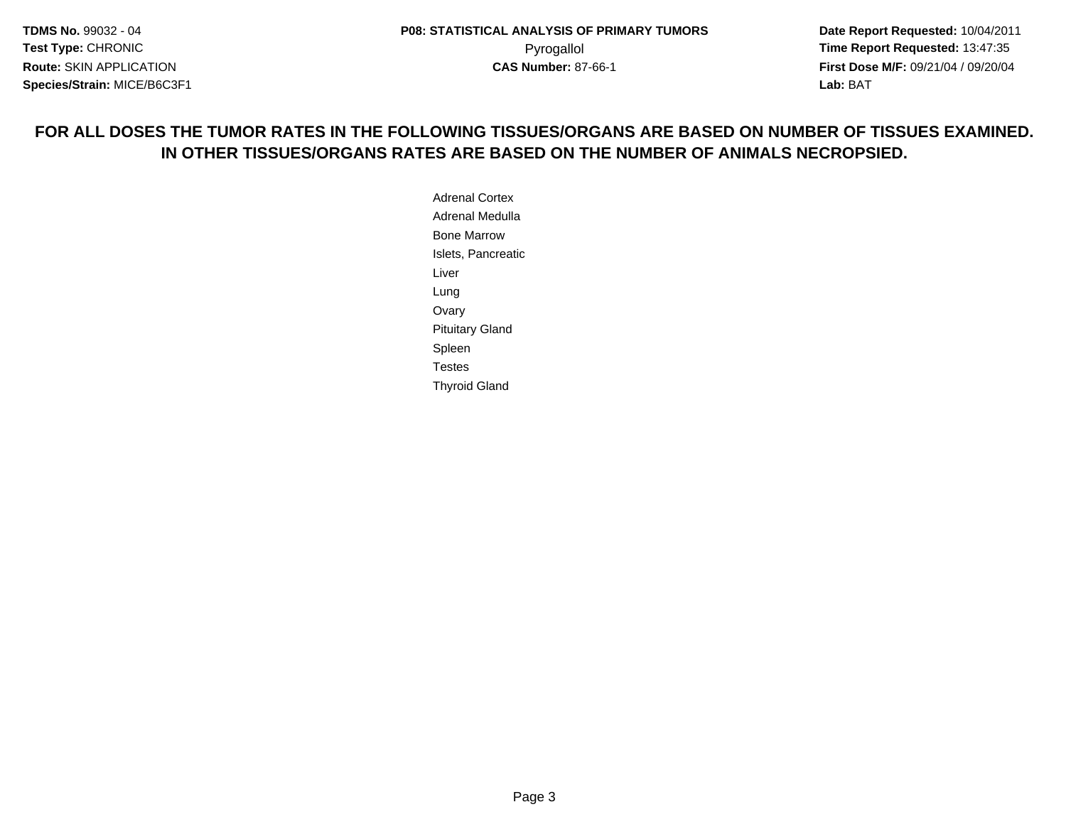**FOR ALL DOSES THE TUMOR RATES IN THE FOLLOWING TISSUES/ORGANS ARE BASED ON NUMBER OF TISSUES EXAMINED. IN OTHER TISSUES/ORGANS RATES ARE BASED ON THE NUMBER OF ANIMALS NECROPSIED.**

Adrenal Cortex
Adrenal Medulla
Bone Marrow
Islets, Pancreatic
Liver
Lung
Ovary
Pituitary Gland
Spleen
Testes
Thyroid Gland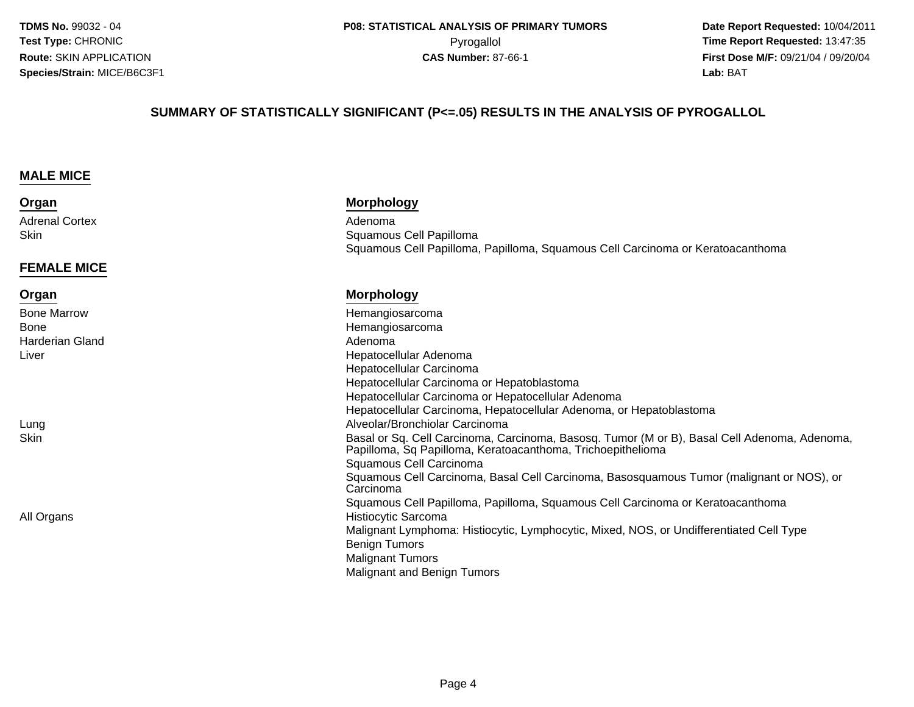**TDMS No.** 99032 - 04
**Test Type:** CHRONIC
**Route:** SKIN APPLICATION
**Species/Strain:** MICE/B6C3F1

**P08: STATISTICAL ANALYSIS OF PRIMARY TUMORS**
Pyrogallol
**CAS Number:** 87-66-1

**Date Report Requested:** 10/04/2011
**Time Report Requested:** 13:47:35
**First Dose M/F:** 09/21/04 / 09/20/04
**Lab:** BAT

## SUMMARY OF STATISTICALLY SIGNIFICANT (P<=.05) RESULTS IN THE ANALYSIS OF PYROGALLOL

### MALE MICE

| Organ | Morphology |
|---|---|
| Adrenal Cortex | Adenoma |
| Skin | Squamous Cell Papilloma |
| | Squamous Cell Papilloma, Papilloma, Squamous Cell Carcinoma or Keratoacanthoma |

### FEMALE MICE

| Organ | Morphology |
|---|---|
| Bone Marrow | Hemangiosarcoma |
| Bone | Hemangiosarcoma |
| Harderian Gland | Adenoma |
| Liver | Hepatocellular Adenoma |
| | Hepatocellular Carcinoma |
| | Hepatocellular Carcinoma or Hepatoblastoma |
| | Hepatocellular Carcinoma or Hepatocellular Adenoma |
| | Hepatocellular Carcinoma, Hepatocellular Adenoma, or Hepatoblastoma |
| Lung | Alveolar/Bronchiolar Carcinoma |
| Skin | Basal or Sq. Cell Carcinoma, Carcinoma, Basosq. Tumor (M or B), Basal Cell Adenoma, Adenoma, Papilloma, Sq Papilloma, Keratoacanthoma, Trichoepithelioma |
| | Squamous Cell Carcinoma |
| | Squamous Cell Carcinoma, Basal Cell Carcinoma, Basosquamous Tumor (malignant or NOS), or Carcinoma |
| | Squamous Cell Papilloma, Papilloma, Squamous Cell Carcinoma or Keratoacanthoma |
| All Organs | Histiocytic Sarcoma |
| | Malignant Lymphoma: Histiocytic, Lymphocytic, Mixed, NOS, or Undifferentiated Cell Type |
| | Benign Tumors |
| | Malignant Tumors |
| | Malignant and Benign Tumors |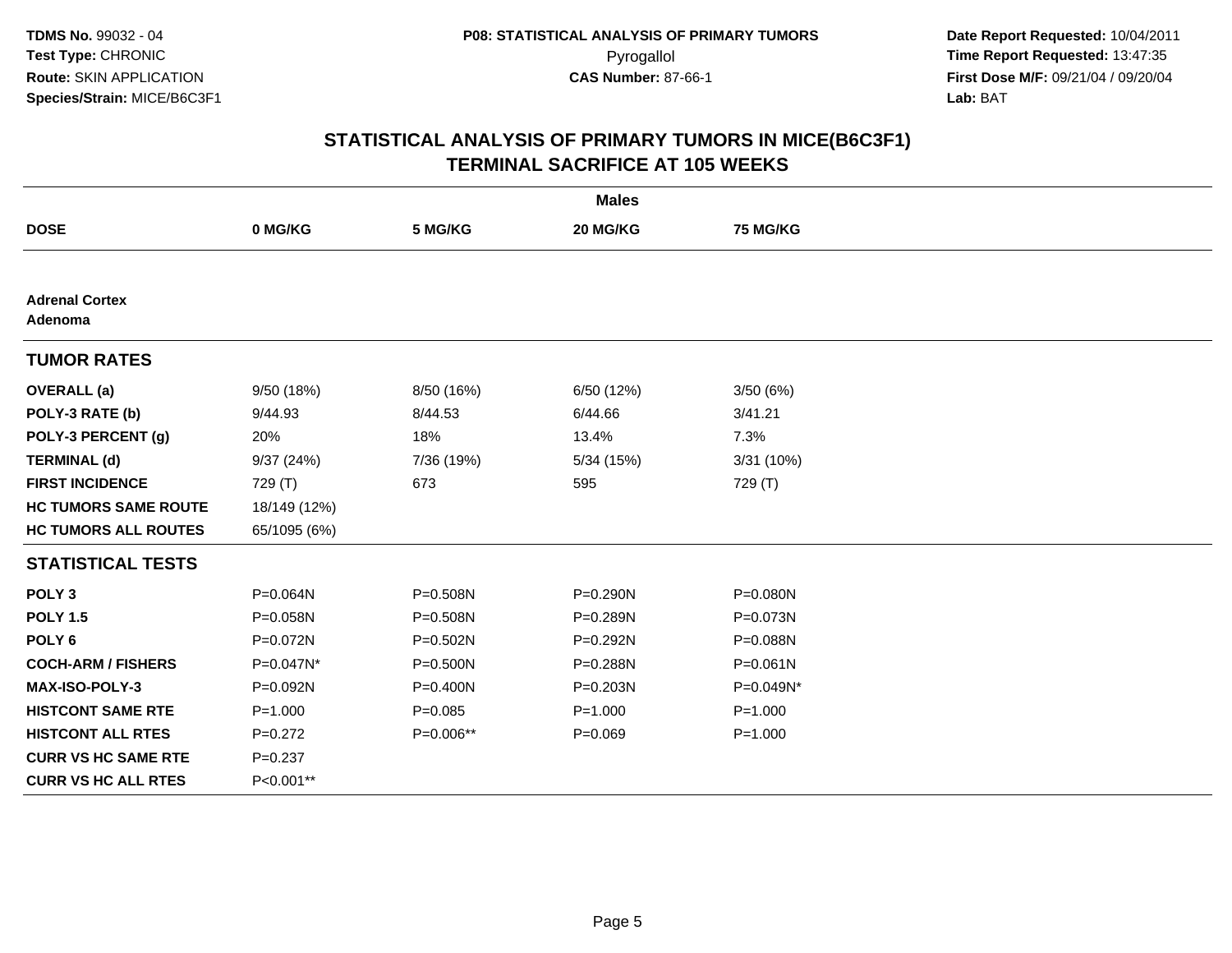**TDMS No.** 99032 - 04
**Test Type:** CHRONIC
**Route:** SKIN APPLICATION
**Species/Strain:** MICE/B6C3F1

**P08: STATISTICAL ANALYSIS OF PRIMARY TUMORS**
Pyrogallol
**CAS Number:** 87-66-1

**Date Report Requested:** 10/04/2011
**Time Report Requested:** 13:47:35
**First Dose M/F:** 09/21/04 / 09/20/04
**Lab:** BAT

# STATISTICAL ANALYSIS OF PRIMARY TUMORS IN MICE(B6C3F1)
# TERMINAL SACRIFICE AT 105 WEEKS

| | Males | | | |
|---|---|---|---|---|
| **DOSE** | **0 MG/KG** | **5 MG/KG** | **20 MG/KG** | **75 MG/KG** |
| **Adrenal Cortex** | | | | |
| **Adenoma** | | | | |
| **TUMOR RATES** | | | | |
| **OVERALL (a)** | 9/50 (18%) | 8/50 (16%) | 6/50 (12%) | 3/50 (6%) |
| **POLY-3 RATE (b)** | 9/44.93 | 8/44.53 | 6/44.66 | 3/41.21 |
| **POLY-3 PERCENT (g)** | 20% | 18% | 13.4% | 7.3% |
| **TERMINAL (d)** | 9/37 (24%) | 7/36 (19%) | 5/34 (15%) | 3/31 (10%) |
| **FIRST INCIDENCE** | 729 (T) | 673 | 595 | 729 (T) |
| **HC TUMORS SAME ROUTE** | 18/149 (12%) | | | |
| **HC TUMORS ALL ROUTES** | 65/1095 (6%) | | | |
| **STATISTICAL TESTS** | | | | |
| **POLY 3** | P=0.064N | P=0.508N | P=0.290N | P=0.080N |
| **POLY 1.5** | P=0.058N | P=0.508N | P=0.289N | P=0.073N |
| **POLY 6** | P=0.072N | P=0.502N | P=0.292N | P=0.088N |
| **COCH-ARM / FISHERS** | P=0.047N* | P=0.500N | P=0.288N | P=0.061N |
| **MAX-ISO-POLY-3** | P=0.092N | P=0.400N | P=0.203N | P=0.049N* |
| **HISTCONT SAME RTE** | P=1.000 | P=0.085 | P=1.000 | P=1.000 |
| **HISTCONT ALL RTES** | P=0.272 | P=0.006** | P=0.069 | P=1.000 |
| **CURR VS HC SAME RTE** | P=0.237 | | | |
| **CURR VS HC ALL RTES** | P<0.001** | | | |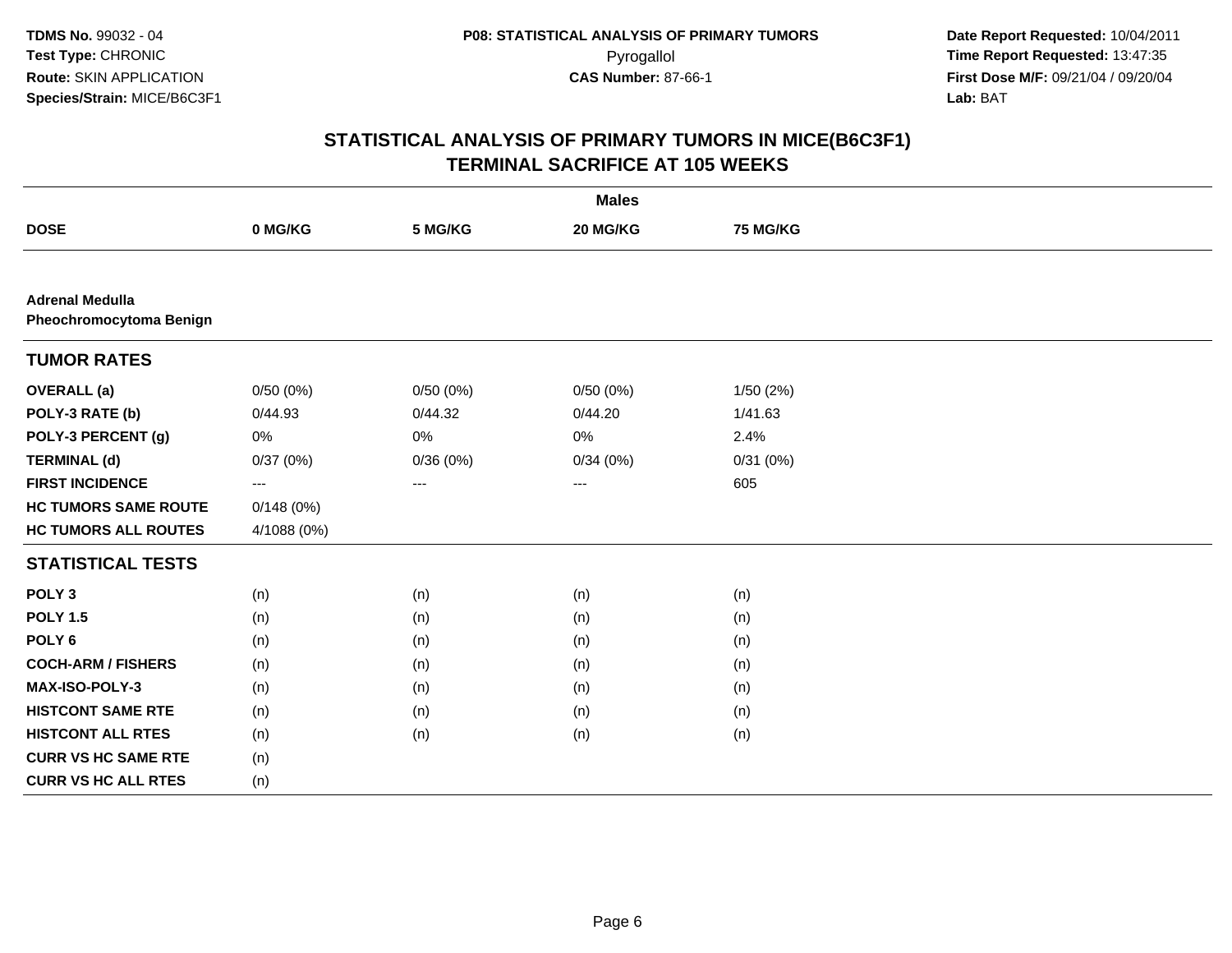TDMS No. 99032 - 04
Test Type: CHRONIC
Route: SKIN APPLICATION
Species/Strain: MICE/B6C3F1

P08: STATISTICAL ANALYSIS OF PRIMARY TUMORS
Pyrogallol
CAS Number: 87-66-1

Date Report Requested: 10/04/2011
Time Report Requested: 13:47:35
First Dose M/F: 09/21/04 / 09/20/04
Lab: BAT

## STATISTICAL ANALYSIS OF PRIMARY TUMORS IN MICE(B6C3F1)
## TERMINAL SACRIFICE AT 105 WEEKS

| | Males | | | |
|---|---|---|---|---|
| **DOSE** | **0 MG/KG** | **5 MG/KG** | **20 MG/KG** | **75 MG/KG** |
| **Adrenal Medulla** | | | | |
| **Pheochromocytoma Benign** | | | | |
| **TUMOR RATES** | | | | |
| **OVERALL (a)** | 0/50 (0%) | 0/50 (0%) | 0/50 (0%) | 1/50 (2%) |
| **POLY-3 RATE (b)** | 0/44.93 | 0/44.32 | 0/44.20 | 1/41.63 |
| **POLY-3 PERCENT (g)** | 0% | 0% | 0% | 2.4% |
| **TERMINAL (d)** | 0/37 (0%) | 0/36 (0%) | 0/34 (0%) | 0/31 (0%) |
| **FIRST INCIDENCE** | --- | --- | --- | 605 |
| **HC TUMORS SAME ROUTE** | 0/148 (0%) | | | |
| **HC TUMORS ALL ROUTES** | 4/1088 (0%) | | | |
| **STATISTICAL TESTS** | | | | |
| **POLY 3** | (n) | (n) | (n) | (n) |
| **POLY 1.5** | (n) | (n) | (n) | (n) |
| **POLY 6** | (n) | (n) | (n) | (n) |
| **COCH-ARM / FISHERS** | (n) | (n) | (n) | (n) |
| **MAX-ISO-POLY-3** | (n) | (n) | (n) | (n) |
| **HISTCONT SAME RTE** | (n) | (n) | (n) | (n) |
| **HISTCONT ALL RTES** | (n) | (n) | (n) | (n) |
| **CURR VS HC SAME RTE** | (n) | | | |
| **CURR VS HC ALL RTES** | (n) | | | |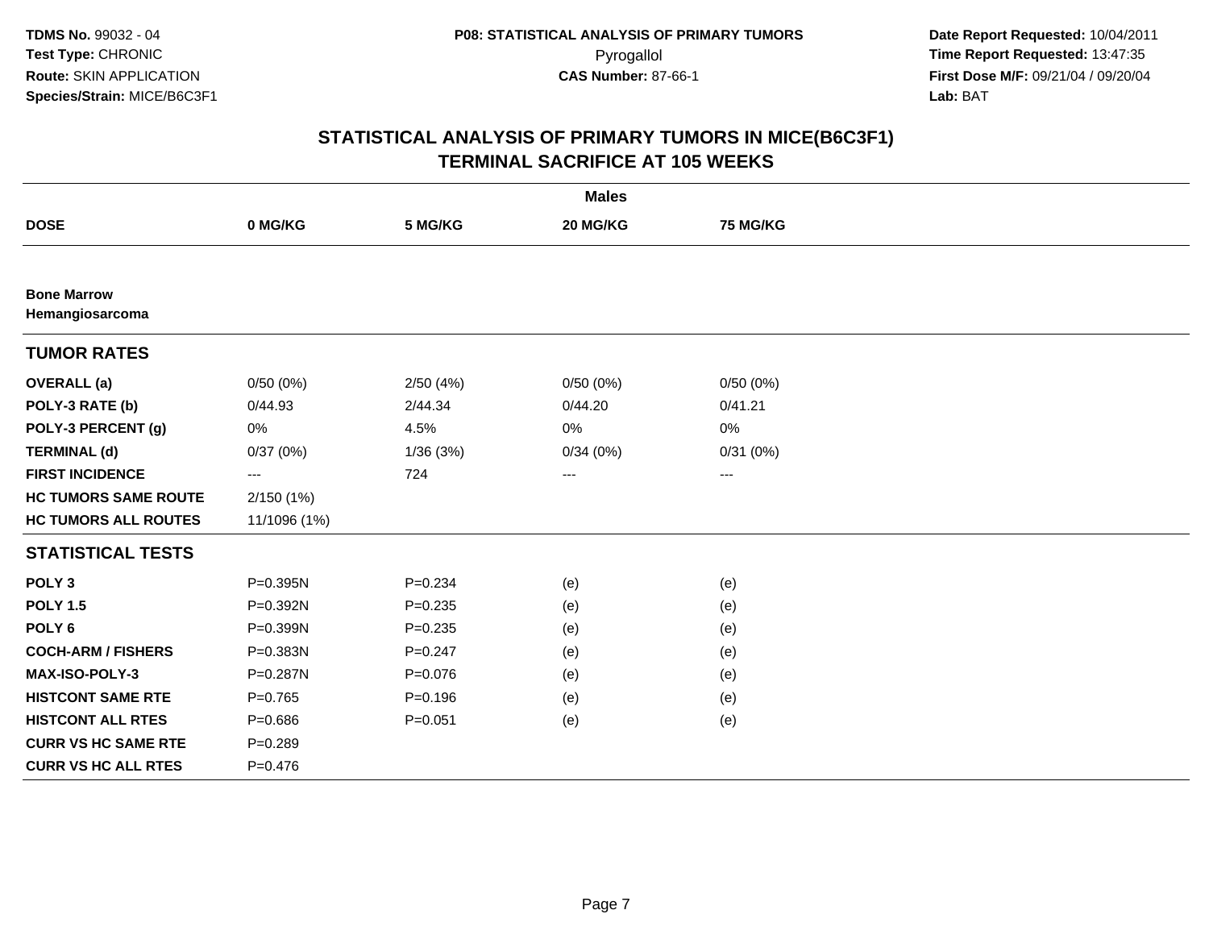# STATISTICAL ANALYSIS OF PRIMARY TUMORS IN MICE(B6C3F1)
## TERMINAL SACRIFICE AT 105 WEEKS

| | Males | | | |
|---|---|---|---|---|
| **DOSE** | **0 MG/KG** | **5 MG/KG** | **20 MG/KG** | **75 MG/KG** |
| **Bone Marrow** | | | | |
| **Hemangiosarcoma** | | | | |
| **TUMOR RATES** | | | | |
| **OVERALL (a)** | 0/50 (0%) | 2/50 (4%) | 0/50 (0%) | 0/50 (0%) |
| **POLY-3 RATE (b)** | 0/44.93 | 2/44.34 | 0/44.20 | 0/41.21 |
| **POLY-3 PERCENT (g)** | 0% | 4.5% | 0% | 0% |
| **TERMINAL (d)** | 0/37 (0%) | 1/36 (3%) | 0/34 (0%) | 0/31 (0%) |
| **FIRST INCIDENCE** | --- | 724 | --- | --- |
| **HC TUMORS SAME ROUTE** | 2/150 (1%) | | | |
| **HC TUMORS ALL ROUTES** | 11/1096 (1%) | | | |
| **STATISTICAL TESTS** | | | | |
| **POLY 3** | P=0.395N | P=0.234 | (e) | (e) |
| **POLY 1.5** | P=0.392N | P=0.235 | (e) | (e) |
| **POLY 6** | P=0.399N | P=0.235 | (e) | (e) |
| **COCH-ARM / FISHERS** | P=0.383N | P=0.247 | (e) | (e) |
| **MAX-ISO-POLY-3** | P=0.287N | P=0.076 | (e) | (e) |
| **HISTCONT SAME RTE** | P=0.765 | P=0.196 | (e) | (e) |
| **HISTCONT ALL RTES** | P=0.686 | P=0.051 | (e) | (e) |
| **CURR VS HC SAME RTE** | P=0.289 | | | |
| **CURR VS HC ALL RTES** | P=0.476 | | | |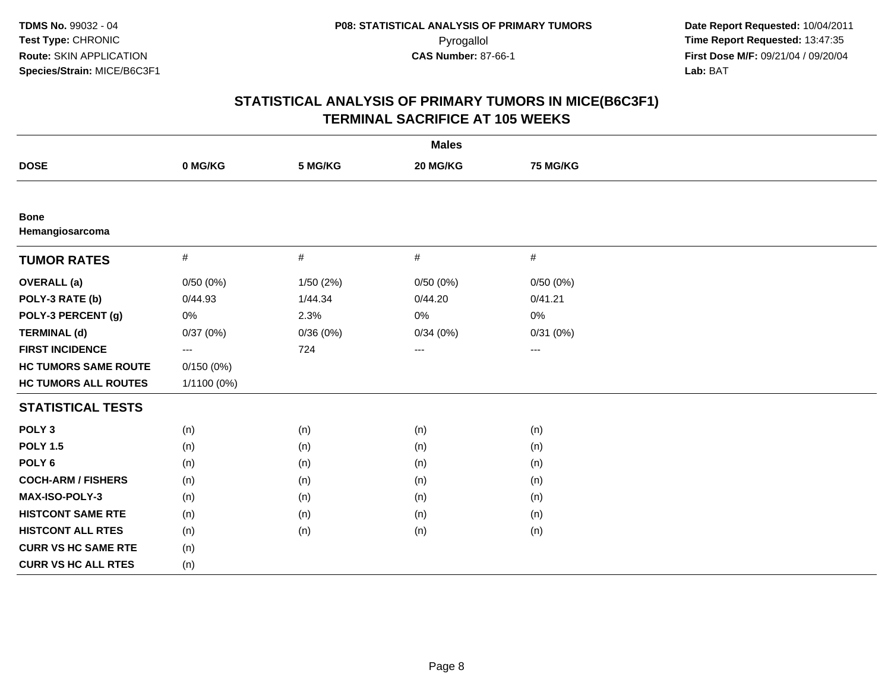TDMS No. 99032 - 04
Test Type: CHRONIC
Route: SKIN APPLICATION
Species/Strain: MICE/B6C3F1

P08: STATISTICAL ANALYSIS OF PRIMARY TUMORS
Pyrogallol
CAS Number: 87-66-1

Date Report Requested: 10/04/2011
Time Report Requested: 13:47:35
First Dose M/F: 09/21/04 / 09/20/04
Lab: BAT

## STATISTICAL ANALYSIS OF PRIMARY TUMORS IN MICE(B6C3F1)
## TERMINAL SACRIFICE AT 105 WEEKS

| | Males | | | |
|---|---|---|---|---|
| **DOSE** | **0 MG/KG** | **5 MG/KG** | **20 MG/KG** | **75 MG/KG** |
| **Bone** | | | | |
| **Hemangiosarcoma** | | | | |
| **TUMOR RATES** | # | # | # | # |
| **OVERALL (a)** | 0/50 (0%) | 1/50 (2%) | 0/50 (0%) | 0/50 (0%) |
| **POLY-3 RATE (b)** | 0/44.93 | 1/44.34 | 0/44.20 | 0/41.21 |
| **POLY-3 PERCENT (g)** | 0% | 2.3% | 0% | 0% |
| **TERMINAL (d)** | 0/37 (0%) | 0/36 (0%) | 0/34 (0%) | 0/31 (0%) |
| **FIRST INCIDENCE** | --- | 724 | --- | --- |
| **HC TUMORS SAME ROUTE** | 0/150 (0%) | | | |
| **HC TUMORS ALL ROUTES** | 1/1100 (0%) | | | |
| **STATISTICAL TESTS** | | | | |
| **POLY 3** | (n) | (n) | (n) | (n) |
| **POLY 1.5** | (n) | (n) | (n) | (n) |
| **POLY 6** | (n) | (n) | (n) | (n) |
| **COCH-ARM / FISHERS** | (n) | (n) | (n) | (n) |
| **MAX-ISO-POLY-3** | (n) | (n) | (n) | (n) |
| **HISTCONT SAME RTE** | (n) | (n) | (n) | (n) |
| **HISTCONT ALL RTES** | (n) | (n) | (n) | (n) |
| **CURR VS HC SAME RTE** | (n) | | | |
| **CURR VS HC ALL RTES** | (n) | | | |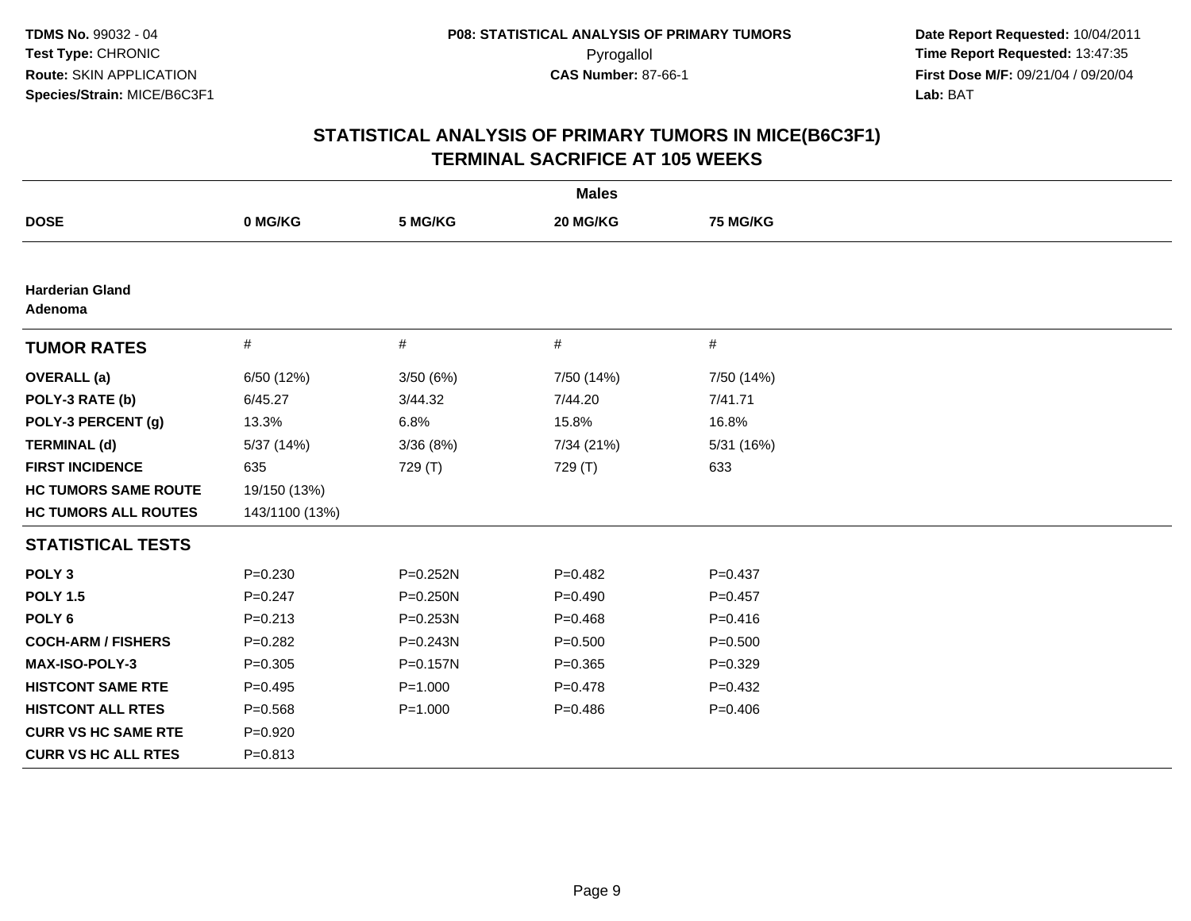**TDMS No.** 99032 - 04
**Test Type:** CHRONIC
**Route:** SKIN APPLICATION
**Species/Strain:** MICE/B6C3F1

**P08: STATISTICAL ANALYSIS OF PRIMARY TUMORS**
Pyrogallol
**CAS Number:** 87-66-1

**Date Report Requested:** 10/04/2011
**Time Report Requested:** 13:47:35
**First Dose M/F:** 09/21/04 / 09/20/04
**Lab:** BAT

## STATISTICAL ANALYSIS OF PRIMARY TUMORS IN MICE(B6C3F1)
## TERMINAL SACRIFICE AT 105 WEEKS

| | Males | | | |
|---|---|---|---|---|
| **DOSE** | **0 MG/KG** | **5 MG/KG** | **20 MG/KG** | **75 MG/KG** |
| **Harderian Gland** | | | | |
| **Adenoma** | | | | |
| **TUMOR RATES** | # | # | # | # |
| **OVERALL (a)** | 6/50 (12%) | 3/50 (6%) | 7/50 (14%) | 7/50 (14%) |
| **POLY-3 RATE (b)** | 6/45.27 | 3/44.32 | 7/44.20 | 7/41.71 |
| **POLY-3 PERCENT (g)** | 13.3% | 6.8% | 15.8% | 16.8% |
| **TERMINAL (d)** | 5/37 (14%) | 3/36 (8%) | 7/34 (21%) | 5/31 (16%) |
| **FIRST INCIDENCE** | 635 | 729 (T) | 729 (T) | 633 |
| **HC TUMORS SAME ROUTE** | 19/150 (13%) | | | |
| **HC TUMORS ALL ROUTES** | 143/1100 (13%) | | | |
| **STATISTICAL TESTS** | | | | |
| **POLY 3** | P=0.230 | P=0.252N | P=0.482 | P=0.437 |
| **POLY 1.5** | P=0.247 | P=0.250N | P=0.490 | P=0.457 |
| **POLY 6** | P=0.213 | P=0.253N | P=0.468 | P=0.416 |
| **COCH-ARM / FISHERS** | P=0.282 | P=0.243N | P=0.500 | P=0.500 |
| **MAX-ISO-POLY-3** | P=0.305 | P=0.157N | P=0.365 | P=0.329 |
| **HISTCONT SAME RTE** | P=0.495 | P=1.000 | P=0.478 | P=0.432 |
| **HISTCONT ALL RTES** | P=0.568 | P=1.000 | P=0.486 | P=0.406 |
| **CURR VS HC SAME RTE** | P=0.920 | | | |
| **CURR VS HC ALL RTES** | P=0.813 | | | |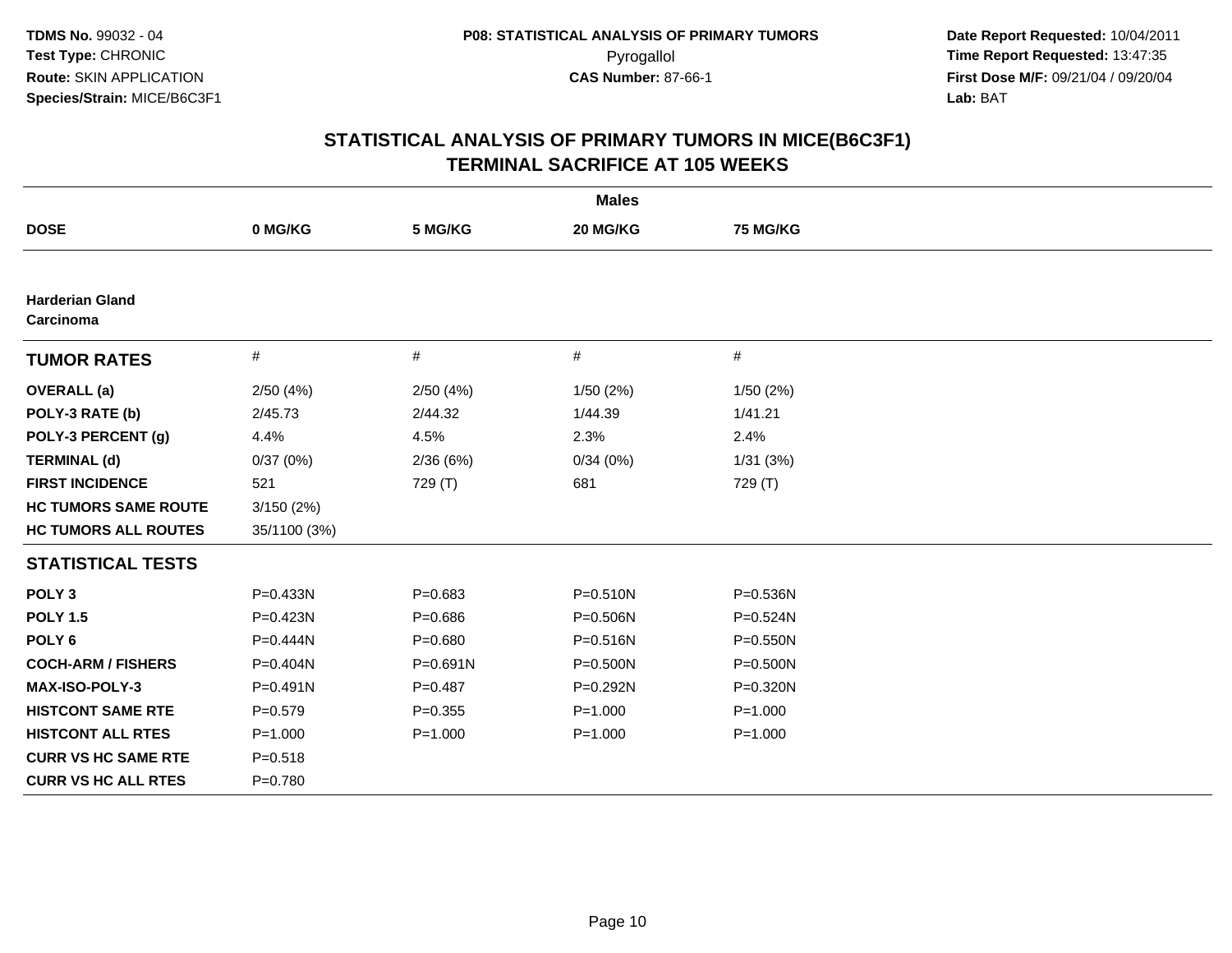TDMS No. 99032 - 04
Test Type: CHRONIC
Route: SKIN APPLICATION
Species/Strain: MICE/B6C3F1

P08: STATISTICAL ANALYSIS OF PRIMARY TUMORS
Pyrogallol
CAS Number: 87-66-1

Date Report Requested: 10/04/2011
Time Report Requested: 13:47:35
First Dose M/F: 09/21/04 / 09/20/04
Lab: BAT

## STATISTICAL ANALYSIS OF PRIMARY TUMORS IN MICE(B6C3F1)
## TERMINAL SACRIFICE AT 105 WEEKS

| | Males | | | |
|---|---|---|---|---|
| **DOSE** | **0 MG/KG** | **5 MG/KG** | **20 MG/KG** | **75 MG/KG** |
| **Harderian Gland** | | | | |
| **Carcinoma** | | | | |
| **TUMOR RATES** | # | # | # | # |
| **OVERALL (a)** | 2/50 (4%) | 2/50 (4%) | 1/50 (2%) | 1/50 (2%) |
| **POLY-3 RATE (b)** | 2/45.73 | 2/44.32 | 1/44.39 | 1/41.21 |
| **POLY-3 PERCENT (g)** | 4.4% | 4.5% | 2.3% | 2.4% |
| **TERMINAL (d)** | 0/37 (0%) | 2/36 (6%) | 0/34 (0%) | 1/31 (3%) |
| **FIRST INCIDENCE** | 521 | 729 (T) | 681 | 729 (T) |
| **HC TUMORS SAME ROUTE** | 3/150 (2%) | | | |
| **HC TUMORS ALL ROUTES** | 35/1100 (3%) | | | |
| **STATISTICAL TESTS** | | | | |
| **POLY 3** | P=0.433N | P=0.683 | P=0.510N | P=0.536N |
| **POLY 1.5** | P=0.423N | P=0.686 | P=0.506N | P=0.524N |
| **POLY 6** | P=0.444N | P=0.680 | P=0.516N | P=0.550N |
| **COCH-ARM / FISHERS** | P=0.404N | P=0.691N | P=0.500N | P=0.500N |
| **MAX-ISO-POLY-3** | P=0.491N | P=0.487 | P=0.292N | P=0.320N |
| **HISTCONT SAME RTE** | P=0.579 | P=0.355 | P=1.000 | P=1.000 |
| **HISTCONT ALL RTES** | P=1.000 | P=1.000 | P=1.000 | P=1.000 |
| **CURR VS HC SAME RTE** | P=0.518 | | | |
| **CURR VS HC ALL RTES** | P=0.780 | | | |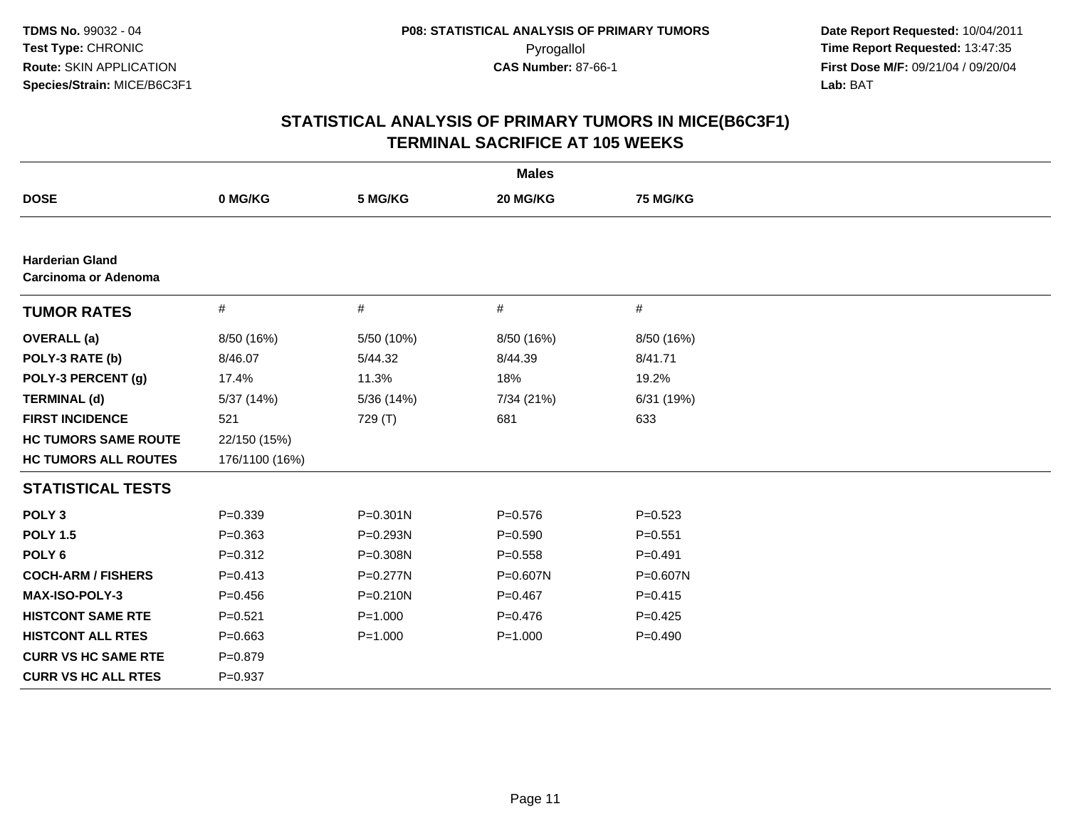**TDMS No.** 99032 - 04
**Test Type:** CHRONIC
**Route:** SKIN APPLICATION
**Species/Strain:** MICE/B6C3F1

**P08: STATISTICAL ANALYSIS OF PRIMARY TUMORS**
Pyrogallol
**CAS Number:** 87-66-1

**Date Report Requested:** 10/04/2011
**Time Report Requested:** 13:47:35
**First Dose M/F:** 09/21/04 / 09/20/04
**Lab:** BAT

## STATISTICAL ANALYSIS OF PRIMARY TUMORS IN MICE(B6C3F1) TERMINAL SACRIFICE AT 105 WEEKS

| | Males | | | |
|---|---|---|---|---|
| **DOSE** | **0 MG/KG** | **5 MG/KG** | **20 MG/KG** | **75 MG/KG** |
| **Harderian Gland** **Carcinoma or Adenoma** | | | | |
| **TUMOR RATES** | # | # | # | # |
| **OVERALL (a)** | 8/50 (16%) | 5/50 (10%) | 8/50 (16%) | 8/50 (16%) |
| **POLY-3 RATE (b)** | 8/46.07 | 5/44.32 | 8/44.39 | 8/41.71 |
| **POLY-3 PERCENT (g)** | 17.4% | 11.3% | 18% | 19.2% |
| **TERMINAL (d)** | 5/37 (14%) | 5/36 (14%) | 7/34 (21%) | 6/31 (19%) |
| **FIRST INCIDENCE** | 521 | 729 (T) | 681 | 633 |
| **HC TUMORS SAME ROUTE** | 22/150 (15%) | | | |
| **HC TUMORS ALL ROUTES** | 176/1100 (16%) | | | |
| **STATISTICAL TESTS** | | | | |
| **POLY 3** | P=0.339 | P=0.301N | P=0.576 | P=0.523 |
| **POLY 1.5** | P=0.363 | P=0.293N | P=0.590 | P=0.551 |
| **POLY 6** | P=0.312 | P=0.308N | P=0.558 | P=0.491 |
| **COCH-ARM / FISHERS** | P=0.413 | P=0.277N | P=0.607N | P=0.607N |
| **MAX-ISO-POLY-3** | P=0.456 | P=0.210N | P=0.467 | P=0.415 |
| **HISTCONT SAME RTE** | P=0.521 | P=1.000 | P=0.476 | P=0.425 |
| **HISTCONT ALL RTES** | P=0.663 | P=1.000 | P=1.000 | P=0.490 |
| **CURR VS HC SAME RTE** | P=0.879 | | | |
| **CURR VS HC ALL RTES** | P=0.937 | | | |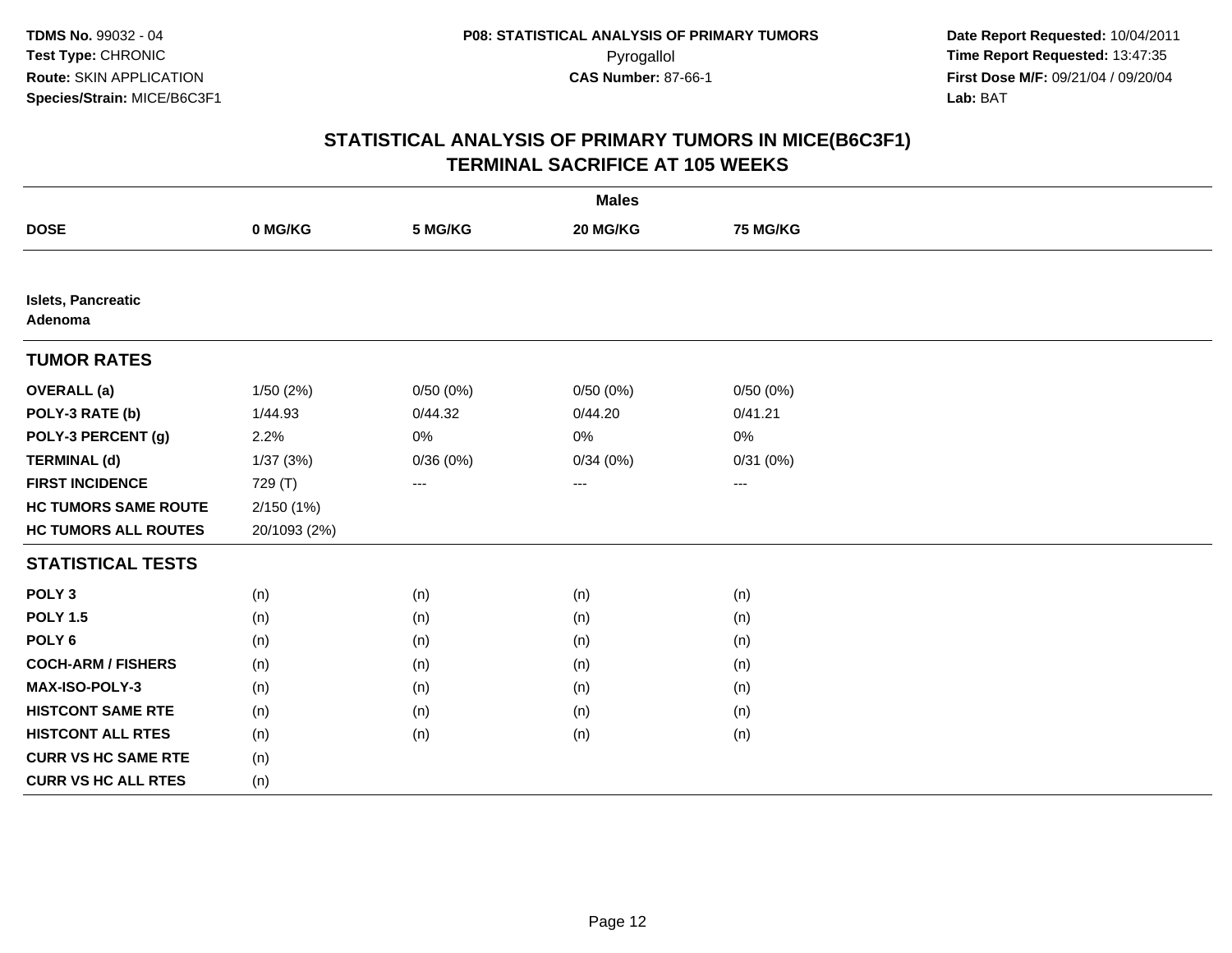# STATISTICAL ANALYSIS OF PRIMARY TUMORS IN MICE(B6C3F1)
## TERMINAL SACRIFICE AT 105 WEEKS

| | Males | | | |
|---|---|---|---|---|
| **DOSE** | **0 MG/KG** | **5 MG/KG** | **20 MG/KG** | **75 MG/KG** |
| **Islets, Pancreatic Adenoma** | | | | |
| **TUMOR RATES** | | | | |
| **OVERALL (a)** | 1/50 (2%) | 0/50 (0%) | 0/50 (0%) | 0/50 (0%) |
| **POLY-3 RATE (b)** | 1/44.93 | 0/44.32 | 0/44.20 | 0/41.21 |
| **POLY-3 PERCENT (g)** | 2.2% | 0% | 0% | 0% |
| **TERMINAL (d)** | 1/37 (3%) | 0/36 (0%) | 0/34 (0%) | 0/31 (0%) |
| **FIRST INCIDENCE** | 729 (T) | --- | --- | --- |
| **HC TUMORS SAME ROUTE** | 2/150 (1%) | | | |
| **HC TUMORS ALL ROUTES** | 20/1093 (2%) | | | |
| **STATISTICAL TESTS** | | | | |
| **POLY 3** | (n) | (n) | (n) | (n) |
| **POLY 1.5** | (n) | (n) | (n) | (n) |
| **POLY 6** | (n) | (n) | (n) | (n) |
| **COCH-ARM / FISHERS** | (n) | (n) | (n) | (n) |
| **MAX-ISO-POLY-3** | (n) | (n) | (n) | (n) |
| **HISTCONT SAME RTE** | (n) | (n) | (n) | (n) |
| **HISTCONT ALL RTES** | (n) | (n) | (n) | (n) |
| **CURR VS HC SAME RTE** | (n) | | | |
| **CURR VS HC ALL RTES** | (n) | | | |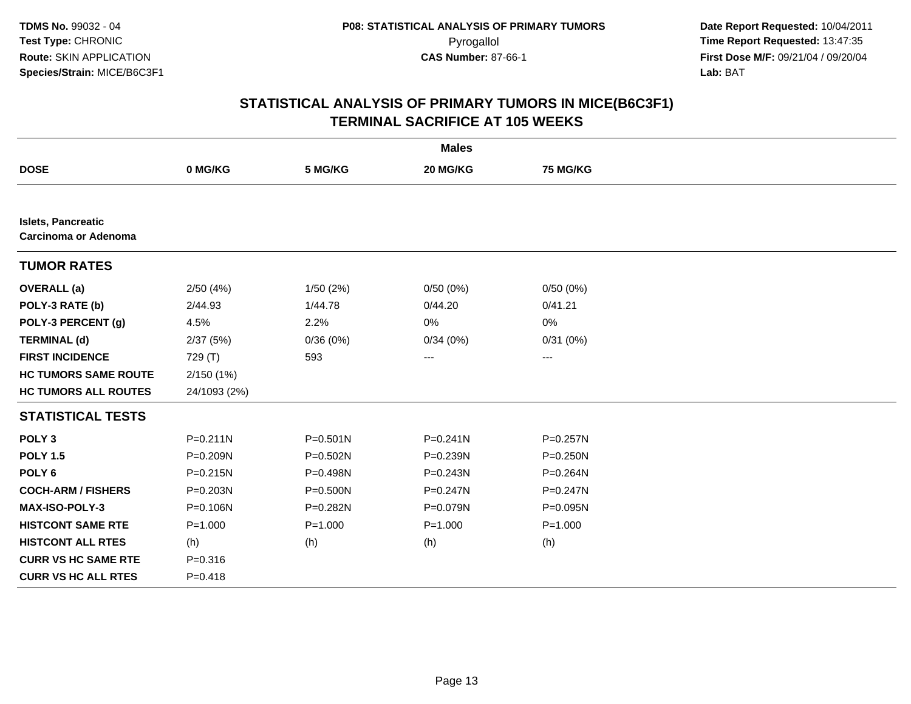**TDMS No.** 99032 - 04
**Test Type:** CHRONIC
**Route:** SKIN APPLICATION
**Species/Strain:** MICE/B6C3F1

**P08: STATISTICAL ANALYSIS OF PRIMARY TUMORS**
Pyrogallol
**CAS Number:** 87-66-1

**Date Report Requested:** 10/04/2011
**Time Report Requested:** 13:47:35
**First Dose M/F:** 09/21/04 / 09/20/04
**Lab:** BAT

## STATISTICAL ANALYSIS OF PRIMARY TUMORS IN MICE(B6C3F1)
## TERMINAL SACRIFICE AT 105 WEEKS

| | Males | | | |
|---|---|---|---|---|
| **DOSE** | **0 MG/KG** | **5 MG/KG** | **20 MG/KG** | **75 MG/KG** |
| **Islets, Pancreatic** | | | | |
| **Carcinoma or Adenoma** | | | | |
| **TUMOR RATES** | | | | |
| **OVERALL (a)** | 2/50 (4%) | 1/50 (2%) | 0/50 (0%) | 0/50 (0%) |
| **POLY-3 RATE (b)** | 2/44.93 | 1/44.78 | 0/44.20 | 0/41.21 |
| **POLY-3 PERCENT (g)** | 4.5% | 2.2% | 0% | 0% |
| **TERMINAL (d)** | 2/37 (5%) | 0/36 (0%) | 0/34 (0%) | 0/31 (0%) |
| **FIRST INCIDENCE** | 729 (T) | 593 | --- | --- |
| **HC TUMORS SAME ROUTE** | 2/150 (1%) | | | |
| **HC TUMORS ALL ROUTES** | 24/1093 (2%) | | | |
| **STATISTICAL TESTS** | | | | |
| **POLY 3** | P=0.211N | P=0.501N | P=0.241N | P=0.257N |
| **POLY 1.5** | P=0.209N | P=0.502N | P=0.239N | P=0.250N |
| **POLY 6** | P=0.215N | P=0.498N | P=0.243N | P=0.264N |
| **COCH-ARM / FISHERS** | P=0.203N | P=0.500N | P=0.247N | P=0.247N |
| **MAX-ISO-POLY-3** | P=0.106N | P=0.282N | P=0.079N | P=0.095N |
| **HISTCONT SAME RTE** | P=1.000 | P=1.000 | P=1.000 | P=1.000 |
| **HISTCONT ALL RTES** | (h) | (h) | (h) | (h) |
| **CURR VS HC SAME RTE** | P=0.316 | | | |
| **CURR VS HC ALL RTES** | P=0.418 | | | |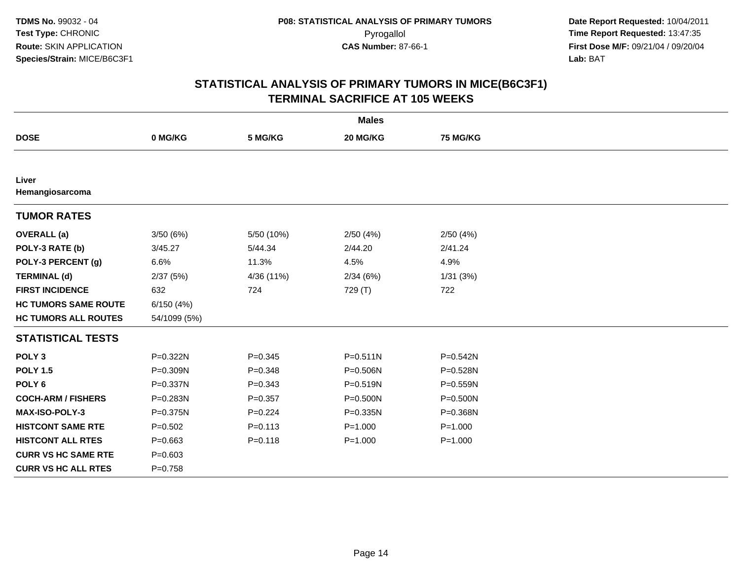**TDMS No.** 99032 - 04
**Test Type:** CHRONIC
**Route:** SKIN APPLICATION
**Species/Strain:** MICE/B6C3F1

**P08: STATISTICAL ANALYSIS OF PRIMARY TUMORS**
Pyrogallol
**CAS Number:** 87-66-1

**Date Report Requested:** 10/04/2011
**Time Report Requested:** 13:47:35
**First Dose M/F:** 09/21/04 / 09/20/04
**Lab:** BAT

## STATISTICAL ANALYSIS OF PRIMARY TUMORS IN MICE(B6C3F1) TERMINAL SACRIFICE AT 105 WEEKS

| | Males | | | |
|---|---|---|---|---|
| **DOSE** | **0 MG/KG** | **5 MG/KG** | **20 MG/KG** | **75 MG/KG** |
| **Liver** | | | | |
| **Hemangiosarcoma** | | | | |
| **TUMOR RATES** | | | | |
| **OVERALL (a)** | 3/50 (6%) | 5/50 (10%) | 2/50 (4%) | 2/50 (4%) |
| **POLY-3 RATE (b)** | 3/45.27 | 5/44.34 | 2/44.20 | 2/41.24 |
| **POLY-3 PERCENT (g)** | 6.6% | 11.3% | 4.5% | 4.9% |
| **TERMINAL (d)** | 2/37 (5%) | 4/36 (11%) | 2/34 (6%) | 1/31 (3%) |
| **FIRST INCIDENCE** | 632 | 724 | 729 (T) | 722 |
| **HC TUMORS SAME ROUTE** | 6/150 (4%) | | | |
| **HC TUMORS ALL ROUTES** | 54/1099 (5%) | | | |
| **STATISTICAL TESTS** | | | | |
| **POLY 3** | P=0.322N | P=0.345 | P=0.511N | P=0.542N |
| **POLY 1.5** | P=0.309N | P=0.348 | P=0.506N | P=0.528N |
| **POLY 6** | P=0.337N | P=0.343 | P=0.519N | P=0.559N |
| **COCH-ARM / FISHERS** | P=0.283N | P=0.357 | P=0.500N | P=0.500N |
| **MAX-ISO-POLY-3** | P=0.375N | P=0.224 | P=0.335N | P=0.368N |
| **HISTCONT SAME RTE** | P=0.502 | P=0.113 | P=1.000 | P=1.000 |
| **HISTCONT ALL RTES** | P=0.663 | P=0.118 | P=1.000 | P=1.000 |
| **CURR VS HC SAME RTE** | P=0.603 | | | |
| **CURR VS HC ALL RTES** | P=0.758 | | | |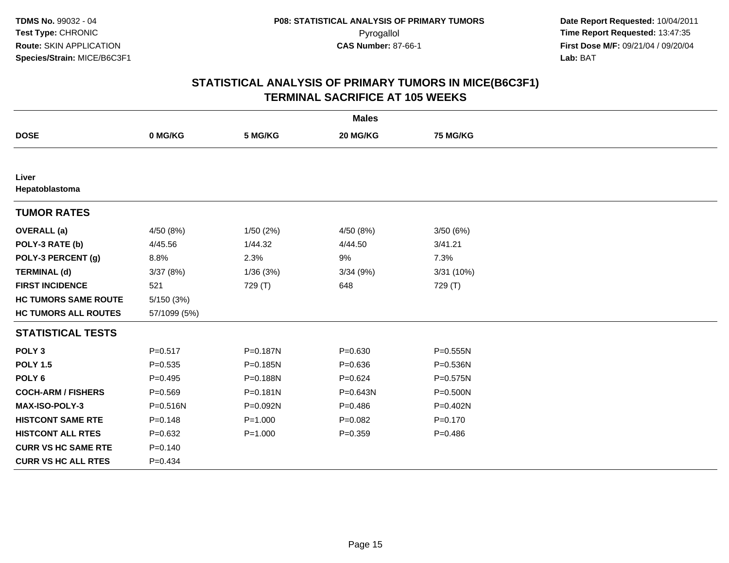# STATISTICAL ANALYSIS OF PRIMARY TUMORS IN MICE(B6C3F1)
## TERMINAL SACRIFICE AT 105 WEEKS

| | Males | | | |
|---|---|---|---|---|
| **DOSE** | **0 MG/KG** | **5 MG/KG** | **20 MG/KG** | **75 MG/KG** |
| **Liver** | | | | |
| **Hepatoblastoma** | | | | |
| **TUMOR RATES** | | | | |
| **OVERALL (a)** | 4/50 (8%) | 1/50 (2%) | 4/50 (8%) | 3/50 (6%) |
| **POLY-3 RATE (b)** | 4/45.56 | 1/44.32 | 4/44.50 | 3/41.21 |
| **POLY-3 PERCENT (g)** | 8.8% | 2.3% | 9% | 7.3% |
| **TERMINAL (d)** | 3/37 (8%) | 1/36 (3%) | 3/34 (9%) | 3/31 (10%) |
| **FIRST INCIDENCE** | 521 | 729 (T) | 648 | 729 (T) |
| **HC TUMORS SAME ROUTE** | 5/150 (3%) | | | |
| **HC TUMORS ALL ROUTES** | 57/1099 (5%) | | | |
| **STATISTICAL TESTS** | | | | |
| **POLY 3** | P=0.517 | P=0.187N | P=0.630 | P=0.555N |
| **POLY 1.5** | P=0.535 | P=0.185N | P=0.636 | P=0.536N |
| **POLY 6** | P=0.495 | P=0.188N | P=0.624 | P=0.575N |
| **COCH-ARM / FISHERS** | P=0.569 | P=0.181N | P=0.643N | P=0.500N |
| **MAX-ISO-POLY-3** | P=0.516N | P=0.092N | P=0.486 | P=0.402N |
| **HISTCONT SAME RTE** | P=0.148 | P=1.000 | P=0.082 | P=0.170 |
| **HISTCONT ALL RTES** | P=0.632 | P=1.000 | P=0.359 | P=0.486 |
| **CURR VS HC SAME RTE** | P=0.140 | | | |
| **CURR VS HC ALL RTES** | P=0.434 | | | |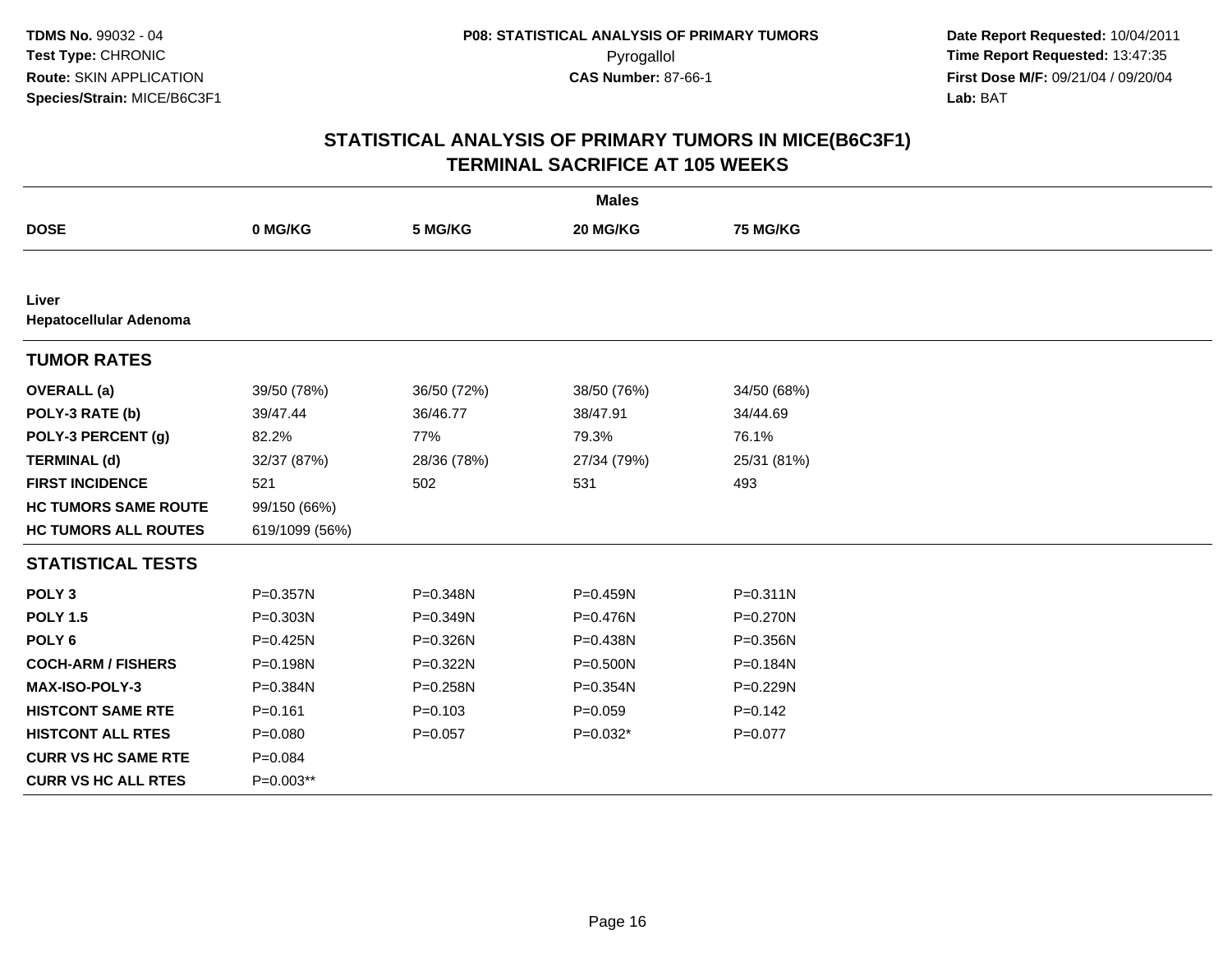**TDMS No.** 99032 - 04
**Test Type:** CHRONIC
**Route:** SKIN APPLICATION
**Species/Strain:** MICE/B6C3F1

**P08: STATISTICAL ANALYSIS OF PRIMARY TUMORS**
Pyrogallol
**CAS Number:** 87-66-1

**Date Report Requested:** 10/04/2011
**Time Report Requested:** 13:47:35
**First Dose M/F:** 09/21/04 / 09/20/04
**Lab:** BAT

# STATISTICAL ANALYSIS OF PRIMARY TUMORS IN MICE(B6C3F1) TERMINAL SACRIFICE AT 105 WEEKS

| | Males | | | |
|---|---|---|---|---|
| **DOSE** | **0 MG/KG** | **5 MG/KG** | **20 MG/KG** | **75 MG/KG** |
| **Liver** | | | | |
| **Hepatocellular Adenoma** | | | | |
| **TUMOR RATES** | | | | |
| **OVERALL (a)** | 39/50 (78%) | 36/50 (72%) | 38/50 (76%) | 34/50 (68%) |
| **POLY-3 RATE (b)** | 39/47.44 | 36/46.77 | 38/47.91 | 34/44.69 |
| **POLY-3 PERCENT (g)** | 82.2% | 77% | 79.3% | 76.1% |
| **TERMINAL (d)** | 32/37 (87%) | 28/36 (78%) | 27/34 (79%) | 25/31 (81%) |
| **FIRST INCIDENCE** | 521 | 502 | 531 | 493 |
| **HC TUMORS SAME ROUTE** | 99/150 (66%) | | | |
| **HC TUMORS ALL ROUTES** | 619/1099 (56%) | | | |
| **STATISTICAL TESTS** | | | | |
| **POLY 3** | P=0.357N | P=0.348N | P=0.459N | P=0.311N |
| **POLY 1.5** | P=0.303N | P=0.349N | P=0.476N | P=0.270N |
| **POLY 6** | P=0.425N | P=0.326N | P=0.438N | P=0.356N |
| **COCH-ARM / FISHERS** | P=0.198N | P=0.322N | P=0.500N | P=0.184N |
| **MAX-ISO-POLY-3** | P=0.384N | P=0.258N | P=0.354N | P=0.229N |
| **HISTCONT SAME RTE** | P=0.161 | P=0.103 | P=0.059 | P=0.142 |
| **HISTCONT ALL RTES** | P=0.080 | P=0.057 | P=0.032* | P=0.077 |
| **CURR VS HC SAME RTE** | P=0.084 | | | |
| **CURR VS HC ALL RTES** | P=0.003** | | | |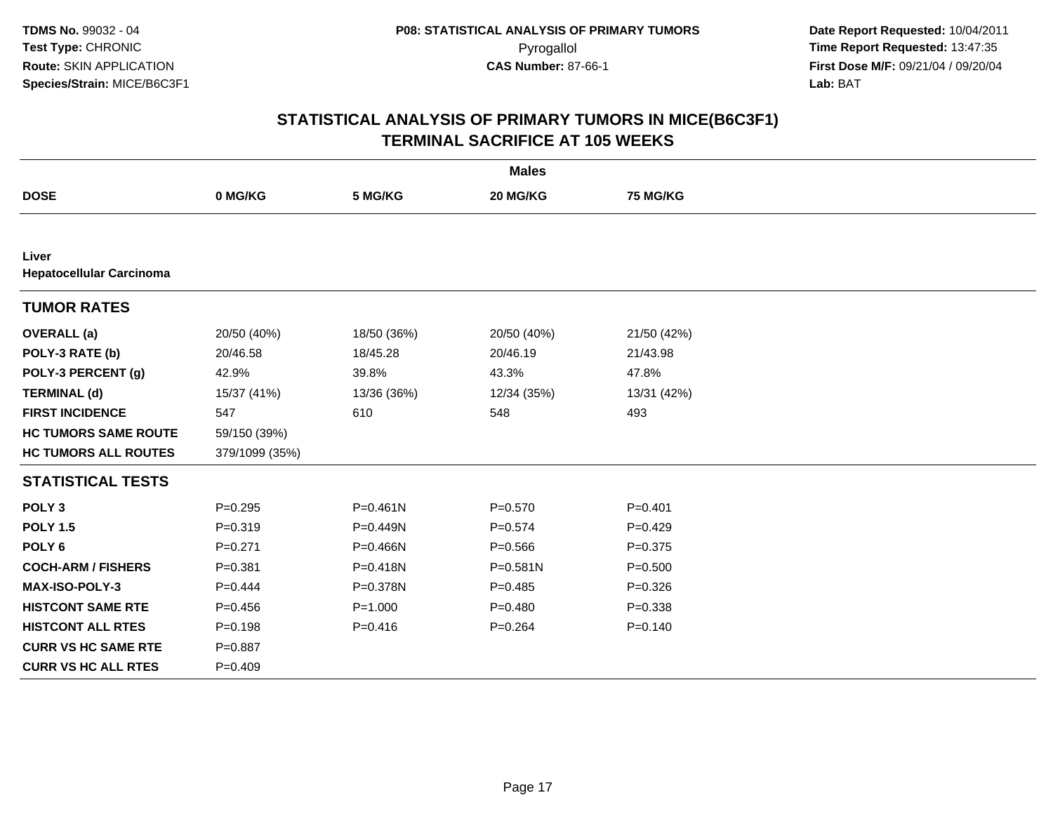TDMS No. 99032 - 04
Test Type: CHRONIC
Route: SKIN APPLICATION
Species/Strain: MICE/B6C3F1

P08: STATISTICAL ANALYSIS OF PRIMARY TUMORS
Pyrogallol
CAS Number: 87-66-1

Date Report Requested: 10/04/2011
Time Report Requested: 13:47:35
First Dose M/F: 09/21/04 / 09/20/04
Lab: BAT

## STATISTICAL ANALYSIS OF PRIMARY TUMORS IN MICE(B6C3F1)
## TERMINAL SACRIFICE AT 105 WEEKS

| | Males | | | |
|---|---|---|---|---|
| **DOSE** | **0 MG/KG** | **5 MG/KG** | **20 MG/KG** | **75 MG/KG** |
| **Liver** | | | | |
| **Hepatocellular Carcinoma** | | | | |
| **TUMOR RATES** | | | | |
| **OVERALL (a)** | 20/50 (40%) | 18/50 (36%) | 20/50 (40%) | 21/50 (42%) |
| **POLY-3 RATE (b)** | 20/46.58 | 18/45.28 | 20/46.19 | 21/43.98 |
| **POLY-3 PERCENT (g)** | 42.9% | 39.8% | 43.3% | 47.8% |
| **TERMINAL (d)** | 15/37 (41%) | 13/36 (36%) | 12/34 (35%) | 13/31 (42%) |
| **FIRST INCIDENCE** | 547 | 610 | 548 | 493 |
| **HC TUMORS SAME ROUTE** | 59/150 (39%) | | | |
| **HC TUMORS ALL ROUTES** | 379/1099 (35%) | | | |
| **STATISTICAL TESTS** | | | | |
| **POLY 3** | P=0.295 | P=0.461N | P=0.570 | P=0.401 |
| **POLY 1.5** | P=0.319 | P=0.449N | P=0.574 | P=0.429 |
| **POLY 6** | P=0.271 | P=0.466N | P=0.566 | P=0.375 |
| **COCH-ARM / FISHERS** | P=0.381 | P=0.418N | P=0.581N | P=0.500 |
| **MAX-ISO-POLY-3** | P=0.444 | P=0.378N | P=0.485 | P=0.326 |
| **HISTCONT SAME RTE** | P=0.456 | P=1.000 | P=0.480 | P=0.338 |
| **HISTCONT ALL RTES** | P=0.198 | P=0.416 | P=0.264 | P=0.140 |
| **CURR VS HC SAME RTE** | P=0.887 | | | |
| **CURR VS HC ALL RTES** | P=0.409 | | | |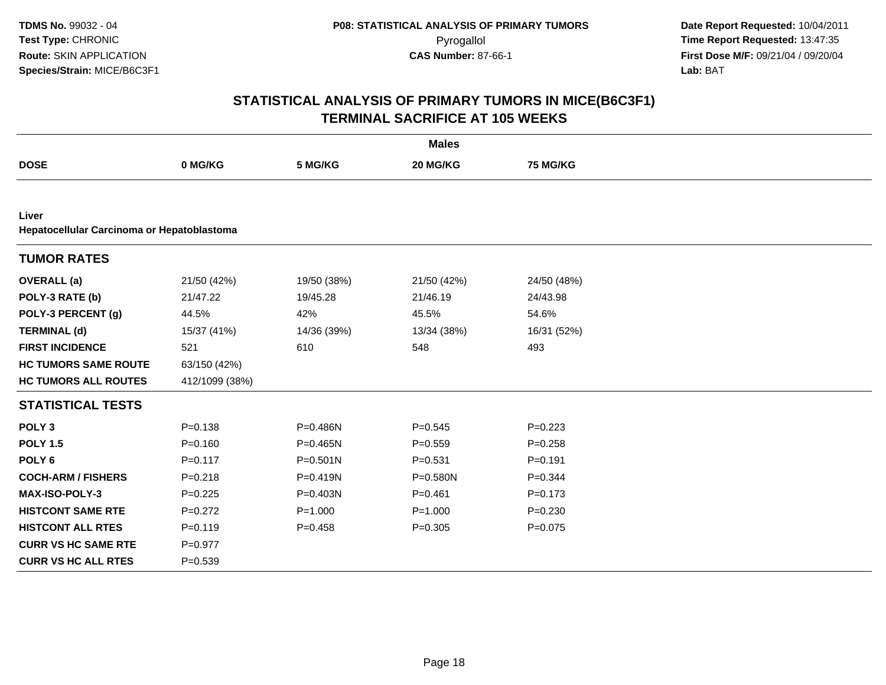## STATISTICAL ANALYSIS OF PRIMARY TUMORS IN MICE(B6C3F1)
## TERMINAL SACRIFICE AT 105 WEEKS

| | Males | | | |
|---|---|---|---|---|
| **DOSE** | **0 MG/KG** | **5 MG/KG** | **20 MG/KG** | **75 MG/KG** |
| **Liver** | | | | |
| **Hepatocellular Carcinoma or Hepatoblastoma** | | | | |
| **TUMOR RATES** | | | | |
| **OVERALL (a)** | 21/50 (42%) | 19/50 (38%) | 21/50 (42%) | 24/50 (48%) |
| **POLY-3 RATE (b)** | 21/47.22 | 19/45.28 | 21/46.19 | 24/43.98 |
| **POLY-3 PERCENT (g)** | 44.5% | 42% | 45.5% | 54.6% |
| **TERMINAL (d)** | 15/37 (41%) | 14/36 (39%) | 13/34 (38%) | 16/31 (52%) |
| **FIRST INCIDENCE** | 521 | 610 | 548 | 493 |
| **HC TUMORS SAME ROUTE** | 63/150 (42%) | | | |
| **HC TUMORS ALL ROUTES** | 412/1099 (38%) | | | |
| **STATISTICAL TESTS** | | | | |
| **POLY 3** | P=0.138 | P=0.486N | P=0.545 | P=0.223 |
| **POLY 1.5** | P=0.160 | P=0.465N | P=0.559 | P=0.258 |
| **POLY 6** | P=0.117 | P=0.501N | P=0.531 | P=0.191 |
| **COCH-ARM / FISHERS** | P=0.218 | P=0.419N | P=0.580N | P=0.344 |
| **MAX-ISO-POLY-3** | P=0.225 | P=0.403N | P=0.461 | P=0.173 |
| **HISTCONT SAME RTE** | P=0.272 | P=1.000 | P=1.000 | P=0.230 |
| **HISTCONT ALL RTES** | P=0.119 | P=0.458 | P=0.305 | P=0.075 |
| **CURR VS HC SAME RTE** | P=0.977 | | | |
| **CURR VS HC ALL RTES** | P=0.539 | | | |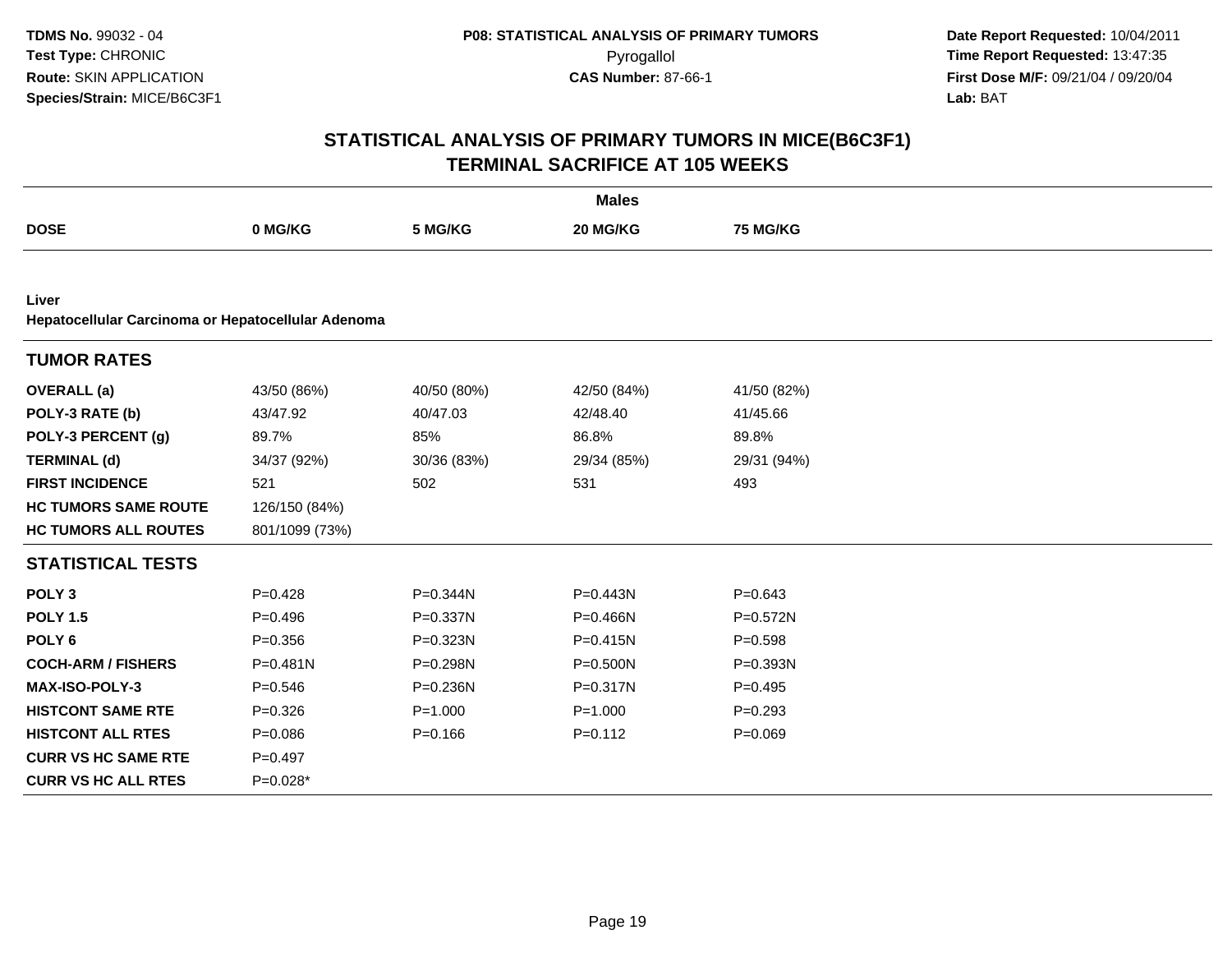# STATISTICAL ANALYSIS OF PRIMARY TUMORS IN MICE(B6C3F1)
## TERMINAL SACRIFICE AT 105 WEEKS

| | Males | | | |
|---|---|---|---|---|
| **DOSE** | **0 MG/KG** | **5 MG/KG** | **20 MG/KG** | **75 MG/KG** |
| **Liver** | | | | |
| **Hepatocellular Carcinoma or Hepatocellular Adenoma** | | | | |
| **TUMOR RATES** | | | | |
| **OVERALL (a)** | 43/50 (86%) | 40/50 (80%) | 42/50 (84%) | 41/50 (82%) |
| **POLY-3 RATE (b)** | 43/47.92 | 40/47.03 | 42/48.40 | 41/45.66 |
| **POLY-3 PERCENT (g)** | 89.7% | 85% | 86.8% | 89.8% |
| **TERMINAL (d)** | 34/37 (92%) | 30/36 (83%) | 29/34 (85%) | 29/31 (94%) |
| **FIRST INCIDENCE** | 521 | 502 | 531 | 493 |
| **HC TUMORS SAME ROUTE** | 126/150 (84%) | | | |
| **HC TUMORS ALL ROUTES** | 801/1099 (73%) | | | |
| **STATISTICAL TESTS** | | | | |
| **POLY 3** | P=0.428 | P=0.344N | P=0.443N | P=0.643 |
| **POLY 1.5** | P=0.496 | P=0.337N | P=0.466N | P=0.572N |
| **POLY 6** | P=0.356 | P=0.323N | P=0.415N | P=0.598 |
| **COCH-ARM / FISHERS** | P=0.481N | P=0.298N | P=0.500N | P=0.393N |
| **MAX-ISO-POLY-3** | P=0.546 | P=0.236N | P=0.317N | P=0.495 |
| **HISTCONT SAME RTE** | P=0.326 | P=1.000 | P=1.000 | P=0.293 |
| **HISTCONT ALL RTES** | P=0.086 | P=0.166 | P=0.112 | P=0.069 |
| **CURR VS HC SAME RTE** | P=0.497 | | | |
| **CURR VS HC ALL RTES** | P=0.028* | | | |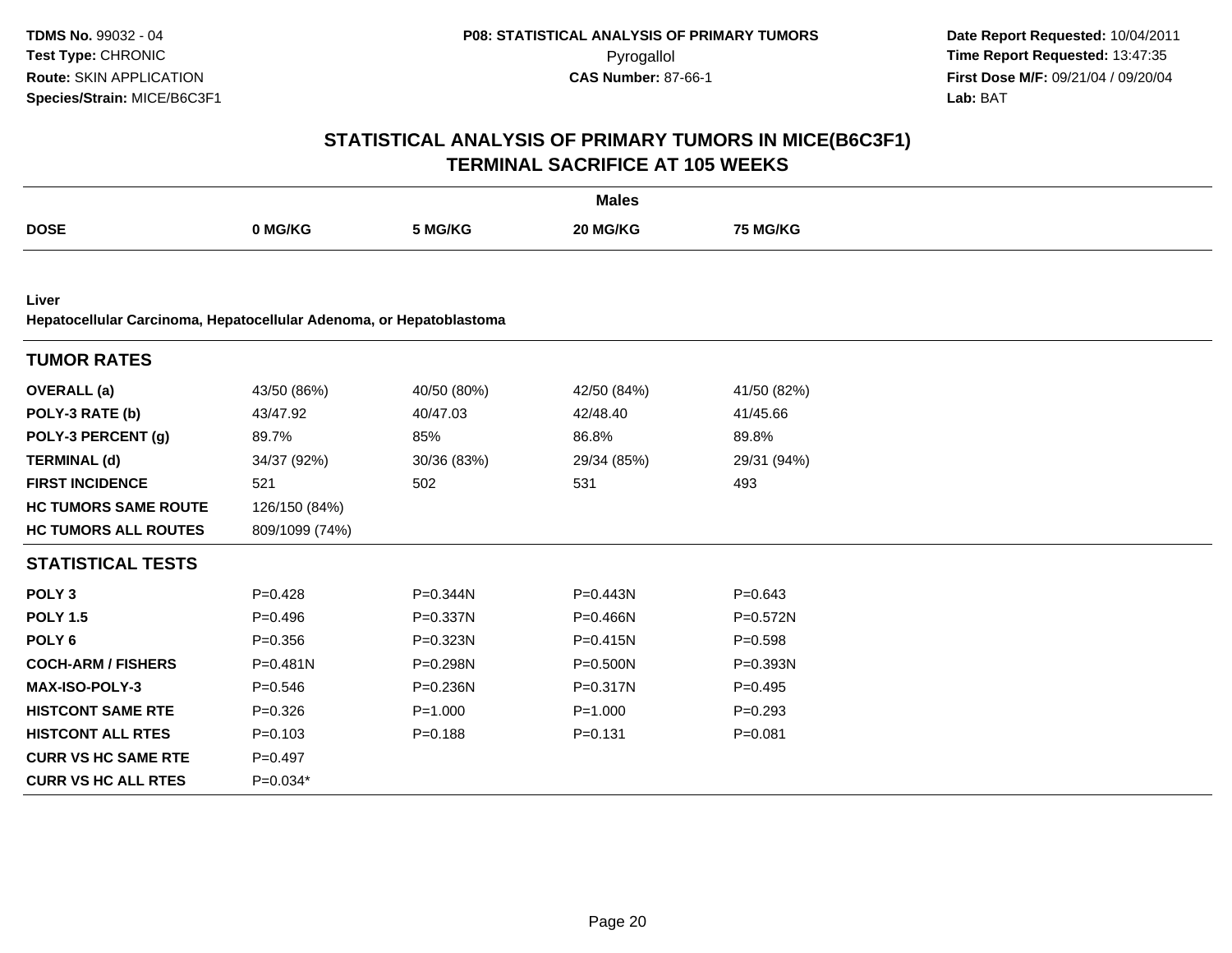# STATISTICAL ANALYSIS OF PRIMARY TUMORS IN MICE(B6C3F1)
## TERMINAL SACRIFICE AT 105 WEEKS

| | Males | | | |
|---|---|---|---|---|
| **DOSE** | **0 MG/KG** | **5 MG/KG** | **20 MG/KG** | **75 MG/KG** |

**Liver**
**Hepatocellular Carcinoma, Hepatocellular Adenoma, or Hepatoblastoma**

| **TUMOR RATES** | | | | |
|---|---|---|---|---|
| **OVERALL (a)** | 43/50 (86%) | 40/50 (80%) | 42/50 (84%) | 41/50 (82%) |
| **POLY-3 RATE (b)** | 43/47.92 | 40/47.03 | 42/48.40 | 41/45.66 |
| **POLY-3 PERCENT (g)** | 89.7% | 85% | 86.8% | 89.8% |
| **TERMINAL (d)** | 34/37 (92%) | 30/36 (83%) | 29/34 (85%) | 29/31 (94%) |
| **FIRST INCIDENCE** | 521 | 502 | 531 | 493 |
| **HC TUMORS SAME ROUTE** | 126/150 (84%) | | | |
| **HC TUMORS ALL ROUTES** | 809/1099 (74%) | | | |

| **STATISTICAL TESTS** | | | | |
|---|---|---|---|---|
| **POLY 3** | P=0.428 | P=0.344N | P=0.443N | P=0.643 |
| **POLY 1.5** | P=0.496 | P=0.337N | P=0.466N | P=0.572N |
| **POLY 6** | P=0.356 | P=0.323N | P=0.415N | P=0.598 |
| **COCH-ARM / FISHERS** | P=0.481N | P=0.298N | P=0.500N | P=0.393N |
| **MAX-ISO-POLY-3** | P=0.546 | P=0.236N | P=0.317N | P=0.495 |
| **HISTCONT SAME RTE** | P=0.326 | P=1.000 | P=1.000 | P=0.293 |
| **HISTCONT ALL RTES** | P=0.103 | P=0.188 | P=0.131 | P=0.081 |
| **CURR VS HC SAME RTE** | P=0.497 | | | |
| **CURR VS HC ALL RTES** | P=0.034* | | | |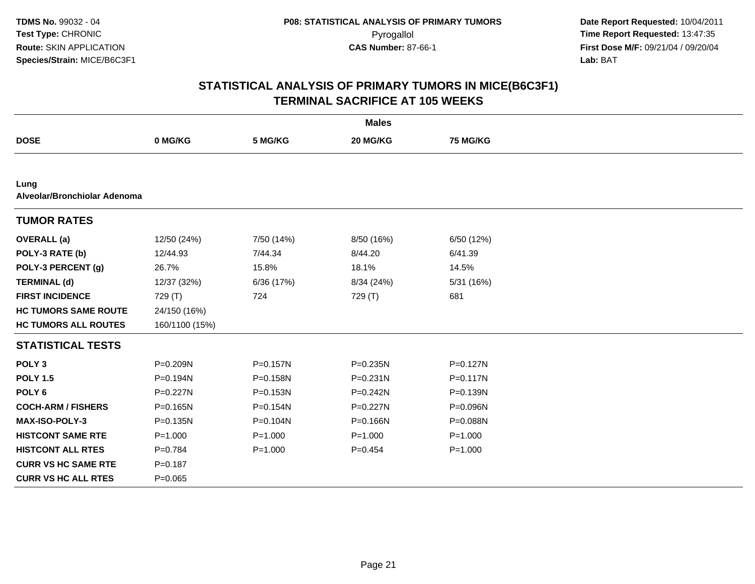**TDMS No.** 99032 - 04
**Test Type:** CHRONIC
**Route:** SKIN APPLICATION
**Species/Strain:** MICE/B6C3F1

**P08: STATISTICAL ANALYSIS OF PRIMARY TUMORS**
Pyrogallol
**CAS Number:** 87-66-1

**Date Report Requested:** 10/04/2011
**Time Report Requested:** 13:47:35
**First Dose M/F:** 09/21/04 / 09/20/04
**Lab:** BAT

## STATISTICAL ANALYSIS OF PRIMARY TUMORS IN MICE(B6C3F1)
## TERMINAL SACRIFICE AT 105 WEEKS

| | Males | | | |
|---|---|---|---|---|
| **DOSE** | **0 MG/KG** | **5 MG/KG** | **20 MG/KG** | **75 MG/KG** |
| **Lung** | | | | |
| **Alveolar/Bronchiolar Adenoma** | | | | |
| **TUMOR RATES** | | | | |
| **OVERALL (a)** | 12/50 (24%) | 7/50 (14%) | 8/50 (16%) | 6/50 (12%) |
| **POLY-3 RATE (b)** | 12/44.93 | 7/44.34 | 8/44.20 | 6/41.39 |
| **POLY-3 PERCENT (g)** | 26.7% | 15.8% | 18.1% | 14.5% |
| **TERMINAL (d)** | 12/37 (32%) | 6/36 (17%) | 8/34 (24%) | 5/31 (16%) |
| **FIRST INCIDENCE** | 729 (T) | 724 | 729 (T) | 681 |
| **HC TUMORS SAME ROUTE** | 24/150 (16%) | | | |
| **HC TUMORS ALL ROUTES** | 160/1100 (15%) | | | |
| **STATISTICAL TESTS** | | | | |
| **POLY 3** | P=0.209N | P=0.157N | P=0.235N | P=0.127N |
| **POLY 1.5** | P=0.194N | P=0.158N | P=0.231N | P=0.117N |
| **POLY 6** | P=0.227N | P=0.153N | P=0.242N | P=0.139N |
| **COCH-ARM / FISHERS** | P=0.165N | P=0.154N | P=0.227N | P=0.096N |
| **MAX-ISO-POLY-3** | P=0.135N | P=0.104N | P=0.166N | P=0.088N |
| **HISTCONT SAME RTE** | P=1.000 | P=1.000 | P=1.000 | P=1.000 |
| **HISTCONT ALL RTES** | P=0.784 | P=1.000 | P=0.454 | P=1.000 |
| **CURR VS HC SAME RTE** | P=0.187 | | | |
| **CURR VS HC ALL RTES** | P=0.065 | | | |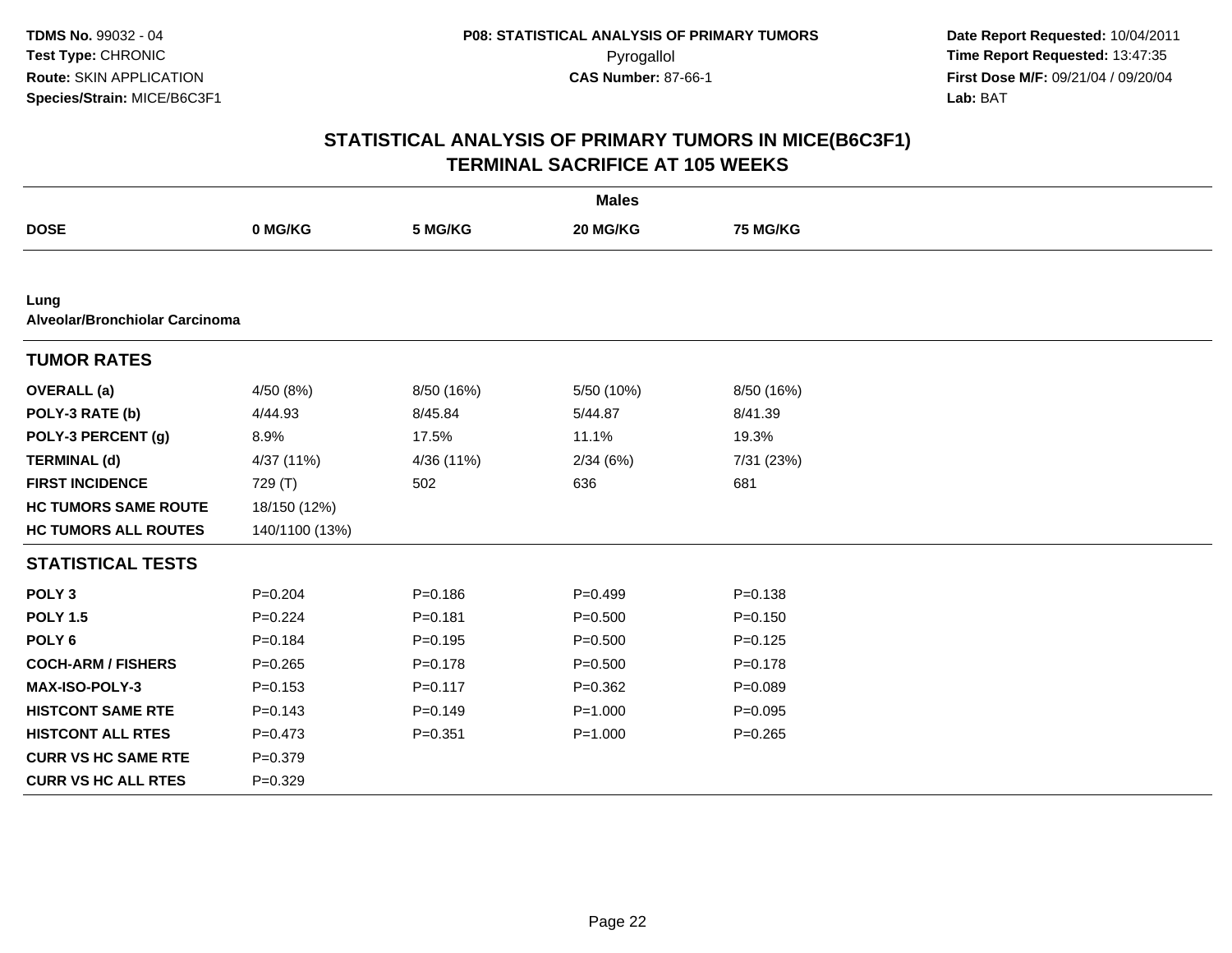**TDMS No.** 99032 - 04
**Test Type:** CHRONIC
**Route:** SKIN APPLICATION
**Species/Strain:** MICE/B6C3F1

**P08: STATISTICAL ANALYSIS OF PRIMARY TUMORS**
Pyrogallol
**CAS Number:** 87-66-1

**Date Report Requested:** 10/04/2011
**Time Report Requested:** 13:47:35
**First Dose M/F:** 09/21/04 / 09/20/04
**Lab:** BAT

## STATISTICAL ANALYSIS OF PRIMARY TUMORS IN MICE(B6C3F1)
## TERMINAL SACRIFICE AT 105 WEEKS

| | Males | | | |
|---|---|---|---|---|
| **DOSE** | **0 MG/KG** | **5 MG/KG** | **20 MG/KG** | **75 MG/KG** |
| **Lung** | | | | |
| **Alveolar/Bronchiolar Carcinoma** | | | | |
| **TUMOR RATES** | | | | |
| **OVERALL (a)** | 4/50 (8%) | 8/50 (16%) | 5/50 (10%) | 8/50 (16%) |
| **POLY-3 RATE (b)** | 4/44.93 | 8/45.84 | 5/44.87 | 8/41.39 |
| **POLY-3 PERCENT (g)** | 8.9% | 17.5% | 11.1% | 19.3% |
| **TERMINAL (d)** | 4/37 (11%) | 4/36 (11%) | 2/34 (6%) | 7/31 (23%) |
| **FIRST INCIDENCE** | 729 (T) | 502 | 636 | 681 |
| **HC TUMORS SAME ROUTE** | 18/150 (12%) | | | |
| **HC TUMORS ALL ROUTES** | 140/1100 (13%) | | | |
| **STATISTICAL TESTS** | | | | |
| **POLY 3** | P=0.204 | P=0.186 | P=0.499 | P=0.138 |
| **POLY 1.5** | P=0.224 | P=0.181 | P=0.500 | P=0.150 |
| **POLY 6** | P=0.184 | P=0.195 | P=0.500 | P=0.125 |
| **COCH-ARM / FISHERS** | P=0.265 | P=0.178 | P=0.500 | P=0.178 |
| **MAX-ISO-POLY-3** | P=0.153 | P=0.117 | P=0.362 | P=0.089 |
| **HISTCONT SAME RTE** | P=0.143 | P=0.149 | P=1.000 | P=0.095 |
| **HISTCONT ALL RTES** | P=0.473 | P=0.351 | P=1.000 | P=0.265 |
| **CURR VS HC SAME RTE** | P=0.379 | | | |
| **CURR VS HC ALL RTES** | P=0.329 | | | |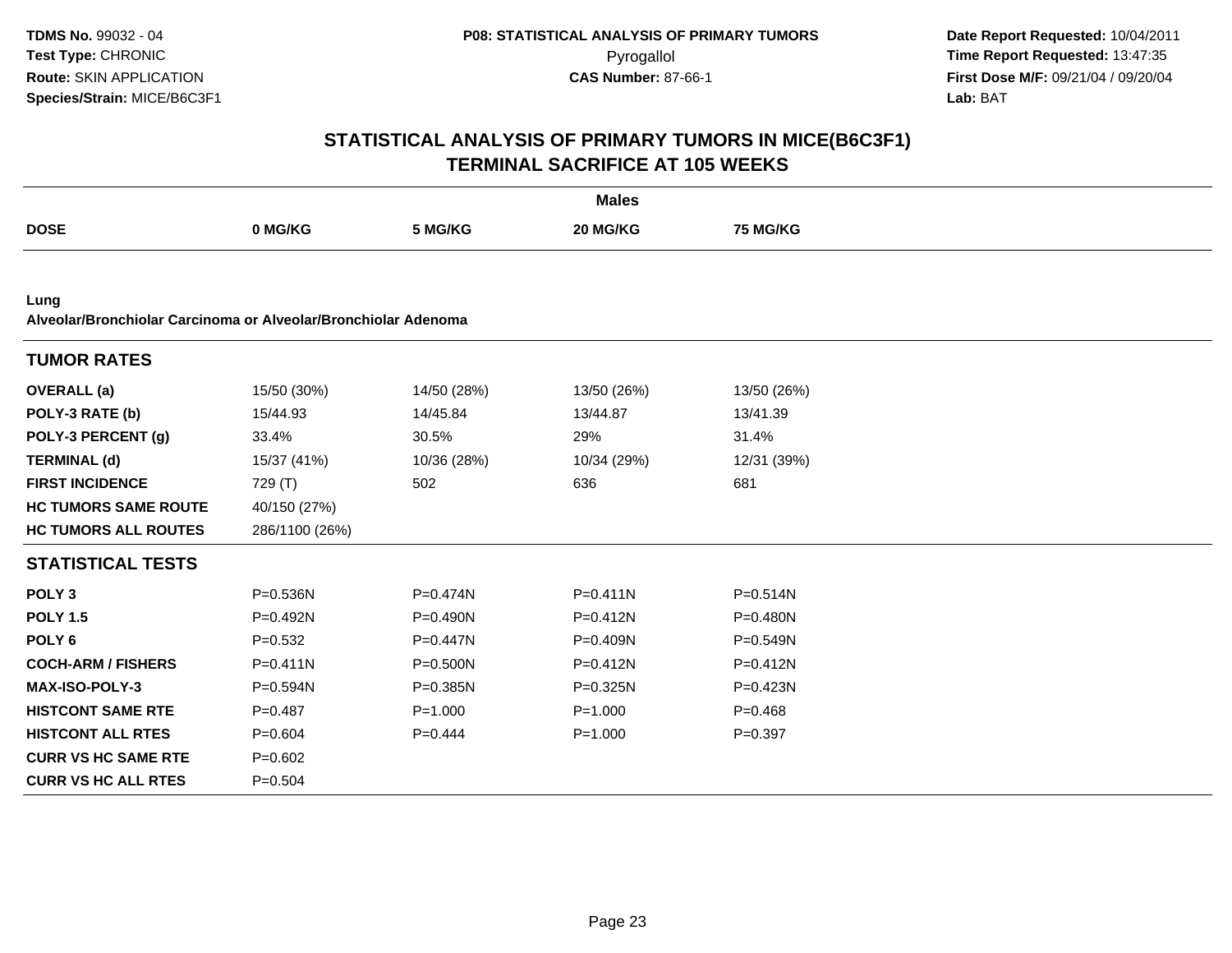# STATISTICAL ANALYSIS OF PRIMARY TUMORS IN MICE(B6C3F1)
## TERMINAL SACRIFICE AT 105 WEEKS

| | Males | | | |
|---|---|---|---|---|
| **DOSE** | **0 MG/KG** | **5 MG/KG** | **20 MG/KG** | **75 MG/KG** |

**Lung**
**Alveolar/Bronchiolar Carcinoma or Alveolar/Bronchiolar Adenoma**

| **TUMOR RATES** | | | | |
|---|---|---|---|---|
| **OVERALL (a)** | 15/50 (30%) | 14/50 (28%) | 13/50 (26%) | 13/50 (26%) |
| **POLY-3 RATE (b)** | 15/44.93 | 14/45.84 | 13/44.87 | 13/41.39 |
| **POLY-3 PERCENT (g)** | 33.4% | 30.5% | 29% | 31.4% |
| **TERMINAL (d)** | 15/37 (41%) | 10/36 (28%) | 10/34 (29%) | 12/31 (39%) |
| **FIRST INCIDENCE** | 729 (T) | 502 | 636 | 681 |
| **HC TUMORS SAME ROUTE** | 40/150 (27%) | | | |
| **HC TUMORS ALL ROUTES** | 286/1100 (26%) | | | |

| **STATISTICAL TESTS** | | | | |
|---|---|---|---|---|
| **POLY 3** | P=0.536N | P=0.474N | P=0.411N | P=0.514N |
| **POLY 1.5** | P=0.492N | P=0.490N | P=0.412N | P=0.480N |
| **POLY 6** | P=0.532 | P=0.447N | P=0.409N | P=0.549N |
| **COCH-ARM / FISHERS** | P=0.411N | P=0.500N | P=0.412N | P=0.412N |
| **MAX-ISO-POLY-3** | P=0.594N | P=0.385N | P=0.325N | P=0.423N |
| **HISTCONT SAME RTE** | P=0.487 | P=1.000 | P=1.000 | P=0.468 |
| **HISTCONT ALL RTES** | P=0.604 | P=0.444 | P=1.000 | P=0.397 |
| **CURR VS HC SAME RTE** | P=0.602 | | | |
| **CURR VS HC ALL RTES** | P=0.504 | | | |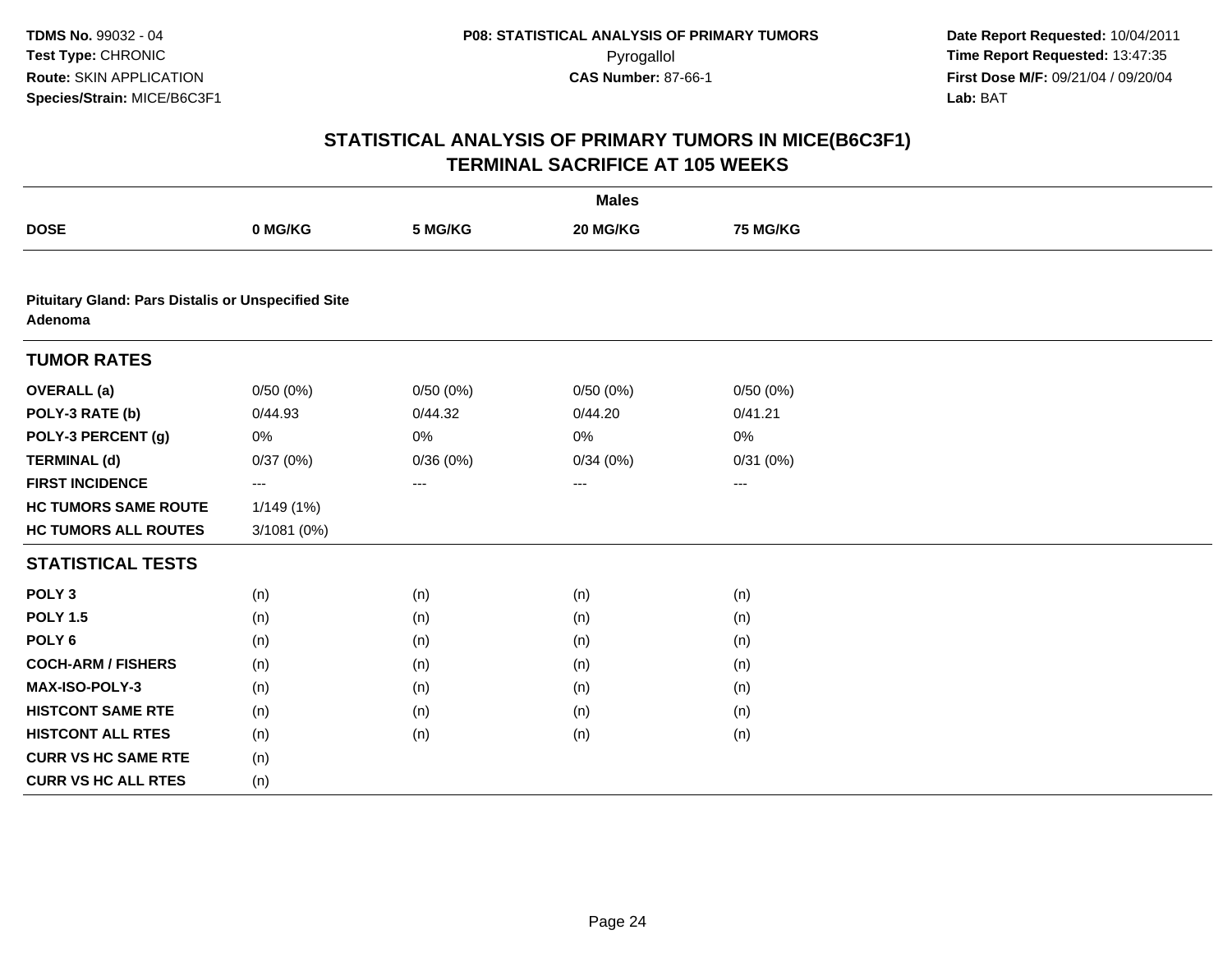TDMS No. 99032 - 04
Test Type: CHRONIC
Route: SKIN APPLICATION
Species/Strain: MICE/B6C3F1

P08: STATISTICAL ANALYSIS OF PRIMARY TUMORS
Pyrogallol
CAS Number: 87-66-1

Date Report Requested: 10/04/2011
Time Report Requested: 13:47:35
First Dose M/F: 09/21/04 / 09/20/04
Lab: BAT

# STATISTICAL ANALYSIS OF PRIMARY TUMORS IN MICE(B6C3F1)
## TERMINAL SACRIFICE AT 105 WEEKS

| | Males | | | |
|---|---|---|---|---|
| **DOSE** | **0 MG/KG** | **5 MG/KG** | **20 MG/KG** | **75 MG/KG** |
| **Pituitary Gland: Pars Distalis or Unspecified Site Adenoma** | | | | |
| **TUMOR RATES** | | | | |
| **OVERALL (a)** | 0/50 (0%) | 0/50 (0%) | 0/50 (0%) | 0/50 (0%) |
| **POLY-3 RATE (b)** | 0/44.93 | 0/44.32 | 0/44.20 | 0/41.21 |
| **POLY-3 PERCENT (g)** | 0% | 0% | 0% | 0% |
| **TERMINAL (d)** | 0/37 (0%) | 0/36 (0%) | 0/34 (0%) | 0/31 (0%) |
| **FIRST INCIDENCE** | --- | --- | --- | --- |
| **HC TUMORS SAME ROUTE** | 1/149 (1%) | | | |
| **HC TUMORS ALL ROUTES** | 3/1081 (0%) | | | |
| **STATISTICAL TESTS** | | | | |
| **POLY 3** | (n) | (n) | (n) | (n) |
| **POLY 1.5** | (n) | (n) | (n) | (n) |
| **POLY 6** | (n) | (n) | (n) | (n) |
| **COCH-ARM / FISHERS** | (n) | (n) | (n) | (n) |
| **MAX-ISO-POLY-3** | (n) | (n) | (n) | (n) |
| **HISTCONT SAME RTE** | (n) | (n) | (n) | (n) |
| **HISTCONT ALL RTES** | (n) | (n) | (n) | (n) |
| **CURR VS HC SAME RTE** | (n) | | | |
| **CURR VS HC ALL RTES** | (n) | | | |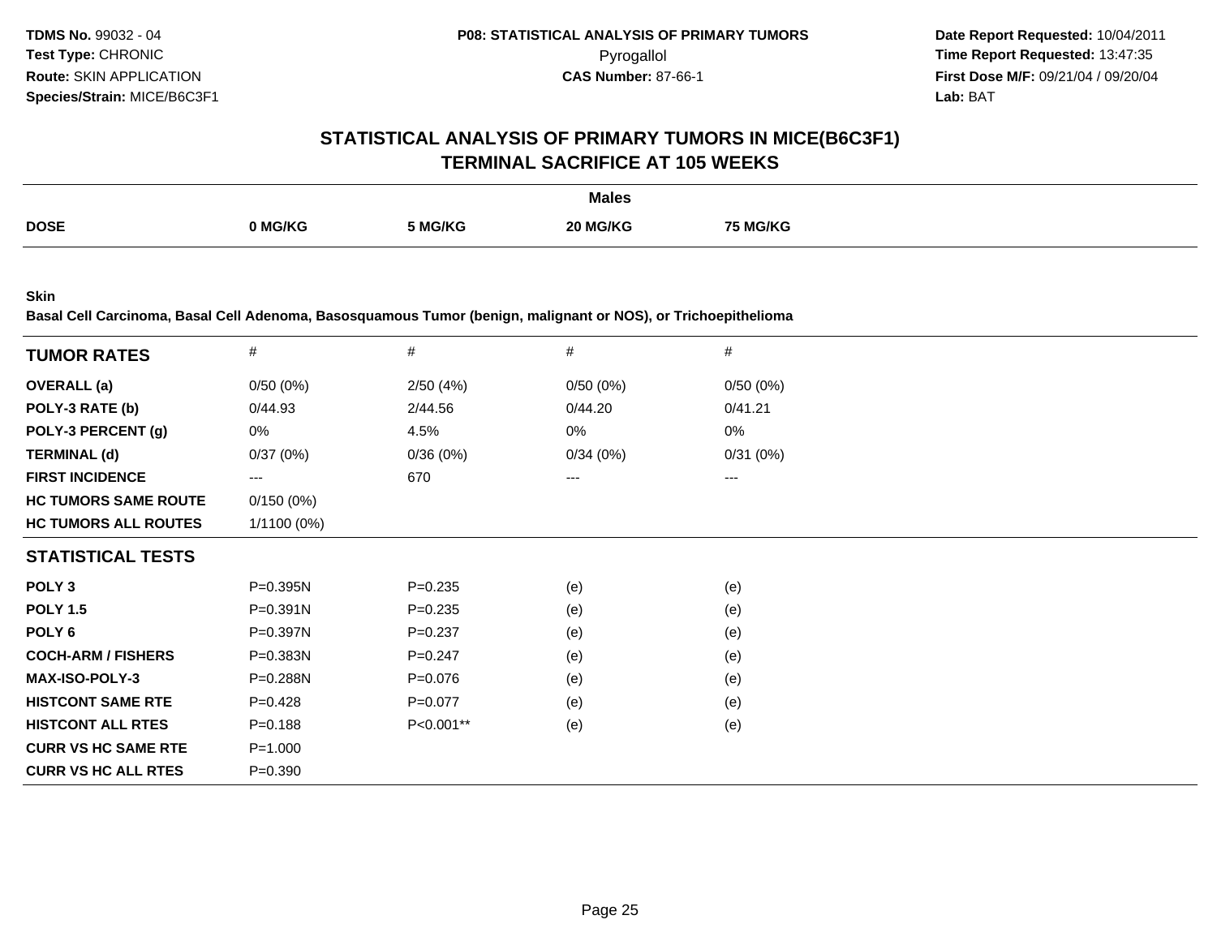**TDMS No.** 99032 - 04
**Test Type:** CHRONIC
**Route:** SKIN APPLICATION
**Species/Strain:** MICE/B6C3F1

**P08: STATISTICAL ANALYSIS OF PRIMARY TUMORS**
Pyrogallol
**CAS Number:** 87-66-1

**Date Report Requested:** 10/04/2011
**Time Report Requested:** 13:47:35
**First Dose M/F:** 09/21/04 / 09/20/04
**Lab:** BAT

## STATISTICAL ANALYSIS OF PRIMARY TUMORS IN MICE(B6C3F1)
## TERMINAL SACRIFICE AT 105 WEEKS

| | Males | | | |
|---|---|---|---|---|
| **DOSE** | **0 MG/KG** | **5 MG/KG** | **20 MG/KG** | **75 MG/KG** |

**Skin**
**Basal Cell Carcinoma, Basal Cell Adenoma, Basosquamous Tumor (benign, malignant or NOS), or Trichoepithelioma**

| **TUMOR RATES** | # | # | # | # |
|---|---|---|---|---|
| **OVERALL (a)** | 0/50 (0%) | 2/50 (4%) | 0/50 (0%) | 0/50 (0%) |
| **POLY-3 RATE (b)** | 0/44.93 | 2/44.56 | 0/44.20 | 0/41.21 |
| **POLY-3 PERCENT (g)** | 0% | 4.5% | 0% | 0% |
| **TERMINAL (d)** | 0/37 (0%) | 0/36 (0%) | 0/34 (0%) | 0/31 (0%) |
| **FIRST INCIDENCE** | --- | 670 | --- | --- |
| **HC TUMORS SAME ROUTE** | 0/150 (0%) | | | |
| **HC TUMORS ALL ROUTES** | 1/1100 (0%) | | | |
| **STATISTICAL TESTS** | | | | |
| **POLY 3** | P=0.395N | P=0.235 | (e) | (e) |
| **POLY 1.5** | P=0.391N | P=0.235 | (e) | (e) |
| **POLY 6** | P=0.397N | P=0.237 | (e) | (e) |
| **COCH-ARM / FISHERS** | P=0.383N | P=0.247 | (e) | (e) |
| **MAX-ISO-POLY-3** | P=0.288N | P=0.076 | (e) | (e) |
| **HISTCONT SAME RTE** | P=0.428 | P=0.077 | (e) | (e) |
| **HISTCONT ALL RTES** | P=0.188 | P<0.001** | (e) | (e) |
| **CURR VS HC SAME RTE** | P=1.000 | | | |
| **CURR VS HC ALL RTES** | P=0.390 | | | |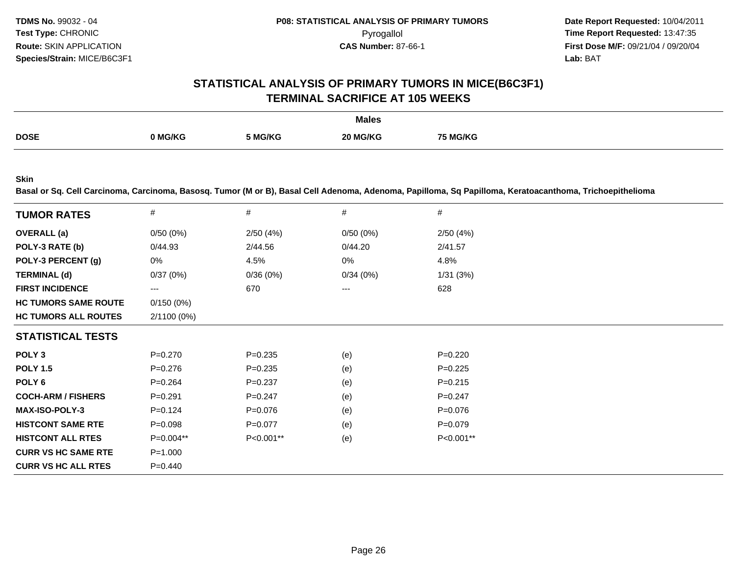**TDMS No.** 99032 - 04
**Test Type:** CHRONIC
**Route:** SKIN APPLICATION
**Species/Strain:** MICE/B6C3F1

**P08: STATISTICAL ANALYSIS OF PRIMARY TUMORS**
Pyrogallol
**CAS Number:** 87-66-1

**Date Report Requested:** 10/04/2011
**Time Report Requested:** 13:47:35
**First Dose M/F:** 09/21/04 / 09/20/04
**Lab:** BAT

## STATISTICAL ANALYSIS OF PRIMARY TUMORS IN MICE(B6C3F1)
## TERMINAL SACRIFICE AT 105 WEEKS

| | Males | | | |
|---|---|---|---|---|
| **DOSE** | **0 MG/KG** | **5 MG/KG** | **20 MG/KG** | **75 MG/KG** |

**Skin**
**Basal or Sq. Cell Carcinoma, Carcinoma, Basosq. Tumor (M or B), Basal Cell Adenoma, Adenoma, Papilloma, Sq Papilloma, Keratoacanthoma, Trichoepithelioma**

| **TUMOR RATES** | # | # | # | # |
|---|---|---|---|---|
| **OVERALL (a)** | 0/50 (0%) | 2/50 (4%) | 0/50 (0%) | 2/50 (4%) |
| **POLY-3 RATE (b)** | 0/44.93 | 2/44.56 | 0/44.20 | 2/41.57 |
| **POLY-3 PERCENT (g)** | 0% | 4.5% | 0% | 4.8% |
| **TERMINAL (d)** | 0/37 (0%) | 0/36 (0%) | 0/34 (0%) | 1/31 (3%) |
| **FIRST INCIDENCE** | --- | 670 | --- | 628 |
| **HC TUMORS SAME ROUTE** | 0/150 (0%) | | | |
| **HC TUMORS ALL ROUTES** | 2/1100 (0%) | | | |
| **STATISTICAL TESTS** | | | | |
| **POLY 3** | P=0.270 | P=0.235 | (e) | P=0.220 |
| **POLY 1.5** | P=0.276 | P=0.235 | (e) | P=0.225 |
| **POLY 6** | P=0.264 | P=0.237 | (e) | P=0.215 |
| **COCH-ARM / FISHERS** | P=0.291 | P=0.247 | (e) | P=0.247 |
| **MAX-ISO-POLY-3** | P=0.124 | P=0.076 | (e) | P=0.076 |
| **HISTCONT SAME RTE** | P=0.098 | P=0.077 | (e) | P=0.079 |
| **HISTCONT ALL RTES** | P=0.004** | P<0.001** | (e) | P<0.001** |
| **CURR VS HC SAME RTE** | P=1.000 | | | |
| **CURR VS HC ALL RTES** | P=0.440 | | | |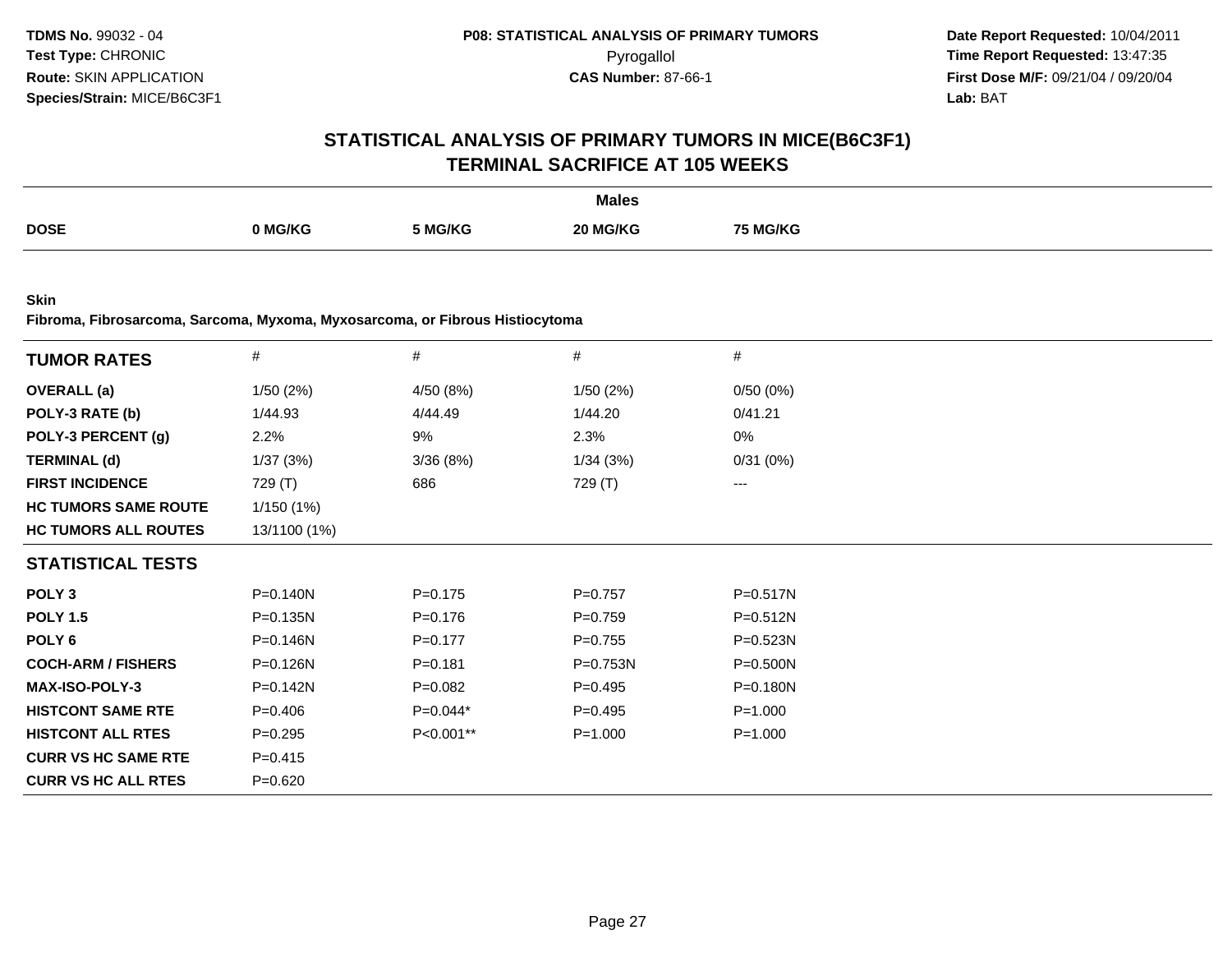## STATISTICAL ANALYSIS OF PRIMARY TUMORS IN MICE(B6C3F1)
## TERMINAL SACRIFICE AT 105 WEEKS

| | Males | | | |
|---|---|---|---|---|
| **DOSE** | **0 MG/KG** | **5 MG/KG** | **20 MG/KG** | **75 MG/KG** |

**Skin**
**Fibroma, Fibrosarcoma, Sarcoma, Myxoma, Myxosarcoma, or Fibrous Histiocytoma**

| **TUMOR RATES** | # | # | # | # |
|---|---|---|---|---|
| **OVERALL (a)** | 1/50 (2%) | 4/50 (8%) | 1/50 (2%) | 0/50 (0%) |
| **POLY-3 RATE (b)** | 1/44.93 | 4/44.49 | 1/44.20 | 0/41.21 |
| **POLY-3 PERCENT (g)** | 2.2% | 9% | 2.3% | 0% |
| **TERMINAL (d)** | 1/37 (3%) | 3/36 (8%) | 1/34 (3%) | 0/31 (0%) |
| **FIRST INCIDENCE** | 729 (T) | 686 | 729 (T) | --- |
| **HC TUMORS SAME ROUTE** | 1/150 (1%) | | | |
| **HC TUMORS ALL ROUTES** | 13/1100 (1%) | | | |
| **STATISTICAL TESTS** | | | | |
| **POLY 3** | P=0.140N | P=0.175 | P=0.757 | P=0.517N |
| **POLY 1.5** | P=0.135N | P=0.176 | P=0.759 | P=0.512N |
| **POLY 6** | P=0.146N | P=0.177 | P=0.755 | P=0.523N |
| **COCH-ARM / FISHERS** | P=0.126N | P=0.181 | P=0.753N | P=0.500N |
| **MAX-ISO-POLY-3** | P=0.142N | P=0.082 | P=0.495 | P=0.180N |
| **HISTCONT SAME RTE** | P=0.406 | P=0.044* | P=0.495 | P=1.000 |
| **HISTCONT ALL RTES** | P=0.295 | P<0.001** | P=1.000 | P=1.000 |
| **CURR VS HC SAME RTE** | P=0.415 | | | |
| **CURR VS HC ALL RTES** | P=0.620 | | | |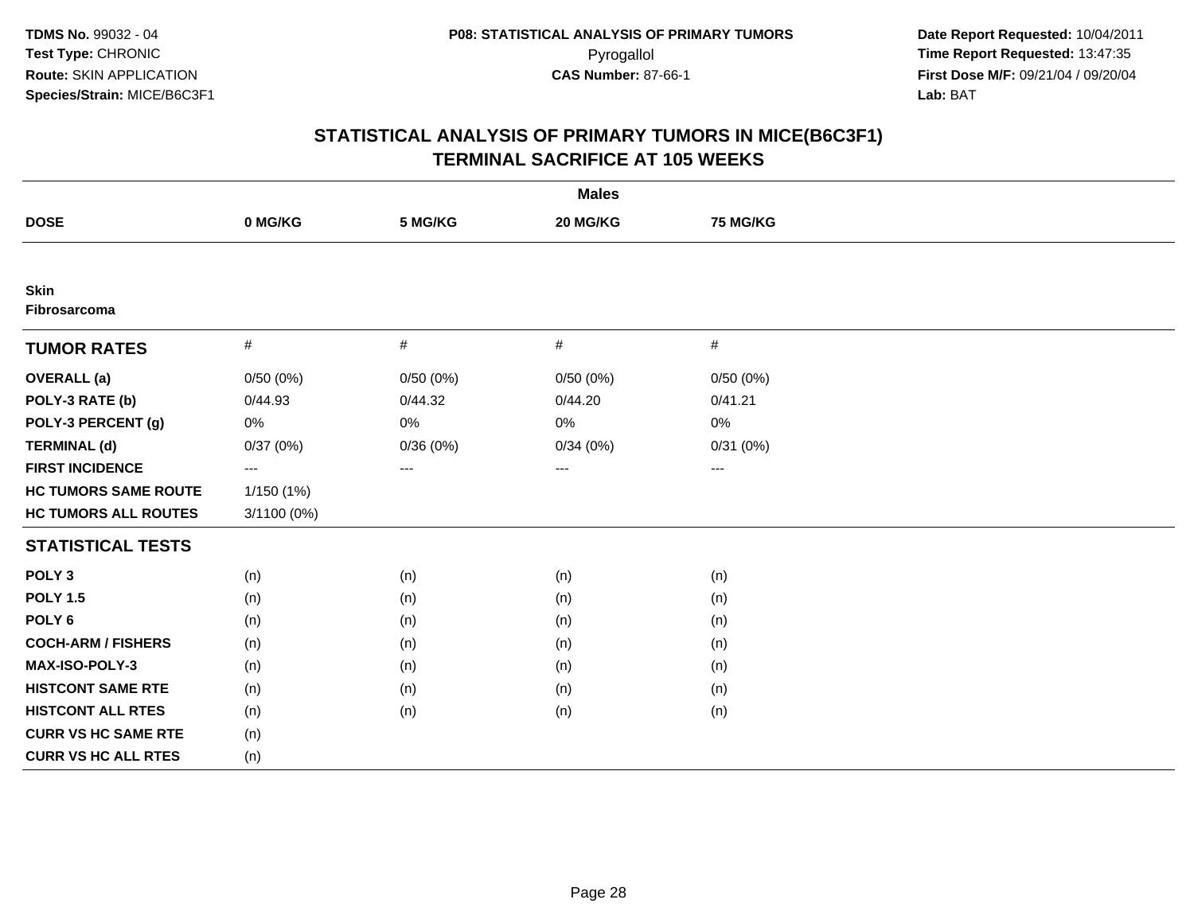**TDMS No.** 99032 - 04
**Test Type:** CHRONIC
**Route:** SKIN APPLICATION
**Species/Strain:** MICE/B6C3F1

**P08: STATISTICAL ANALYSIS OF PRIMARY TUMORS**
Pyrogallol
**CAS Number:** 87-66-1

**Date Report Requested:** 10/04/2011
**Time Report Requested:** 13:47:35
**First Dose M/F:** 09/21/04 / 09/20/04
**Lab:** BAT

## STATISTICAL ANALYSIS OF PRIMARY TUMORS IN MICE(B6C3F1)
## TERMINAL SACRIFICE AT 105 WEEKS

| | Males | | | |
|---|---|---|---|---|
| **DOSE** | **0 MG/KG** | **5 MG/KG** | **20 MG/KG** | **75 MG/KG** |
| **Skin** | | | | |
| **Fibrosarcoma** | | | | |
| **TUMOR RATES** | # | # | # | # |
| **OVERALL (a)** | 0/50 (0%) | 0/50 (0%) | 0/50 (0%) | 0/50 (0%) |
| **POLY-3 RATE (b)** | 0/44.93 | 0/44.32 | 0/44.20 | 0/41.21 |
| **POLY-3 PERCENT (g)** | 0% | 0% | 0% | 0% |
| **TERMINAL (d)** | 0/37 (0%) | 0/36 (0%) | 0/34 (0%) | 0/31 (0%) |
| **FIRST INCIDENCE** | --- | --- | --- | --- |
| **HC TUMORS SAME ROUTE** | 1/150 (1%) | | | |
| **HC TUMORS ALL ROUTES** | 3/1100 (0%) | | | |
| **STATISTICAL TESTS** | | | | |
| **POLY 3** | (n) | (n) | (n) | (n) |
| **POLY 1.5** | (n) | (n) | (n) | (n) |
| **POLY 6** | (n) | (n) | (n) | (n) |
| **COCH-ARM / FISHERS** | (n) | (n) | (n) | (n) |
| **MAX-ISO-POLY-3** | (n) | (n) | (n) | (n) |
| **HISTCONT SAME RTE** | (n) | (n) | (n) | (n) |
| **HISTCONT ALL RTES** | (n) | (n) | (n) | (n) |
| **CURR VS HC SAME RTE** | (n) | | | |
| **CURR VS HC ALL RTES** | (n) | | | |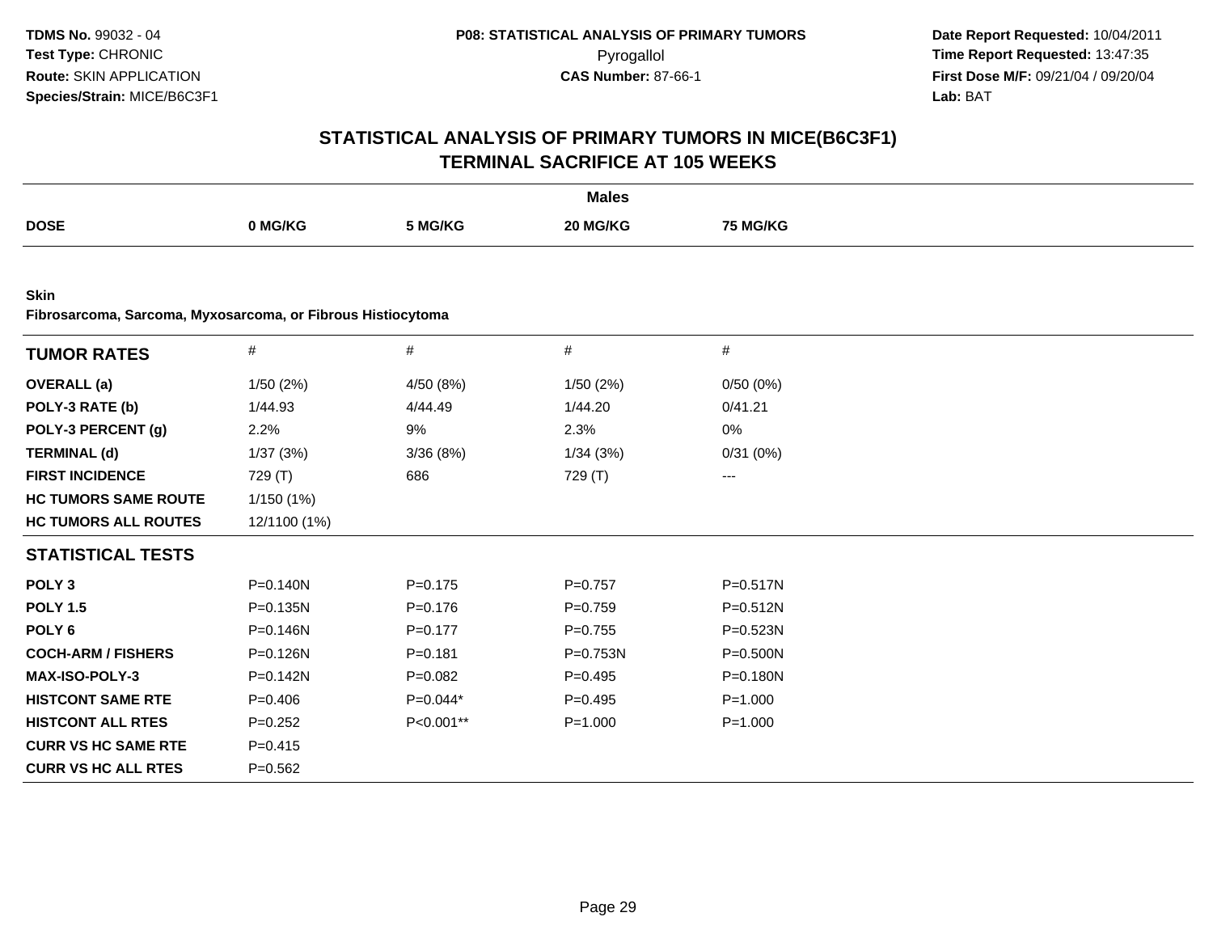**TDMS No.** 99032 - 04
**Test Type:** CHRONIC
**Route:** SKIN APPLICATION
**Species/Strain:** MICE/B6C3F1

**P08: STATISTICAL ANALYSIS OF PRIMARY TUMORS**
Pyrogallol
**CAS Number:** 87-66-1

**Date Report Requested:** 10/04/2011
**Time Report Requested:** 13:47:35
**First Dose M/F:** 09/21/04 / 09/20/04
**Lab:** BAT

## STATISTICAL ANALYSIS OF PRIMARY TUMORS IN MICE(B6C3F1)
## TERMINAL SACRIFICE AT 105 WEEKS

| | Males | | | |
|---|---|---|---|---|
| **DOSE** | **0 MG/KG** | **5 MG/KG** | **20 MG/KG** | **75 MG/KG** |

**Skin**
**Fibrosarcoma, Sarcoma, Myxosarcoma, or Fibrous Histiocytoma**

| **TUMOR RATES** | # | # | # | # |
|---|---|---|---|---|
| **OVERALL (a)** | 1/50 (2%) | 4/50 (8%) | 1/50 (2%) | 0/50 (0%) |
| **POLY-3 RATE (b)** | 1/44.93 | 4/44.49 | 1/44.20 | 0/41.21 |
| **POLY-3 PERCENT (g)** | 2.2% | 9% | 2.3% | 0% |
| **TERMINAL (d)** | 1/37 (3%) | 3/36 (8%) | 1/34 (3%) | 0/31 (0%) |
| **FIRST INCIDENCE** | 729 (T) | 686 | 729 (T) | --- |
| **HC TUMORS SAME ROUTE** | 1/150 (1%) | | | |
| **HC TUMORS ALL ROUTES** | 12/1100 (1%) | | | |
| **STATISTICAL TESTS** | | | | |
| **POLY 3** | P=0.140N | P=0.175 | P=0.757 | P=0.517N |
| **POLY 1.5** | P=0.135N | P=0.176 | P=0.759 | P=0.512N |
| **POLY 6** | P=0.146N | P=0.177 | P=0.755 | P=0.523N |
| **COCH-ARM / FISHERS** | P=0.126N | P=0.181 | P=0.753N | P=0.500N |
| **MAX-ISO-POLY-3** | P=0.142N | P=0.082 | P=0.495 | P=0.180N |
| **HISTCONT SAME RTE** | P=0.406 | P=0.044* | P=0.495 | P=1.000 |
| **HISTCONT ALL RTES** | P=0.252 | P<0.001** | P=1.000 | P=1.000 |
| **CURR VS HC SAME RTE** | P=0.415 | | | |
| **CURR VS HC ALL RTES** | P=0.562 | | | |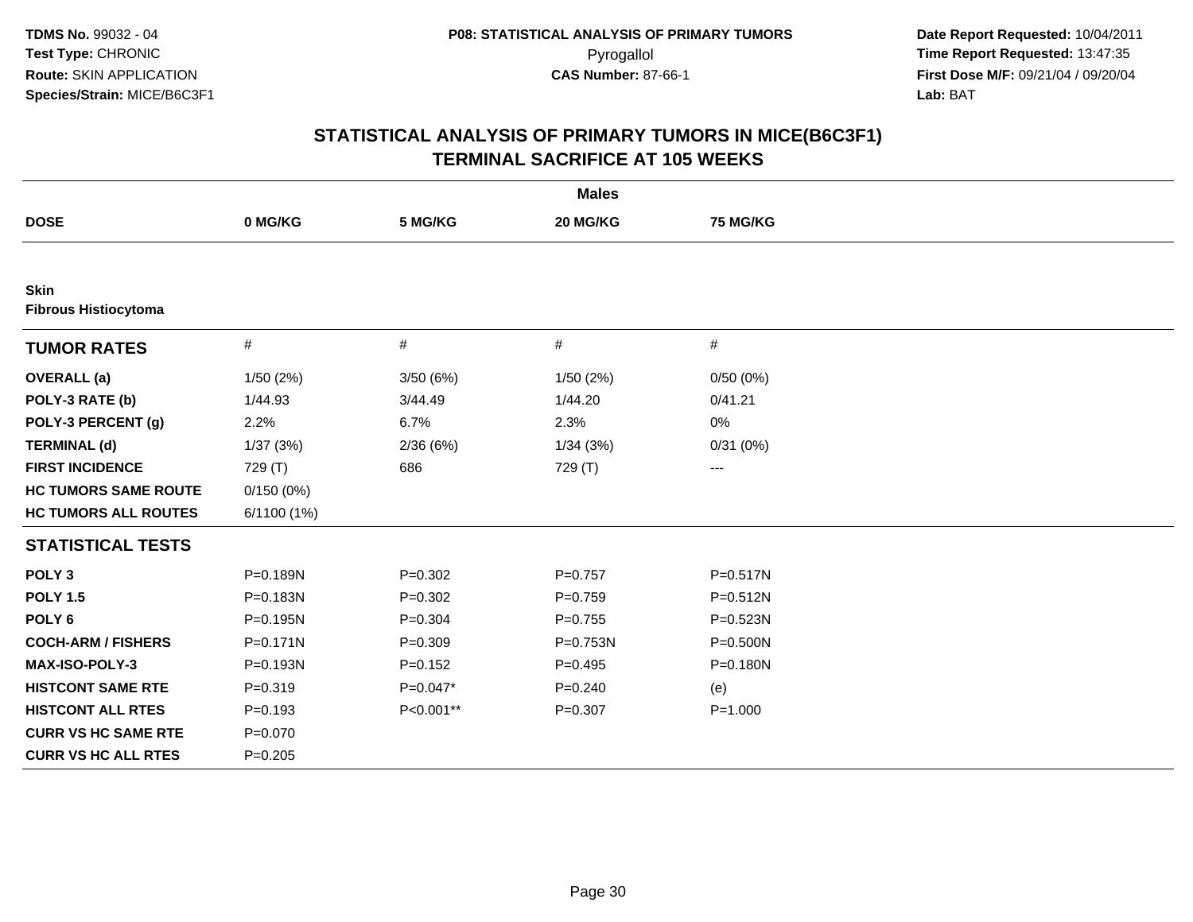**TDMS No.** 99032 - 04
**Test Type:** CHRONIC
**Route:** SKIN APPLICATION
**Species/Strain:** MICE/B6C3F1

**P08: STATISTICAL ANALYSIS OF PRIMARY TUMORS**
Pyrogallol
**CAS Number:** 87-66-1

**Date Report Requested:** 10/04/2011
**Time Report Requested:** 13:47:35
**First Dose M/F:** 09/21/04 / 09/20/04
**Lab:** BAT

## STATISTICAL ANALYSIS OF PRIMARY TUMORS IN MICE(B6C3F1)
## TERMINAL SACRIFICE AT 105 WEEKS

| | Males | | | |
|---|---|---|---|---|
| **DOSE** | **0 MG/KG** | **5 MG/KG** | **20 MG/KG** | **75 MG/KG** |
| **Skin** | | | | |
| **Fibrous Histiocytoma** | | | | |
| **TUMOR RATES** | # | # | # | # |
| **OVERALL (a)** | 1/50 (2%) | 3/50 (6%) | 1/50 (2%) | 0/50 (0%) |
| **POLY-3 RATE (b)** | 1/44.93 | 3/44.49 | 1/44.20 | 0/41.21 |
| **POLY-3 PERCENT (g)** | 2.2% | 6.7% | 2.3% | 0% |
| **TERMINAL (d)** | 1/37 (3%) | 2/36 (6%) | 1/34 (3%) | 0/31 (0%) |
| **FIRST INCIDENCE** | 729 (T) | 686 | 729 (T) | --- |
| **HC TUMORS SAME ROUTE** | 0/150 (0%) | | | |
| **HC TUMORS ALL ROUTES** | 6/1100 (1%) | | | |
| **STATISTICAL TESTS** | | | | |
| **POLY 3** | P=0.189N | P=0.302 | P=0.757 | P=0.517N |
| **POLY 1.5** | P=0.183N | P=0.302 | P=0.759 | P=0.512N |
| **POLY 6** | P=0.195N | P=0.304 | P=0.755 | P=0.523N |
| **COCH-ARM / FISHERS** | P=0.171N | P=0.309 | P=0.753N | P=0.500N |
| **MAX-ISO-POLY-3** | P=0.193N | P=0.152 | P=0.495 | P=0.180N |
| **HISTCONT SAME RTE** | P=0.319 | P=0.047* | P=0.240 | (e) |
| **HISTCONT ALL RTES** | P=0.193 | P<0.001** | P=0.307 | P=1.000 |
| **CURR VS HC SAME RTE** | P=0.070 | | | |
| **CURR VS HC ALL RTES** | P=0.205 | | | |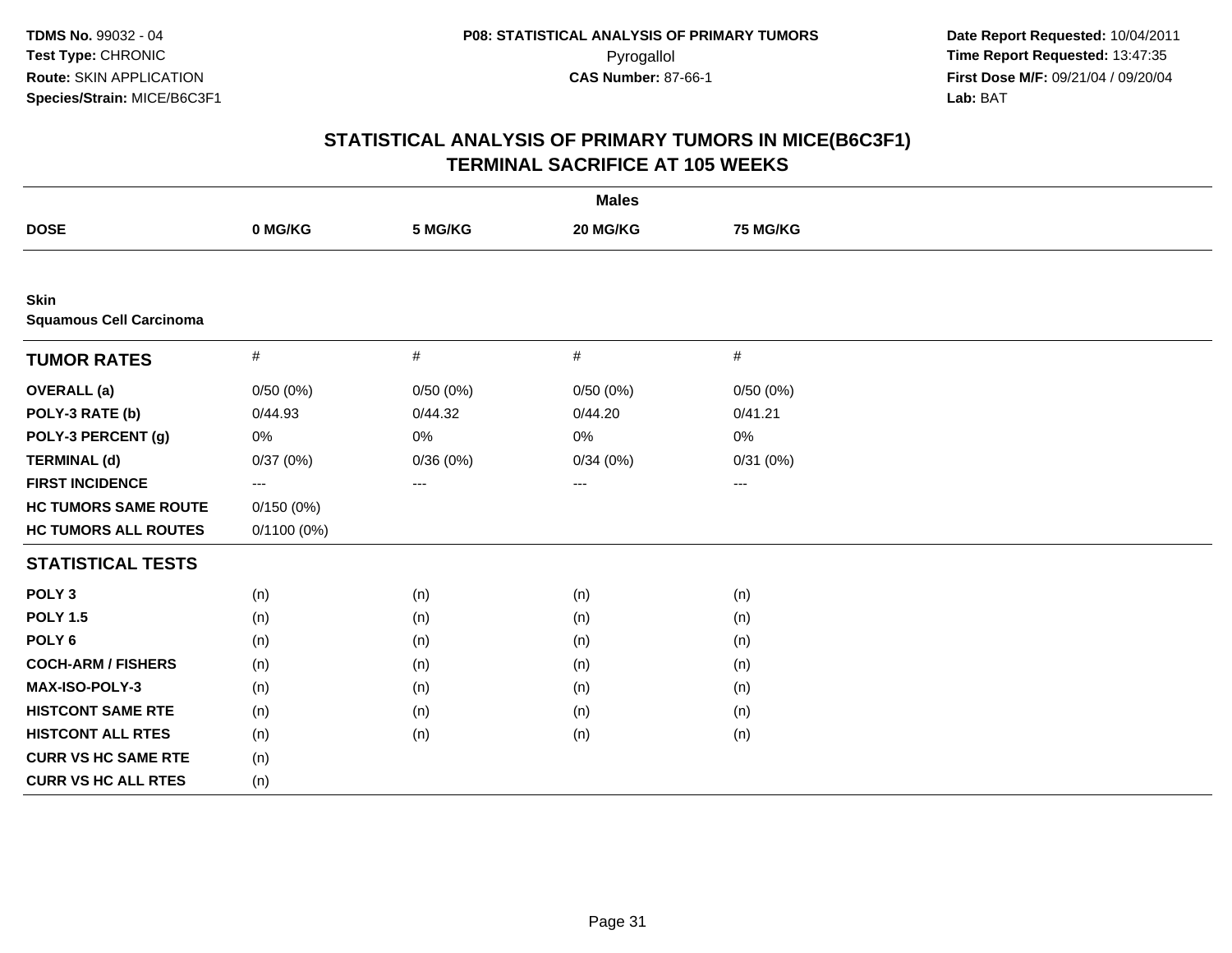**TDMS No.** 99032 - 04
**Test Type:** CHRONIC
**Route:** SKIN APPLICATION
**Species/Strain:** MICE/B6C3F1

**P08: STATISTICAL ANALYSIS OF PRIMARY TUMORS**
Pyrogallol
**CAS Number:** 87-66-1

**Date Report Requested:** 10/04/2011
**Time Report Requested:** 13:47:35
**First Dose M/F:** 09/21/04 / 09/20/04
**Lab:** BAT

## STATISTICAL ANALYSIS OF PRIMARY TUMORS IN MICE(B6C3F1)
## TERMINAL SACRIFICE AT 105 WEEKS

| | Males | | | |
|---|---|---|---|---|
| **DOSE** | **0 MG/KG** | **5 MG/KG** | **20 MG/KG** | **75 MG/KG** |
| **Skin** | | | | |
| **Squamous Cell Carcinoma** | | | | |
| **TUMOR RATES** | # | # | # | # |
| **OVERALL (a)** | 0/50 (0%) | 0/50 (0%) | 0/50 (0%) | 0/50 (0%) |
| **POLY-3 RATE (b)** | 0/44.93 | 0/44.32 | 0/44.20 | 0/41.21 |
| **POLY-3 PERCENT (g)** | 0% | 0% | 0% | 0% |
| **TERMINAL (d)** | 0/37 (0%) | 0/36 (0%) | 0/34 (0%) | 0/31 (0%) |
| **FIRST INCIDENCE** | --- | --- | --- | --- |
| **HC TUMORS SAME ROUTE** | 0/150 (0%) | | | |
| **HC TUMORS ALL ROUTES** | 0/1100 (0%) | | | |
| **STATISTICAL TESTS** | | | | |
| **POLY 3** | (n) | (n) | (n) | (n) |
| **POLY 1.5** | (n) | (n) | (n) | (n) |
| **POLY 6** | (n) | (n) | (n) | (n) |
| **COCH-ARM / FISHERS** | (n) | (n) | (n) | (n) |
| **MAX-ISO-POLY-3** | (n) | (n) | (n) | (n) |
| **HISTCONT SAME RTE** | (n) | (n) | (n) | (n) |
| **HISTCONT ALL RTES** | (n) | (n) | (n) | (n) |
| **CURR VS HC SAME RTE** | (n) | | | |
| **CURR VS HC ALL RTES** | (n) | | | |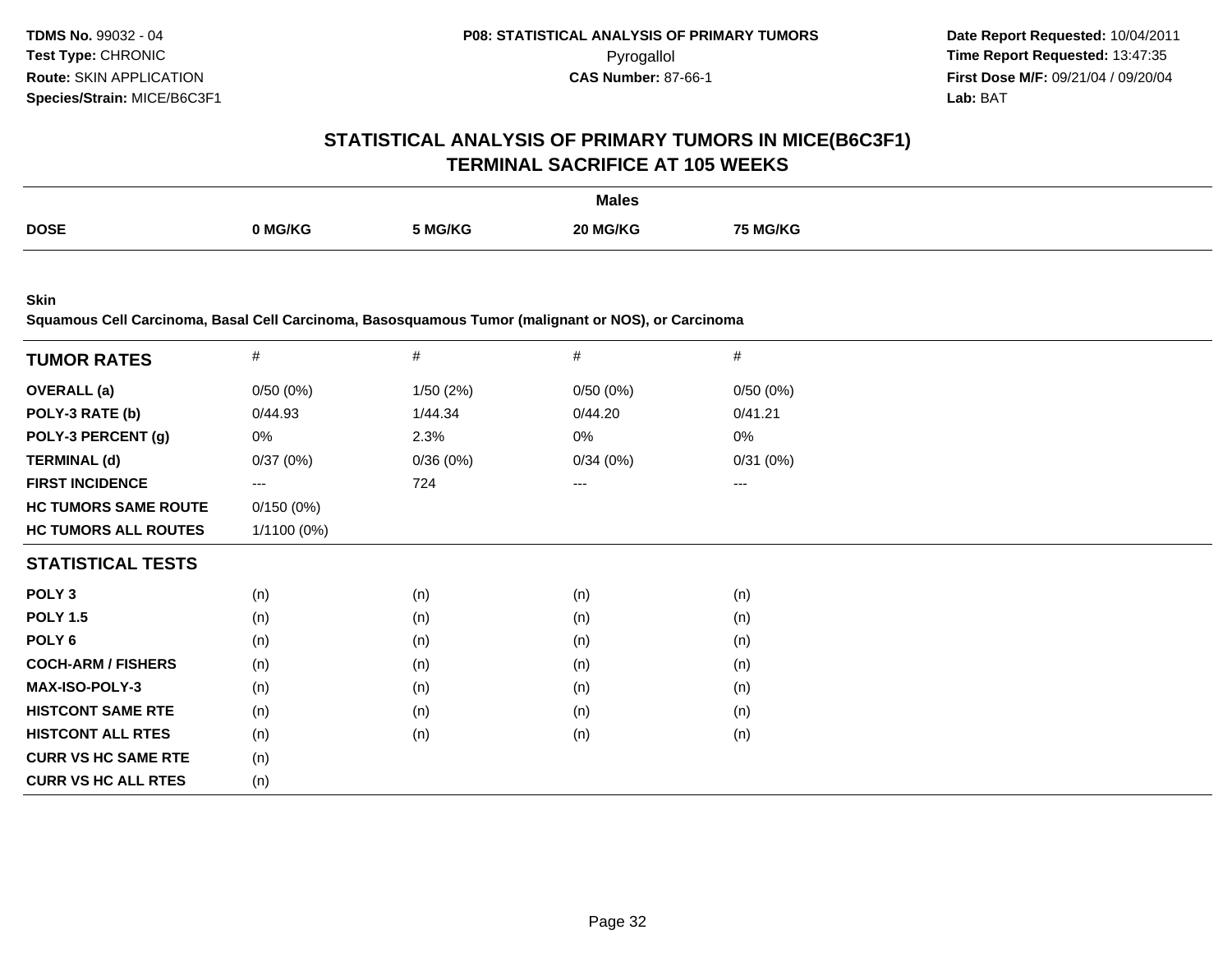**TDMS No.** 99032 - 04
**Test Type:** CHRONIC
**Route:** SKIN APPLICATION
**Species/Strain:** MICE/B6C3F1

**P08: STATISTICAL ANALYSIS OF PRIMARY TUMORS**
Pyrogallol
**CAS Number:** 87-66-1

**Date Report Requested:** 10/04/2011
**Time Report Requested:** 13:47:35
**First Dose M/F:** 09/21/04 / 09/20/04
**Lab:** BAT

# STATISTICAL ANALYSIS OF PRIMARY TUMORS IN MICE(B6C3F1)
## TERMINAL SACRIFICE AT 105 WEEKS

| | Males | | | |
|---|---|---|---|---|
| **DOSE** | **0 MG/KG** | **5 MG/KG** | **20 MG/KG** | **75 MG/KG** |

**Skin**
**Squamous Cell Carcinoma, Basal Cell Carcinoma, Basosquamous Tumor (malignant or NOS), or Carcinoma**

| **TUMOR RATES** | # | # | # | # |
|---|---|---|---|---|
| **OVERALL (a)** | 0/50 (0%) | 1/50 (2%) | 0/50 (0%) | 0/50 (0%) |
| **POLY-3 RATE (b)** | 0/44.93 | 1/44.34 | 0/44.20 | 0/41.21 |
| **POLY-3 PERCENT (g)** | 0% | 2.3% | 0% | 0% |
| **TERMINAL (d)** | 0/37 (0%) | 0/36 (0%) | 0/34 (0%) | 0/31 (0%) |
| **FIRST INCIDENCE** | --- | 724 | --- | --- |
| **HC TUMORS SAME ROUTE** | 0/150 (0%) | | | |
| **HC TUMORS ALL ROUTES** | 1/1100 (0%) | | | |
| **STATISTICAL TESTS** | | | | |
| **POLY 3** | (n) | (n) | (n) | (n) |
| **POLY 1.5** | (n) | (n) | (n) | (n) |
| **POLY 6** | (n) | (n) | (n) | (n) |
| **COCH-ARM / FISHERS** | (n) | (n) | (n) | (n) |
| **MAX-ISO-POLY-3** | (n) | (n) | (n) | (n) |
| **HISTCONT SAME RTE** | (n) | (n) | (n) | (n) |
| **HISTCONT ALL RTES** | (n) | (n) | (n) | (n) |
| **CURR VS HC SAME RTE** | (n) | | | |
| **CURR VS HC ALL RTES** | (n) | | | |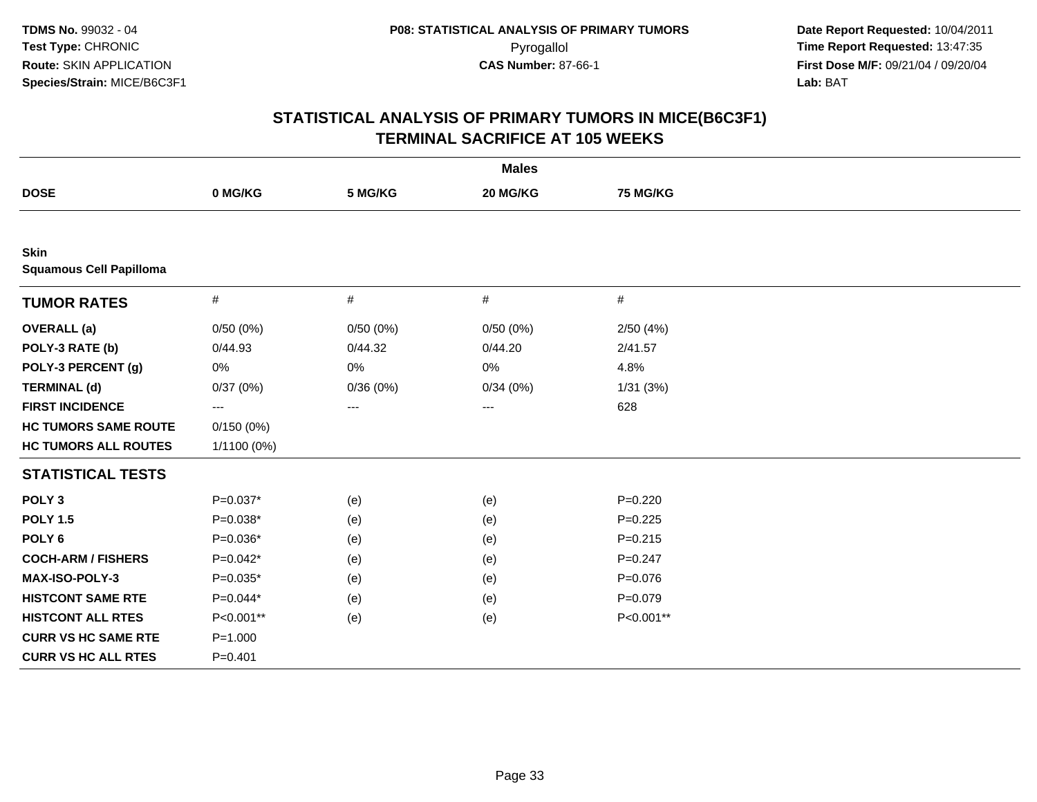**TDMS No.** 99032 - 04
**Test Type:** CHRONIC
**Route:** SKIN APPLICATION
**Species/Strain:** MICE/B6C3F1

**P08: STATISTICAL ANALYSIS OF PRIMARY TUMORS**
Pyrogallol
**CAS Number:** 87-66-1

**Date Report Requested:** 10/04/2011
**Time Report Requested:** 13:47:35
**First Dose M/F:** 09/21/04 / 09/20/04
**Lab:** BAT

## STATISTICAL ANALYSIS OF PRIMARY TUMORS IN MICE(B6C3F1)
## TERMINAL SACRIFICE AT 105 WEEKS

| | Males | | | |
|---|---|---|---|---|
| **DOSE** | **0 MG/KG** | **5 MG/KG** | **20 MG/KG** | **75 MG/KG** |
| **Skin** | | | | |
| **Squamous Cell Papilloma** | | | | |
| **TUMOR RATES** | # | # | # | # |
| **OVERALL (a)** | 0/50 (0%) | 0/50 (0%) | 0/50 (0%) | 2/50 (4%) |
| **POLY-3 RATE (b)** | 0/44.93 | 0/44.32 | 0/44.20 | 2/41.57 |
| **POLY-3 PERCENT (g)** | 0% | 0% | 0% | 4.8% |
| **TERMINAL (d)** | 0/37 (0%) | 0/36 (0%) | 0/34 (0%) | 1/31 (3%) |
| **FIRST INCIDENCE** | --- | --- | --- | 628 |
| **HC TUMORS SAME ROUTE** | 0/150 (0%) | | | |
| **HC TUMORS ALL ROUTES** | 1/1100 (0%) | | | |
| **STATISTICAL TESTS** | | | | |
| **POLY 3** | P=0.037* | (e) | (e) | P=0.220 |
| **POLY 1.5** | P=0.038* | (e) | (e) | P=0.225 |
| **POLY 6** | P=0.036* | (e) | (e) | P=0.215 |
| **COCH-ARM / FISHERS** | P=0.042* | (e) | (e) | P=0.247 |
| **MAX-ISO-POLY-3** | P=0.035* | (e) | (e) | P=0.076 |
| **HISTCONT SAME RTE** | P=0.044* | (e) | (e) | P=0.079 |
| **HISTCONT ALL RTES** | P<0.001** | (e) | (e) | P<0.001** |
| **CURR VS HC SAME RTE** | P=1.000 | | | |
| **CURR VS HC ALL RTES** | P=0.401 | | | |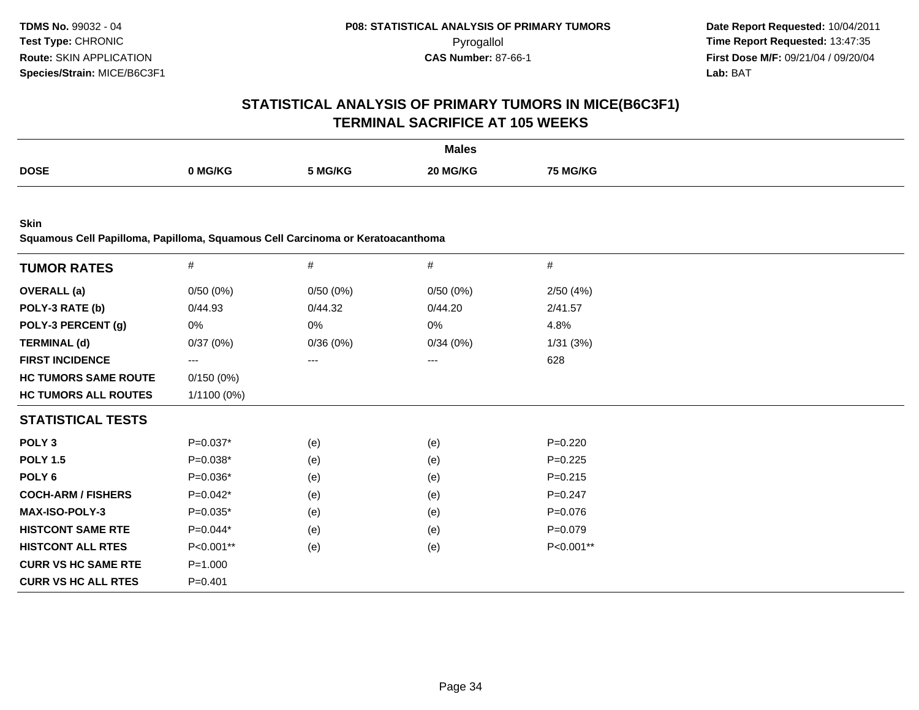**TDMS No.** 99032 - 04
**Test Type:** CHRONIC
**Route:** SKIN APPLICATION
**Species/Strain:** MICE/B6C3F1

**P08: STATISTICAL ANALYSIS OF PRIMARY TUMORS**
Pyrogallol
**CAS Number:** 87-66-1

**Date Report Requested:** 10/04/2011
**Time Report Requested:** 13:47:35
**First Dose M/F:** 09/21/04 / 09/20/04
**Lab:** BAT

## STATISTICAL ANALYSIS OF PRIMARY TUMORS IN MICE(B6C3F1)
## TERMINAL SACRIFICE AT 105 WEEKS

| | Males | | | |
|---|---|---|---|---|
| **DOSE** | **0 MG/KG** | **5 MG/KG** | **20 MG/KG** | **75 MG/KG** |

**Skin**
**Squamous Cell Papilloma, Papilloma, Squamous Cell Carcinoma or Keratoacanthoma**

| **TUMOR RATES** | # | # | # | # |
|---|---|---|---|---|
| **OVERALL (a)** | 0/50 (0%) | 0/50 (0%) | 0/50 (0%) | 2/50 (4%) |
| **POLY-3 RATE (b)** | 0/44.93 | 0/44.32 | 0/44.20 | 2/41.57 |
| **POLY-3 PERCENT (g)** | 0% | 0% | 0% | 4.8% |
| **TERMINAL (d)** | 0/37 (0%) | 0/36 (0%) | 0/34 (0%) | 1/31 (3%) |
| **FIRST INCIDENCE** | --- | --- | --- | 628 |
| **HC TUMORS SAME ROUTE** | 0/150 (0%) | | | |
| **HC TUMORS ALL ROUTES** | 1/1100 (0%) | | | |
| **STATISTICAL TESTS** | | | | |
| **POLY 3** | P=0.037* | (e) | (e) | P=0.220 |
| **POLY 1.5** | P=0.038* | (e) | (e) | P=0.225 |
| **POLY 6** | P=0.036* | (e) | (e) | P=0.215 |
| **COCH-ARM / FISHERS** | P=0.042* | (e) | (e) | P=0.247 |
| **MAX-ISO-POLY-3** | P=0.035* | (e) | (e) | P=0.076 |
| **HISTCONT SAME RTE** | P=0.044* | (e) | (e) | P=0.079 |
| **HISTCONT ALL RTES** | P<0.001** | (e) | (e) | P<0.001** |
| **CURR VS HC SAME RTE** | P=1.000 | | | |
| **CURR VS HC ALL RTES** | P=0.401 | | | |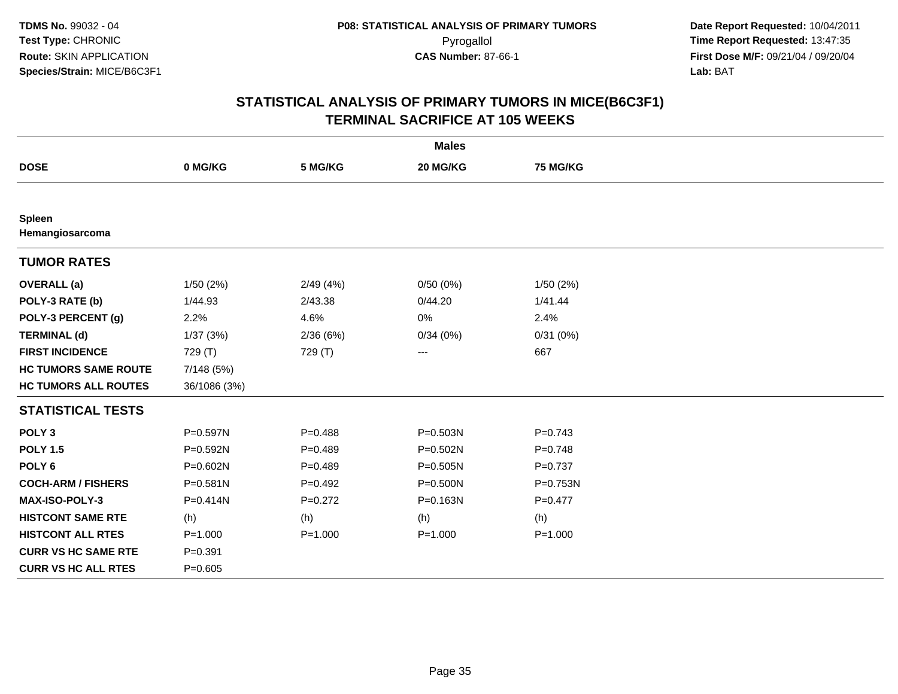**TDMS No.** 99032 - 04
**Test Type:** CHRONIC
**Route:** SKIN APPLICATION
**Species/Strain:** MICE/B6C3F1

**P08: STATISTICAL ANALYSIS OF PRIMARY TUMORS**
Pyrogallol
**CAS Number:** 87-66-1

**Date Report Requested:** 10/04/2011
**Time Report Requested:** 13:47:35
**First Dose M/F:** 09/21/04 / 09/20/04
**Lab:** BAT

## STATISTICAL ANALYSIS OF PRIMARY TUMORS IN MICE(B6C3F1) TERMINAL SACRIFICE AT 105 WEEKS

| | Males | | | |
|---|---|---|---|---|
| **DOSE** | **0 MG/KG** | **5 MG/KG** | **20 MG/KG** | **75 MG/KG** |
| **Spleen** | | | | |
| **Hemangiosarcoma** | | | | |
| **TUMOR RATES** | | | | |
| **OVERALL (a)** | 1/50 (2%) | 2/49 (4%) | 0/50 (0%) | 1/50 (2%) |
| **POLY-3 RATE (b)** | 1/44.93 | 2/43.38 | 0/44.20 | 1/41.44 |
| **POLY-3 PERCENT (g)** | 2.2% | 4.6% | 0% | 2.4% |
| **TERMINAL (d)** | 1/37 (3%) | 2/36 (6%) | 0/34 (0%) | 0/31 (0%) |
| **FIRST INCIDENCE** | 729 (T) | 729 (T) | --- | 667 |
| **HC TUMORS SAME ROUTE** | 7/148 (5%) | | | |
| **HC TUMORS ALL ROUTES** | 36/1086 (3%) | | | |
| **STATISTICAL TESTS** | | | | |
| **POLY 3** | P=0.597N | P=0.488 | P=0.503N | P=0.743 |
| **POLY 1.5** | P=0.592N | P=0.489 | P=0.502N | P=0.748 |
| **POLY 6** | P=0.602N | P=0.489 | P=0.505N | P=0.737 |
| **COCH-ARM / FISHERS** | P=0.581N | P=0.492 | P=0.500N | P=0.753N |
| **MAX-ISO-POLY-3** | P=0.414N | P=0.272 | P=0.163N | P=0.477 |
| **HISTCONT SAME RTE** | (h) | (h) | (h) | (h) |
| **HISTCONT ALL RTES** | P=1.000 | P=1.000 | P=1.000 | P=1.000 |
| **CURR VS HC SAME RTE** | P=0.391 | | | |
| **CURR VS HC ALL RTES** | P=0.605 | | | |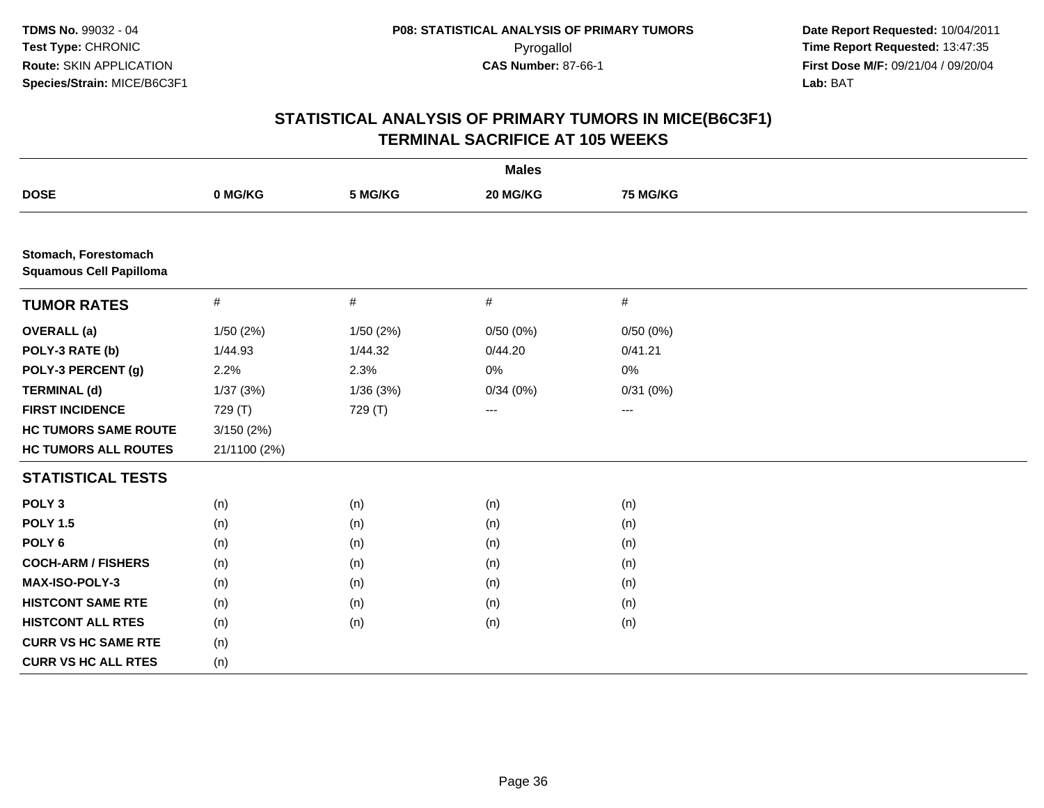TDMS No. 99032 - 04
Test Type: CHRONIC
Route: SKIN APPLICATION
Species/Strain: MICE/B6C3F1

P08: STATISTICAL ANALYSIS OF PRIMARY TUMORS
Pyrogallol
CAS Number: 87-66-1

Date Report Requested: 10/04/2011
Time Report Requested: 13:47:35
First Dose M/F: 09/21/04 / 09/20/04
Lab: BAT

## STATISTICAL ANALYSIS OF PRIMARY TUMORS IN MICE(B6C3F1)
## TERMINAL SACRIFICE AT 105 WEEKS

| | Males | | | |
|---|---|---|---|---|
| **DOSE** | **0 MG/KG** | **5 MG/KG** | **20 MG/KG** | **75 MG/KG** |
| **Stomach, Forestomach** | | | | |
| **Squamous Cell Papilloma** | | | | |
| **TUMOR RATES** | # | # | # | # |
| **OVERALL (a)** | 1/50 (2%) | 1/50 (2%) | 0/50 (0%) | 0/50 (0%) |
| **POLY-3 RATE (b)** | 1/44.93 | 1/44.32 | 0/44.20 | 0/41.21 |
| **POLY-3 PERCENT (g)** | 2.2% | 2.3% | 0% | 0% |
| **TERMINAL (d)** | 1/37 (3%) | 1/36 (3%) | 0/34 (0%) | 0/31 (0%) |
| **FIRST INCIDENCE** | 729 (T) | 729 (T) | --- | --- |
| **HC TUMORS SAME ROUTE** | 3/150 (2%) | | | |
| **HC TUMORS ALL ROUTES** | 21/1100 (2%) | | | |
| **STATISTICAL TESTS** | | | | |
| **POLY 3** | (n) | (n) | (n) | (n) |
| **POLY 1.5** | (n) | (n) | (n) | (n) |
| **POLY 6** | (n) | (n) | (n) | (n) |
| **COCH-ARM / FISHERS** | (n) | (n) | (n) | (n) |
| **MAX-ISO-POLY-3** | (n) | (n) | (n) | (n) |
| **HISTCONT SAME RTE** | (n) | (n) | (n) | (n) |
| **HISTCONT ALL RTES** | (n) | (n) | (n) | (n) |
| **CURR VS HC SAME RTE** | (n) | | | |
| **CURR VS HC ALL RTES** | (n) | | | |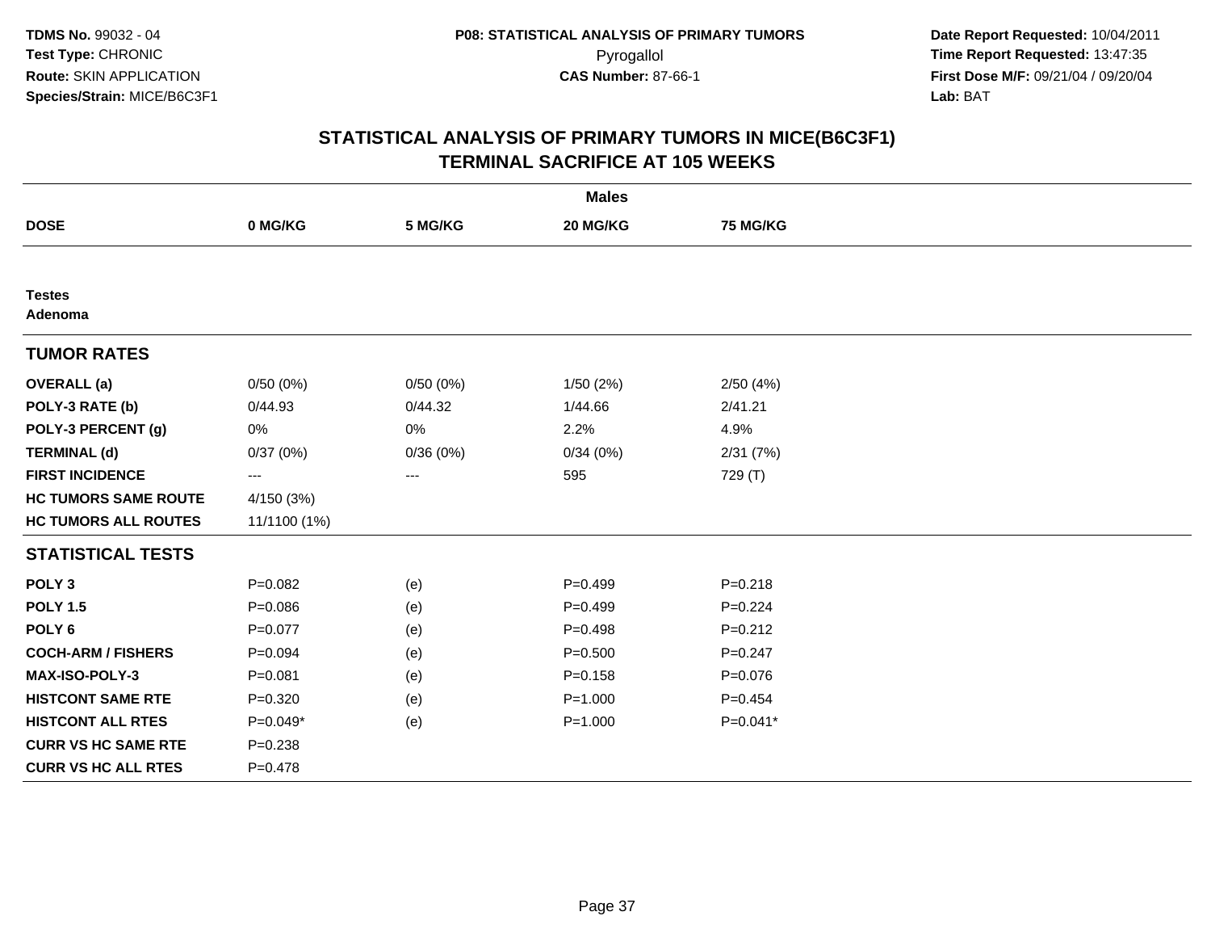**TDMS No.** 99032 - 04
**Test Type:** CHRONIC
**Route:** SKIN APPLICATION
**Species/Strain:** MICE/B6C3F1

**P08: STATISTICAL ANALYSIS OF PRIMARY TUMORS**
Pyrogallol
**CAS Number:** 87-66-1

**Date Report Requested:** 10/04/2011
**Time Report Requested:** 13:47:35
**First Dose M/F:** 09/21/04 / 09/20/04
**Lab:** BAT

## STATISTICAL ANALYSIS OF PRIMARY TUMORS IN MICE(B6C3F1)
## TERMINAL SACRIFICE AT 105 WEEKS

| | Males | | | |
|---|---|---|---|---|
| **DOSE** | **0 MG/KG** | **5 MG/KG** | **20 MG/KG** | **75 MG/KG** |
| **Testes** | | | | |
| **Adenoma** | | | | |
| **TUMOR RATES** | | | | |
| **OVERALL (a)** | 0/50 (0%) | 0/50 (0%) | 1/50 (2%) | 2/50 (4%) |
| **POLY-3 RATE (b)** | 0/44.93 | 0/44.32 | 1/44.66 | 2/41.21 |
| **POLY-3 PERCENT (g)** | 0% | 0% | 2.2% | 4.9% |
| **TERMINAL (d)** | 0/37 (0%) | 0/36 (0%) | 0/34 (0%) | 2/31 (7%) |
| **FIRST INCIDENCE** | --- | --- | 595 | 729 (T) |
| **HC TUMORS SAME ROUTE** | 4/150 (3%) | | | |
| **HC TUMORS ALL ROUTES** | 11/1100 (1%) | | | |
| **STATISTICAL TESTS** | | | | |
| **POLY 3** | P=0.082 | (e) | P=0.499 | P=0.218 |
| **POLY 1.5** | P=0.086 | (e) | P=0.499 | P=0.224 |
| **POLY 6** | P=0.077 | (e) | P=0.498 | P=0.212 |
| **COCH-ARM / FISHERS** | P=0.094 | (e) | P=0.500 | P=0.247 |
| **MAX-ISO-POLY-3** | P=0.081 | (e) | P=0.158 | P=0.076 |
| **HISTCONT SAME RTE** | P=0.320 | (e) | P=1.000 | P=0.454 |
| **HISTCONT ALL RTES** | P=0.049* | (e) | P=1.000 | P=0.041* |
| **CURR VS HC SAME RTE** | P=0.238 | | | |
| **CURR VS HC ALL RTES** | P=0.478 | | | |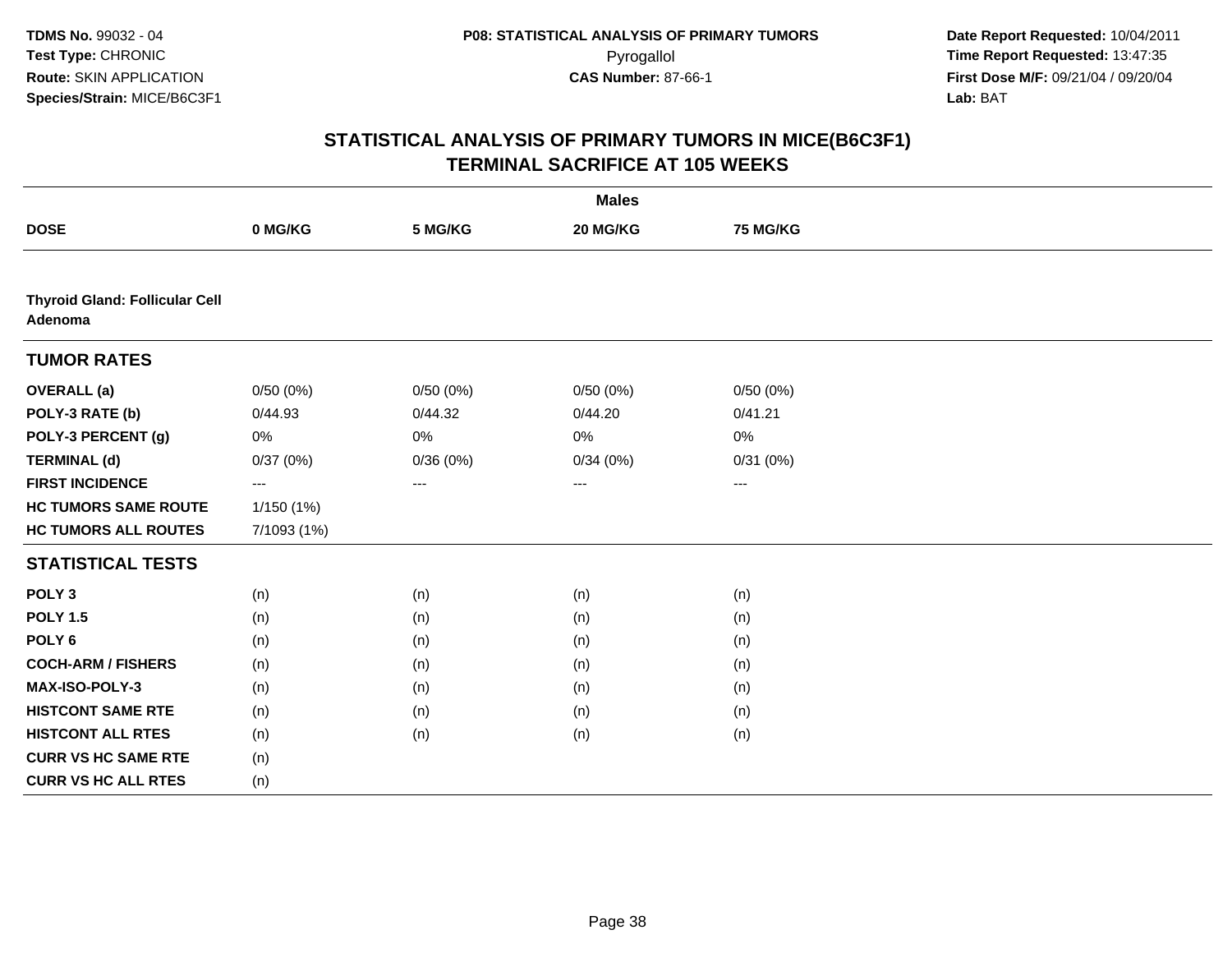## STATISTICAL ANALYSIS OF PRIMARY TUMORS IN MICE(B6C3F1)
## TERMINAL SACRIFICE AT 105 WEEKS

| | Males | | | |
|---|---|---|---|---|
| **DOSE** | **0 MG/KG** | **5 MG/KG** | **20 MG/KG** | **75 MG/KG** |
| **Thyroid Gland: Follicular Cell Adenoma** | | | | |
| **TUMOR RATES** | | | | |
| **OVERALL (a)** | 0/50 (0%) | 0/50 (0%) | 0/50 (0%) | 0/50 (0%) |
| **POLY-3 RATE (b)** | 0/44.93 | 0/44.32 | 0/44.20 | 0/41.21 |
| **POLY-3 PERCENT (g)** | 0% | 0% | 0% | 0% |
| **TERMINAL (d)** | 0/37 (0%) | 0/36 (0%) | 0/34 (0%) | 0/31 (0%) |
| **FIRST INCIDENCE** | --- | --- | --- | --- |
| **HC TUMORS SAME ROUTE** | 1/150 (1%) | | | |
| **HC TUMORS ALL ROUTES** | 7/1093 (1%) | | | |
| **STATISTICAL TESTS** | | | | |
| **POLY 3** | (n) | (n) | (n) | (n) |
| **POLY 1.5** | (n) | (n) | (n) | (n) |
| **POLY 6** | (n) | (n) | (n) | (n) |
| **COCH-ARM / FISHERS** | (n) | (n) | (n) | (n) |
| **MAX-ISO-POLY-3** | (n) | (n) | (n) | (n) |
| **HISTCONT SAME RTE** | (n) | (n) | (n) | (n) |
| **HISTCONT ALL RTES** | (n) | (n) | (n) | (n) |
| **CURR VS HC SAME RTE** | (n) | | | |
| **CURR VS HC ALL RTES** | (n) | | | |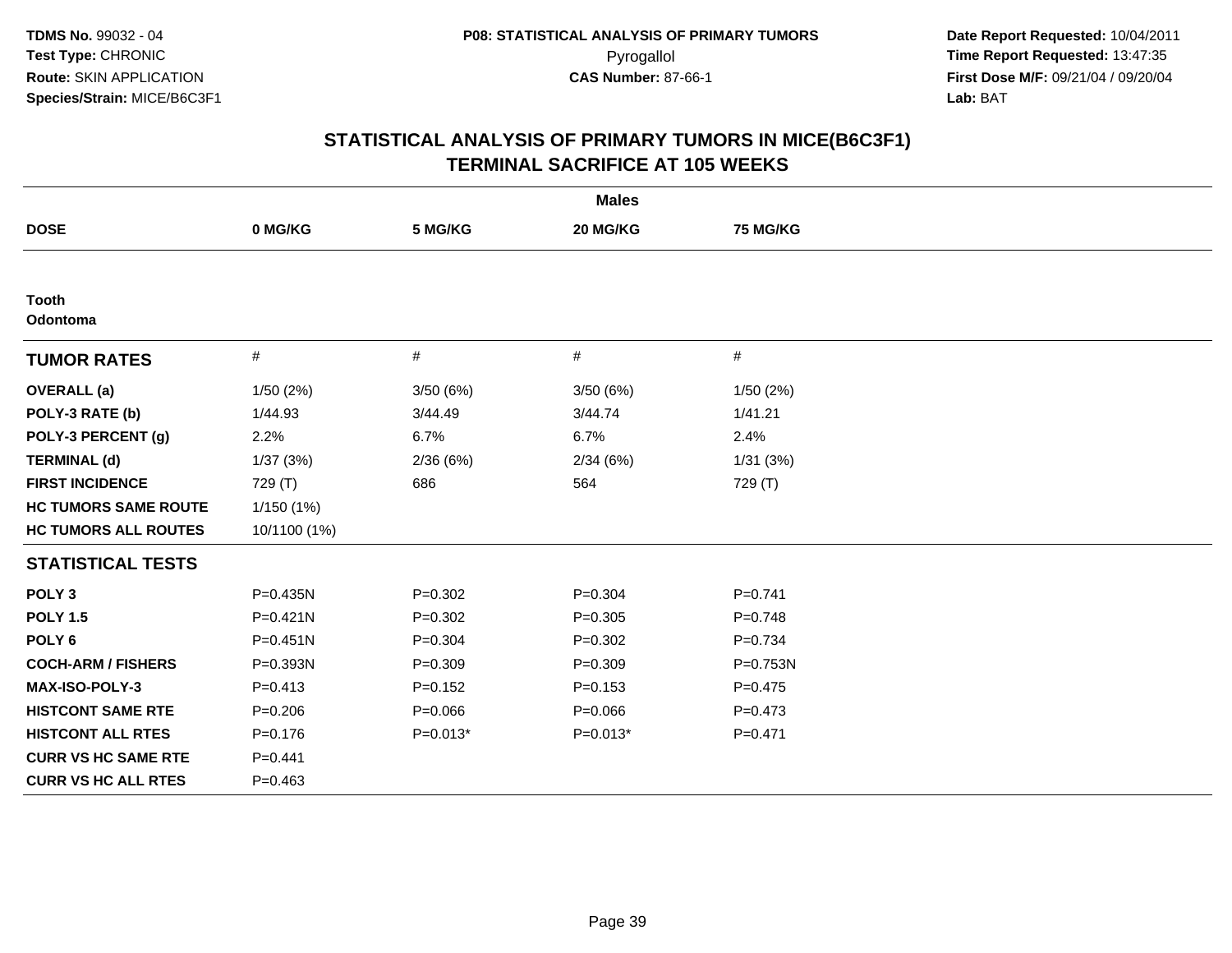**TDMS No.** 99032 - 04
**Test Type:** CHRONIC
**Route:** SKIN APPLICATION
**Species/Strain:** MICE/B6C3F1

**P08: STATISTICAL ANALYSIS OF PRIMARY TUMORS**
Pyrogallol
**CAS Number:** 87-66-1

**Date Report Requested:** 10/04/2011
**Time Report Requested:** 13:47:35
**First Dose M/F:** 09/21/04 / 09/20/04
**Lab:** BAT

## STATISTICAL ANALYSIS OF PRIMARY TUMORS IN MICE(B6C3F1)
## TERMINAL SACRIFICE AT 105 WEEKS

| | Males | | | |
|---|---|---|---|---|
| **DOSE** | **0 MG/KG** | **5 MG/KG** | **20 MG/KG** | **75 MG/KG** |
| **Tooth** | | | | |
| **Odontoma** | | | | |
| **TUMOR RATES** | # | # | # | # |
| **OVERALL (a)** | 1/50 (2%) | 3/50 (6%) | 3/50 (6%) | 1/50 (2%) |
| **POLY-3 RATE (b)** | 1/44.93 | 3/44.49 | 3/44.74 | 1/41.21 |
| **POLY-3 PERCENT (g)** | 2.2% | 6.7% | 6.7% | 2.4% |
| **TERMINAL (d)** | 1/37 (3%) | 2/36 (6%) | 2/34 (6%) | 1/31 (3%) |
| **FIRST INCIDENCE** | 729 (T) | 686 | 564 | 729 (T) |
| **HC TUMORS SAME ROUTE** | 1/150 (1%) | | | |
| **HC TUMORS ALL ROUTES** | 10/1100 (1%) | | | |
| **STATISTICAL TESTS** | | | | |
| **POLY 3** | P=0.435N | P=0.302 | P=0.304 | P=0.741 |
| **POLY 1.5** | P=0.421N | P=0.302 | P=0.305 | P=0.748 |
| **POLY 6** | P=0.451N | P=0.304 | P=0.302 | P=0.734 |
| **COCH-ARM / FISHERS** | P=0.393N | P=0.309 | P=0.309 | P=0.753N |
| **MAX-ISO-POLY-3** | P=0.413 | P=0.152 | P=0.153 | P=0.475 |
| **HISTCONT SAME RTE** | P=0.206 | P=0.066 | P=0.066 | P=0.473 |
| **HISTCONT ALL RTES** | P=0.176 | P=0.013* | P=0.013* | P=0.471 |
| **CURR VS HC SAME RTE** | P=0.441 | | | |
| **CURR VS HC ALL RTES** | P=0.463 | | | |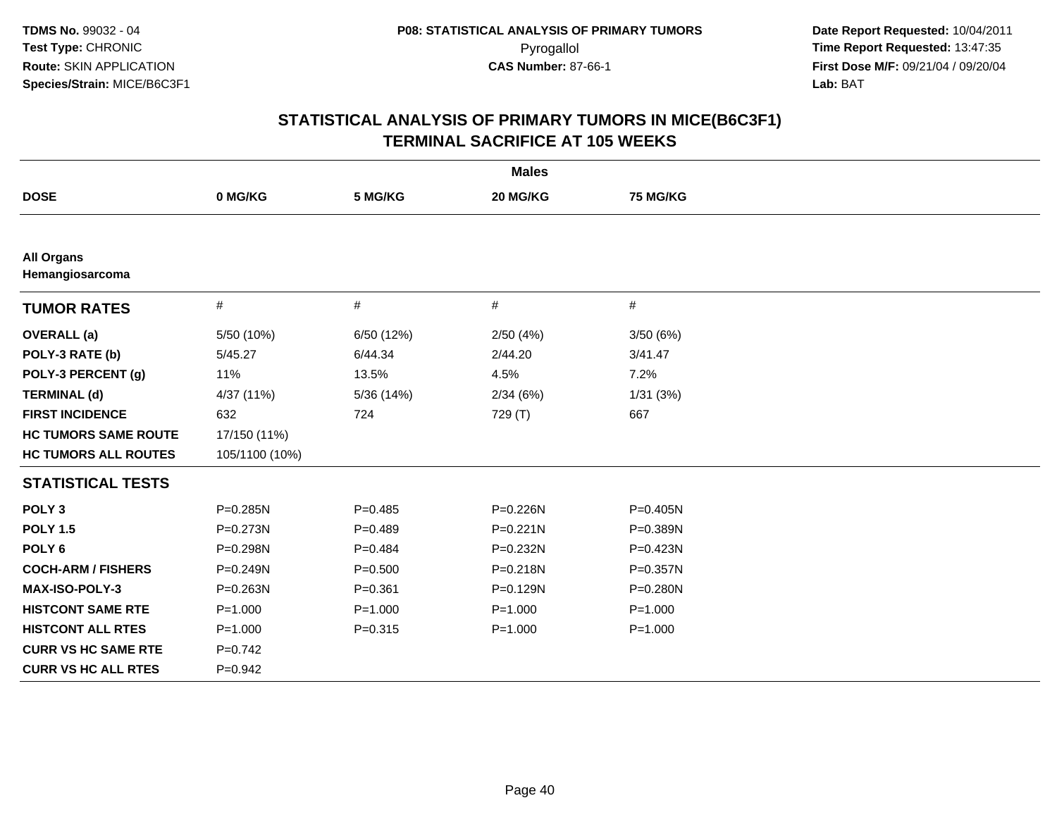**TDMS No.** 99032 - 04
**Test Type:** CHRONIC
**Route:** SKIN APPLICATION
**Species/Strain:** MICE/B6C3F1

**P08: STATISTICAL ANALYSIS OF PRIMARY TUMORS**
Pyrogallol
**CAS Number:** 87-66-1

**Date Report Requested:** 10/04/2011
**Time Report Requested:** 13:47:35
**First Dose M/F:** 09/21/04 / 09/20/04
**Lab:** BAT

# STATISTICAL ANALYSIS OF PRIMARY TUMORS IN MICE(B6C3F1) TERMINAL SACRIFICE AT 105 WEEKS

| | Males | | | |
|---|---|---|---|---|
| **DOSE** | **0 MG/KG** | **5 MG/KG** | **20 MG/KG** | **75 MG/KG** |
| **All Organs** | | | | |
| **Hemangiosarcoma** | | | | |
| **TUMOR RATES** | # | # | # | # |
| **OVERALL (a)** | 5/50 (10%) | 6/50 (12%) | 2/50 (4%) | 3/50 (6%) |
| **POLY-3 RATE (b)** | 5/45.27 | 6/44.34 | 2/44.20 | 3/41.47 |
| **POLY-3 PERCENT (g)** | 11% | 13.5% | 4.5% | 7.2% |
| **TERMINAL (d)** | 4/37 (11%) | 5/36 (14%) | 2/34 (6%) | 1/31 (3%) |
| **FIRST INCIDENCE** | 632 | 724 | 729 (T) | 667 |
| **HC TUMORS SAME ROUTE** | 17/150 (11%) | | | |
| **HC TUMORS ALL ROUTES** | 105/1100 (10%) | | | |
| **STATISTICAL TESTS** | | | | |
| **POLY 3** | P=0.285N | P=0.485 | P=0.226N | P=0.405N |
| **POLY 1.5** | P=0.273N | P=0.489 | P=0.221N | P=0.389N |
| **POLY 6** | P=0.298N | P=0.484 | P=0.232N | P=0.423N |
| **COCH-ARM / FISHERS** | P=0.249N | P=0.500 | P=0.218N | P=0.357N |
| **MAX-ISO-POLY-3** | P=0.263N | P=0.361 | P=0.129N | P=0.280N |
| **HISTCONT SAME RTE** | P=1.000 | P=1.000 | P=1.000 | P=1.000 |
| **HISTCONT ALL RTES** | P=1.000 | P=0.315 | P=1.000 | P=1.000 |
| **CURR VS HC SAME RTE** | P=0.742 | | | |
| **CURR VS HC ALL RTES** | P=0.942 | | | |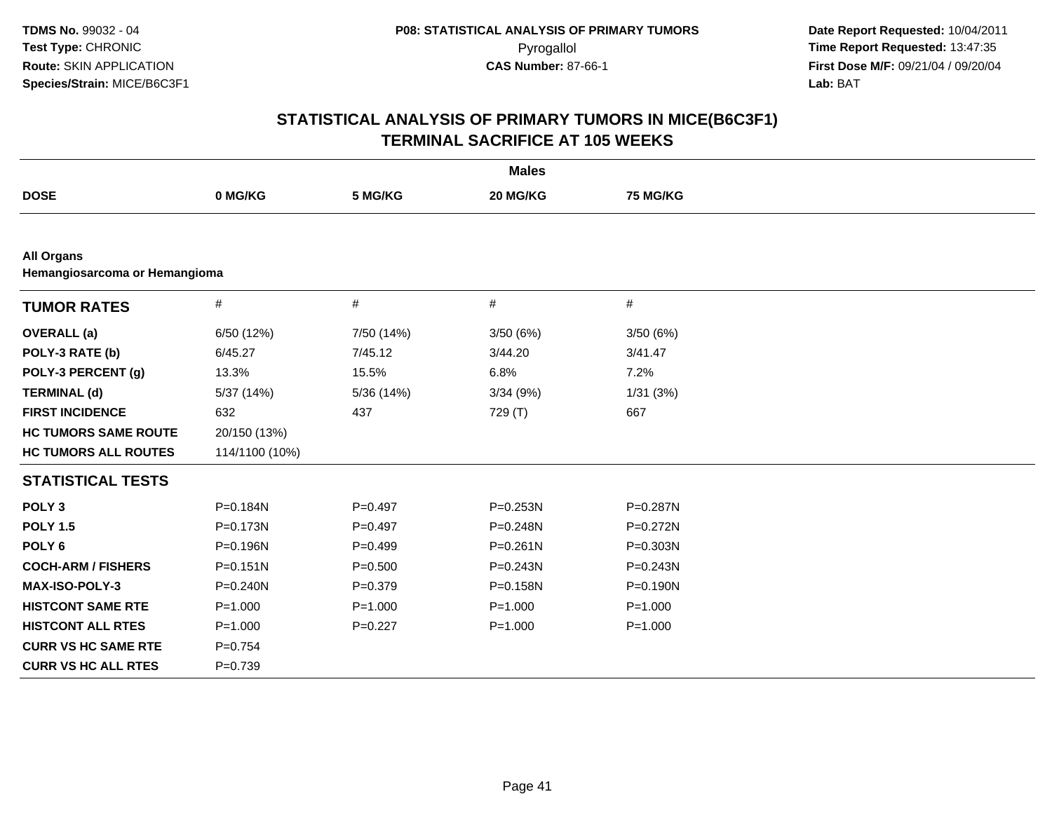TDMS No. 99032 - 04
Test Type: CHRONIC
Route: SKIN APPLICATION
Species/Strain: MICE/B6C3F1

**P08: STATISTICAL ANALYSIS OF PRIMARY TUMORS**
Pyrogallol
**CAS Number:** 87-66-1

**Date Report Requested:** 10/04/2011
**Time Report Requested:** 13:47:35
**First Dose M/F:** 09/21/04 / 09/20/04
**Lab:** BAT

## STATISTICAL ANALYSIS OF PRIMARY TUMORS IN MICE(B6C3F1)
## TERMINAL SACRIFICE AT 105 WEEKS

**Males**

| DOSE | 0 MG/KG | 5 MG/KG | 20 MG/KG | 75 MG/KG |
|---|---|---|---|---|
| **All Organs** | | | | |
| **Hemangiosarcoma or Hemangioma** | | | | |
| **TUMOR RATES** | # | # | # | # |
| **OVERALL (a)** | 6/50 (12%) | 7/50 (14%) | 3/50 (6%) | 3/50 (6%) |
| **POLY-3 RATE (b)** | 6/45.27 | 7/45.12 | 3/44.20 | 3/41.47 |
| **POLY-3 PERCENT (g)** | 13.3% | 15.5% | 6.8% | 7.2% |
| **TERMINAL (d)** | 5/37 (14%) | 5/36 (14%) | 3/34 (9%) | 1/31 (3%) |
| **FIRST INCIDENCE** | 632 | 437 | 729 (T) | 667 |
| **HC TUMORS SAME ROUTE** | 20/150 (13%) | | | |
| **HC TUMORS ALL ROUTES** | 114/1100 (10%) | | | |
| **STATISTICAL TESTS** | | | | |
| **POLY 3** | P=0.184N | P=0.497 | P=0.253N | P=0.287N |
| **POLY 1.5** | P=0.173N | P=0.497 | P=0.248N | P=0.272N |
| **POLY 6** | P=0.196N | P=0.499 | P=0.261N | P=0.303N |
| **COCH-ARM / FISHERS** | P=0.151N | P=0.500 | P=0.243N | P=0.243N |
| **MAX-ISO-POLY-3** | P=0.240N | P=0.379 | P=0.158N | P=0.190N |
| **HISTCONT SAME RTE** | P=1.000 | P=1.000 | P=1.000 | P=1.000 |
| **HISTCONT ALL RTES** | P=1.000 | P=0.227 | P=1.000 | P=1.000 |
| **CURR VS HC SAME RTE** | P=0.754 | | | |
| **CURR VS HC ALL RTES** | P=0.739 | | | |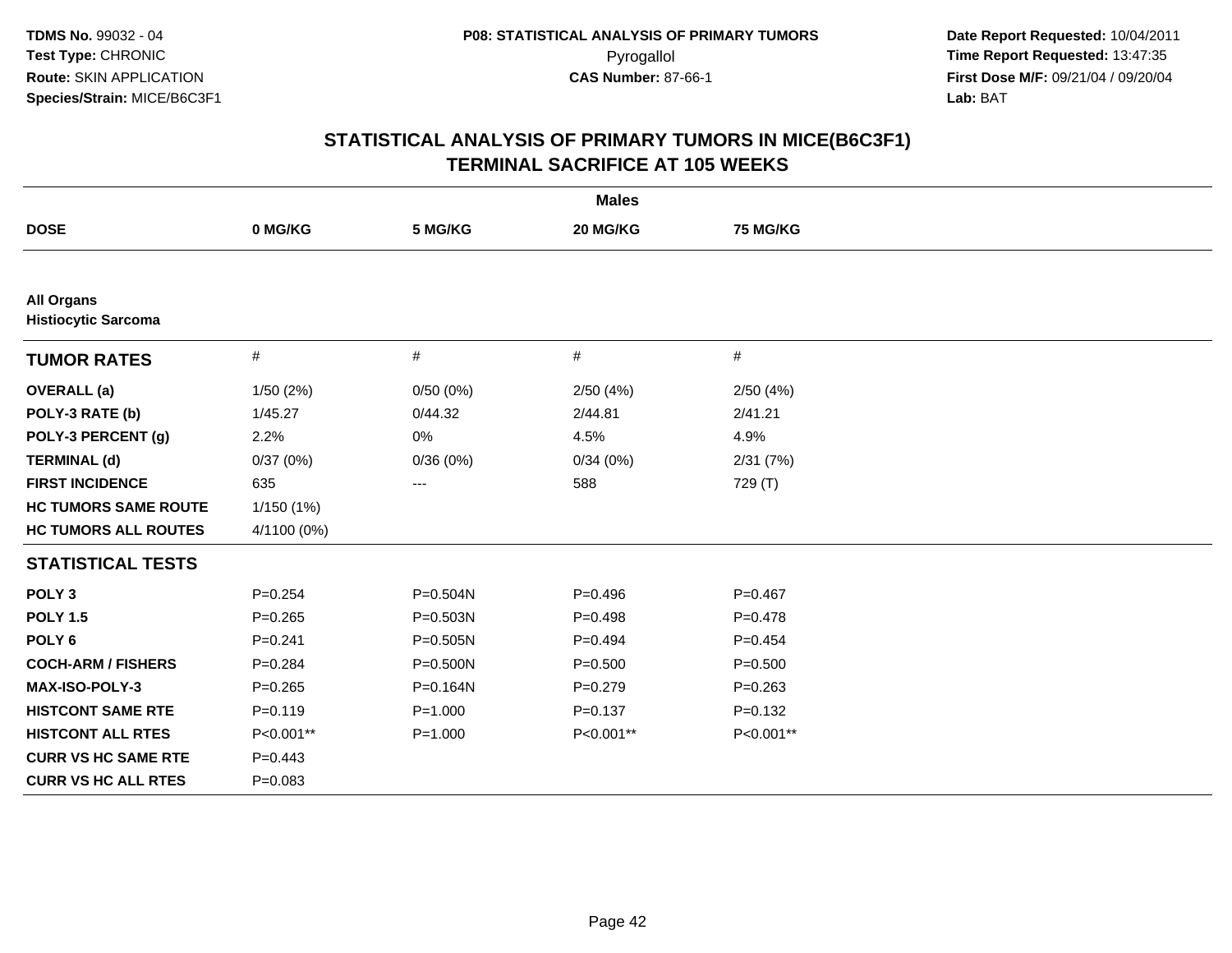**TDMS No.** 99032 - 04
**Test Type:** CHRONIC
**Route:** SKIN APPLICATION
**Species/Strain:** MICE/B6C3F1

**P08: STATISTICAL ANALYSIS OF PRIMARY TUMORS**
Pyrogallol
**CAS Number:** 87-66-1

**Date Report Requested:** 10/04/2011
**Time Report Requested:** 13:47:35
**First Dose M/F:** 09/21/04 / 09/20/04
**Lab:** BAT

## STATISTICAL ANALYSIS OF PRIMARY TUMORS IN MICE(B6C3F1)
## TERMINAL SACRIFICE AT 105 WEEKS

| | Males | | | |
|---|---|---|---|---|
| **DOSE** | **0 MG/KG** | **5 MG/KG** | **20 MG/KG** | **75 MG/KG** |
| **All Organs** | | | | |
| **Histiocytic Sarcoma** | | | | |
| **TUMOR RATES** | # | # | # | # |
| **OVERALL (a)** | 1/50 (2%) | 0/50 (0%) | 2/50 (4%) | 2/50 (4%) |
| **POLY-3 RATE (b)** | 1/45.27 | 0/44.32 | 2/44.81 | 2/41.21 |
| **POLY-3 PERCENT (g)** | 2.2% | 0% | 4.5% | 4.9% |
| **TERMINAL (d)** | 0/37 (0%) | 0/36 (0%) | 0/34 (0%) | 2/31 (7%) |
| **FIRST INCIDENCE** | 635 | --- | 588 | 729 (T) |
| **HC TUMORS SAME ROUTE** | 1/150 (1%) | | | |
| **HC TUMORS ALL ROUTES** | 4/1100 (0%) | | | |
| **STATISTICAL TESTS** | | | | |
| **POLY 3** | P=0.254 | P=0.504N | P=0.496 | P=0.467 |
| **POLY 1.5** | P=0.265 | P=0.503N | P=0.498 | P=0.478 |
| **POLY 6** | P=0.241 | P=0.505N | P=0.494 | P=0.454 |
| **COCH-ARM / FISHERS** | P=0.284 | P=0.500N | P=0.500 | P=0.500 |
| **MAX-ISO-POLY-3** | P=0.265 | P=0.164N | P=0.279 | P=0.263 |
| **HISTCONT SAME RTE** | P=0.119 | P=1.000 | P=0.137 | P=0.132 |
| **HISTCONT ALL RTES** | P<0.001** | P=1.000 | P<0.001** | P<0.001** |
| **CURR VS HC SAME RTE** | P=0.443 | | | |
| **CURR VS HC ALL RTES** | P=0.083 | | | |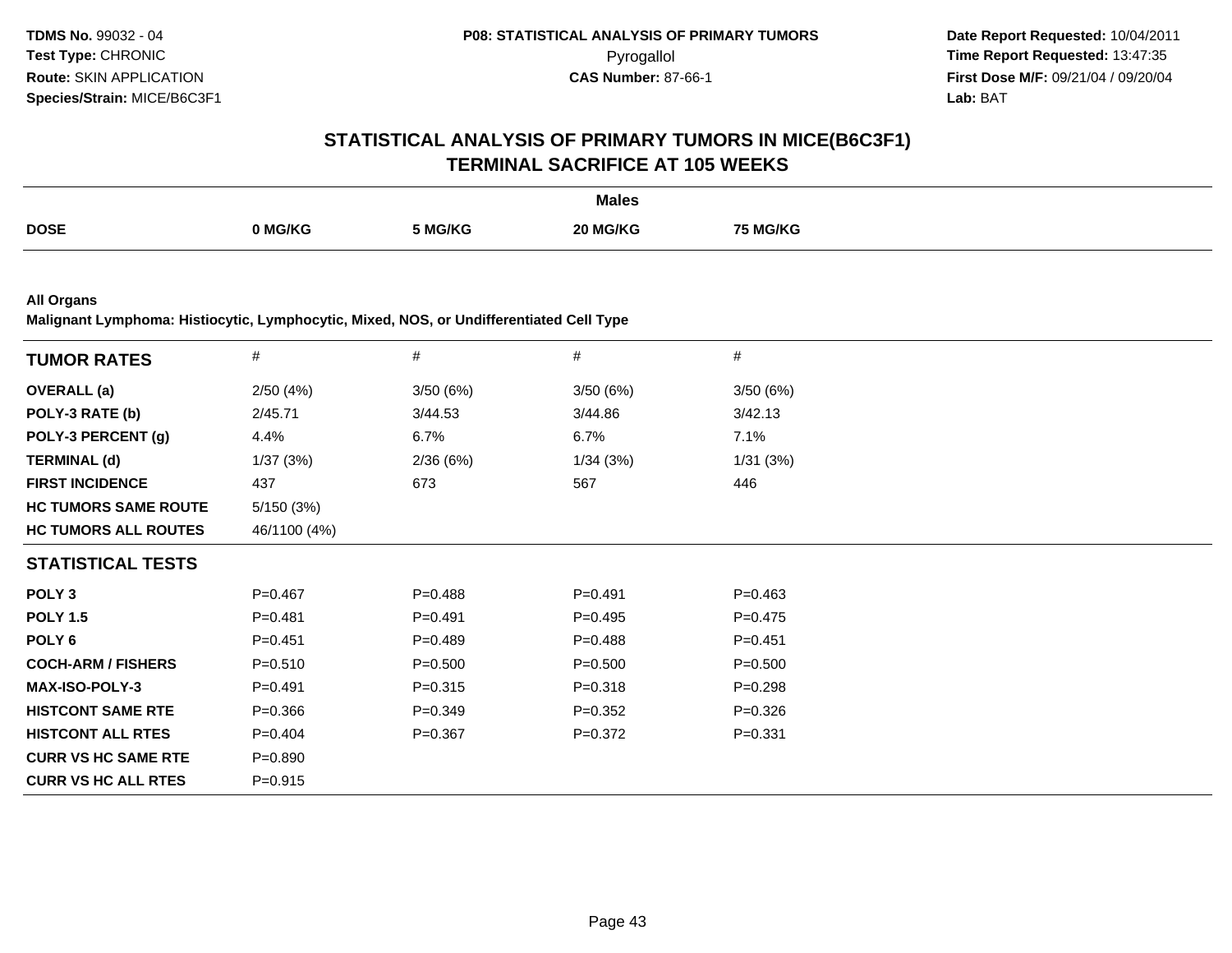**TDMS No.** 99032 - 04
**Test Type:** CHRONIC
**Route:** SKIN APPLICATION
**Species/Strain:** MICE/B6C3F1

**P08: STATISTICAL ANALYSIS OF PRIMARY TUMORS**
Pyrogallol
**CAS Number:** 87-66-1

**Date Report Requested:** 10/04/2011
**Time Report Requested:** 13:47:35
**First Dose M/F:** 09/21/04 / 09/20/04
**Lab:** BAT

## STATISTICAL ANALYSIS OF PRIMARY TUMORS IN MICE(B6C3F1)
## TERMINAL SACRIFICE AT 105 WEEKS

| | Males | | | |
|---|---|---|---|---|
| **DOSE** | **0 MG/KG** | **5 MG/KG** | **20 MG/KG** | **75 MG/KG** |

**All Organs**
**Malignant Lymphoma: Histiocytic, Lymphocytic, Mixed, NOS, or Undifferentiated Cell Type**

| **TUMOR RATES** | # | # | # | # |
|---|---|---|---|---|
| **OVERALL (a)** | 2/50 (4%) | 3/50 (6%) | 3/50 (6%) | 3/50 (6%) |
| **POLY-3 RATE (b)** | 2/45.71 | 3/44.53 | 3/44.86 | 3/42.13 |
| **POLY-3 PERCENT (g)** | 4.4% | 6.7% | 6.7% | 7.1% |
| **TERMINAL (d)** | 1/37 (3%) | 2/36 (6%) | 1/34 (3%) | 1/31 (3%) |
| **FIRST INCIDENCE** | 437 | 673 | 567 | 446 |
| **HC TUMORS SAME ROUTE** | 5/150 (3%) | | | |
| **HC TUMORS ALL ROUTES** | 46/1100 (4%) | | | |
| **STATISTICAL TESTS** | | | | |
| **POLY 3** | P=0.467 | P=0.488 | P=0.491 | P=0.463 |
| **POLY 1.5** | P=0.481 | P=0.491 | P=0.495 | P=0.475 |
| **POLY 6** | P=0.451 | P=0.489 | P=0.488 | P=0.451 |
| **COCH-ARM / FISHERS** | P=0.510 | P=0.500 | P=0.500 | P=0.500 |
| **MAX-ISO-POLY-3** | P=0.491 | P=0.315 | P=0.318 | P=0.298 |
| **HISTCONT SAME RTE** | P=0.366 | P=0.349 | P=0.352 | P=0.326 |
| **HISTCONT ALL RTES** | P=0.404 | P=0.367 | P=0.372 | P=0.331 |
| **CURR VS HC SAME RTE** | P=0.890 | | | |
| **CURR VS HC ALL RTES** | P=0.915 | | | |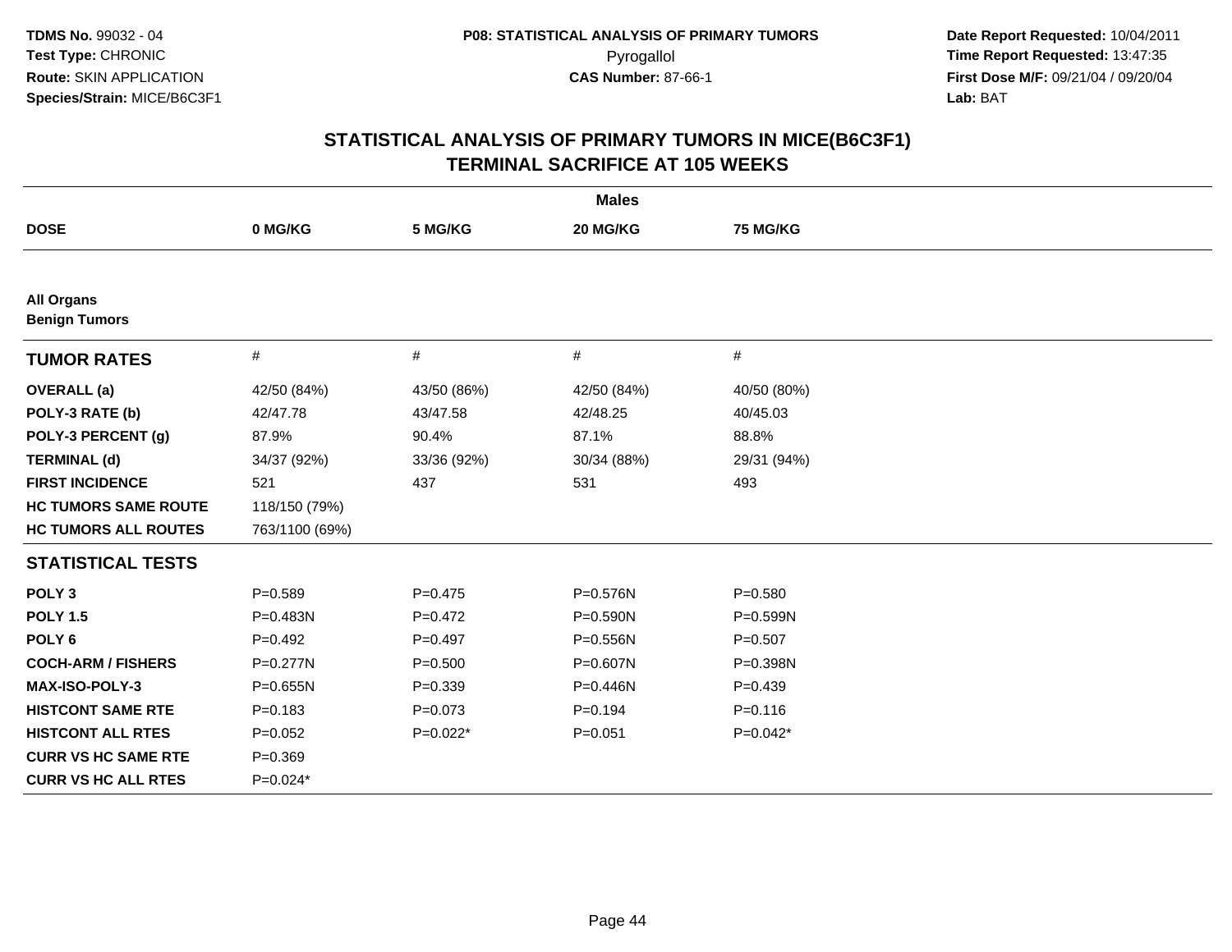# STATISTICAL ANALYSIS OF PRIMARY TUMORS IN MICE(B6C3F1)
## TERMINAL SACRIFICE AT 105 WEEKS

| | Males | | | |
|---|---|---|---|---|
| **DOSE** | **0 MG/KG** | **5 MG/KG** | **20 MG/KG** | **75 MG/KG** |
| **All Organs** | | | | |
| **Benign Tumors** | | | | |
| **TUMOR RATES** | # | # | # | # |
| **OVERALL (a)** | 42/50 (84%) | 43/50 (86%) | 42/50 (84%) | 40/50 (80%) |
| **POLY-3 RATE (b)** | 42/47.78 | 43/47.58 | 42/48.25 | 40/45.03 |
| **POLY-3 PERCENT (g)** | 87.9% | 90.4% | 87.1% | 88.8% |
| **TERMINAL (d)** | 34/37 (92%) | 33/36 (92%) | 30/34 (88%) | 29/31 (94%) |
| **FIRST INCIDENCE** | 521 | 437 | 531 | 493 |
| **HC TUMORS SAME ROUTE** | 118/150 (79%) | | | |
| **HC TUMORS ALL ROUTES** | 763/1100 (69%) | | | |
| **STATISTICAL TESTS** | | | | |
| **POLY 3** | P=0.589 | P=0.475 | P=0.576N | P=0.580 |
| **POLY 1.5** | P=0.483N | P=0.472 | P=0.590N | P=0.599N |
| **POLY 6** | P=0.492 | P=0.497 | P=0.556N | P=0.507 |
| **COCH-ARM / FISHERS** | P=0.277N | P=0.500 | P=0.607N | P=0.398N |
| **MAX-ISO-POLY-3** | P=0.655N | P=0.339 | P=0.446N | P=0.439 |
| **HISTCONT SAME RTE** | P=0.183 | P=0.073 | P=0.194 | P=0.116 |
| **HISTCONT ALL RTES** | P=0.052 | P=0.022* | P=0.051 | P=0.042* |
| **CURR VS HC SAME RTE** | P=0.369 | | | |
| **CURR VS HC ALL RTES** | P=0.024* | | | |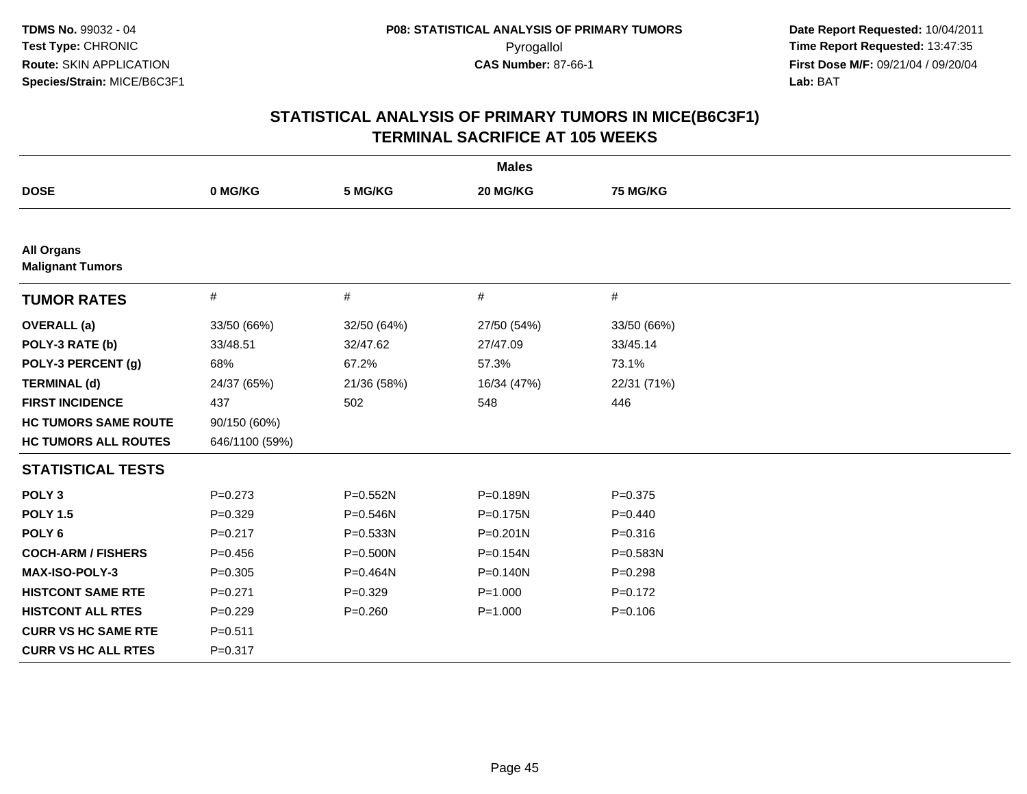**TDMS No.** 99032 - 04
**Test Type:** CHRONIC
**Route:** SKIN APPLICATION
**Species/Strain:** MICE/B6C3F1

**P08: STATISTICAL ANALYSIS OF PRIMARY TUMORS**
Pyrogallol
**CAS Number:** 87-66-1

**Date Report Requested:** 10/04/2011
**Time Report Requested:** 13:47:35
**First Dose M/F:** 09/21/04 / 09/20/04
**Lab:** BAT

# STATISTICAL ANALYSIS OF PRIMARY TUMORS IN MICE(B6C3F1)
## TERMINAL SACRIFICE AT 105 WEEKS

| | Males | | | |
|---|---|---|---|---|
| **DOSE** | **0 MG/KG** | **5 MG/KG** | **20 MG/KG** | **75 MG/KG** |
| **All Organs** | | | | |
| **Malignant Tumors** | | | | |
| **TUMOR RATES** | # | # | # | # |
| **OVERALL (a)** | 33/50 (66%) | 32/50 (64%) | 27/50 (54%) | 33/50 (66%) |
| **POLY-3 RATE (b)** | 33/48.51 | 32/47.62 | 27/47.09 | 33/45.14 |
| **POLY-3 PERCENT (g)** | 68% | 67.2% | 57.3% | 73.1% |
| **TERMINAL (d)** | 24/37 (65%) | 21/36 (58%) | 16/34 (47%) | 22/31 (71%) |
| **FIRST INCIDENCE** | 437 | 502 | 548 | 446 |
| **HC TUMORS SAME ROUTE** | 90/150 (60%) | | | |
| **HC TUMORS ALL ROUTES** | 646/1100 (59%) | | | |
| **STATISTICAL TESTS** | | | | |
| **POLY 3** | P=0.273 | P=0.552N | P=0.189N | P=0.375 |
| **POLY 1.5** | P=0.329 | P=0.546N | P=0.175N | P=0.440 |
| **POLY 6** | P=0.217 | P=0.533N | P=0.201N | P=0.316 |
| **COCH-ARM / FISHERS** | P=0.456 | P=0.500N | P=0.154N | P=0.583N |
| **MAX-ISO-POLY-3** | P=0.305 | P=0.464N | P=0.140N | P=0.298 |
| **HISTCONT SAME RTE** | P=0.271 | P=0.329 | P=1.000 | P=0.172 |
| **HISTCONT ALL RTES** | P=0.229 | P=0.260 | P=1.000 | P=0.106 |
| **CURR VS HC SAME RTE** | P=0.511 | | | |
| **CURR VS HC ALL RTES** | P=0.317 | | | |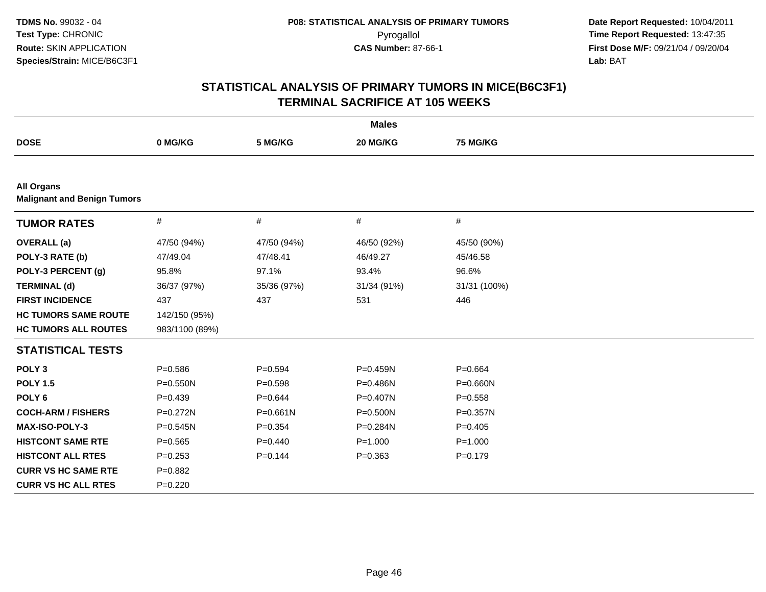TDMS No. 99032 - 04
Test Type: CHRONIC
Route: SKIN APPLICATION
Species/Strain: MICE/B6C3F1

P08: STATISTICAL ANALYSIS OF PRIMARY TUMORS
Pyrogallol
CAS Number: 87-66-1

Date Report Requested: 10/04/2011
Time Report Requested: 13:47:35
First Dose M/F: 09/21/04 / 09/20/04
Lab: BAT

## STATISTICAL ANALYSIS OF PRIMARY TUMORS IN MICE(B6C3F1)
## TERMINAL SACRIFICE AT 105 WEEKS

| | Males | | | |
|---|---|---|---|---|
| **DOSE** | **0 MG/KG** | **5 MG/KG** | **20 MG/KG** | **75 MG/KG** |
| **All Organs** | | | | |
| **Malignant and Benign Tumors** | | | | |
| **TUMOR RATES** | # | # | # | # |
| **OVERALL (a)** | 47/50 (94%) | 47/50 (94%) | 46/50 (92%) | 45/50 (90%) |
| **POLY-3 RATE (b)** | 47/49.04 | 47/48.41 | 46/49.27 | 45/46.58 |
| **POLY-3 PERCENT (g)** | 95.8% | 97.1% | 93.4% | 96.6% |
| **TERMINAL (d)** | 36/37 (97%) | 35/36 (97%) | 31/34 (91%) | 31/31 (100%) |
| **FIRST INCIDENCE** | 437 | 437 | 531 | 446 |
| **HC TUMORS SAME ROUTE** | 142/150 (95%) | | | |
| **HC TUMORS ALL ROUTES** | 983/1100 (89%) | | | |
| **STATISTICAL TESTS** | | | | |
| **POLY 3** | P=0.586 | P=0.594 | P=0.459N | P=0.664 |
| **POLY 1.5** | P=0.550N | P=0.598 | P=0.486N | P=0.660N |
| **POLY 6** | P=0.439 | P=0.644 | P=0.407N | P=0.558 |
| **COCH-ARM / FISHERS** | P=0.272N | P=0.661N | P=0.500N | P=0.357N |
| **MAX-ISO-POLY-3** | P=0.545N | P=0.354 | P=0.284N | P=0.405 |
| **HISTCONT SAME RTE** | P=0.565 | P=0.440 | P=1.000 | P=1.000 |
| **HISTCONT ALL RTES** | P=0.253 | P=0.144 | P=0.363 | P=0.179 |
| **CURR VS HC SAME RTE** | P=0.882 | | | |
| **CURR VS HC ALL RTES** | P=0.220 | | | |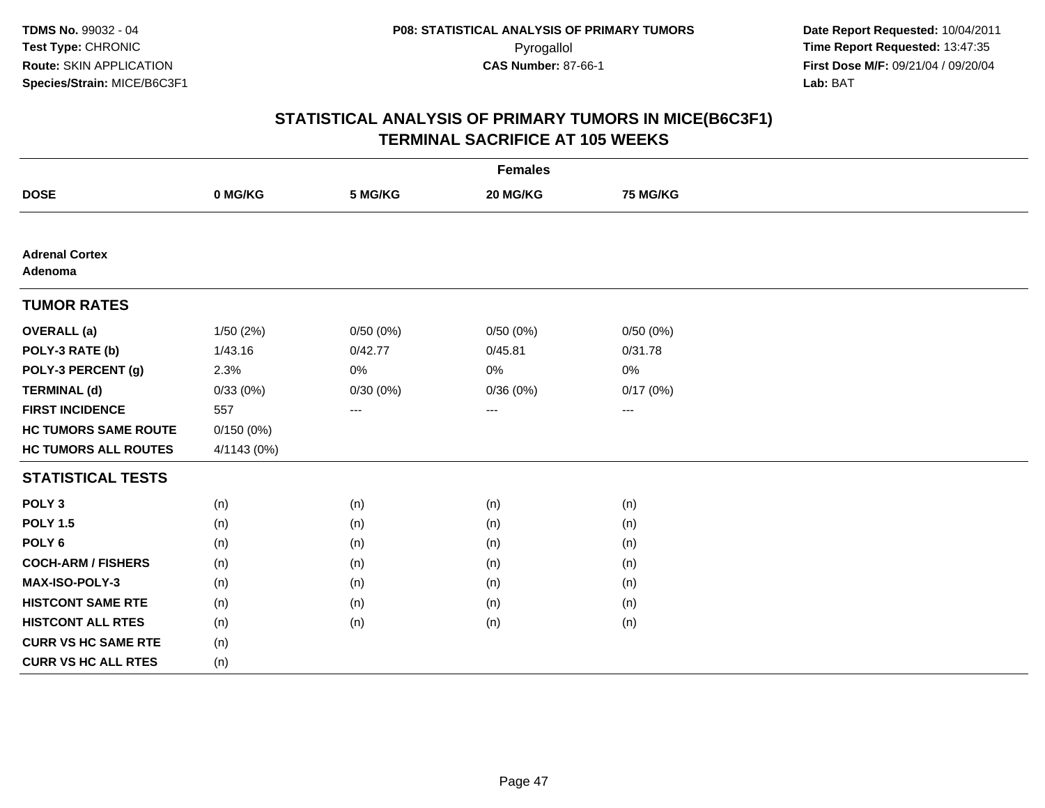# STATISTICAL ANALYSIS OF PRIMARY TUMORS IN MICE(B6C3F1)
## TERMINAL SACRIFICE AT 105 WEEKS

| | Females | | | |
|---|---|---|---|---|
| **DOSE** | **0 MG/KG** | **5 MG/KG** | **20 MG/KG** | **75 MG/KG** |
| **Adrenal Cortex** | | | | |
| **Adenoma** | | | | |
| **TUMOR RATES** | | | | |
| **OVERALL (a)** | 1/50 (2%) | 0/50 (0%) | 0/50 (0%) | 0/50 (0%) |
| **POLY-3 RATE (b)** | 1/43.16 | 0/42.77 | 0/45.81 | 0/31.78 |
| **POLY-3 PERCENT (g)** | 2.3% | 0% | 0% | 0% |
| **TERMINAL (d)** | 0/33 (0%) | 0/30 (0%) | 0/36 (0%) | 0/17 (0%) |
| **FIRST INCIDENCE** | 557 | --- | --- | --- |
| **HC TUMORS SAME ROUTE** | 0/150 (0%) | | | |
| **HC TUMORS ALL ROUTES** | 4/1143 (0%) | | | |
| **STATISTICAL TESTS** | | | | |
| **POLY 3** | (n) | (n) | (n) | (n) |
| **POLY 1.5** | (n) | (n) | (n) | (n) |
| **POLY 6** | (n) | (n) | (n) | (n) |
| **COCH-ARM / FISHERS** | (n) | (n) | (n) | (n) |
| **MAX-ISO-POLY-3** | (n) | (n) | (n) | (n) |
| **HISTCONT SAME RTE** | (n) | (n) | (n) | (n) |
| **HISTCONT ALL RTES** | (n) | (n) | (n) | (n) |
| **CURR VS HC SAME RTE** | (n) | | | |
| **CURR VS HC ALL RTES** | (n) | | | |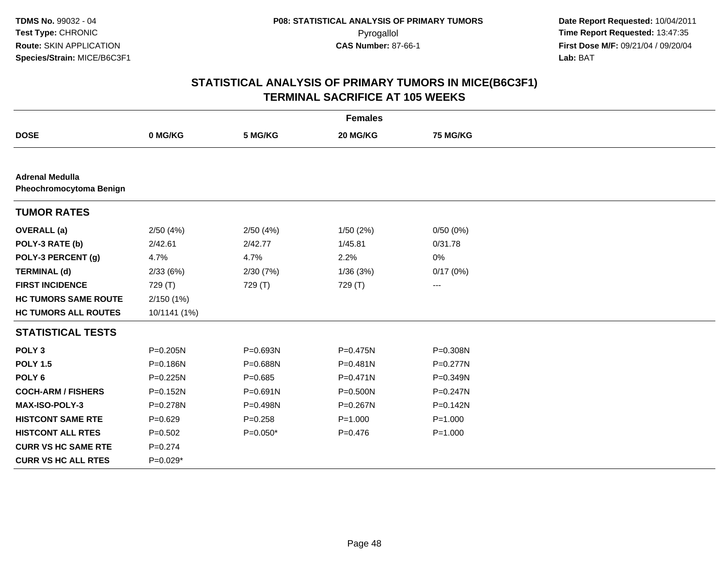**TDMS No.** 99032 - 04
**Test Type:** CHRONIC
**Route:** SKIN APPLICATION
**Species/Strain:** MICE/B6C3F1

**P08: STATISTICAL ANALYSIS OF PRIMARY TUMORS**
Pyrogallol
**CAS Number:** 87-66-1

**Date Report Requested:** 10/04/2011
**Time Report Requested:** 13:47:35
**First Dose M/F:** 09/21/04 / 09/20/04
**Lab:** BAT

## STATISTICAL ANALYSIS OF PRIMARY TUMORS IN MICE(B6C3F1)
## TERMINAL SACRIFICE AT 105 WEEKS

| | Females | | | |
|---|---|---|---|---|
| **DOSE** | **0 MG/KG** | **5 MG/KG** | **20 MG/KG** | **75 MG/KG** |
| **Adrenal Medulla** | | | | |
| **Pheochromocytoma Benign** | | | | |
| **TUMOR RATES** | | | | |
| **OVERALL (a)** | 2/50 (4%) | 2/50 (4%) | 1/50 (2%) | 0/50 (0%) |
| **POLY-3 RATE (b)** | 2/42.61 | 2/42.77 | 1/45.81 | 0/31.78 |
| **POLY-3 PERCENT (g)** | 4.7% | 4.7% | 2.2% | 0% |
| **TERMINAL (d)** | 2/33 (6%) | 2/30 (7%) | 1/36 (3%) | 0/17 (0%) |
| **FIRST INCIDENCE** | 729 (T) | 729 (T) | 729 (T) | --- |
| **HC TUMORS SAME ROUTE** | 2/150 (1%) | | | |
| **HC TUMORS ALL ROUTES** | 10/1141 (1%) | | | |
| **STATISTICAL TESTS** | | | | |
| **POLY 3** | P=0.205N | P=0.693N | P=0.475N | P=0.308N |
| **POLY 1.5** | P=0.186N | P=0.688N | P=0.481N | P=0.277N |
| **POLY 6** | P=0.225N | P=0.685 | P=0.471N | P=0.349N |
| **COCH-ARM / FISHERS** | P=0.152N | P=0.691N | P=0.500N | P=0.247N |
| **MAX-ISO-POLY-3** | P=0.278N | P=0.498N | P=0.267N | P=0.142N |
| **HISTCONT SAME RTE** | P=0.629 | P=0.258 | P=1.000 | P=1.000 |
| **HISTCONT ALL RTES** | P=0.502 | P=0.050* | P=0.476 | P=1.000 |
| **CURR VS HC SAME RTE** | P=0.274 | | | |
| **CURR VS HC ALL RTES** | P=0.029* | | | |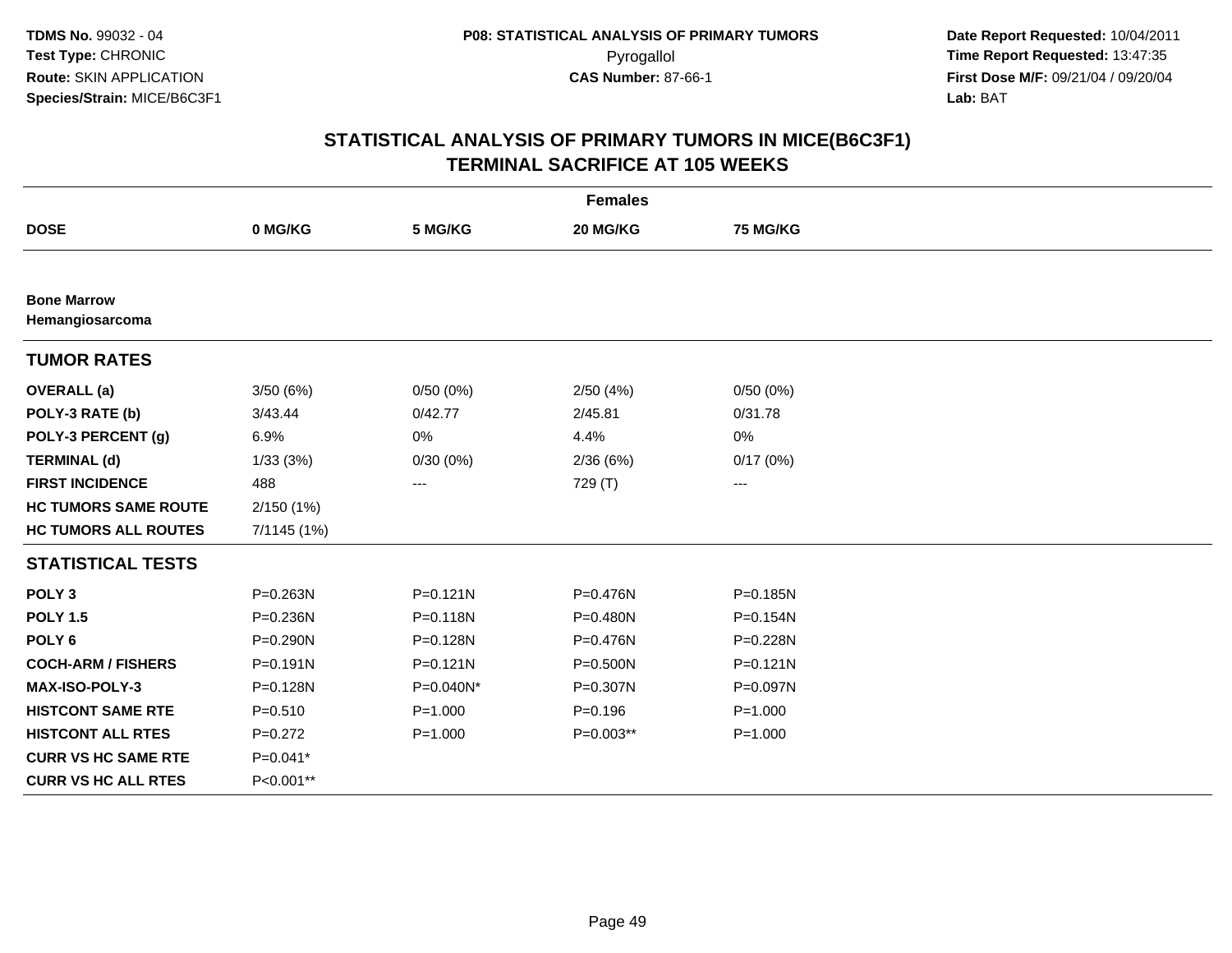# STATISTICAL ANALYSIS OF PRIMARY TUMORS IN MICE(B6C3F1)
## TERMINAL SACRIFICE AT 105 WEEKS

| | Females | | | |
|---|---|---|---|---|
| **DOSE** | **0 MG/KG** | **5 MG/KG** | **20 MG/KG** | **75 MG/KG** |
| **Bone Marrow** | | | | |
| **Hemangiosarcoma** | | | | |
| **TUMOR RATES** | | | | |
| **OVERALL (a)** | 3/50 (6%) | 0/50 (0%) | 2/50 (4%) | 0/50 (0%) |
| **POLY-3 RATE (b)** | 3/43.44 | 0/42.77 | 2/45.81 | 0/31.78 |
| **POLY-3 PERCENT (g)** | 6.9% | 0% | 4.4% | 0% |
| **TERMINAL (d)** | 1/33 (3%) | 0/30 (0%) | 2/36 (6%) | 0/17 (0%) |
| **FIRST INCIDENCE** | 488 | --- | 729 (T) | --- |
| **HC TUMORS SAME ROUTE** | 2/150 (1%) | | | |
| **HC TUMORS ALL ROUTES** | 7/1145 (1%) | | | |
| **STATISTICAL TESTS** | | | | |
| **POLY 3** | P=0.263N | P=0.121N | P=0.476N | P=0.185N |
| **POLY 1.5** | P=0.236N | P=0.118N | P=0.480N | P=0.154N |
| **POLY 6** | P=0.290N | P=0.128N | P=0.476N | P=0.228N |
| **COCH-ARM / FISHERS** | P=0.191N | P=0.121N | P=0.500N | P=0.121N |
| **MAX-ISO-POLY-3** | P=0.128N | P=0.040N* | P=0.307N | P=0.097N |
| **HISTCONT SAME RTE** | P=0.510 | P=1.000 | P=0.196 | P=1.000 |
| **HISTCONT ALL RTES** | P=0.272 | P=1.000 | P=0.003** | P=1.000 |
| **CURR VS HC SAME RTE** | P=0.041* | | | |
| **CURR VS HC ALL RTES** | P<0.001** | | | |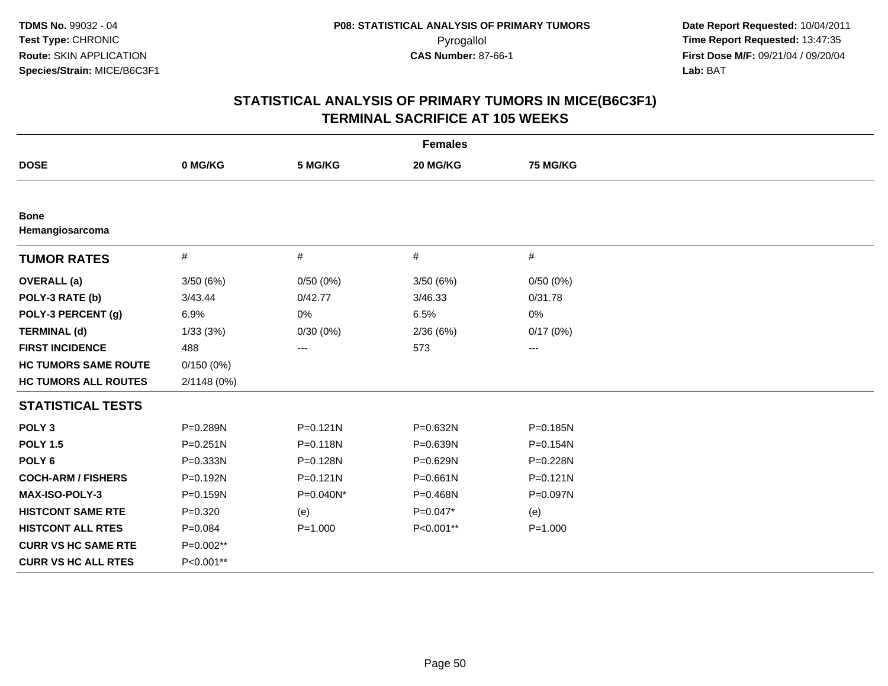**TDMS No.** 99032 - 04
**Test Type:** CHRONIC
**Route:** SKIN APPLICATION
**Species/Strain:** MICE/B6C3F1

**P08: STATISTICAL ANALYSIS OF PRIMARY TUMORS**
Pyrogallol
**CAS Number:** 87-66-1

**Date Report Requested:** 10/04/2011
**Time Report Requested:** 13:47:35
**First Dose M/F:** 09/21/04 / 09/20/04
**Lab:** BAT

## STATISTICAL ANALYSIS OF PRIMARY TUMORS IN MICE(B6C3F1)
## TERMINAL SACRIFICE AT 105 WEEKS

| | Females | | | |
|---|---|---|---|---|
| **DOSE** | **0 MG/KG** | **5 MG/KG** | **20 MG/KG** | **75 MG/KG** |
| **Bone** | | | | |
| **Hemangiosarcoma** | | | | |
| **TUMOR RATES** | # | # | # | # |
| **OVERALL (a)** | 3/50 (6%) | 0/50 (0%) | 3/50 (6%) | 0/50 (0%) |
| **POLY-3 RATE (b)** | 3/43.44 | 0/42.77 | 3/46.33 | 0/31.78 |
| **POLY-3 PERCENT (g)** | 6.9% | 0% | 6.5% | 0% |
| **TERMINAL (d)** | 1/33 (3%) | 0/30 (0%) | 2/36 (6%) | 0/17 (0%) |
| **FIRST INCIDENCE** | 488 | --- | 573 | --- |
| **HC TUMORS SAME ROUTE** | 0/150 (0%) | | | |
| **HC TUMORS ALL ROUTES** | 2/1148 (0%) | | | |
| **STATISTICAL TESTS** | | | | |
| **POLY 3** | P=0.289N | P=0.121N | P=0.632N | P=0.185N |
| **POLY 1.5** | P=0.251N | P=0.118N | P=0.639N | P=0.154N |
| **POLY 6** | P=0.333N | P=0.128N | P=0.629N | P=0.228N |
| **COCH-ARM / FISHERS** | P=0.192N | P=0.121N | P=0.661N | P=0.121N |
| **MAX-ISO-POLY-3** | P=0.159N | P=0.040N* | P=0.468N | P=0.097N |
| **HISTCONT SAME RTE** | P=0.320 | (e) | P=0.047* | (e) |
| **HISTCONT ALL RTES** | P=0.084 | P=1.000 | P<0.001** | P=1.000 |
| **CURR VS HC SAME RTE** | P=0.002** | | | |
| **CURR VS HC ALL RTES** | P<0.001** | | | |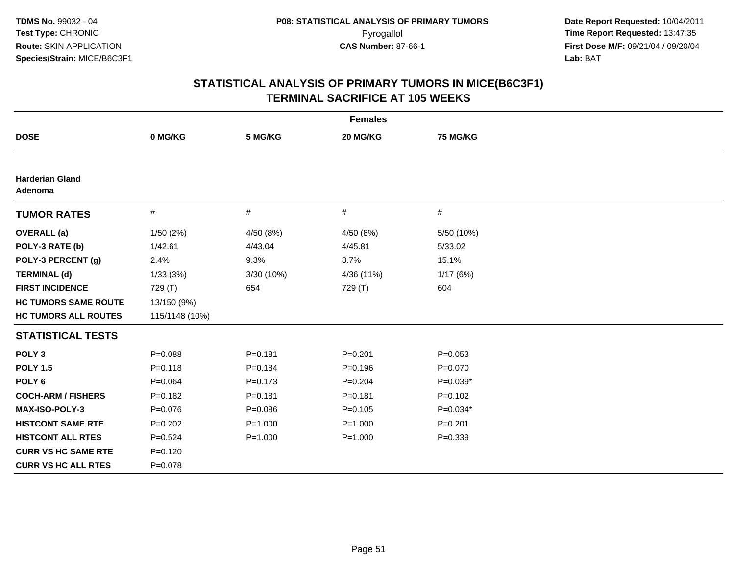**TDMS No.** 99032 - 04
**Test Type:** CHRONIC
**Route:** SKIN APPLICATION
**Species/Strain:** MICE/B6C3F1

**P08: STATISTICAL ANALYSIS OF PRIMARY TUMORS**
Pyrogallol
**CAS Number:** 87-66-1

**Date Report Requested:** 10/04/2011
**Time Report Requested:** 13:47:35
**First Dose M/F:** 09/21/04 / 09/20/04
**Lab:** BAT

## STATISTICAL ANALYSIS OF PRIMARY TUMORS IN MICE(B6C3F1) TERMINAL SACRIFICE AT 105 WEEKS

| Females | | | | |
|---|---|---|---|---|
| **DOSE** | **0 MG/KG** | **5 MG/KG** | **20 MG/KG** | **75 MG/KG** |
| **Harderian Gland Adenoma** | | | | |
| **TUMOR RATES** | # | # | # | # |
| **OVERALL (a)** | 1/50 (2%) | 4/50 (8%) | 4/50 (8%) | 5/50 (10%) |
| **POLY-3 RATE (b)** | 1/42.61 | 4/43.04 | 4/45.81 | 5/33.02 |
| **POLY-3 PERCENT (g)** | 2.4% | 9.3% | 8.7% | 15.1% |
| **TERMINAL (d)** | 1/33 (3%) | 3/30 (10%) | 4/36 (11%) | 1/17 (6%) |
| **FIRST INCIDENCE** | 729 (T) | 654 | 729 (T) | 604 |
| **HC TUMORS SAME ROUTE** | 13/150 (9%) | | | |
| **HC TUMORS ALL ROUTES** | 115/1148 (10%) | | | |
| **STATISTICAL TESTS** | | | | |
| **POLY 3** | P=0.088 | P=0.181 | P=0.201 | P=0.053 |
| **POLY 1.5** | P=0.118 | P=0.184 | P=0.196 | P=0.070 |
| **POLY 6** | P=0.064 | P=0.173 | P=0.204 | P=0.039* |
| **COCH-ARM / FISHERS** | P=0.182 | P=0.181 | P=0.181 | P=0.102 |
| **MAX-ISO-POLY-3** | P=0.076 | P=0.086 | P=0.105 | P=0.034* |
| **HISTCONT SAME RTE** | P=0.202 | P=1.000 | P=1.000 | P=0.201 |
| **HISTCONT ALL RTES** | P=0.524 | P=1.000 | P=1.000 | P=0.339 |
| **CURR VS HC SAME RTE** | P=0.120 | | | |
| **CURR VS HC ALL RTES** | P=0.078 | | | |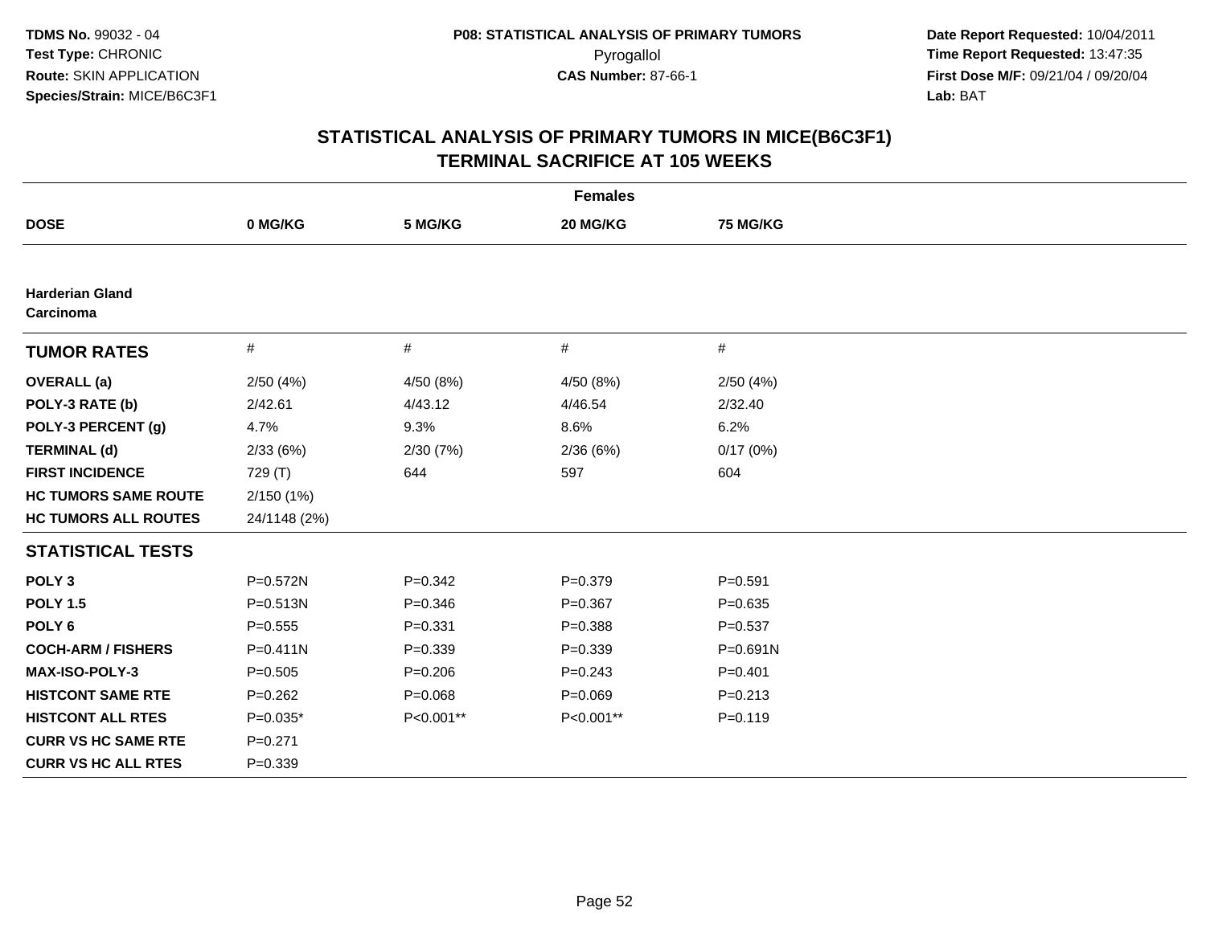**TDMS No.** 99032 - 04
**Test Type:** CHRONIC
**Route:** SKIN APPLICATION
**Species/Strain:** MICE/B6C3F1

**P08: STATISTICAL ANALYSIS OF PRIMARY TUMORS**
Pyrogallol
**CAS Number:** 87-66-1

**Date Report Requested:** 10/04/2011
**Time Report Requested:** 13:47:35
**First Dose M/F:** 09/21/04 / 09/20/04
**Lab:** BAT

## STATISTICAL ANALYSIS OF PRIMARY TUMORS IN MICE(B6C3F1)
## TERMINAL SACRIFICE AT 105 WEEKS

| | Females | | | |
|---|---|---|---|---|
| **DOSE** | **0 MG/KG** | **5 MG/KG** | **20 MG/KG** | **75 MG/KG** |
| **Harderian Gland** | | | | |
| **Carcinoma** | | | | |
| **TUMOR RATES** | # | # | # | # |
| **OVERALL (a)** | 2/50 (4%) | 4/50 (8%) | 4/50 (8%) | 2/50 (4%) |
| **POLY-3 RATE (b)** | 2/42.61 | 4/43.12 | 4/46.54 | 2/32.40 |
| **POLY-3 PERCENT (g)** | 4.7% | 9.3% | 8.6% | 6.2% |
| **TERMINAL (d)** | 2/33 (6%) | 2/30 (7%) | 2/36 (6%) | 0/17 (0%) |
| **FIRST INCIDENCE** | 729 (T) | 644 | 597 | 604 |
| **HC TUMORS SAME ROUTE** | 2/150 (1%) | | | |
| **HC TUMORS ALL ROUTES** | 24/1148 (2%) | | | |
| **STATISTICAL TESTS** | | | | |
| **POLY 3** | P=0.572N | P=0.342 | P=0.379 | P=0.591 |
| **POLY 1.5** | P=0.513N | P=0.346 | P=0.367 | P=0.635 |
| **POLY 6** | P=0.555 | P=0.331 | P=0.388 | P=0.537 |
| **COCH-ARM / FISHERS** | P=0.411N | P=0.339 | P=0.339 | P=0.691N |
| **MAX-ISO-POLY-3** | P=0.505 | P=0.206 | P=0.243 | P=0.401 |
| **HISTCONT SAME RTE** | P=0.262 | P=0.068 | P=0.069 | P=0.213 |
| **HISTCONT ALL RTES** | P=0.035* | P<0.001** | P<0.001** | P=0.119 |
| **CURR VS HC SAME RTE** | P=0.271 | | | |
| **CURR VS HC ALL RTES** | P=0.339 | | | |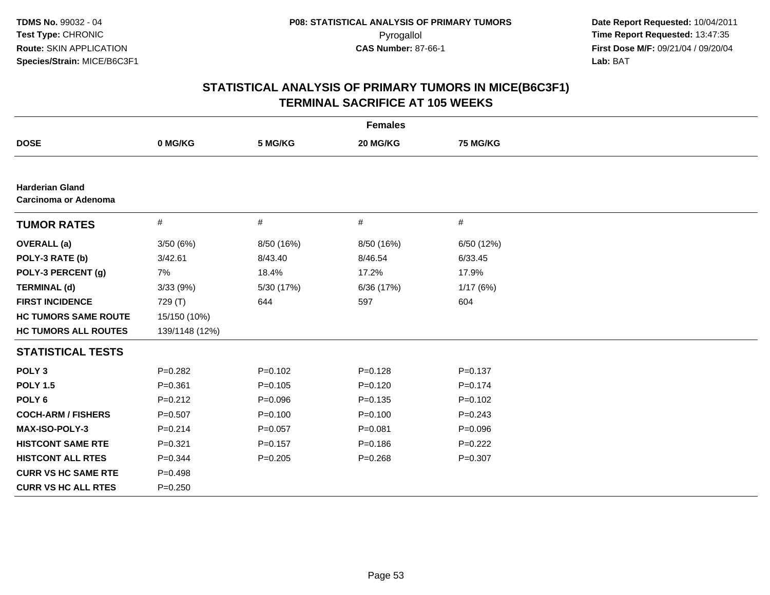**TDMS No.** 99032 - 04
**Test Type:** CHRONIC
**Route:** SKIN APPLICATION
**Species/Strain:** MICE/B6C3F1

**P08: STATISTICAL ANALYSIS OF PRIMARY TUMORS**
Pyrogallol
**CAS Number:** 87-66-1

**Date Report Requested:** 10/04/2011
**Time Report Requested:** 13:47:35
**First Dose M/F:** 09/21/04 / 09/20/04
**Lab:** BAT

## STATISTICAL ANALYSIS OF PRIMARY TUMORS IN MICE(B6C3F1)
## TERMINAL SACRIFICE AT 105 WEEKS

| Females | | | | |
|---|---|---|---|---|
| **DOSE** | **0 MG/KG** | **5 MG/KG** | **20 MG/KG** | **75 MG/KG** |
| **Harderian Gland** **Carcinoma or Adenoma** | | | | |
| **TUMOR RATES** | # | # | # | # |
| **OVERALL (a)** | 3/50 (6%) | 8/50 (16%) | 8/50 (16%) | 6/50 (12%) |
| **POLY-3 RATE (b)** | 3/42.61 | 8/43.40 | 8/46.54 | 6/33.45 |
| **POLY-3 PERCENT (g)** | 7% | 18.4% | 17.2% | 17.9% |
| **TERMINAL (d)** | 3/33 (9%) | 5/30 (17%) | 6/36 (17%) | 1/17 (6%) |
| **FIRST INCIDENCE** | 729 (T) | 644 | 597 | 604 |
| **HC TUMORS SAME ROUTE** | 15/150 (10%) | | | |
| **HC TUMORS ALL ROUTES** | 139/1148 (12%) | | | |
| **STATISTICAL TESTS** | | | | |
| **POLY 3** | P=0.282 | P=0.102 | P=0.128 | P=0.137 |
| **POLY 1.5** | P=0.361 | P=0.105 | P=0.120 | P=0.174 |
| **POLY 6** | P=0.212 | P=0.096 | P=0.135 | P=0.102 |
| **COCH-ARM / FISHERS** | P=0.507 | P=0.100 | P=0.100 | P=0.243 |
| **MAX-ISO-POLY-3** | P=0.214 | P=0.057 | P=0.081 | P=0.096 |
| **HISTCONT SAME RTE** | P=0.321 | P=0.157 | P=0.186 | P=0.222 |
| **HISTCONT ALL RTES** | P=0.344 | P=0.205 | P=0.268 | P=0.307 |
| **CURR VS HC SAME RTE** | P=0.498 | | | |
| **CURR VS HC ALL RTES** | P=0.250 | | | |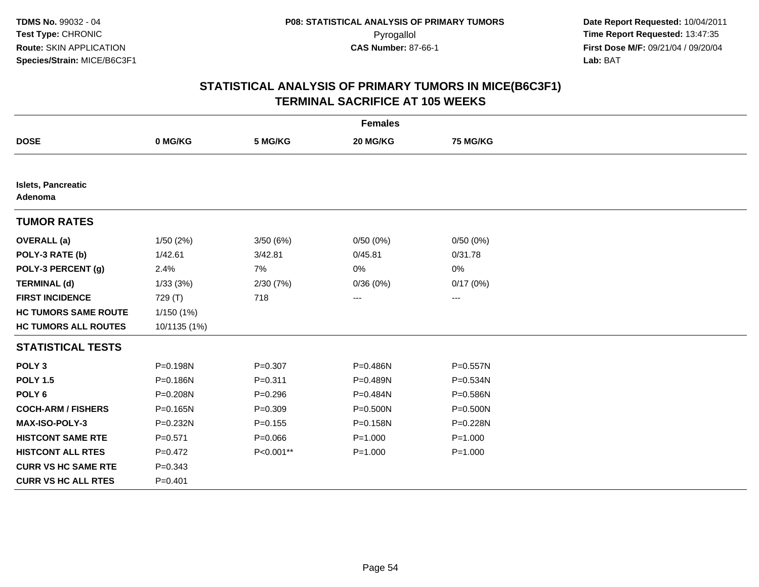# STATISTICAL ANALYSIS OF PRIMARY TUMORS IN MICE(B6C3F1)
## TERMINAL SACRIFICE AT 105 WEEKS

| | Females | | | |
|---|---|---|---|---|
| **DOSE** | **0 MG/KG** | **5 MG/KG** | **20 MG/KG** | **75 MG/KG** |
| **Islets, Pancreatic Adenoma** | | | | |
| **TUMOR RATES** | | | | |
| **OVERALL (a)** | 1/50 (2%) | 3/50 (6%) | 0/50 (0%) | 0/50 (0%) |
| **POLY-3 RATE (b)** | 1/42.61 | 3/42.81 | 0/45.81 | 0/31.78 |
| **POLY-3 PERCENT (g)** | 2.4% | 7% | 0% | 0% |
| **TERMINAL (d)** | 1/33 (3%) | 2/30 (7%) | 0/36 (0%) | 0/17 (0%) |
| **FIRST INCIDENCE** | 729 (T) | 718 | --- | --- |
| **HC TUMORS SAME ROUTE** | 1/150 (1%) | | | |
| **HC TUMORS ALL ROUTES** | 10/1135 (1%) | | | |
| **STATISTICAL TESTS** | | | | |
| **POLY 3** | P=0.198N | P=0.307 | P=0.486N | P=0.557N |
| **POLY 1.5** | P=0.186N | P=0.311 | P=0.489N | P=0.534N |
| **POLY 6** | P=0.208N | P=0.296 | P=0.484N | P=0.586N |
| **COCH-ARM / FISHERS** | P=0.165N | P=0.309 | P=0.500N | P=0.500N |
| **MAX-ISO-POLY-3** | P=0.232N | P=0.155 | P=0.158N | P=0.228N |
| **HISTCONT SAME RTE** | P=0.571 | P=0.066 | P=1.000 | P=1.000 |
| **HISTCONT ALL RTES** | P=0.472 | P<0.001** | P=1.000 | P=1.000 |
| **CURR VS HC SAME RTE** | P=0.343 | | | |
| **CURR VS HC ALL RTES** | P=0.401 | | | |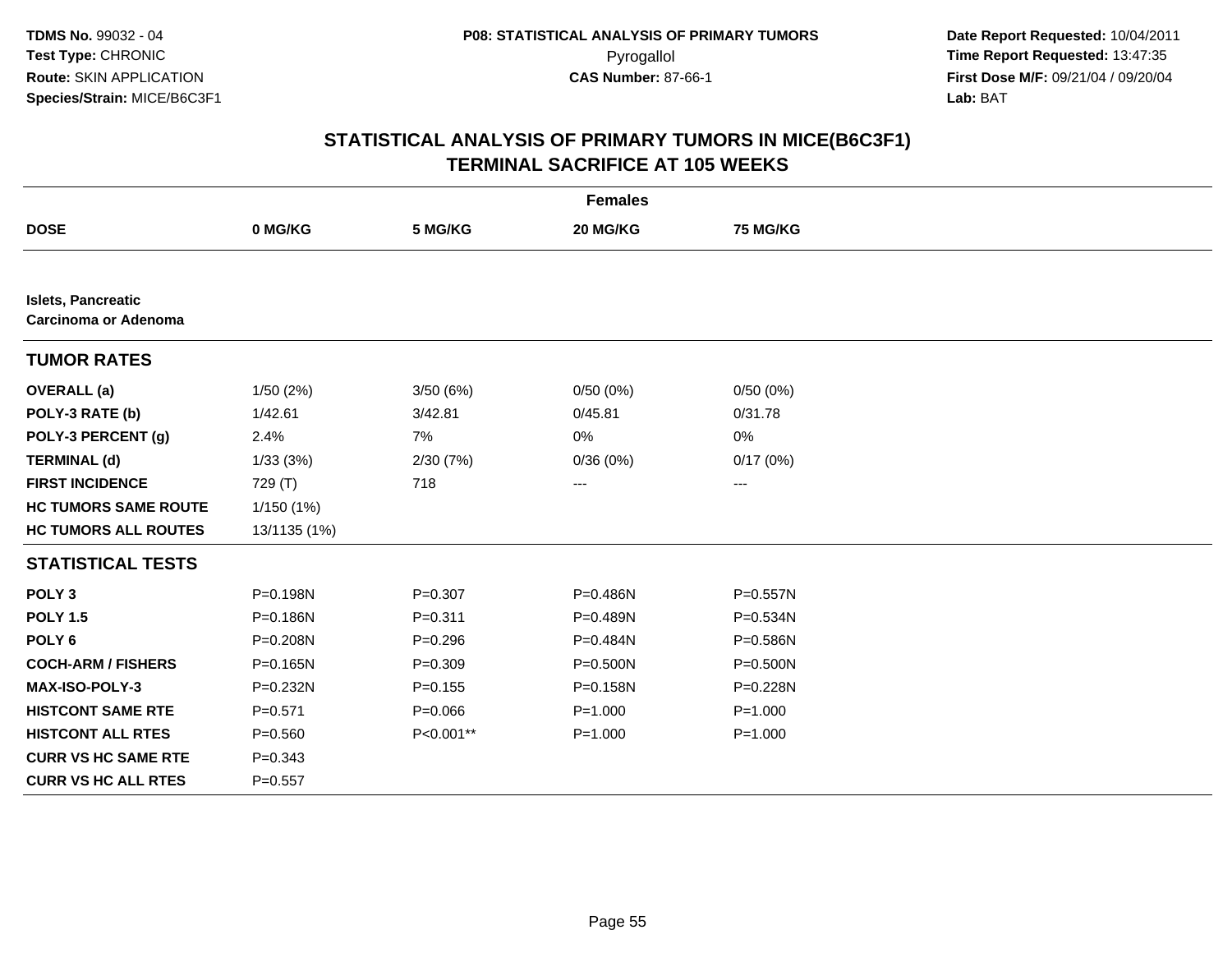**TDMS No.** 99032 - 04
**Test Type:** CHRONIC
**Route:** SKIN APPLICATION
**Species/Strain:** MICE/B6C3F1

**P08: STATISTICAL ANALYSIS OF PRIMARY TUMORS**
Pyrogallol
**CAS Number:** 87-66-1

**Date Report Requested:** 10/04/2011
**Time Report Requested:** 13:47:35
**First Dose M/F:** 09/21/04 / 09/20/04
**Lab:** BAT

## STATISTICAL ANALYSIS OF PRIMARY TUMORS IN MICE(B6C3F1)
## TERMINAL SACRIFICE AT 105 WEEKS

| | Females | | | |
|---|---|---|---|---|
| **DOSE** | **0 MG/KG** | **5 MG/KG** | **20 MG/KG** | **75 MG/KG** |
| **Islets, Pancreatic Carcinoma or Adenoma** | | | | |
| **TUMOR RATES** | | | | |
| **OVERALL (a)** | 1/50 (2%) | 3/50 (6%) | 0/50 (0%) | 0/50 (0%) |
| **POLY-3 RATE (b)** | 1/42.61 | 3/42.81 | 0/45.81 | 0/31.78 |
| **POLY-3 PERCENT (g)** | 2.4% | 7% | 0% | 0% |
| **TERMINAL (d)** | 1/33 (3%) | 2/30 (7%) | 0/36 (0%) | 0/17 (0%) |
| **FIRST INCIDENCE** | 729 (T) | 718 | --- | --- |
| **HC TUMORS SAME ROUTE** | 1/150 (1%) | | | |
| **HC TUMORS ALL ROUTES** | 13/1135 (1%) | | | |
| **STATISTICAL TESTS** | | | | |
| **POLY 3** | P=0.198N | P=0.307 | P=0.486N | P=0.557N |
| **POLY 1.5** | P=0.186N | P=0.311 | P=0.489N | P=0.534N |
| **POLY 6** | P=0.208N | P=0.296 | P=0.484N | P=0.586N |
| **COCH-ARM / FISHERS** | P=0.165N | P=0.309 | P=0.500N | P=0.500N |
| **MAX-ISO-POLY-3** | P=0.232N | P=0.155 | P=0.158N | P=0.228N |
| **HISTCONT SAME RTE** | P=0.571 | P=0.066 | P=1.000 | P=1.000 |
| **HISTCONT ALL RTES** | P=0.560 | P<0.001** | P=1.000 | P=1.000 |
| **CURR VS HC SAME RTE** | P=0.343 | | | |
| **CURR VS HC ALL RTES** | P=0.557 | | | |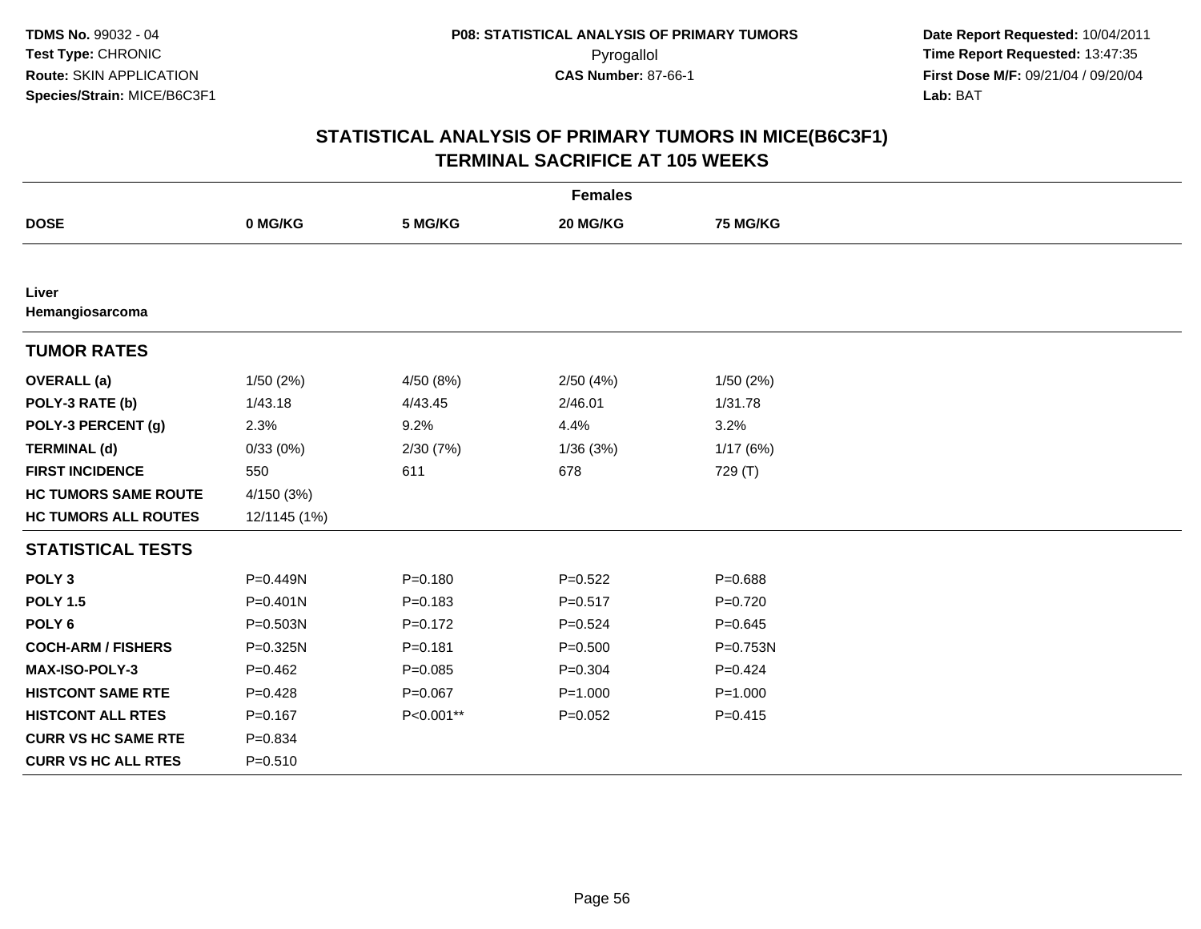## STATISTICAL ANALYSIS OF PRIMARY TUMORS IN MICE(B6C3F1)
## TERMINAL SACRIFICE AT 105 WEEKS

| | Females | | | |
|---|---|---|---|---|
| **DOSE** | **0 MG/KG** | **5 MG/KG** | **20 MG/KG** | **75 MG/KG** |
| **Liver** | | | | |
| **Hemangiosarcoma** | | | | |
| **TUMOR RATES** | | | | |
| **OVERALL (a)** | 1/50 (2%) | 4/50 (8%) | 2/50 (4%) | 1/50 (2%) |
| **POLY-3 RATE (b)** | 1/43.18 | 4/43.45 | 2/46.01 | 1/31.78 |
| **POLY-3 PERCENT (g)** | 2.3% | 9.2% | 4.4% | 3.2% |
| **TERMINAL (d)** | 0/33 (0%) | 2/30 (7%) | 1/36 (3%) | 1/17 (6%) |
| **FIRST INCIDENCE** | 550 | 611 | 678 | 729 (T) |
| **HC TUMORS SAME ROUTE** | 4/150 (3%) | | | |
| **HC TUMORS ALL ROUTES** | 12/1145 (1%) | | | |
| **STATISTICAL TESTS** | | | | |
| **POLY 3** | P=0.449N | P=0.180 | P=0.522 | P=0.688 |
| **POLY 1.5** | P=0.401N | P=0.183 | P=0.517 | P=0.720 |
| **POLY 6** | P=0.503N | P=0.172 | P=0.524 | P=0.645 |
| **COCH-ARM / FISHERS** | P=0.325N | P=0.181 | P=0.500 | P=0.753N |
| **MAX-ISO-POLY-3** | P=0.462 | P=0.085 | P=0.304 | P=0.424 |
| **HISTCONT SAME RTE** | P=0.428 | P=0.067 | P=1.000 | P=1.000 |
| **HISTCONT ALL RTES** | P=0.167 | P<0.001** | P=0.052 | P=0.415 |
| **CURR VS HC SAME RTE** | P=0.834 | | | |
| **CURR VS HC ALL RTES** | P=0.510 | | | |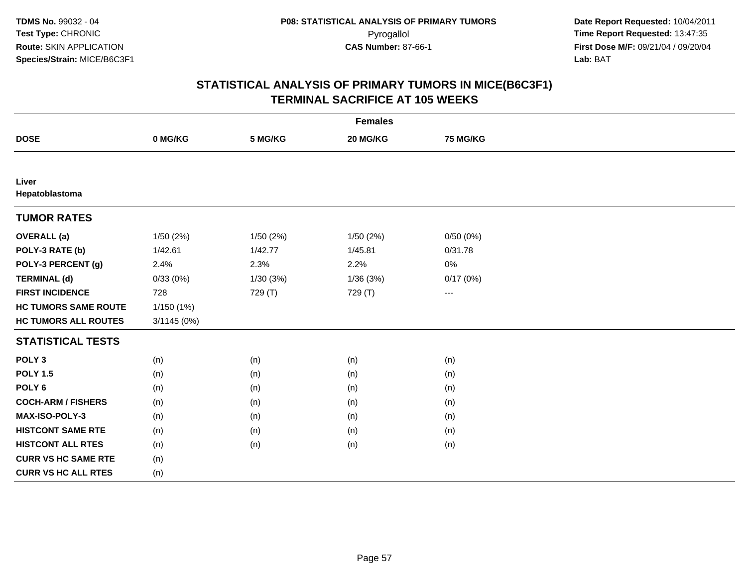**TDMS No.** 99032 - 04
**Test Type:** CHRONIC
**Route:** SKIN APPLICATION
**Species/Strain:** MICE/B6C3F1

**P08: STATISTICAL ANALYSIS OF PRIMARY TUMORS**
Pyrogallol
**CAS Number:** 87-66-1

**Date Report Requested:** 10/04/2011
**Time Report Requested:** 13:47:35
**First Dose M/F:** 09/21/04 / 09/20/04
**Lab:** BAT

## STATISTICAL ANALYSIS OF PRIMARY TUMORS IN MICE(B6C3F1)
## TERMINAL SACRIFICE AT 105 WEEKS

| Females | | | | |
|---|---|---|---|---|
| **DOSE** | **0 MG/KG** | **5 MG/KG** | **20 MG/KG** | **75 MG/KG** |
| **Liver** | | | | |
| **Hepatoblastoma** | | | | |
| **TUMOR RATES** | | | | |
| **OVERALL (a)** | 1/50 (2%) | 1/50 (2%) | 1/50 (2%) | 0/50 (0%) |
| **POLY-3 RATE (b)** | 1/42.61 | 1/42.77 | 1/45.81 | 0/31.78 |
| **POLY-3 PERCENT (g)** | 2.4% | 2.3% | 2.2% | 0% |
| **TERMINAL (d)** | 0/33 (0%) | 1/30 (3%) | 1/36 (3%) | 0/17 (0%) |
| **FIRST INCIDENCE** | 728 | 729 (T) | 729 (T) | --- |
| **HC TUMORS SAME ROUTE** | 1/150 (1%) | | | |
| **HC TUMORS ALL ROUTES** | 3/1145 (0%) | | | |
| **STATISTICAL TESTS** | | | | |
| **POLY 3** | (n) | (n) | (n) | (n) |
| **POLY 1.5** | (n) | (n) | (n) | (n) |
| **POLY 6** | (n) | (n) | (n) | (n) |
| **COCH-ARM / FISHERS** | (n) | (n) | (n) | (n) |
| **MAX-ISO-POLY-3** | (n) | (n) | (n) | (n) |
| **HISTCONT SAME RTE** | (n) | (n) | (n) | (n) |
| **HISTCONT ALL RTES** | (n) | (n) | (n) | (n) |
| **CURR VS HC SAME RTE** | (n) | | | |
| **CURR VS HC ALL RTES** | (n) | | | |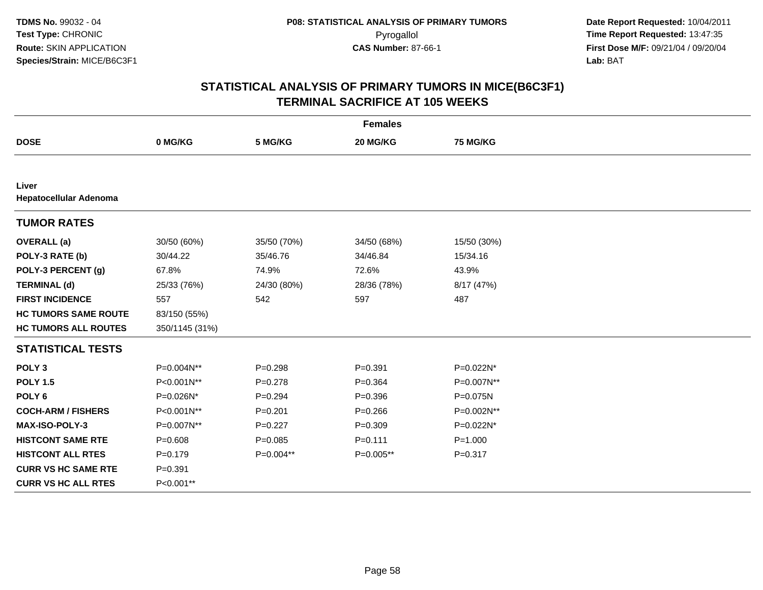TDMS No. 99032 - 04
Test Type: CHRONIC
Route: SKIN APPLICATION
Species/Strain: MICE/B6C3F1

P08: STATISTICAL ANALYSIS OF PRIMARY TUMORS
Pyrogallol
CAS Number: 87-66-1

Date Report Requested: 10/04/2011
Time Report Requested: 13:47:35
First Dose M/F: 09/21/04 / 09/20/04
Lab: BAT

## STATISTICAL ANALYSIS OF PRIMARY TUMORS IN MICE(B6C3F1)
## TERMINAL SACRIFICE AT 105 WEEKS

| Females | | | | |
|---|---|---|---|---|
| **DOSE** | **0 MG/KG** | **5 MG/KG** | **20 MG/KG** | **75 MG/KG** |
| **Liver** | | | | |
| **Hepatocellular Adenoma** | | | | |
| **TUMOR RATES** | | | | |
| **OVERALL (a)** | 30/50 (60%) | 35/50 (70%) | 34/50 (68%) | 15/50 (30%) |
| **POLY-3 RATE (b)** | 30/44.22 | 35/46.76 | 34/46.84 | 15/34.16 |
| **POLY-3 PERCENT (g)** | 67.8% | 74.9% | 72.6% | 43.9% |
| **TERMINAL (d)** | 25/33 (76%) | 24/30 (80%) | 28/36 (78%) | 8/17 (47%) |
| **FIRST INCIDENCE** | 557 | 542 | 597 | 487 |
| **HC TUMORS SAME ROUTE** | 83/150 (55%) | | | |
| **HC TUMORS ALL ROUTES** | 350/1145 (31%) | | | |
| **STATISTICAL TESTS** | | | | |
| **POLY 3** | P=0.004N** | P=0.298 | P=0.391 | P=0.022N* |
| **POLY 1.5** | P<0.001N** | P=0.278 | P=0.364 | P=0.007N** |
| **POLY 6** | P=0.026N* | P=0.294 | P=0.396 | P=0.075N |
| **COCH-ARM / FISHERS** | P<0.001N** | P=0.201 | P=0.266 | P=0.002N** |
| **MAX-ISO-POLY-3** | P=0.007N** | P=0.227 | P=0.309 | P=0.022N* |
| **HISTCONT SAME RTE** | P=0.608 | P=0.085 | P=0.111 | P=1.000 |
| **HISTCONT ALL RTES** | P=0.179 | P=0.004** | P=0.005** | P=0.317 |
| **CURR VS HC SAME RTE** | P=0.391 | | | |
| **CURR VS HC ALL RTES** | P<0.001** | | | |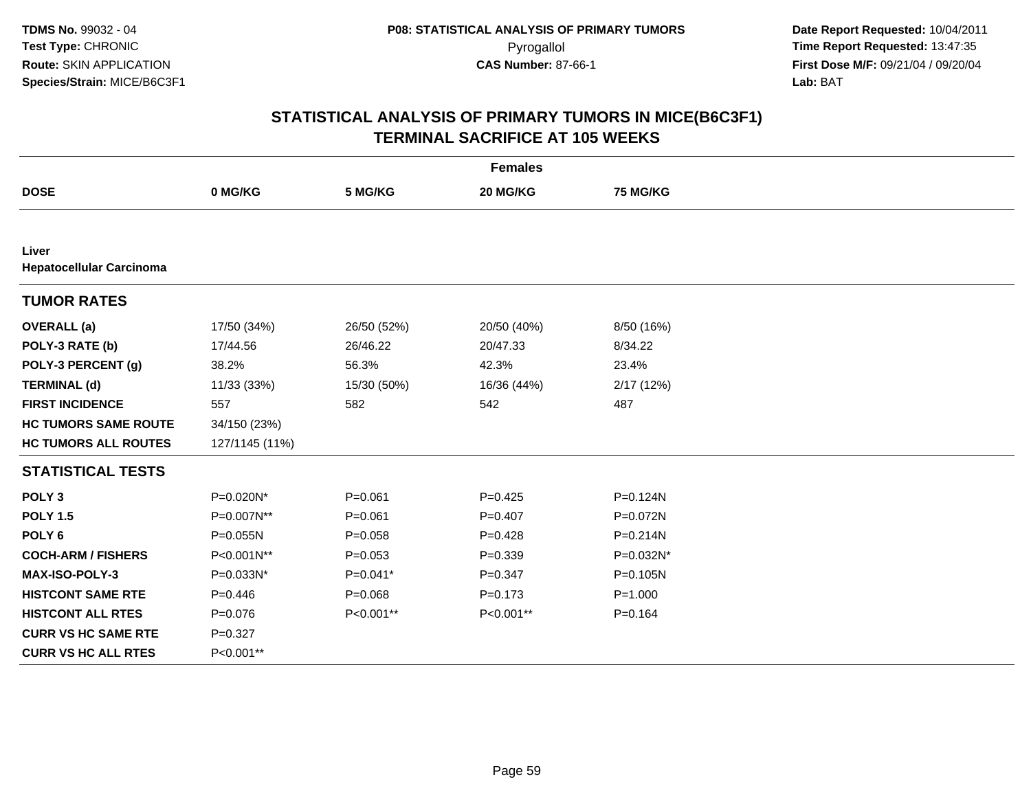**TDMS No.** 99032 - 04
**Test Type:** CHRONIC
**Route:** SKIN APPLICATION
**Species/Strain:** MICE/B6C3F1

**P08: STATISTICAL ANALYSIS OF PRIMARY TUMORS**
Pyrogallol
**CAS Number:** 87-66-1

**Date Report Requested:** 10/04/2011
**Time Report Requested:** 13:47:35
**First Dose M/F:** 09/21/04 / 09/20/04
**Lab:** BAT

## STATISTICAL ANALYSIS OF PRIMARY TUMORS IN MICE(B6C3F1)
## TERMINAL SACRIFICE AT 105 WEEKS

| Females | | | | |
|---|---|---|---|---|
| **DOSE** | **0 MG/KG** | **5 MG/KG** | **20 MG/KG** | **75 MG/KG** |
| **Liver** | | | | |
| **Hepatocellular Carcinoma** | | | | |
| **TUMOR RATES** | | | | |
| **OVERALL (a)** | 17/50 (34%) | 26/50 (52%) | 20/50 (40%) | 8/50 (16%) |
| **POLY-3 RATE (b)** | 17/44.56 | 26/46.22 | 20/47.33 | 8/34.22 |
| **POLY-3 PERCENT (g)** | 38.2% | 56.3% | 42.3% | 23.4% |
| **TERMINAL (d)** | 11/33 (33%) | 15/30 (50%) | 16/36 (44%) | 2/17 (12%) |
| **FIRST INCIDENCE** | 557 | 582 | 542 | 487 |
| **HC TUMORS SAME ROUTE** | 34/150 (23%) | | | |
| **HC TUMORS ALL ROUTES** | 127/1145 (11%) | | | |
| **STATISTICAL TESTS** | | | | |
| **POLY 3** | P=0.020N* | P=0.061 | P=0.425 | P=0.124N |
| **POLY 1.5** | P=0.007N** | P=0.061 | P=0.407 | P=0.072N |
| **POLY 6** | P=0.055N | P=0.058 | P=0.428 | P=0.214N |
| **COCH-ARM / FISHERS** | P<0.001N** | P=0.053 | P=0.339 | P=0.032N* |
| **MAX-ISO-POLY-3** | P=0.033N* | P=0.041* | P=0.347 | P=0.105N |
| **HISTCONT SAME RTE** | P=0.446 | P=0.068 | P=0.173 | P=1.000 |
| **HISTCONT ALL RTES** | P=0.076 | P<0.001** | P<0.001** | P=0.164 |
| **CURR VS HC SAME RTE** | P=0.327 | | | |
| **CURR VS HC ALL RTES** | P<0.001** | | | |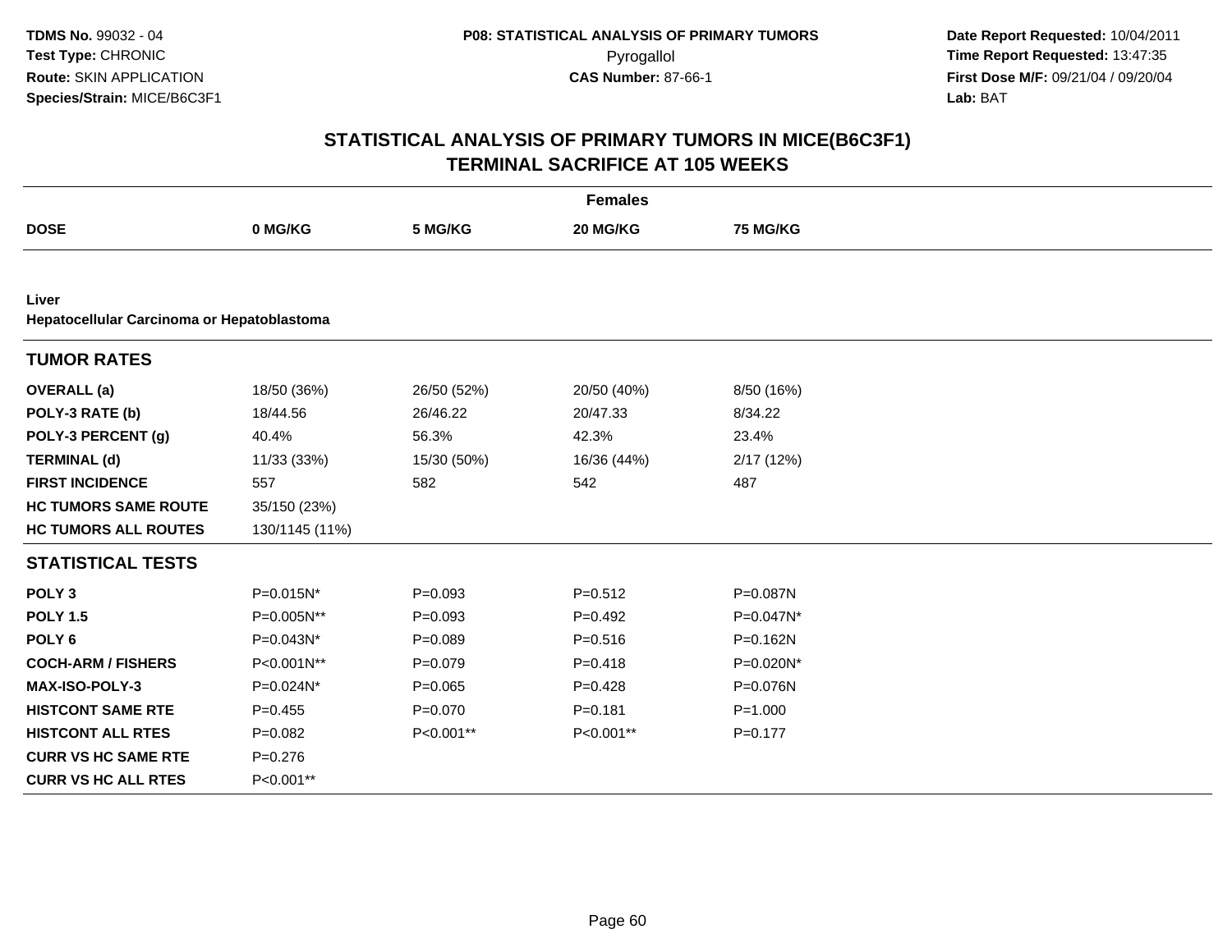**TDMS No.** 99032 - 04
**Test Type:** CHRONIC
**Route:** SKIN APPLICATION
**Species/Strain:** MICE/B6C3F1

**P08: STATISTICAL ANALYSIS OF PRIMARY TUMORS**
Pyrogallol
**CAS Number:** 87-66-1

**Date Report Requested:** 10/04/2011
**Time Report Requested:** 13:47:35
**First Dose M/F:** 09/21/04 / 09/20/04
**Lab:** BAT

## STATISTICAL ANALYSIS OF PRIMARY TUMORS IN MICE(B6C3F1)
## TERMINAL SACRIFICE AT 105 WEEKS

| Females | | | | |
|---|---|---|---|---|
| **DOSE** | **0 MG/KG** | **5 MG/KG** | **20 MG/KG** | **75 MG/KG** |
| **Liver** | | | | |
| **Hepatocellular Carcinoma or Hepatoblastoma** | | | | |
| **TUMOR RATES** | | | | |
| **OVERALL (a)** | 18/50 (36%) | 26/50 (52%) | 20/50 (40%) | 8/50 (16%) |
| **POLY-3 RATE (b)** | 18/44.56 | 26/46.22 | 20/47.33 | 8/34.22 |
| **POLY-3 PERCENT (g)** | 40.4% | 56.3% | 42.3% | 23.4% |
| **TERMINAL (d)** | 11/33 (33%) | 15/30 (50%) | 16/36 (44%) | 2/17 (12%) |
| **FIRST INCIDENCE** | 557 | 582 | 542 | 487 |
| **HC TUMORS SAME ROUTE** | 35/150 (23%) | | | |
| **HC TUMORS ALL ROUTES** | 130/1145 (11%) | | | |
| **STATISTICAL TESTS** | | | | |
| **POLY 3** | P=0.015N* | P=0.093 | P=0.512 | P=0.087N |
| **POLY 1.5** | P=0.005N** | P=0.093 | P=0.492 | P=0.047N* |
| **POLY 6** | P=0.043N* | P=0.089 | P=0.516 | P=0.162N |
| **COCH-ARM / FISHERS** | P<0.001N** | P=0.079 | P=0.418 | P=0.020N* |
| **MAX-ISO-POLY-3** | P=0.024N* | P=0.065 | P=0.428 | P=0.076N |
| **HISTCONT SAME RTE** | P=0.455 | P=0.070 | P=0.181 | P=1.000 |
| **HISTCONT ALL RTES** | P=0.082 | P<0.001** | P<0.001** | P=0.177 |
| **CURR VS HC SAME RTE** | P=0.276 | | | |
| **CURR VS HC ALL RTES** | P<0.001** | | | |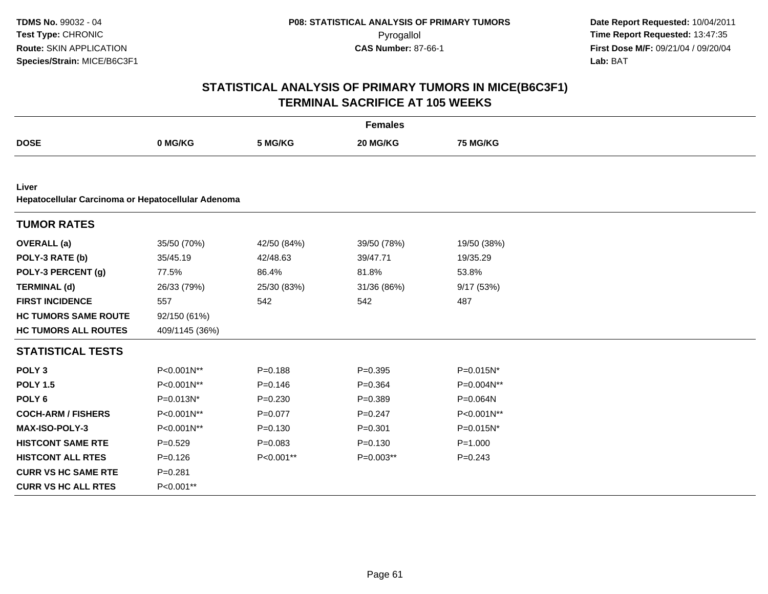**TDMS No.** 99032 - 04
**Test Type:** CHRONIC
**Route:** SKIN APPLICATION
**Species/Strain:** MICE/B6C3F1

**P08: STATISTICAL ANALYSIS OF PRIMARY TUMORS**
Pyrogallol
**CAS Number:** 87-66-1

**Date Report Requested:** 10/04/2011
**Time Report Requested:** 13:47:35
**First Dose M/F:** 09/21/04 / 09/20/04
**Lab:** BAT

# STATISTICAL ANALYSIS OF PRIMARY TUMORS IN MICE(B6C3F1)
## TERMINAL SACRIFICE AT 105 WEEKS

| Females | | | | |
|---|---|---|---|---|
| **DOSE** | **0 MG/KG** | **5 MG/KG** | **20 MG/KG** | **75 MG/KG** |
| **Liver** | | | | |
| **Hepatocellular Carcinoma or Hepatocellular Adenoma** | | | | |
| **TUMOR RATES** | | | | |
| **OVERALL (a)** | 35/50 (70%) | 42/50 (84%) | 39/50 (78%) | 19/50 (38%) |
| **POLY-3 RATE (b)** | 35/45.19 | 42/48.63 | 39/47.71 | 19/35.29 |
| **POLY-3 PERCENT (g)** | 77.5% | 86.4% | 81.8% | 53.8% |
| **TERMINAL (d)** | 26/33 (79%) | 25/30 (83%) | 31/36 (86%) | 9/17 (53%) |
| **FIRST INCIDENCE** | 557 | 542 | 542 | 487 |
| **HC TUMORS SAME ROUTE** | 92/150 (61%) | | | |
| **HC TUMORS ALL ROUTES** | 409/1145 (36%) | | | |
| **STATISTICAL TESTS** | | | | |
| **POLY 3** | P<0.001N** | P=0.188 | P=0.395 | P=0.015N* |
| **POLY 1.5** | P<0.001N** | P=0.146 | P=0.364 | P=0.004N** |
| **POLY 6** | P=0.013N* | P=0.230 | P=0.389 | P=0.064N |
| **COCH-ARM / FISHERS** | P<0.001N** | P=0.077 | P=0.247 | P<0.001N** |
| **MAX-ISO-POLY-3** | P<0.001N** | P=0.130 | P=0.301 | P=0.015N* |
| **HISTCONT SAME RTE** | P=0.529 | P=0.083 | P=0.130 | P=1.000 |
| **HISTCONT ALL RTES** | P=0.126 | P<0.001** | P=0.003** | P=0.243 |
| **CURR VS HC SAME RTE** | P=0.281 | | | |
| **CURR VS HC ALL RTES** | P<0.001** | | | |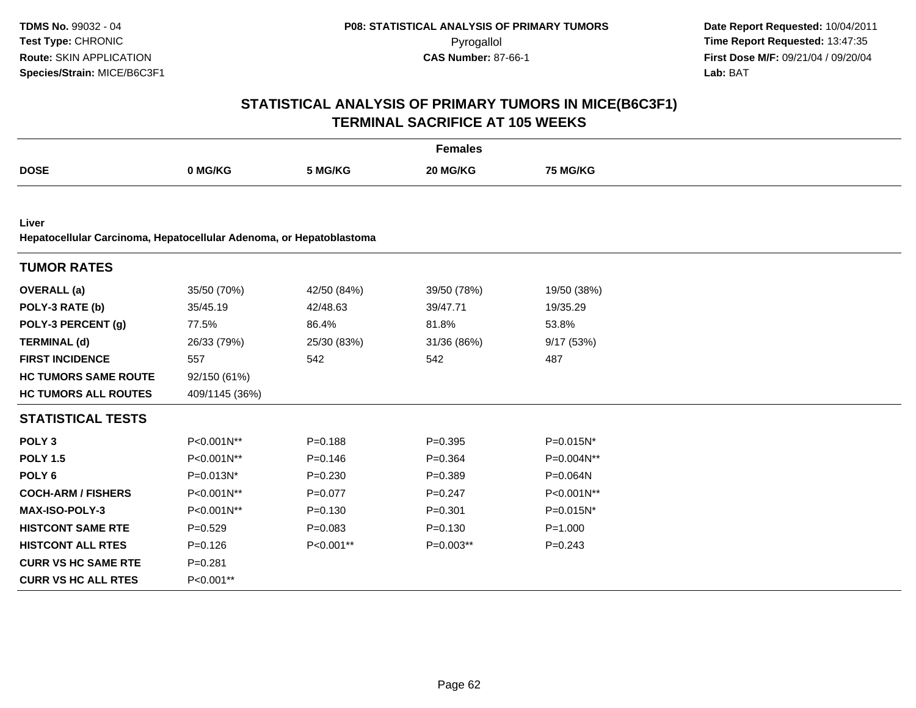# STATISTICAL ANALYSIS OF PRIMARY TUMORS IN MICE(B6C3F1)
## TERMINAL SACRIFICE AT 105 WEEKS

| | Females | | | |
|---|---|---|---|---|
| **DOSE** | **0 MG/KG** | **5 MG/KG** | **20 MG/KG** | **75 MG/KG** |

**Liver**
**Hepatocellular Carcinoma, Hepatocellular Adenoma, or Hepatoblastoma**

| **TUMOR RATES** | | | | |
|---|---|---|---|---|
| **OVERALL (a)** | 35/50 (70%) | 42/50 (84%) | 39/50 (78%) | 19/50 (38%) |
| **POLY-3 RATE (b)** | 35/45.19 | 42/48.63 | 39/47.71 | 19/35.29 |
| **POLY-3 PERCENT (g)** | 77.5% | 86.4% | 81.8% | 53.8% |
| **TERMINAL (d)** | 26/33 (79%) | 25/30 (83%) | 31/36 (86%) | 9/17 (53%) |
| **FIRST INCIDENCE** | 557 | 542 | 542 | 487 |
| **HC TUMORS SAME ROUTE** | 92/150 (61%) | | | |
| **HC TUMORS ALL ROUTES** | 409/1145 (36%) | | | |

| **STATISTICAL TESTS** | | | | |
|---|---|---|---|---|
| **POLY 3** | P<0.001N** | P=0.188 | P=0.395 | P=0.015N* |
| **POLY 1.5** | P<0.001N** | P=0.146 | P=0.364 | P=0.004N** |
| **POLY 6** | P=0.013N* | P=0.230 | P=0.389 | P=0.064N |
| **COCH-ARM / FISHERS** | P<0.001N** | P=0.077 | P=0.247 | P<0.001N** |
| **MAX-ISO-POLY-3** | P<0.001N** | P=0.130 | P=0.301 | P=0.015N* |
| **HISTCONT SAME RTE** | P=0.529 | P=0.083 | P=0.130 | P=1.000 |
| **HISTCONT ALL RTES** | P=0.126 | P<0.001** | P=0.003** | P=0.243 |
| **CURR VS HC SAME RTE** | P=0.281 | | | |
| **CURR VS HC ALL RTES** | P<0.001** | | | |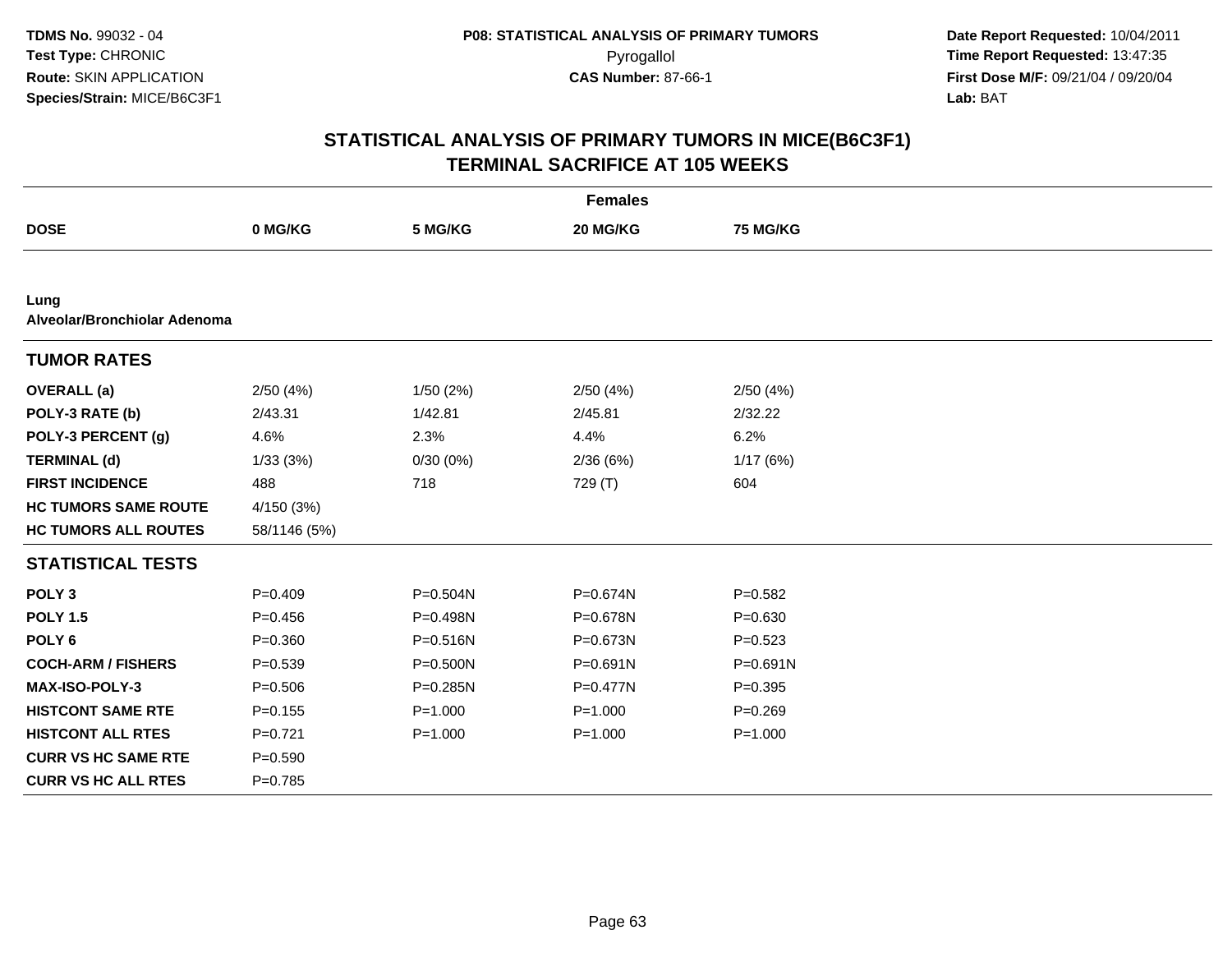**TDMS No.** 99032 - 04
**Test Type:** CHRONIC
**Route:** SKIN APPLICATION
**Species/Strain:** MICE/B6C3F1

**P08: STATISTICAL ANALYSIS OF PRIMARY TUMORS**
Pyrogallol
**CAS Number:** 87-66-1

**Date Report Requested:** 10/04/2011
**Time Report Requested:** 13:47:35
**First Dose M/F:** 09/21/04 / 09/20/04
**Lab:** BAT

## STATISTICAL ANALYSIS OF PRIMARY TUMORS IN MICE(B6C3F1)
## TERMINAL SACRIFICE AT 105 WEEKS

| | Females | | | |
|---|---|---|---|---|
| **DOSE** | **0 MG/KG** | **5 MG/KG** | **20 MG/KG** | **75 MG/KG** |
| **Lung** | | | | |
| **Alveolar/Bronchiolar Adenoma** | | | | |
| **TUMOR RATES** | | | | |
| **OVERALL (a)** | 2/50 (4%) | 1/50 (2%) | 2/50 (4%) | 2/50 (4%) |
| **POLY-3 RATE (b)** | 2/43.31 | 1/42.81 | 2/45.81 | 2/32.22 |
| **POLY-3 PERCENT (g)** | 4.6% | 2.3% | 4.4% | 6.2% |
| **TERMINAL (d)** | 1/33 (3%) | 0/30 (0%) | 2/36 (6%) | 1/17 (6%) |
| **FIRST INCIDENCE** | 488 | 718 | 729 (T) | 604 |
| **HC TUMORS SAME ROUTE** | 4/150 (3%) | | | |
| **HC TUMORS ALL ROUTES** | 58/1146 (5%) | | | |
| **STATISTICAL TESTS** | | | | |
| **POLY 3** | P=0.409 | P=0.504N | P=0.674N | P=0.582 |
| **POLY 1.5** | P=0.456 | P=0.498N | P=0.678N | P=0.630 |
| **POLY 6** | P=0.360 | P=0.516N | P=0.673N | P=0.523 |
| **COCH-ARM / FISHERS** | P=0.539 | P=0.500N | P=0.691N | P=0.691N |
| **MAX-ISO-POLY-3** | P=0.506 | P=0.285N | P=0.477N | P=0.395 |
| **HISTCONT SAME RTE** | P=0.155 | P=1.000 | P=1.000 | P=0.269 |
| **HISTCONT ALL RTES** | P=0.721 | P=1.000 | P=1.000 | P=1.000 |
| **CURR VS HC SAME RTE** | P=0.590 | | | |
| **CURR VS HC ALL RTES** | P=0.785 | | | |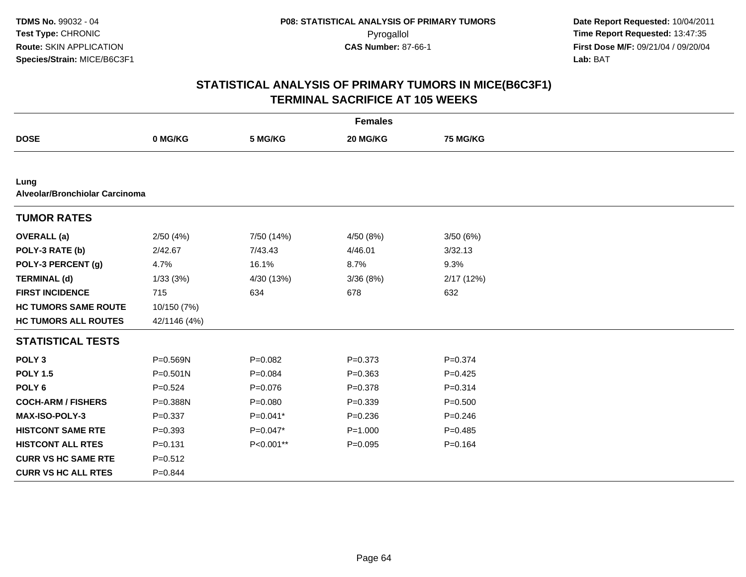TDMS No. 99032 - 04
Test Type: CHRONIC
Route: SKIN APPLICATION
Species/Strain: MICE/B6C3F1

P08: STATISTICAL ANALYSIS OF PRIMARY TUMORS
Pyrogallol
CAS Number: 87-66-1

Date Report Requested: 10/04/2011
Time Report Requested: 13:47:35
First Dose M/F: 09/21/04 / 09/20/04
Lab: BAT

# STATISTICAL ANALYSIS OF PRIMARY TUMORS IN MICE(B6C3F1)
## TERMINAL SACRIFICE AT 105 WEEKS

| | Females | | | |
|---|---|---|---|---|
| **DOSE** | **0 MG/KG** | **5 MG/KG** | **20 MG/KG** | **75 MG/KG** |
| **Lung** | | | | |
| **Alveolar/Bronchiolar Carcinoma** | | | | |
| **TUMOR RATES** | | | | |
| **OVERALL (a)** | 2/50 (4%) | 7/50 (14%) | 4/50 (8%) | 3/50 (6%) |
| **POLY-3 RATE (b)** | 2/42.67 | 7/43.43 | 4/46.01 | 3/32.13 |
| **POLY-3 PERCENT (g)** | 4.7% | 16.1% | 8.7% | 9.3% |
| **TERMINAL (d)** | 1/33 (3%) | 4/30 (13%) | 3/36 (8%) | 2/17 (12%) |
| **FIRST INCIDENCE** | 715 | 634 | 678 | 632 |
| **HC TUMORS SAME ROUTE** | 10/150 (7%) | | | |
| **HC TUMORS ALL ROUTES** | 42/1146 (4%) | | | |
| **STATISTICAL TESTS** | | | | |
| **POLY 3** | P=0.569N | P=0.082 | P=0.373 | P=0.374 |
| **POLY 1.5** | P=0.501N | P=0.084 | P=0.363 | P=0.425 |
| **POLY 6** | P=0.524 | P=0.076 | P=0.378 | P=0.314 |
| **COCH-ARM / FISHERS** | P=0.388N | P=0.080 | P=0.339 | P=0.500 |
| **MAX-ISO-POLY-3** | P=0.337 | P=0.041* | P=0.236 | P=0.246 |
| **HISTCONT SAME RTE** | P=0.393 | P=0.047* | P=1.000 | P=0.485 |
| **HISTCONT ALL RTES** | P=0.131 | P<0.001** | P=0.095 | P=0.164 |
| **CURR VS HC SAME RTE** | P=0.512 | | | |
| **CURR VS HC ALL RTES** | P=0.844 | | | |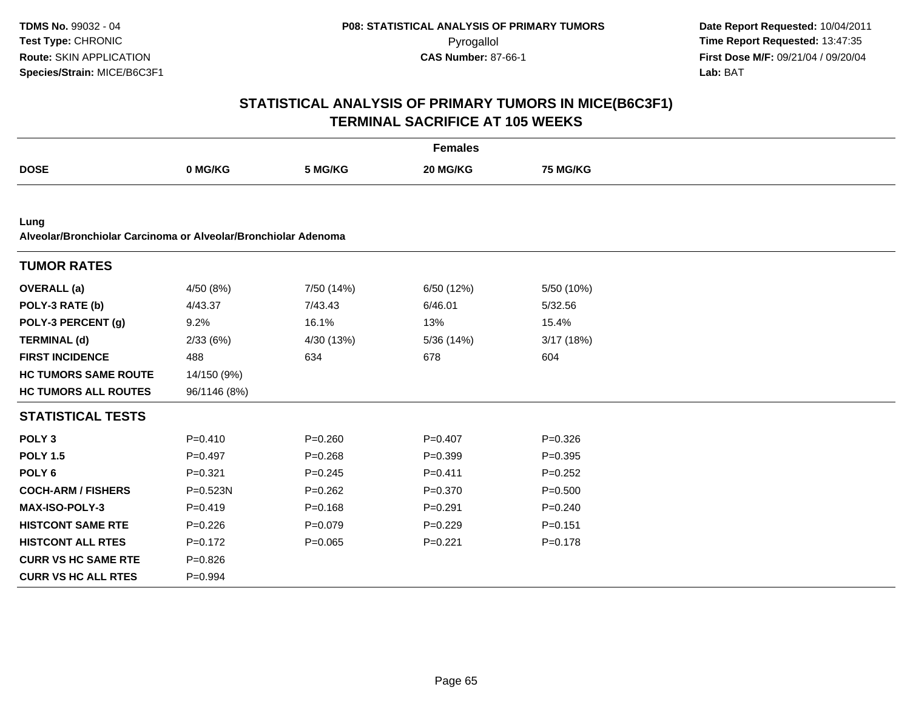TDMS No. 99032 - 04
Test Type: CHRONIC
Route: SKIN APPLICATION
Species/Strain: MICE/B6C3F1

P08: STATISTICAL ANALYSIS OF PRIMARY TUMORS
Pyrogallol
CAS Number: 87-66-1

Date Report Requested: 10/04/2011
Time Report Requested: 13:47:35
First Dose M/F: 09/21/04 / 09/20/04
Lab: BAT

## STATISTICAL ANALYSIS OF PRIMARY TUMORS IN MICE(B6C3F1)
## TERMINAL SACRIFICE AT 105 WEEKS

| | Females | | | |
|---|---|---|---|---|
| **DOSE** | **0 MG/KG** | **5 MG/KG** | **20 MG/KG** | **75 MG/KG** |

**Lung**
**Alveolar/Bronchiolar Carcinoma or Alveolar/Bronchiolar Adenoma**

| **TUMOR RATES** | | | | |
|---|---|---|---|---|
| **OVERALL (a)** | 4/50 (8%) | 7/50 (14%) | 6/50 (12%) | 5/50 (10%) |
| **POLY-3 RATE (b)** | 4/43.37 | 7/43.43 | 6/46.01 | 5/32.56 |
| **POLY-3 PERCENT (g)** | 9.2% | 16.1% | 13% | 15.4% |
| **TERMINAL (d)** | 2/33 (6%) | 4/30 (13%) | 5/36 (14%) | 3/17 (18%) |
| **FIRST INCIDENCE** | 488 | 634 | 678 | 604 |
| **HC TUMORS SAME ROUTE** | 14/150 (9%) | | | |
| **HC TUMORS ALL ROUTES** | 96/1146 (8%) | | | |

| **STATISTICAL TESTS** | | | | |
|---|---|---|---|---|
| **POLY 3** | P=0.410 | P=0.260 | P=0.407 | P=0.326 |
| **POLY 1.5** | P=0.497 | P=0.268 | P=0.399 | P=0.395 |
| **POLY 6** | P=0.321 | P=0.245 | P=0.411 | P=0.252 |
| **COCH-ARM / FISHERS** | P=0.523N | P=0.262 | P=0.370 | P=0.500 |
| **MAX-ISO-POLY-3** | P=0.419 | P=0.168 | P=0.291 | P=0.240 |
| **HISTCONT SAME RTE** | P=0.226 | P=0.079 | P=0.229 | P=0.151 |
| **HISTCONT ALL RTES** | P=0.172 | P=0.065 | P=0.221 | P=0.178 |
| **CURR VS HC SAME RTE** | P=0.826 | | | |
| **CURR VS HC ALL RTES** | P=0.994 | | | |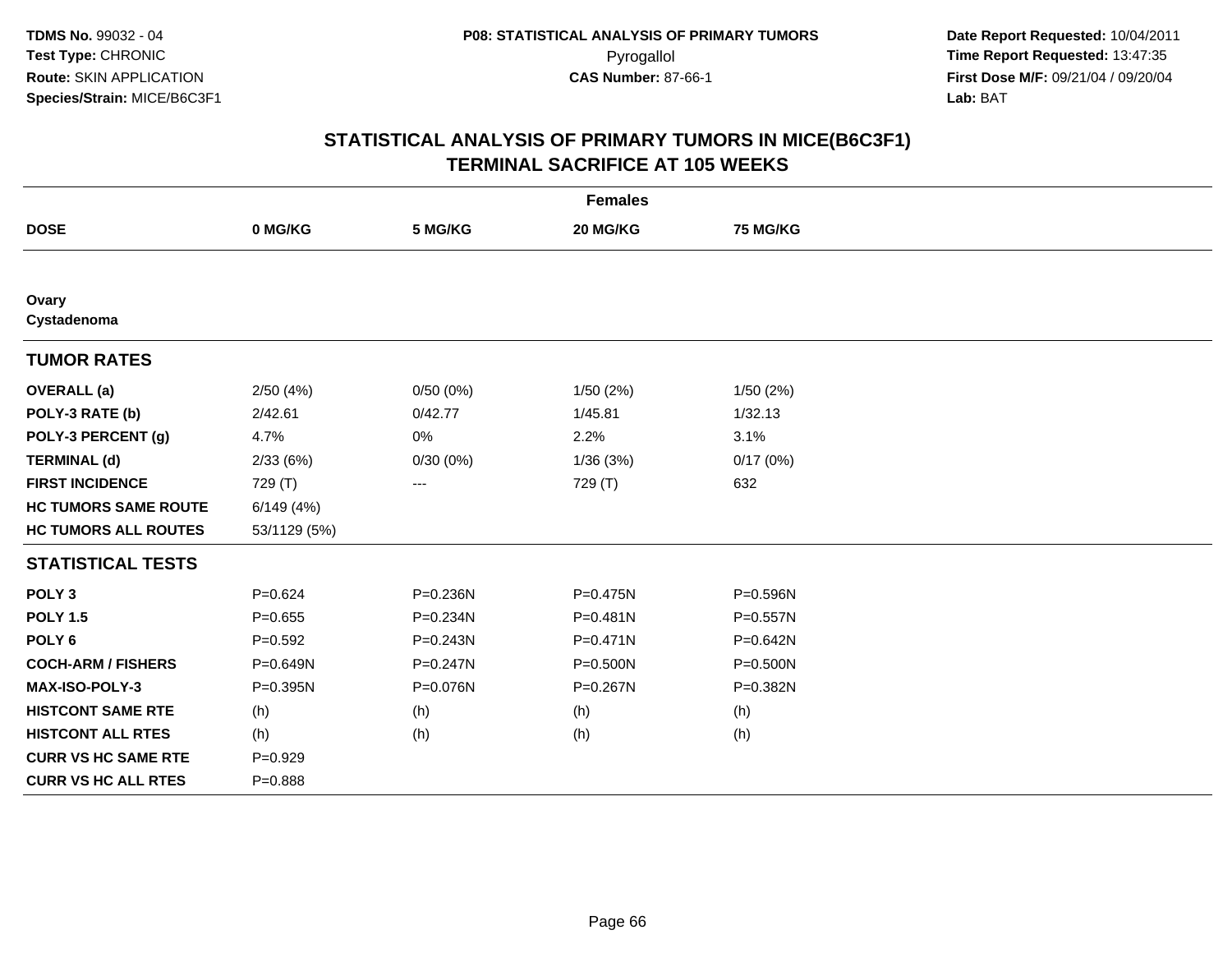# STATISTICAL ANALYSIS OF PRIMARY TUMORS IN MICE(B6C3F1)
## TERMINAL SACRIFICE AT 105 WEEKS

| | Females | | | |
|---|---|---|---|---|
| **DOSE** | **0 MG/KG** | **5 MG/KG** | **20 MG/KG** | **75 MG/KG** |
| **Ovary** | | | | |
| **Cystadenoma** | | | | |
| **TUMOR RATES** | | | | |
| **OVERALL (a)** | 2/50 (4%) | 0/50 (0%) | 1/50 (2%) | 1/50 (2%) |
| **POLY-3 RATE (b)** | 2/42.61 | 0/42.77 | 1/45.81 | 1/32.13 |
| **POLY-3 PERCENT (g)** | 4.7% | 0% | 2.2% | 3.1% |
| **TERMINAL (d)** | 2/33 (6%) | 0/30 (0%) | 1/36 (3%) | 0/17 (0%) |
| **FIRST INCIDENCE** | 729 (T) | --- | 729 (T) | 632 |
| **HC TUMORS SAME ROUTE** | 6/149 (4%) | | | |
| **HC TUMORS ALL ROUTES** | 53/1129 (5%) | | | |
| **STATISTICAL TESTS** | | | | |
| **POLY 3** | P=0.624 | P=0.236N | P=0.475N | P=0.596N |
| **POLY 1.5** | P=0.655 | P=0.234N | P=0.481N | P=0.557N |
| **POLY 6** | P=0.592 | P=0.243N | P=0.471N | P=0.642N |
| **COCH-ARM / FISHERS** | P=0.649N | P=0.247N | P=0.500N | P=0.500N |
| **MAX-ISO-POLY-3** | P=0.395N | P=0.076N | P=0.267N | P=0.382N |
| **HISTCONT SAME RTE** | (h) | (h) | (h) | (h) |
| **HISTCONT ALL RTES** | (h) | (h) | (h) | (h) |
| **CURR VS HC SAME RTE** | P=0.929 | | | |
| **CURR VS HC ALL RTES** | P=0.888 | | | |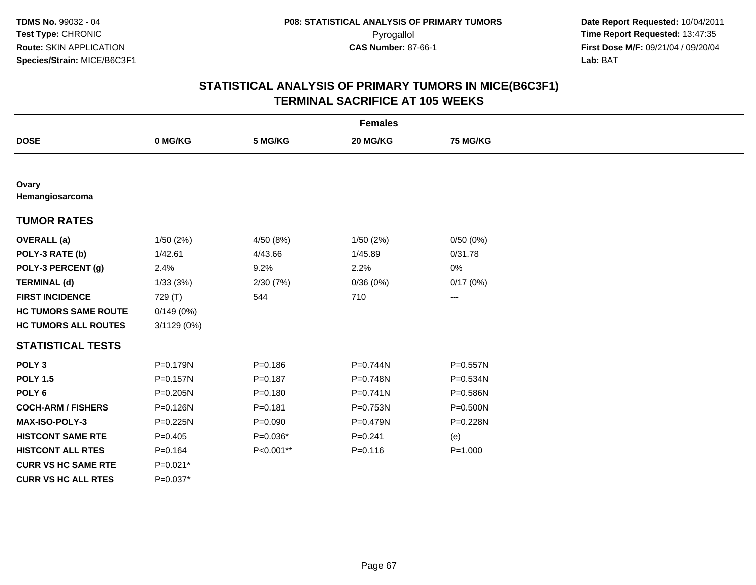**TDMS No.** 99032 - 04
**Test Type:** CHRONIC
**Route:** SKIN APPLICATION
**Species/Strain:** MICE/B6C3F1

**P08: STATISTICAL ANALYSIS OF PRIMARY TUMORS**
Pyrogallol
**CAS Number:** 87-66-1

**Date Report Requested:** 10/04/2011
**Time Report Requested:** 13:47:35
**First Dose M/F:** 09/21/04 / 09/20/04
**Lab:** BAT

## STATISTICAL ANALYSIS OF PRIMARY TUMORS IN MICE(B6C3F1)
## TERMINAL SACRIFICE AT 105 WEEKS

| | Females | | | |
|---|---|---|---|---|
| **DOSE** | **0 MG/KG** | **5 MG/KG** | **20 MG/KG** | **75 MG/KG** |
| **Ovary** | | | | |
| **Hemangiosarcoma** | | | | |
| **TUMOR RATES** | | | | |
| **OVERALL (a)** | 1/50 (2%) | 4/50 (8%) | 1/50 (2%) | 0/50 (0%) |
| **POLY-3 RATE (b)** | 1/42.61 | 4/43.66 | 1/45.89 | 0/31.78 |
| **POLY-3 PERCENT (g)** | 2.4% | 9.2% | 2.2% | 0% |
| **TERMINAL (d)** | 1/33 (3%) | 2/30 (7%) | 0/36 (0%) | 0/17 (0%) |
| **FIRST INCIDENCE** | 729 (T) | 544 | 710 | --- |
| **HC TUMORS SAME ROUTE** | 0/149 (0%) | | | |
| **HC TUMORS ALL ROUTES** | 3/1129 (0%) | | | |
| **STATISTICAL TESTS** | | | | |
| **POLY 3** | P=0.179N | P=0.186 | P=0.744N | P=0.557N |
| **POLY 1.5** | P=0.157N | P=0.187 | P=0.748N | P=0.534N |
| **POLY 6** | P=0.205N | P=0.180 | P=0.741N | P=0.586N |
| **COCH-ARM / FISHERS** | P=0.126N | P=0.181 | P=0.753N | P=0.500N |
| **MAX-ISO-POLY-3** | P=0.225N | P=0.090 | P=0.479N | P=0.228N |
| **HISTCONT SAME RTE** | P=0.405 | P=0.036* | P=0.241 | (e) |
| **HISTCONT ALL RTES** | P=0.164 | P<0.001** | P=0.116 | P=1.000 |
| **CURR VS HC SAME RTE** | P=0.021* | | | |
| **CURR VS HC ALL RTES** | P=0.037* | | | |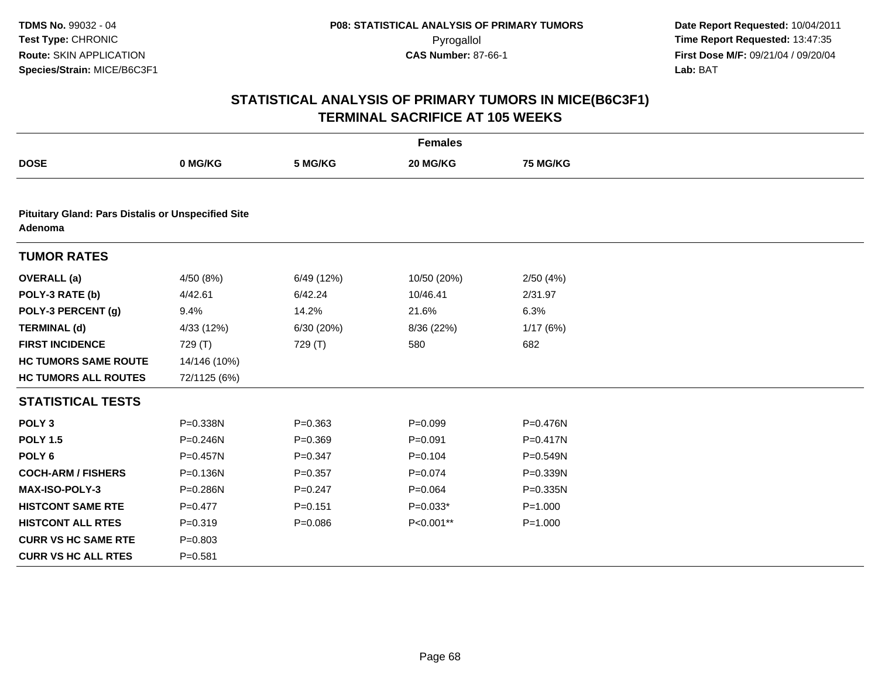# STATISTICAL ANALYSIS OF PRIMARY TUMORS IN MICE(B6C3F1)
## TERMINAL SACRIFICE AT 105 WEEKS

| | Females | | | |
|---|---|---|---|---|
| **DOSE** | **0 MG/KG** | **5 MG/KG** | **20 MG/KG** | **75 MG/KG** |
| **Pituitary Gland: Pars Distalis or Unspecified Site Adenoma** | | | | |
| **TUMOR RATES** | | | | |
| **OVERALL (a)** | 4/50 (8%) | 6/49 (12%) | 10/50 (20%) | 2/50 (4%) |
| **POLY-3 RATE (b)** | 4/42.61 | 6/42.24 | 10/46.41 | 2/31.97 |
| **POLY-3 PERCENT (g)** | 9.4% | 14.2% | 21.6% | 6.3% |
| **TERMINAL (d)** | 4/33 (12%) | 6/30 (20%) | 8/36 (22%) | 1/17 (6%) |
| **FIRST INCIDENCE** | 729 (T) | 729 (T) | 580 | 682 |
| **HC TUMORS SAME ROUTE** | 14/146 (10%) | | | |
| **HC TUMORS ALL ROUTES** | 72/1125 (6%) | | | |
| **STATISTICAL TESTS** | | | | |
| **POLY 3** | P=0.338N | P=0.363 | P=0.099 | P=0.476N |
| **POLY 1.5** | P=0.246N | P=0.369 | P=0.091 | P=0.417N |
| **POLY 6** | P=0.457N | P=0.347 | P=0.104 | P=0.549N |
| **COCH-ARM / FISHERS** | P=0.136N | P=0.357 | P=0.074 | P=0.339N |
| **MAX-ISO-POLY-3** | P=0.286N | P=0.247 | P=0.064 | P=0.335N |
| **HISTCONT SAME RTE** | P=0.477 | P=0.151 | P=0.033* | P=1.000 |
| **HISTCONT ALL RTES** | P=0.319 | P=0.086 | P<0.001** | P=1.000 |
| **CURR VS HC SAME RTE** | P=0.803 | | | |
| **CURR VS HC ALL RTES** | P=0.581 | | | |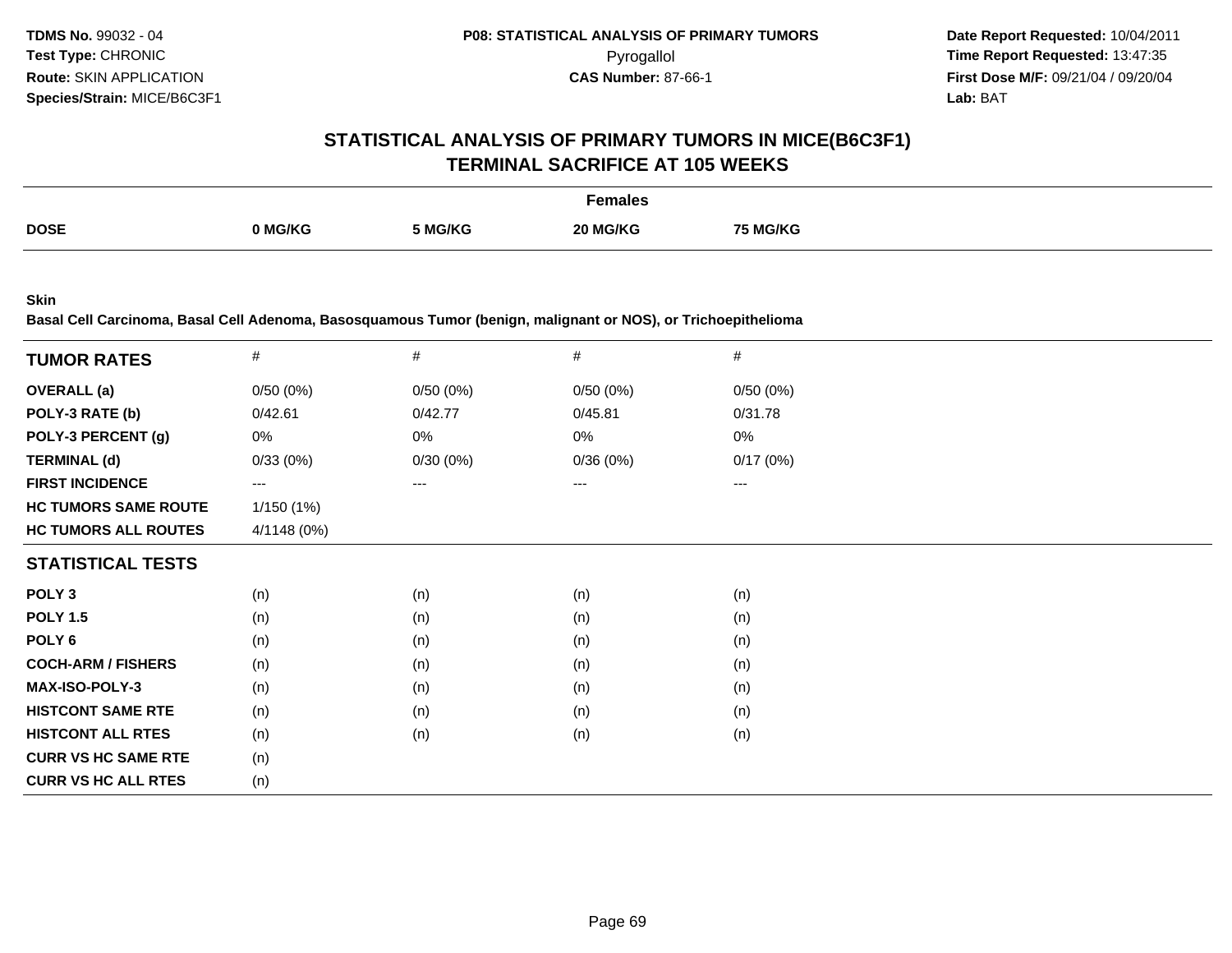TDMS No. 99032 - 04
Test Type: CHRONIC
Route: SKIN APPLICATION
Species/Strain: MICE/B6C3F1

P08: STATISTICAL ANALYSIS OF PRIMARY TUMORS
Pyrogallol
CAS Number: 87-66-1

Date Report Requested: 10/04/2011
Time Report Requested: 13:47:35
First Dose M/F: 09/21/04 / 09/20/04
Lab: BAT

# STATISTICAL ANALYSIS OF PRIMARY TUMORS IN MICE(B6C3F1)
## TERMINAL SACRIFICE AT 105 WEEKS

| | Females | | | |
|---|---|---|---|---|
| **DOSE** | **0 MG/KG** | **5 MG/KG** | **20 MG/KG** | **75 MG/KG** |

**Skin**
**Basal Cell Carcinoma, Basal Cell Adenoma, Basosquamous Tumor (benign, malignant or NOS), or Trichoepithelioma**

| **TUMOR RATES** | # | # | # | # |
|---|---|---|---|---|
| **OVERALL (a)** | 0/50 (0%) | 0/50 (0%) | 0/50 (0%) | 0/50 (0%) |
| **POLY-3 RATE (b)** | 0/42.61 | 0/42.77 | 0/45.81 | 0/31.78 |
| **POLY-3 PERCENT (g)** | 0% | 0% | 0% | 0% |
| **TERMINAL (d)** | 0/33 (0%) | 0/30 (0%) | 0/36 (0%) | 0/17 (0%) |
| **FIRST INCIDENCE** | --- | --- | --- | --- |
| **HC TUMORS SAME ROUTE** | 1/150 (1%) | | | |
| **HC TUMORS ALL ROUTES** | 4/1148 (0%) | | | |
| **STATISTICAL TESTS** | | | | |
| **POLY 3** | (n) | (n) | (n) | (n) |
| **POLY 1.5** | (n) | (n) | (n) | (n) |
| **POLY 6** | (n) | (n) | (n) | (n) |
| **COCH-ARM / FISHERS** | (n) | (n) | (n) | (n) |
| **MAX-ISO-POLY-3** | (n) | (n) | (n) | (n) |
| **HISTCONT SAME RTE** | (n) | (n) | (n) | (n) |
| **HISTCONT ALL RTES** | (n) | (n) | (n) | (n) |
| **CURR VS HC SAME RTE** | (n) | | | |
| **CURR VS HC ALL RTES** | (n) | | | |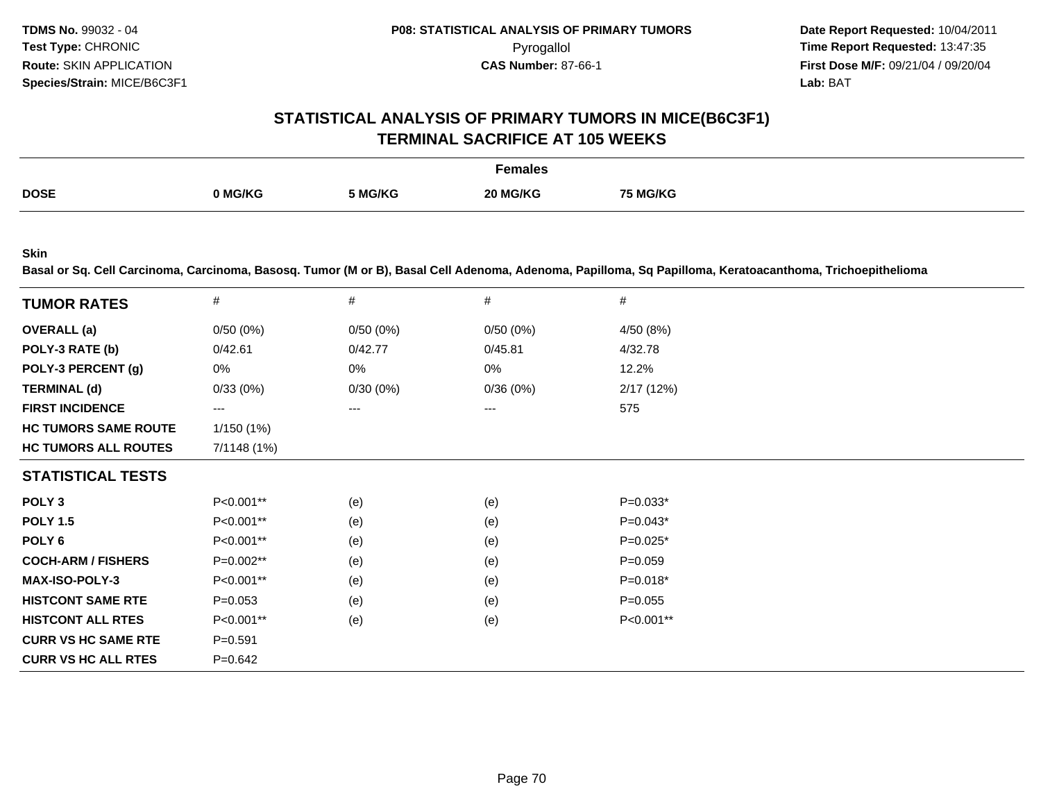**TDMS No.** 99032 - 04
**Test Type:** CHRONIC
**Route:** SKIN APPLICATION
**Species/Strain:** MICE/B6C3F1

**P08: STATISTICAL ANALYSIS OF PRIMARY TUMORS**
Pyrogallol
**CAS Number:** 87-66-1

**Date Report Requested:** 10/04/2011
**Time Report Requested:** 13:47:35
**First Dose M/F:** 09/21/04 / 09/20/04
**Lab:** BAT

## STATISTICAL ANALYSIS OF PRIMARY TUMORS IN MICE(B6C3F1) TERMINAL SACRIFICE AT 105 WEEKS

| | Females | | | |
|---|---|---|---|---|
| **DOSE** | **0 MG/KG** | **5 MG/KG** | **20 MG/KG** | **75 MG/KG** |

**Skin**
**Basal or Sq. Cell Carcinoma, Carcinoma, Basosq. Tumor (M or B), Basal Cell Adenoma, Adenoma, Papilloma, Sq Papilloma, Keratoacanthoma, Trichoepithelioma**

| **TUMOR RATES** | # | # | # | # |
|---|---|---|---|---|
| **OVERALL (a)** | 0/50 (0%) | 0/50 (0%) | 0/50 (0%) | 4/50 (8%) |
| **POLY-3 RATE (b)** | 0/42.61 | 0/42.77 | 0/45.81 | 4/32.78 |
| **POLY-3 PERCENT (g)** | 0% | 0% | 0% | 12.2% |
| **TERMINAL (d)** | 0/33 (0%) | 0/30 (0%) | 0/36 (0%) | 2/17 (12%) |
| **FIRST INCIDENCE** | --- | --- | --- | 575 |
| **HC TUMORS SAME ROUTE** | 1/150 (1%) | | | |
| **HC TUMORS ALL ROUTES** | 7/1148 (1%) | | | |
| **STATISTICAL TESTS** | | | | |
| **POLY 3** | P<0.001** | (e) | (e) | P=0.033* |
| **POLY 1.5** | P<0.001** | (e) | (e) | P=0.043* |
| **POLY 6** | P<0.001** | (e) | (e) | P=0.025* |
| **COCH-ARM / FISHERS** | P=0.002** | (e) | (e) | P=0.059 |
| **MAX-ISO-POLY-3** | P<0.001** | (e) | (e) | P=0.018* |
| **HISTCONT SAME RTE** | P=0.053 | (e) | (e) | P=0.055 |
| **HISTCONT ALL RTES** | P<0.001** | (e) | (e) | P<0.001** |
| **CURR VS HC SAME RTE** | P=0.591 | | | |
| **CURR VS HC ALL RTES** | P=0.642 | | | |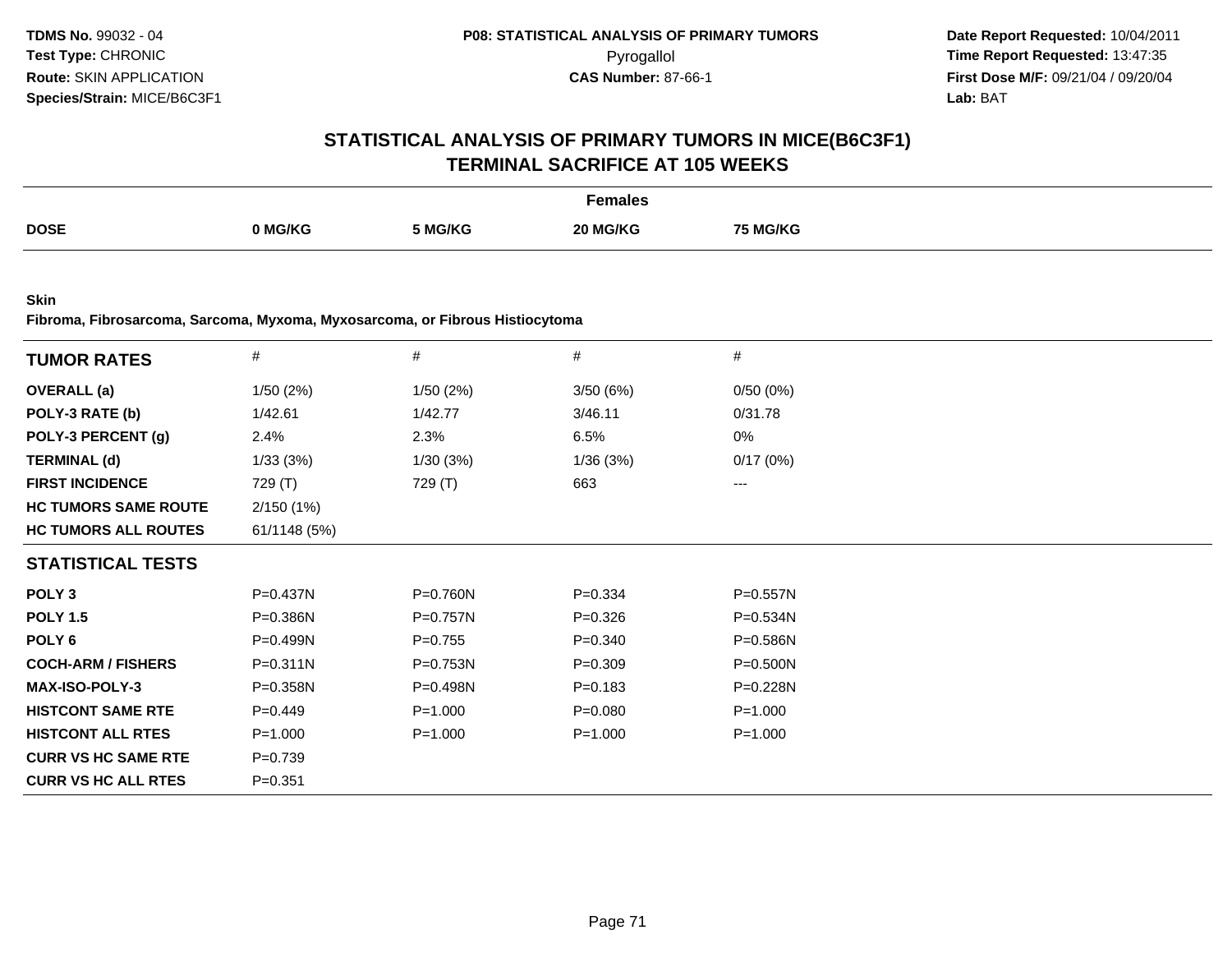**TDMS No.** 99032 - 04
**Test Type:** CHRONIC
**Route:** SKIN APPLICATION
**Species/Strain:** MICE/B6C3F1

**P08: STATISTICAL ANALYSIS OF PRIMARY TUMORS**
Pyrogallol
**CAS Number:** 87-66-1

**Date Report Requested:** 10/04/2011
**Time Report Requested:** 13:47:35
**First Dose M/F:** 09/21/04 / 09/20/04
**Lab:** BAT

# STATISTICAL ANALYSIS OF PRIMARY TUMORS IN MICE(B6C3F1)
# TERMINAL SACRIFICE AT 105 WEEKS

| | Females | | | |
|---|---|---|---|---|
| **DOSE** | **0 MG/KG** | **5 MG/KG** | **20 MG/KG** | **75 MG/KG** |

**Skin**
**Fibroma, Fibrosarcoma, Sarcoma, Myxoma, Myxosarcoma, or Fibrous Histiocytoma**

| **TUMOR RATES** | # | # | # | # |
|---|---|---|---|---|
| **OVERALL (a)** | 1/50 (2%) | 1/50 (2%) | 3/50 (6%) | 0/50 (0%) |
| **POLY-3 RATE (b)** | 1/42.61 | 1/42.77 | 3/46.11 | 0/31.78 |
| **POLY-3 PERCENT (g)** | 2.4% | 2.3% | 6.5% | 0% |
| **TERMINAL (d)** | 1/33 (3%) | 1/30 (3%) | 1/36 (3%) | 0/17 (0%) |
| **FIRST INCIDENCE** | 729 (T) | 729 (T) | 663 | --- |
| **HC TUMORS SAME ROUTE** | 2/150 (1%) | | | |
| **HC TUMORS ALL ROUTES** | 61/1148 (5%) | | | |
| **STATISTICAL TESTS** | | | | |
| **POLY 3** | P=0.437N | P=0.760N | P=0.334 | P=0.557N |
| **POLY 1.5** | P=0.386N | P=0.757N | P=0.326 | P=0.534N |
| **POLY 6** | P=0.499N | P=0.755 | P=0.340 | P=0.586N |
| **COCH-ARM / FISHERS** | P=0.311N | P=0.753N | P=0.309 | P=0.500N |
| **MAX-ISO-POLY-3** | P=0.358N | P=0.498N | P=0.183 | P=0.228N |
| **HISTCONT SAME RTE** | P=0.449 | P=1.000 | P=0.080 | P=1.000 |
| **HISTCONT ALL RTES** | P=1.000 | P=1.000 | P=1.000 | P=1.000 |
| **CURR VS HC SAME RTE** | P=0.739 | | | |
| **CURR VS HC ALL RTES** | P=0.351 | | | |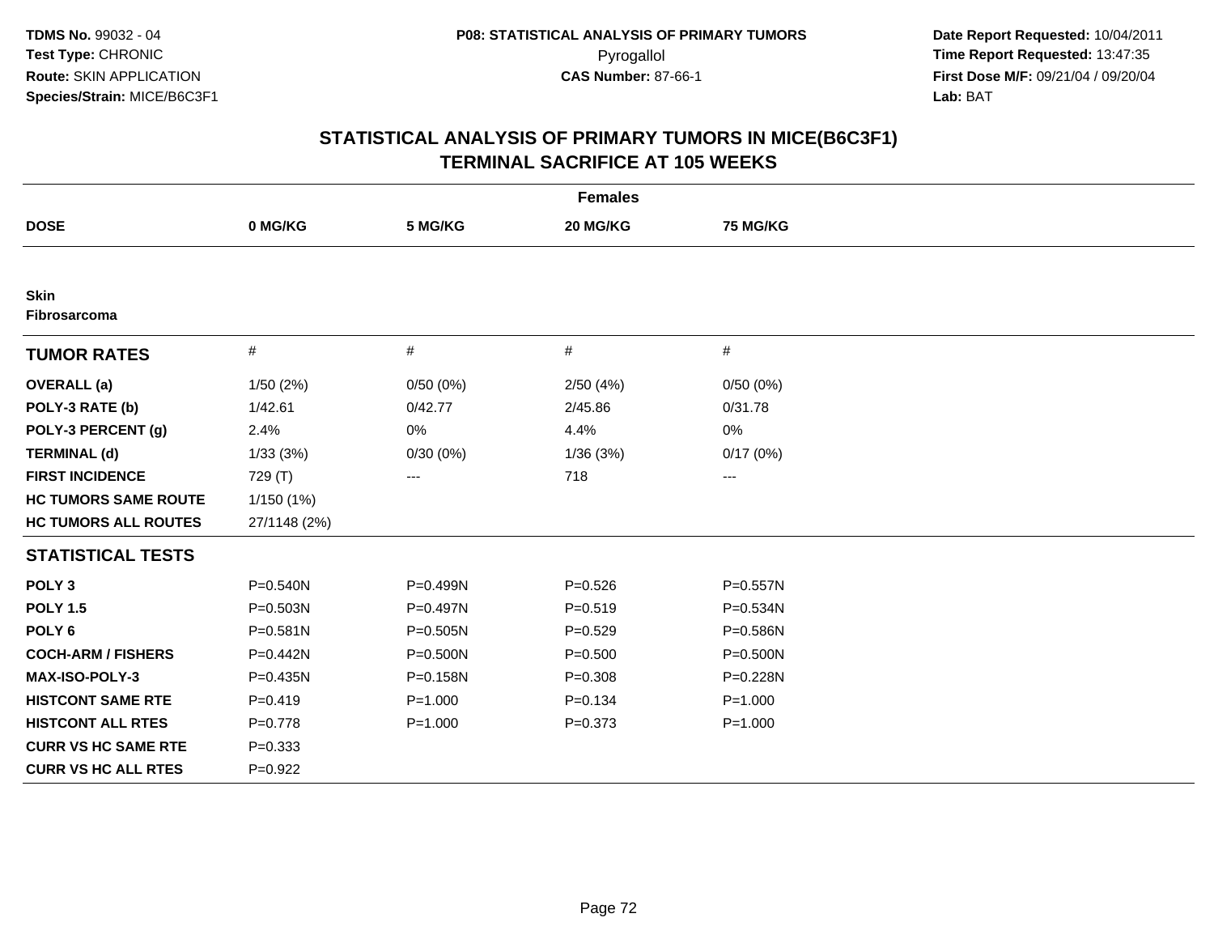**TDMS No.** 99032 - 04
**Test Type:** CHRONIC
**Route:** SKIN APPLICATION
**Species/Strain:** MICE/B6C3F1

**P08: STATISTICAL ANALYSIS OF PRIMARY TUMORS**
Pyrogallol
**CAS Number:** 87-66-1

**Date Report Requested:** 10/04/2011
**Time Report Requested:** 13:47:35
**First Dose M/F:** 09/21/04 / 09/20/04
**Lab:** BAT

## STATISTICAL ANALYSIS OF PRIMARY TUMORS IN MICE(B6C3F1) TERMINAL SACRIFICE AT 105 WEEKS

| Females | | | | |
|---|---|---|---|---|
| **DOSE** | **0 MG/KG** | **5 MG/KG** | **20 MG/KG** | **75 MG/KG** |
| **Skin** | | | | |
| **Fibrosarcoma** | | | | |
| **TUMOR RATES** | # | # | # | # |
| **OVERALL (a)** | 1/50 (2%) | 0/50 (0%) | 2/50 (4%) | 0/50 (0%) |
| **POLY-3 RATE (b)** | 1/42.61 | 0/42.77 | 2/45.86 | 0/31.78 |
| **POLY-3 PERCENT (g)** | 2.4% | 0% | 4.4% | 0% |
| **TERMINAL (d)** | 1/33 (3%) | 0/30 (0%) | 1/36 (3%) | 0/17 (0%) |
| **FIRST INCIDENCE** | 729 (T) | --- | 718 | --- |
| **HC TUMORS SAME ROUTE** | 1/150 (1%) | | | |
| **HC TUMORS ALL ROUTES** | 27/1148 (2%) | | | |
| **STATISTICAL TESTS** | | | | |
| **POLY 3** | P=0.540N | P=0.499N | P=0.526 | P=0.557N |
| **POLY 1.5** | P=0.503N | P=0.497N | P=0.519 | P=0.534N |
| **POLY 6** | P=0.581N | P=0.505N | P=0.529 | P=0.586N |
| **COCH-ARM / FISHERS** | P=0.442N | P=0.500N | P=0.500 | P=0.500N |
| **MAX-ISO-POLY-3** | P=0.435N | P=0.158N | P=0.308 | P=0.228N |
| **HISTCONT SAME RTE** | P=0.419 | P=1.000 | P=0.134 | P=1.000 |
| **HISTCONT ALL RTES** | P=0.778 | P=1.000 | P=0.373 | P=1.000 |
| **CURR VS HC SAME RTE** | P=0.333 | | | |
| **CURR VS HC ALL RTES** | P=0.922 | | | |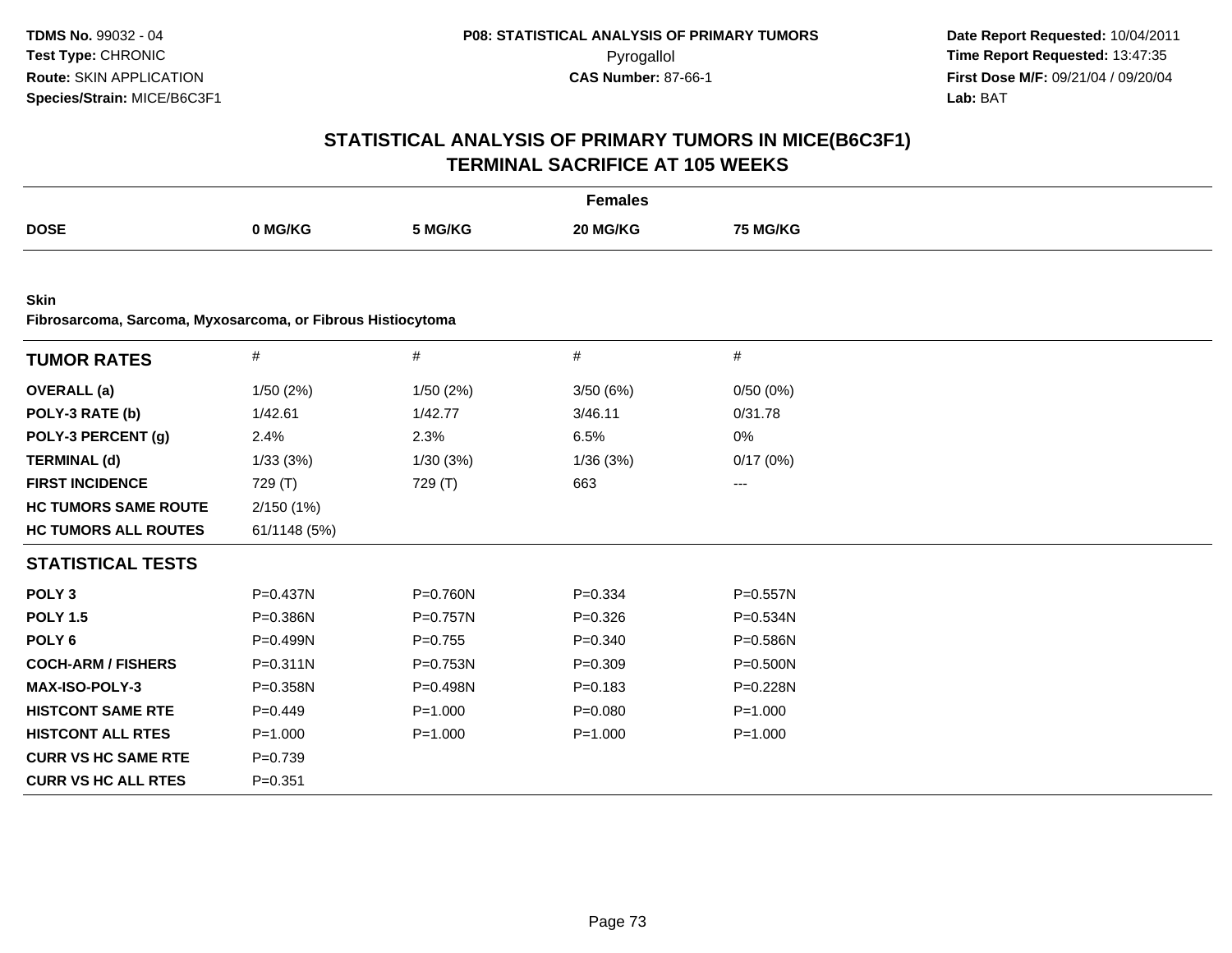**TDMS No.** 99032 - 04
**Test Type:** CHRONIC
**Route:** SKIN APPLICATION
**Species/Strain:** MICE/B6C3F1

**P08: STATISTICAL ANALYSIS OF PRIMARY TUMORS**
Pyrogallol
**CAS Number:** 87-66-1

**Date Report Requested:** 10/04/2011
**Time Report Requested:** 13:47:35
**First Dose M/F:** 09/21/04 / 09/20/04
**Lab:** BAT

## STATISTICAL ANALYSIS OF PRIMARY TUMORS IN MICE(B6C3F1)
## TERMINAL SACRIFICE AT 105 WEEKS

**Females**

| DOSE | 0 MG/KG | 5 MG/KG | 20 MG/KG | 75 MG/KG |
|---|---|---|---|---|

**Skin**
**Fibrosarcoma, Sarcoma, Myxosarcoma, or Fibrous Histiocytoma**

| TUMOR RATES | # | # | # | # |
|---|---|---|---|---|
| **OVERALL (a)** | 1/50 (2%) | 1/50 (2%) | 3/50 (6%) | 0/50 (0%) |
| **POLY-3 RATE (b)** | 1/42.61 | 1/42.77 | 3/46.11 | 0/31.78 |
| **POLY-3 PERCENT (g)** | 2.4% | 2.3% | 6.5% | 0% |
| **TERMINAL (d)** | 1/33 (3%) | 1/30 (3%) | 1/36 (3%) | 0/17 (0%) |
| **FIRST INCIDENCE** | 729 (T) | 729 (T) | 663 | --- |
| **HC TUMORS SAME ROUTE** | 2/150 (1%) | | | |
| **HC TUMORS ALL ROUTES** | 61/1148 (5%) | | | |
| **STATISTICAL TESTS** | | | | |
| **POLY 3** | P=0.437N | P=0.760N | P=0.334 | P=0.557N |
| **POLY 1.5** | P=0.386N | P=0.757N | P=0.326 | P=0.534N |
| **POLY 6** | P=0.499N | P=0.755 | P=0.340 | P=0.586N |
| **COCH-ARM / FISHERS** | P=0.311N | P=0.753N | P=0.309 | P=0.500N |
| **MAX-ISO-POLY-3** | P=0.358N | P=0.498N | P=0.183 | P=0.228N |
| **HISTCONT SAME RTE** | P=0.449 | P=1.000 | P=0.080 | P=1.000 |
| **HISTCONT ALL RTES** | P=1.000 | P=1.000 | P=1.000 | P=1.000 |
| **CURR VS HC SAME RTE** | P=0.739 | | | |
| **CURR VS HC ALL RTES** | P=0.351 | | | |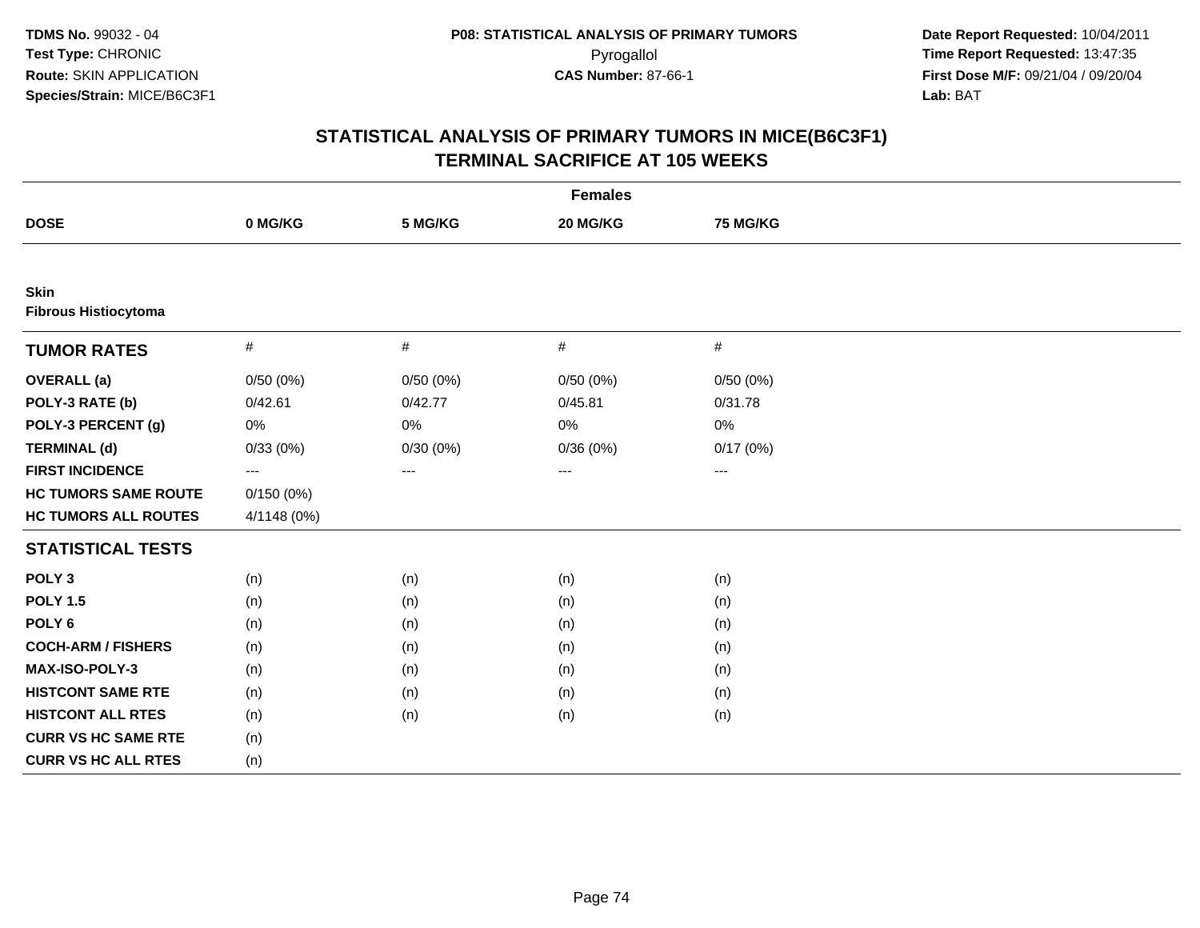**TDMS No.** 99032 - 04
**Test Type:** CHRONIC
**Route:** SKIN APPLICATION
**Species/Strain:** MICE/B6C3F1

**P08: STATISTICAL ANALYSIS OF PRIMARY TUMORS**
Pyrogallol
**CAS Number:** 87-66-1

**Date Report Requested:** 10/04/2011
**Time Report Requested:** 13:47:35
**First Dose M/F:** 09/21/04 / 09/20/04
**Lab:** BAT

## STATISTICAL ANALYSIS OF PRIMARY TUMORS IN MICE(B6C3F1)
## TERMINAL SACRIFICE AT 105 WEEKS

| | Females | | | |
|---|---|---|---|---|
| **DOSE** | **0 MG/KG** | **5 MG/KG** | **20 MG/KG** | **75 MG/KG** |
| **Skin** | | | | |
| **Fibrous Histiocytoma** | | | | |
| **TUMOR RATES** | # | # | # | # |
| **OVERALL (a)** | 0/50 (0%) | 0/50 (0%) | 0/50 (0%) | 0/50 (0%) |
| **POLY-3 RATE (b)** | 0/42.61 | 0/42.77 | 0/45.81 | 0/31.78 |
| **POLY-3 PERCENT (g)** | 0% | 0% | 0% | 0% |
| **TERMINAL (d)** | 0/33 (0%) | 0/30 (0%) | 0/36 (0%) | 0/17 (0%) |
| **FIRST INCIDENCE** | --- | --- | --- | --- |
| **HC TUMORS SAME ROUTE** | 0/150 (0%) | | | |
| **HC TUMORS ALL ROUTES** | 4/1148 (0%) | | | |
| **STATISTICAL TESTS** | | | | |
| **POLY 3** | (n) | (n) | (n) | (n) |
| **POLY 1.5** | (n) | (n) | (n) | (n) |
| **POLY 6** | (n) | (n) | (n) | (n) |
| **COCH-ARM / FISHERS** | (n) | (n) | (n) | (n) |
| **MAX-ISO-POLY-3** | (n) | (n) | (n) | (n) |
| **HISTCONT SAME RTE** | (n) | (n) | (n) | (n) |
| **HISTCONT ALL RTES** | (n) | (n) | (n) | (n) |
| **CURR VS HC SAME RTE** | (n) | | | |
| **CURR VS HC ALL RTES** | (n) | | | |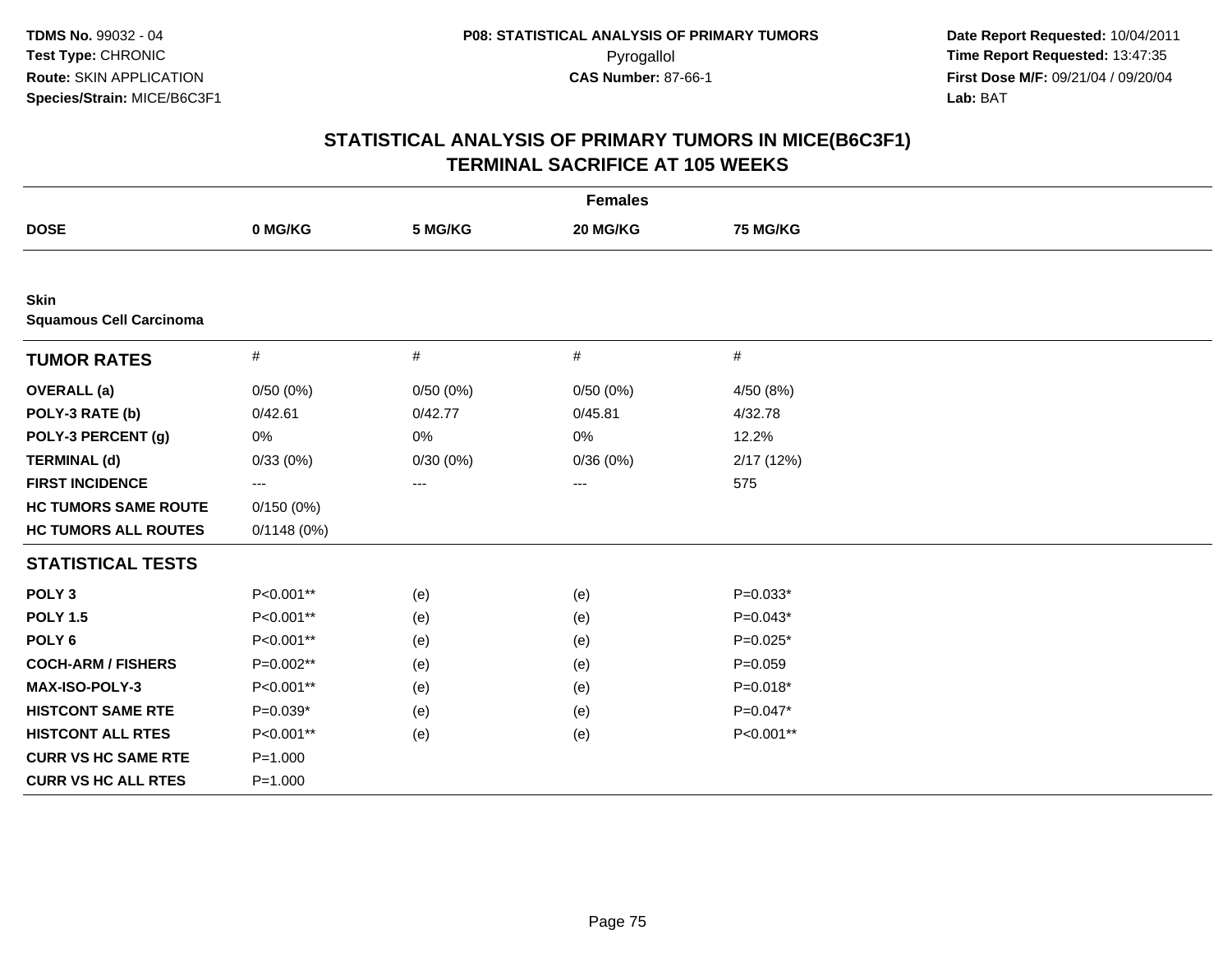**TDMS No.** 99032 - 04
**Test Type:** CHRONIC
**Route:** SKIN APPLICATION
**Species/Strain:** MICE/B6C3F1

**P08: STATISTICAL ANALYSIS OF PRIMARY TUMORS**
Pyrogallol
**CAS Number:** 87-66-1

**Date Report Requested:** 10/04/2011
**Time Report Requested:** 13:47:35
**First Dose M/F:** 09/21/04 / 09/20/04
**Lab:** BAT

# STATISTICAL ANALYSIS OF PRIMARY TUMORS IN MICE(B6C3F1)
## TERMINAL SACRIFICE AT 105 WEEKS

**Females**

| DOSE | 0 MG/KG | 5 MG/KG | 20 MG/KG | 75 MG/KG |
|---|---|---|---|---|
| **Skin** | | | | |
| **Squamous Cell Carcinoma** | | | | |
| **TUMOR RATES** | # | # | # | # |
| **OVERALL (a)** | 0/50 (0%) | 0/50 (0%) | 0/50 (0%) | 4/50 (8%) |
| **POLY-3 RATE (b)** | 0/42.61 | 0/42.77 | 0/45.81 | 4/32.78 |
| **POLY-3 PERCENT (g)** | 0% | 0% | 0% | 12.2% |
| **TERMINAL (d)** | 0/33 (0%) | 0/30 (0%) | 0/36 (0%) | 2/17 (12%) |
| **FIRST INCIDENCE** | --- | --- | --- | 575 |
| **HC TUMORS SAME ROUTE** | 0/150 (0%) | | | |
| **HC TUMORS ALL ROUTES** | 0/1148 (0%) | | | |
| **STATISTICAL TESTS** | | | | |
| **POLY 3** | P<0.001** | (e) | (e) | P=0.033* |
| **POLY 1.5** | P<0.001** | (e) | (e) | P=0.043* |
| **POLY 6** | P<0.001** | (e) | (e) | P=0.025* |
| **COCH-ARM / FISHERS** | P=0.002** | (e) | (e) | P=0.059 |
| **MAX-ISO-POLY-3** | P<0.001** | (e) | (e) | P=0.018* |
| **HISTCONT SAME RTE** | P=0.039* | (e) | (e) | P=0.047* |
| **HISTCONT ALL RTES** | P<0.001** | (e) | (e) | P<0.001** |
| **CURR VS HC SAME RTE** | P=1.000 | | | |
| **CURR VS HC ALL RTES** | P=1.000 | | | |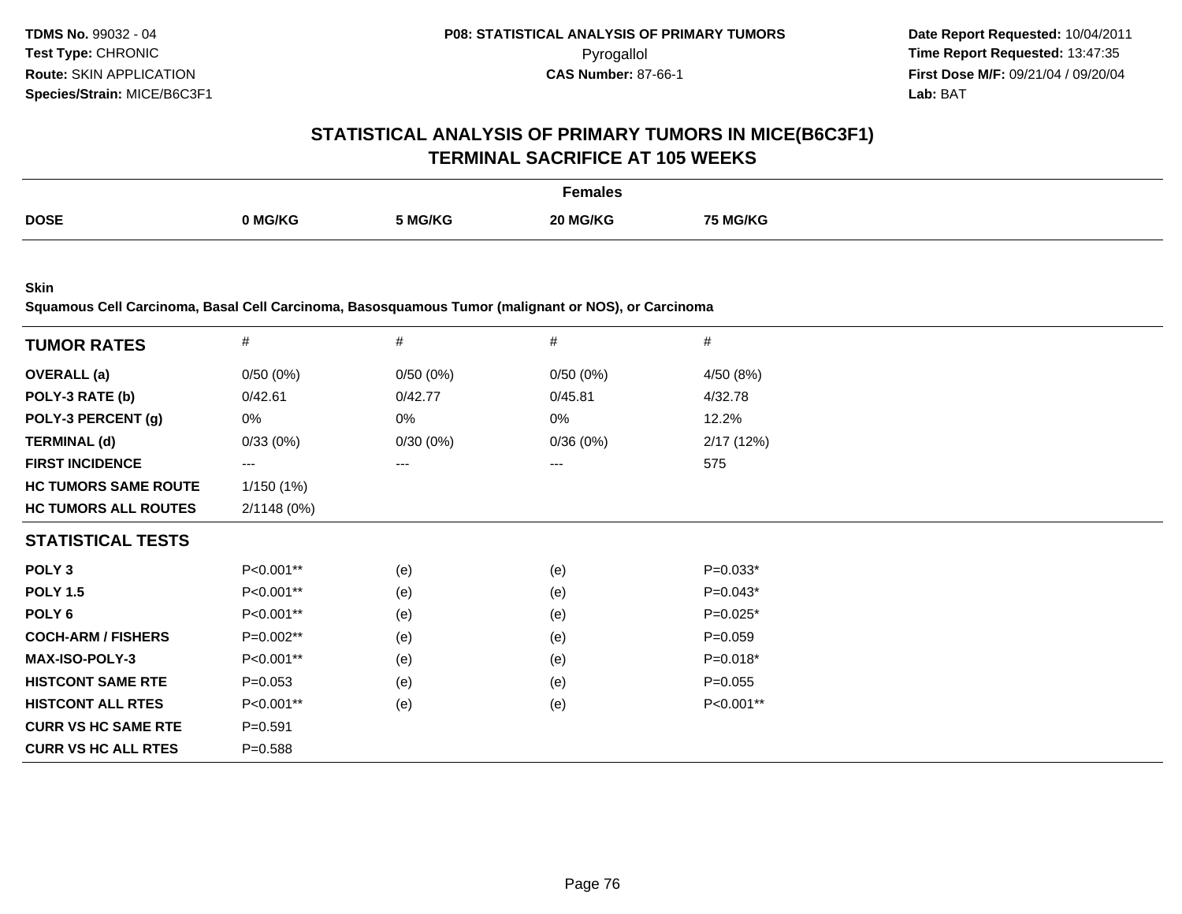# STATISTICAL ANALYSIS OF PRIMARY TUMORS IN MICE(B6C3F1)
## TERMINAL SACRIFICE AT 105 WEEKS

TDMS No. 99032 - 04
Test Type: CHRONIC
Route: SKIN APPLICATION
Species/Strain: MICE/B6C3F1

P08: STATISTICAL ANALYSIS OF PRIMARY TUMORS
Pyrogallol
CAS Number: 87-66-1

Date Report Requested: 10/04/2011
Time Report Requested: 13:47:35
First Dose M/F: 09/21/04 / 09/20/04
Lab: BAT

| | Females | | | |
|---|---|---|---|---|
| **DOSE** | **0 MG/KG** | **5 MG/KG** | **20 MG/KG** | **75 MG/KG** |

**Skin**

**Squamous Cell Carcinoma, Basal Cell Carcinoma, Basosquamous Tumor (malignant or NOS), or Carcinoma**

| **TUMOR RATES** | # | # | # | # |
|---|---|---|---|---|
| **OVERALL (a)** | 0/50 (0%) | 0/50 (0%) | 0/50 (0%) | 4/50 (8%) |
| **POLY-3 RATE (b)** | 0/42.61 | 0/42.77 | 0/45.81 | 4/32.78 |
| **POLY-3 PERCENT (g)** | 0% | 0% | 0% | 12.2% |
| **TERMINAL (d)** | 0/33 (0%) | 0/30 (0%) | 0/36 (0%) | 2/17 (12%) |
| **FIRST INCIDENCE** | --- | --- | --- | 575 |
| **HC TUMORS SAME ROUTE** | 1/150 (1%) | | | |
| **HC TUMORS ALL ROUTES** | 2/1148 (0%) | | | |
| **STATISTICAL TESTS** | | | | |
| **POLY 3** | P<0.001** | (e) | (e) | P=0.033* |
| **POLY 1.5** | P<0.001** | (e) | (e) | P=0.043* |
| **POLY 6** | P<0.001** | (e) | (e) | P=0.025* |
| **COCH-ARM / FISHERS** | P=0.002** | (e) | (e) | P=0.059 |
| **MAX-ISO-POLY-3** | P<0.001** | (e) | (e) | P=0.018* |
| **HISTCONT SAME RTE** | P=0.053 | (e) | (e) | P=0.055 |
| **HISTCONT ALL RTES** | P<0.001** | (e) | (e) | P<0.001** |
| **CURR VS HC SAME RTE** | P=0.591 | | | |
| **CURR VS HC ALL RTES** | P=0.588 | | | |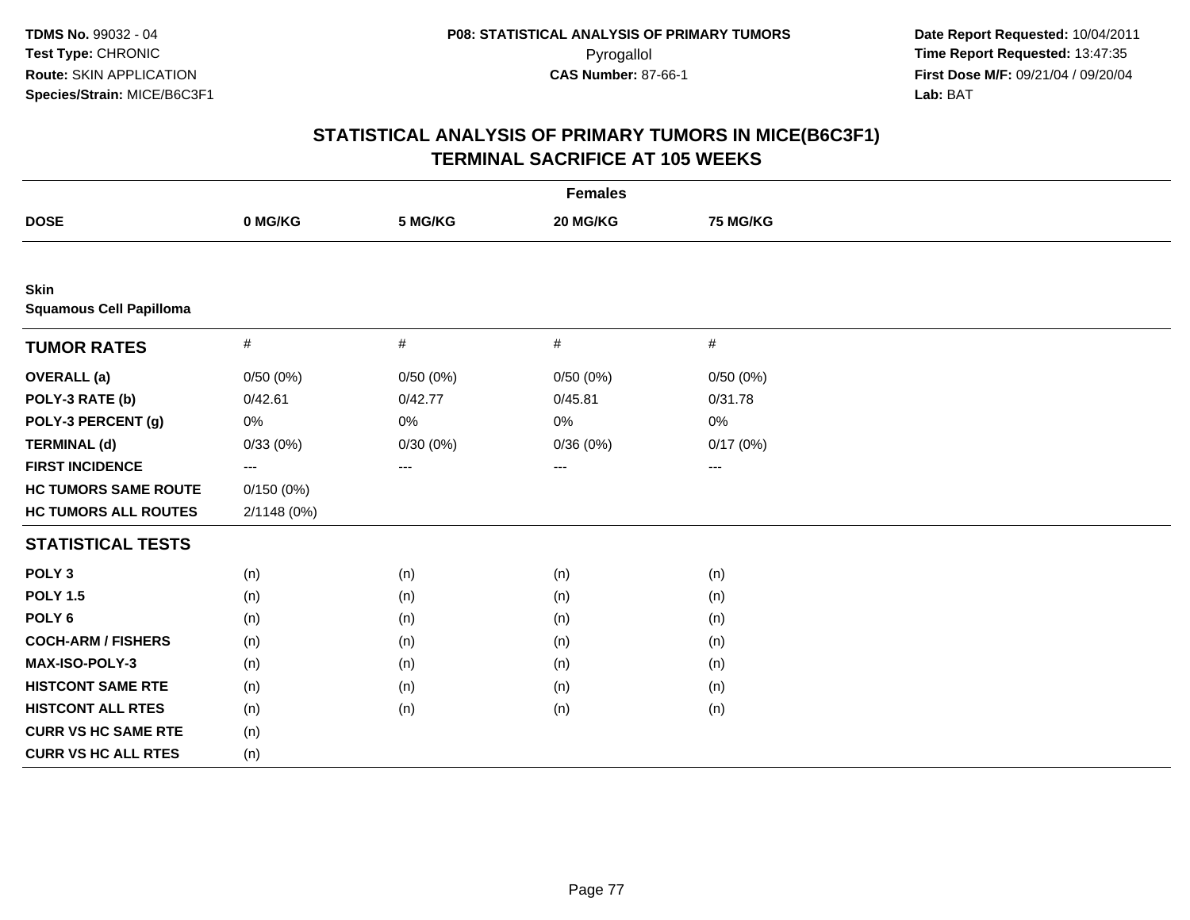**TDMS No.** 99032 - 04
**Test Type:** CHRONIC
**Route:** SKIN APPLICATION
**Species/Strain:** MICE/B6C3F1

**P08: STATISTICAL ANALYSIS OF PRIMARY TUMORS**
Pyrogallol
**CAS Number:** 87-66-1

**Date Report Requested:** 10/04/2011
**Time Report Requested:** 13:47:35
**First Dose M/F:** 09/21/04 / 09/20/04
**Lab:** BAT

# STATISTICAL ANALYSIS OF PRIMARY TUMORS IN MICE(B6C3F1)
## TERMINAL SACRIFICE AT 105 WEEKS

| | Females | | | |
|---|---|---|---|---|
| **DOSE** | **0 MG/KG** | **5 MG/KG** | **20 MG/KG** | **75 MG/KG** |
| **Skin** | | | | |
| **Squamous Cell Papilloma** | | | | |
| **TUMOR RATES** | # | # | # | # |
| **OVERALL (a)** | 0/50 (0%) | 0/50 (0%) | 0/50 (0%) | 0/50 (0%) |
| **POLY-3 RATE (b)** | 0/42.61 | 0/42.77 | 0/45.81 | 0/31.78 |
| **POLY-3 PERCENT (g)** | 0% | 0% | 0% | 0% |
| **TERMINAL (d)** | 0/33 (0%) | 0/30 (0%) | 0/36 (0%) | 0/17 (0%) |
| **FIRST INCIDENCE** | --- | --- | --- | --- |
| **HC TUMORS SAME ROUTE** | 0/150 (0%) | | | |
| **HC TUMORS ALL ROUTES** | 2/1148 (0%) | | | |
| **STATISTICAL TESTS** | | | | |
| **POLY 3** | (n) | (n) | (n) | (n) |
| **POLY 1.5** | (n) | (n) | (n) | (n) |
| **POLY 6** | (n) | (n) | (n) | (n) |
| **COCH-ARM / FISHERS** | (n) | (n) | (n) | (n) |
| **MAX-ISO-POLY-3** | (n) | (n) | (n) | (n) |
| **HISTCONT SAME RTE** | (n) | (n) | (n) | (n) |
| **HISTCONT ALL RTES** | (n) | (n) | (n) | (n) |
| **CURR VS HC SAME RTE** | (n) | | | |
| **CURR VS HC ALL RTES** | (n) | | | |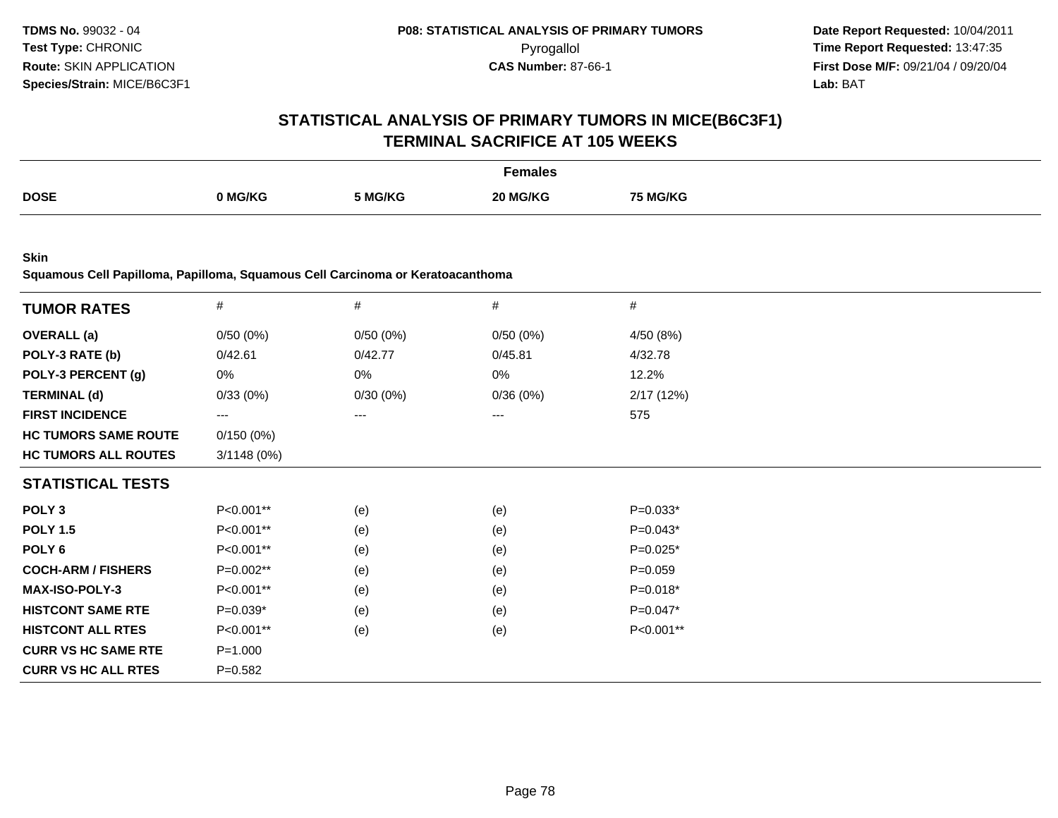**TDMS No.** 99032 - 04
**Test Type:** CHRONIC
**Route:** SKIN APPLICATION
**Species/Strain:** MICE/B6C3F1

**P08: STATISTICAL ANALYSIS OF PRIMARY TUMORS**
Pyrogallol
**CAS Number:** 87-66-1

**Date Report Requested:** 10/04/2011
**Time Report Requested:** 13:47:35
**First Dose M/F:** 09/21/04 / 09/20/04
**Lab:** BAT

# STATISTICAL ANALYSIS OF PRIMARY TUMORS IN MICE(B6C3F1)
## TERMINAL SACRIFICE AT 105 WEEKS

**Females**

| DOSE | 0 MG/KG | 5 MG/KG | 20 MG/KG | 75 MG/KG |
|---|---|---|---|---|

**Skin**
**Squamous Cell Papilloma, Papilloma, Squamous Cell Carcinoma or Keratoacanthoma**

| TUMOR RATES | # | # | # | # |
|---|---|---|---|---|
| **OVERALL (a)** | 0/50 (0%) | 0/50 (0%) | 0/50 (0%) | 4/50 (8%) |
| **POLY-3 RATE (b)** | 0/42.61 | 0/42.77 | 0/45.81 | 4/32.78 |
| **POLY-3 PERCENT (g)** | 0% | 0% | 0% | 12.2% |
| **TERMINAL (d)** | 0/33 (0%) | 0/30 (0%) | 0/36 (0%) | 2/17 (12%) |
| **FIRST INCIDENCE** | --- | --- | --- | 575 |
| **HC TUMORS SAME ROUTE** | 0/150 (0%) | | | |
| **HC TUMORS ALL ROUTES** | 3/1148 (0%) | | | |
| **STATISTICAL TESTS** | | | | |
| **POLY 3** | P<0.001** | (e) | (e) | P=0.033* |
| **POLY 1.5** | P<0.001** | (e) | (e) | P=0.043* |
| **POLY 6** | P<0.001** | (e) | (e) | P=0.025* |
| **COCH-ARM / FISHERS** | P=0.002** | (e) | (e) | P=0.059 |
| **MAX-ISO-POLY-3** | P<0.001** | (e) | (e) | P=0.018* |
| **HISTCONT SAME RTE** | P=0.039* | (e) | (e) | P=0.047* |
| **HISTCONT ALL RTES** | P<0.001** | (e) | (e) | P<0.001** |
| **CURR VS HC SAME RTE** | P=1.000 | | | |
| **CURR VS HC ALL RTES** | P=0.582 | | | |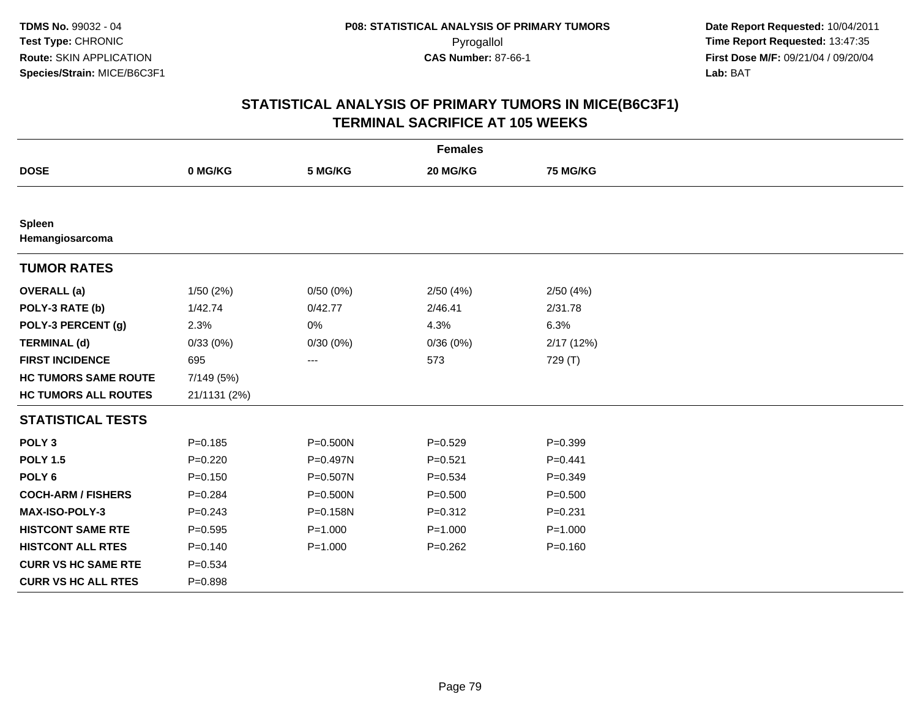**TDMS No.** 99032 - 04
**Test Type:** CHRONIC
**Route:** SKIN APPLICATION
**Species/Strain:** MICE/B6C3F1

**P08: STATISTICAL ANALYSIS OF PRIMARY TUMORS**
Pyrogallol
**CAS Number:** 87-66-1

**Date Report Requested:** 10/04/2011
**Time Report Requested:** 13:47:35
**First Dose M/F:** 09/21/04 / 09/20/04
**Lab:** BAT

## STATISTICAL ANALYSIS OF PRIMARY TUMORS IN MICE(B6C3F1)
## TERMINAL SACRIFICE AT 105 WEEKS

| | Females | | | |
|---|---|---|---|---|
| **DOSE** | **0 MG/KG** | **5 MG/KG** | **20 MG/KG** | **75 MG/KG** |
| **Spleen** | | | | |
| **Hemangiosarcoma** | | | | |
| **TUMOR RATES** | | | | |
| **OVERALL (a)** | 1/50 (2%) | 0/50 (0%) | 2/50 (4%) | 2/50 (4%) |
| **POLY-3 RATE (b)** | 1/42.74 | 0/42.77 | 2/46.41 | 2/31.78 |
| **POLY-3 PERCENT (g)** | 2.3% | 0% | 4.3% | 6.3% |
| **TERMINAL (d)** | 0/33 (0%) | 0/30 (0%) | 0/36 (0%) | 2/17 (12%) |
| **FIRST INCIDENCE** | 695 | --- | 573 | 729 (T) |
| **HC TUMORS SAME ROUTE** | 7/149 (5%) | | | |
| **HC TUMORS ALL ROUTES** | 21/1131 (2%) | | | |
| **STATISTICAL TESTS** | | | | |
| **POLY 3** | P=0.185 | P=0.500N | P=0.529 | P=0.399 |
| **POLY 1.5** | P=0.220 | P=0.497N | P=0.521 | P=0.441 |
| **POLY 6** | P=0.150 | P=0.507N | P=0.534 | P=0.349 |
| **COCH-ARM / FISHERS** | P=0.284 | P=0.500N | P=0.500 | P=0.500 |
| **MAX-ISO-POLY-3** | P=0.243 | P=0.158N | P=0.312 | P=0.231 |
| **HISTCONT SAME RTE** | P=0.595 | P=1.000 | P=1.000 | P=1.000 |
| **HISTCONT ALL RTES** | P=0.140 | P=1.000 | P=0.262 | P=0.160 |
| **CURR VS HC SAME RTE** | P=0.534 | | | |
| **CURR VS HC ALL RTES** | P=0.898 | | | |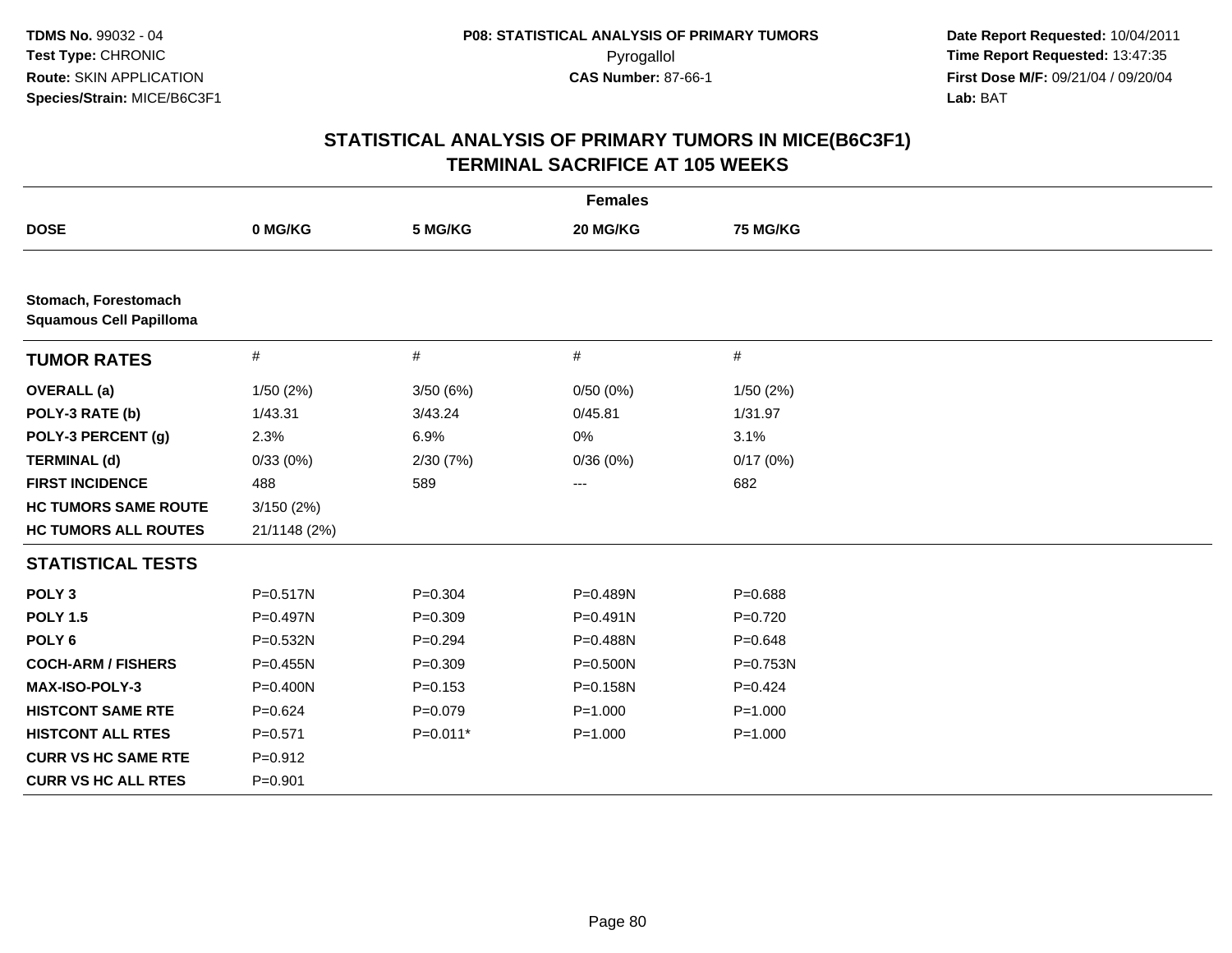**TDMS No.** 99032 - 04
**Test Type:** CHRONIC
**Route:** SKIN APPLICATION
**Species/Strain:** MICE/B6C3F1

**P08: STATISTICAL ANALYSIS OF PRIMARY TUMORS**
Pyrogallol
**CAS Number:** 87-66-1

**Date Report Requested:** 10/04/2011
**Time Report Requested:** 13:47:35
**First Dose M/F:** 09/21/04 / 09/20/04
**Lab:** BAT

## STATISTICAL ANALYSIS OF PRIMARY TUMORS IN MICE(B6C3F1)
## TERMINAL SACRIFICE AT 105 WEEKS

| | Females | | | |
|---|---|---|---|---|
| **DOSE** | **0 MG/KG** | **5 MG/KG** | **20 MG/KG** | **75 MG/KG** |
| **Stomach, Forestomach** | | | | |
| **Squamous Cell Papilloma** | | | | |
| **TUMOR RATES** | # | # | # | # |
| **OVERALL (a)** | 1/50 (2%) | 3/50 (6%) | 0/50 (0%) | 1/50 (2%) |
| **POLY-3 RATE (b)** | 1/43.31 | 3/43.24 | 0/45.81 | 1/31.97 |
| **POLY-3 PERCENT (g)** | 2.3% | 6.9% | 0% | 3.1% |
| **TERMINAL (d)** | 0/33 (0%) | 2/30 (7%) | 0/36 (0%) | 0/17 (0%) |
| **FIRST INCIDENCE** | 488 | 589 | --- | 682 |
| **HC TUMORS SAME ROUTE** | 3/150 (2%) | | | |
| **HC TUMORS ALL ROUTES** | 21/1148 (2%) | | | |
| **STATISTICAL TESTS** | | | | |
| **POLY 3** | P=0.517N | P=0.304 | P=0.489N | P=0.688 |
| **POLY 1.5** | P=0.497N | P=0.309 | P=0.491N | P=0.720 |
| **POLY 6** | P=0.532N | P=0.294 | P=0.488N | P=0.648 |
| **COCH-ARM / FISHERS** | P=0.455N | P=0.309 | P=0.500N | P=0.753N |
| **MAX-ISO-POLY-3** | P=0.400N | P=0.153 | P=0.158N | P=0.424 |
| **HISTCONT SAME RTE** | P=0.624 | P=0.079 | P=1.000 | P=1.000 |
| **HISTCONT ALL RTES** | P=0.571 | P=0.011* | P=1.000 | P=1.000 |
| **CURR VS HC SAME RTE** | P=0.912 | | | |
| **CURR VS HC ALL RTES** | P=0.901 | | | |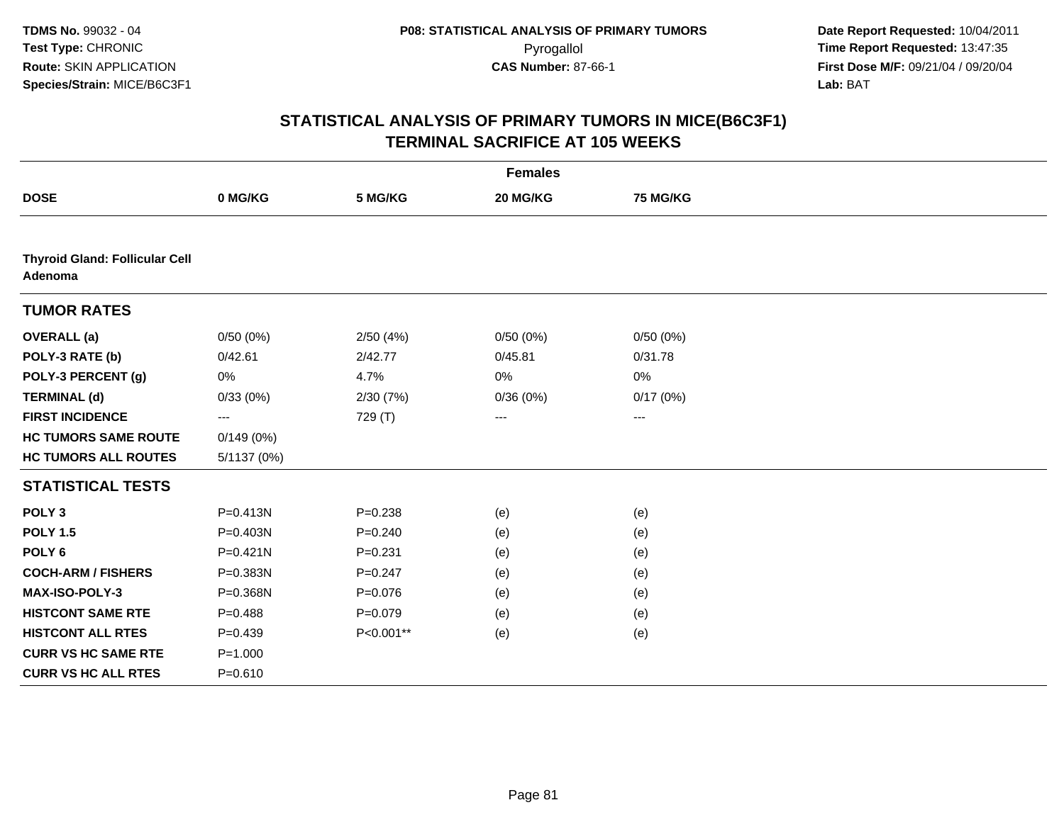**TDMS No.** 99032 - 04
**Test Type:** CHRONIC
**Route:** SKIN APPLICATION
**Species/Strain:** MICE/B6C3F1

**P08: STATISTICAL ANALYSIS OF PRIMARY TUMORS**
Pyrogallol
**CAS Number:** 87-66-1

**Date Report Requested:** 10/04/2011
**Time Report Requested:** 13:47:35
**First Dose M/F:** 09/21/04 / 09/20/04
**Lab:** BAT

# STATISTICAL ANALYSIS OF PRIMARY TUMORS IN MICE(B6C3F1)
## TERMINAL SACRIFICE AT 105 WEEKS

| | Females | | | |
|---|---|---|---|---|
| **DOSE** | **0 MG/KG** | **5 MG/KG** | **20 MG/KG** | **75 MG/KG** |
| **Thyroid Gland: Follicular Cell Adenoma** | | | | |
| **TUMOR RATES** | | | | |
| **OVERALL (a)** | 0/50 (0%) | 2/50 (4%) | 0/50 (0%) | 0/50 (0%) |
| **POLY-3 RATE (b)** | 0/42.61 | 2/42.77 | 0/45.81 | 0/31.78 |
| **POLY-3 PERCENT (g)** | 0% | 4.7% | 0% | 0% |
| **TERMINAL (d)** | 0/33 (0%) | 2/30 (7%) | 0/36 (0%) | 0/17 (0%) |
| **FIRST INCIDENCE** | --- | 729 (T) | --- | --- |
| **HC TUMORS SAME ROUTE** | 0/149 (0%) | | | |
| **HC TUMORS ALL ROUTES** | 5/1137 (0%) | | | |
| **STATISTICAL TESTS** | | | | |
| **POLY 3** | P=0.413N | P=0.238 | (e) | (e) |
| **POLY 1.5** | P=0.403N | P=0.240 | (e) | (e) |
| **POLY 6** | P=0.421N | P=0.231 | (e) | (e) |
| **COCH-ARM / FISHERS** | P=0.383N | P=0.247 | (e) | (e) |
| **MAX-ISO-POLY-3** | P=0.368N | P=0.076 | (e) | (e) |
| **HISTCONT SAME RTE** | P=0.488 | P=0.079 | (e) | (e) |
| **HISTCONT ALL RTES** | P=0.439 | P<0.001** | (e) | (e) |
| **CURR VS HC SAME RTE** | P=1.000 | | | |
| **CURR VS HC ALL RTES** | P=0.610 | | | |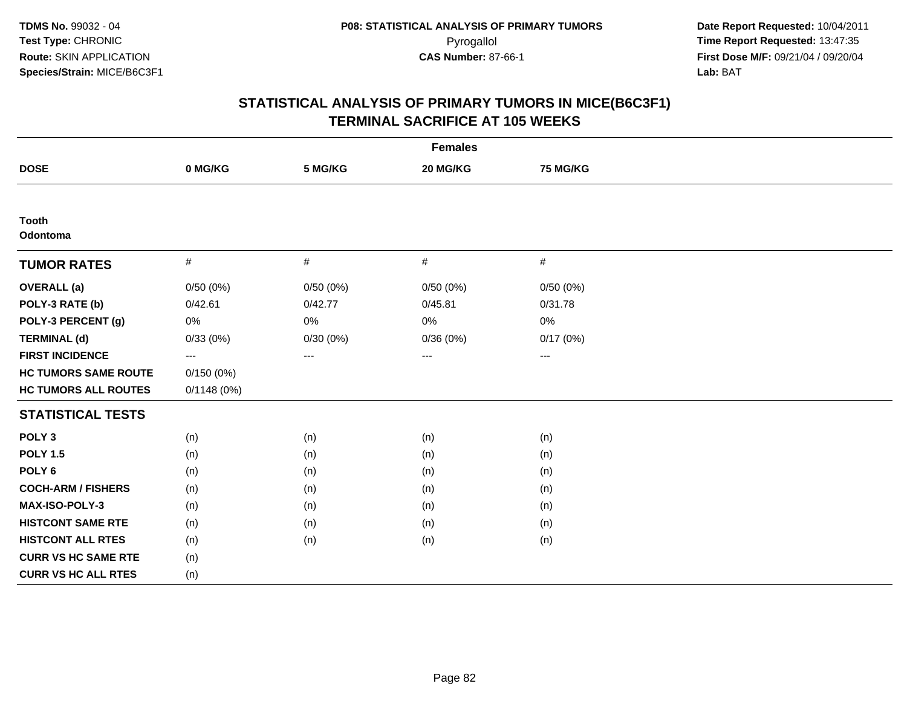**TDMS No.** 99032 - 04
**Test Type:** CHRONIC
**Route:** SKIN APPLICATION
**Species/Strain:** MICE/B6C3F1

**P08: STATISTICAL ANALYSIS OF PRIMARY TUMORS**
Pyrogallol
**CAS Number:** 87-66-1

**Date Report Requested:** 10/04/2011
**Time Report Requested:** 13:47:35
**First Dose M/F:** 09/21/04 / 09/20/04
**Lab:** BAT

## STATISTICAL ANALYSIS OF PRIMARY TUMORS IN MICE(B6C3F1)
## TERMINAL SACRIFICE AT 105 WEEKS

| | Females | | | |
|---|---|---|---|---|
| **DOSE** | **0 MG/KG** | **5 MG/KG** | **20 MG/KG** | **75 MG/KG** |
| **Tooth** | | | | |
| **Odontoma** | | | | |
| **TUMOR RATES** | # | # | # | # |
| **OVERALL (a)** | 0/50 (0%) | 0/50 (0%) | 0/50 (0%) | 0/50 (0%) |
| **POLY-3 RATE (b)** | 0/42.61 | 0/42.77 | 0/45.81 | 0/31.78 |
| **POLY-3 PERCENT (g)** | 0% | 0% | 0% | 0% |
| **TERMINAL (d)** | 0/33 (0%) | 0/30 (0%) | 0/36 (0%) | 0/17 (0%) |
| **FIRST INCIDENCE** | --- | --- | --- | --- |
| **HC TUMORS SAME ROUTE** | 0/150 (0%) | | | |
| **HC TUMORS ALL ROUTES** | 0/1148 (0%) | | | |
| **STATISTICAL TESTS** | | | | |
| **POLY 3** | (n) | (n) | (n) | (n) |
| **POLY 1.5** | (n) | (n) | (n) | (n) |
| **POLY 6** | (n) | (n) | (n) | (n) |
| **COCH-ARM / FISHERS** | (n) | (n) | (n) | (n) |
| **MAX-ISO-POLY-3** | (n) | (n) | (n) | (n) |
| **HISTCONT SAME RTE** | (n) | (n) | (n) | (n) |
| **HISTCONT ALL RTES** | (n) | (n) | (n) | (n) |
| **CURR VS HC SAME RTE** | (n) | | | |
| **CURR VS HC ALL RTES** | (n) | | | |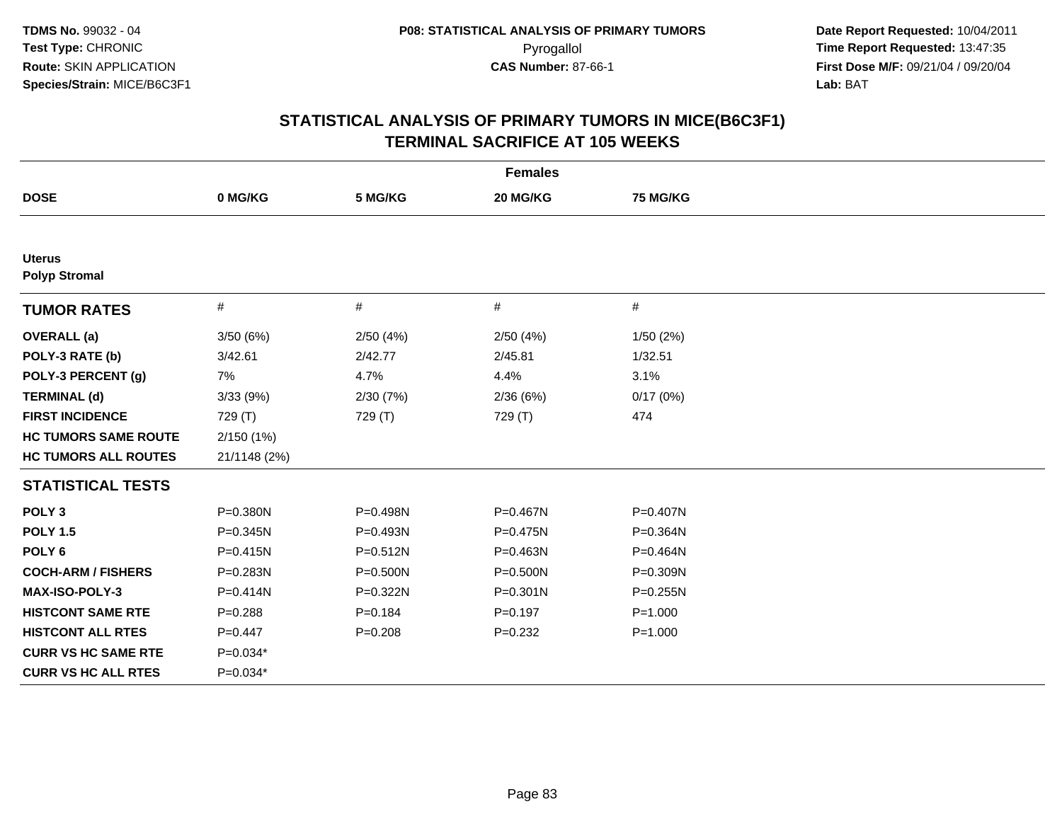# STATISTICAL ANALYSIS OF PRIMARY TUMORS IN MICE(B6C3F1)
## TERMINAL SACRIFICE AT 105 WEEKS

| | Females | | | |
|---|---|---|---|---|
| **DOSE** | **0 MG/KG** | **5 MG/KG** | **20 MG/KG** | **75 MG/KG** |
| **Uterus** | | | | |
| **Polyp Stromal** | | | | |
| **TUMOR RATES** | # | # | # | # |
| **OVERALL (a)** | 3/50 (6%) | 2/50 (4%) | 2/50 (4%) | 1/50 (2%) |
| **POLY-3 RATE (b)** | 3/42.61 | 2/42.77 | 2/45.81 | 1/32.51 |
| **POLY-3 PERCENT (g)** | 7% | 4.7% | 4.4% | 3.1% |
| **TERMINAL (d)** | 3/33 (9%) | 2/30 (7%) | 2/36 (6%) | 0/17 (0%) |
| **FIRST INCIDENCE** | 729 (T) | 729 (T) | 729 (T) | 474 |
| **HC TUMORS SAME ROUTE** | 2/150 (1%) | | | |
| **HC TUMORS ALL ROUTES** | 21/1148 (2%) | | | |
| **STATISTICAL TESTS** | | | | |
| **POLY 3** | P=0.380N | P=0.498N | P=0.467N | P=0.407N |
| **POLY 1.5** | P=0.345N | P=0.493N | P=0.475N | P=0.364N |
| **POLY 6** | P=0.415N | P=0.512N | P=0.463N | P=0.464N |
| **COCH-ARM / FISHERS** | P=0.283N | P=0.500N | P=0.500N | P=0.309N |
| **MAX-ISO-POLY-3** | P=0.414N | P=0.322N | P=0.301N | P=0.255N |
| **HISTCONT SAME RTE** | P=0.288 | P=0.184 | P=0.197 | P=1.000 |
| **HISTCONT ALL RTES** | P=0.447 | P=0.208 | P=0.232 | P=1.000 |
| **CURR VS HC SAME RTE** | P=0.034* | | | |
| **CURR VS HC ALL RTES** | P=0.034* | | | |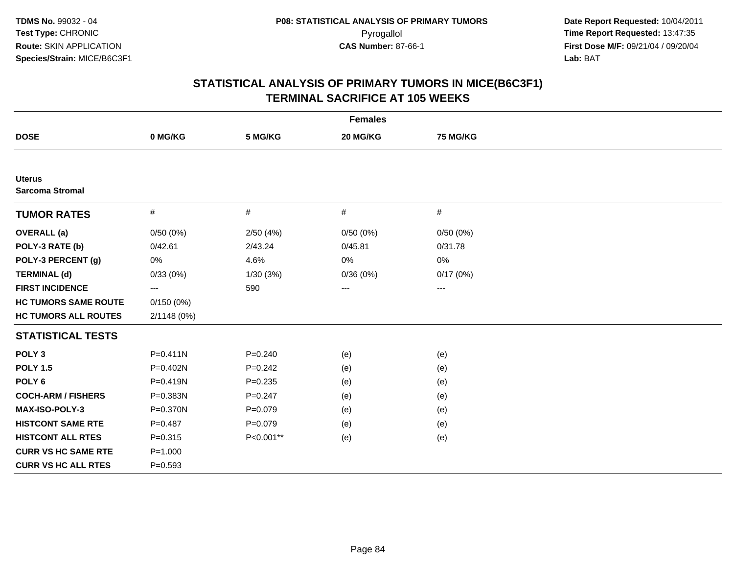**TDMS No.** 99032 - 04
**Test Type:** CHRONIC
**Route:** SKIN APPLICATION
**Species/Strain:** MICE/B6C3F1

**P08: STATISTICAL ANALYSIS OF PRIMARY TUMORS**
Pyrogallol
**CAS Number:** 87-66-1

**Date Report Requested:** 10/04/2011
**Time Report Requested:** 13:47:35
**First Dose M/F:** 09/21/04 / 09/20/04
**Lab:** BAT

# STATISTICAL ANALYSIS OF PRIMARY TUMORS IN MICE(B6C3F1)
## TERMINAL SACRIFICE AT 105 WEEKS

| Females | | | | |
|---|---|---|---|---|
| **DOSE** | **0 MG/KG** | **5 MG/KG** | **20 MG/KG** | **75 MG/KG** |
| **Uterus** | | | | |
| **Sarcoma Stromal** | | | | |
| **TUMOR RATES** | # | # | # | # |
| **OVERALL (a)** | 0/50 (0%) | 2/50 (4%) | 0/50 (0%) | 0/50 (0%) |
| **POLY-3 RATE (b)** | 0/42.61 | 2/43.24 | 0/45.81 | 0/31.78 |
| **POLY-3 PERCENT (g)** | 0% | 4.6% | 0% | 0% |
| **TERMINAL (d)** | 0/33 (0%) | 1/30 (3%) | 0/36 (0%) | 0/17 (0%) |
| **FIRST INCIDENCE** | --- | 590 | --- | --- |
| **HC TUMORS SAME ROUTE** | 0/150 (0%) | | | |
| **HC TUMORS ALL ROUTES** | 2/1148 (0%) | | | |
| **STATISTICAL TESTS** | | | | |
| **POLY 3** | P=0.411N | P=0.240 | (e) | (e) |
| **POLY 1.5** | P=0.402N | P=0.242 | (e) | (e) |
| **POLY 6** | P=0.419N | P=0.235 | (e) | (e) |
| **COCH-ARM / FISHERS** | P=0.383N | P=0.247 | (e) | (e) |
| **MAX-ISO-POLY-3** | P=0.370N | P=0.079 | (e) | (e) |
| **HISTCONT SAME RTE** | P=0.487 | P=0.079 | (e) | (e) |
| **HISTCONT ALL RTES** | P=0.315 | P<0.001** | (e) | (e) |
| **CURR VS HC SAME RTE** | P=1.000 | | | |
| **CURR VS HC ALL RTES** | P=0.593 | | | |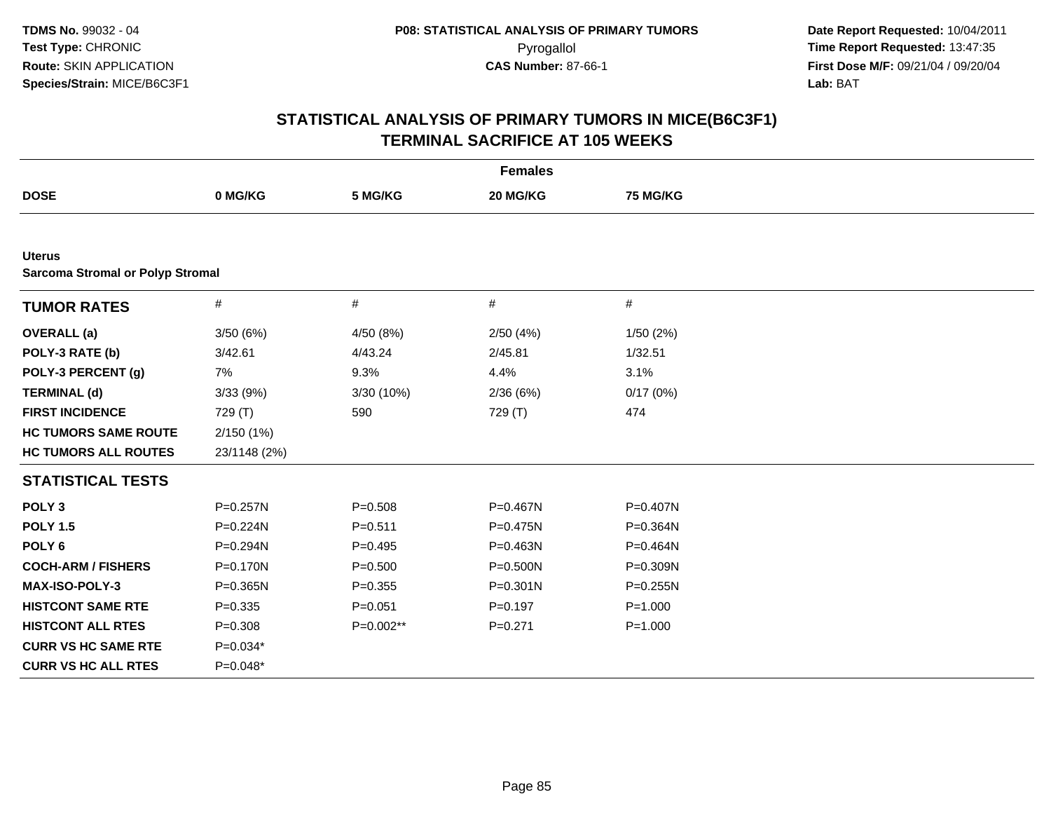TDMS No. 99032 - 04
Test Type: CHRONIC
Route: SKIN APPLICATION
Species/Strain: MICE/B6C3F1

P08: STATISTICAL ANALYSIS OF PRIMARY TUMORS
Pyrogallol
CAS Number: 87-66-1

Date Report Requested: 10/04/2011
Time Report Requested: 13:47:35
First Dose M/F: 09/21/04 / 09/20/04
Lab: BAT

## STATISTICAL ANALYSIS OF PRIMARY TUMORS IN MICE(B6C3F1)
## TERMINAL SACRIFICE AT 105 WEEKS

| Females | | | | |
|---|---|---|---|---|
| **DOSE** | **0 MG/KG** | **5 MG/KG** | **20 MG/KG** | **75 MG/KG** |
| **Uterus** | | | | |
| **Sarcoma Stromal or Polyp Stromal** | | | | |
| **TUMOR RATES** | # | # | # | # |
| **OVERALL (a)** | 3/50 (6%) | 4/50 (8%) | 2/50 (4%) | 1/50 (2%) |
| **POLY-3 RATE (b)** | 3/42.61 | 4/43.24 | 2/45.81 | 1/32.51 |
| **POLY-3 PERCENT (g)** | 7% | 9.3% | 4.4% | 3.1% |
| **TERMINAL (d)** | 3/33 (9%) | 3/30 (10%) | 2/36 (6%) | 0/17 (0%) |
| **FIRST INCIDENCE** | 729 (T) | 590 | 729 (T) | 474 |
| **HC TUMORS SAME ROUTE** | 2/150 (1%) | | | |
| **HC TUMORS ALL ROUTES** | 23/1148 (2%) | | | |
| **STATISTICAL TESTS** | | | | |
| **POLY 3** | P=0.257N | P=0.508 | P=0.467N | P=0.407N |
| **POLY 1.5** | P=0.224N | P=0.511 | P=0.475N | P=0.364N |
| **POLY 6** | P=0.294N | P=0.495 | P=0.463N | P=0.464N |
| **COCH-ARM / FISHERS** | P=0.170N | P=0.500 | P=0.500N | P=0.309N |
| **MAX-ISO-POLY-3** | P=0.365N | P=0.355 | P=0.301N | P=0.255N |
| **HISTCONT SAME RTE** | P=0.335 | P=0.051 | P=0.197 | P=1.000 |
| **HISTCONT ALL RTES** | P=0.308 | P=0.002** | P=0.271 | P=1.000 |
| **CURR VS HC SAME RTE** | P=0.034* | | | |
| **CURR VS HC ALL RTES** | P=0.048* | | | |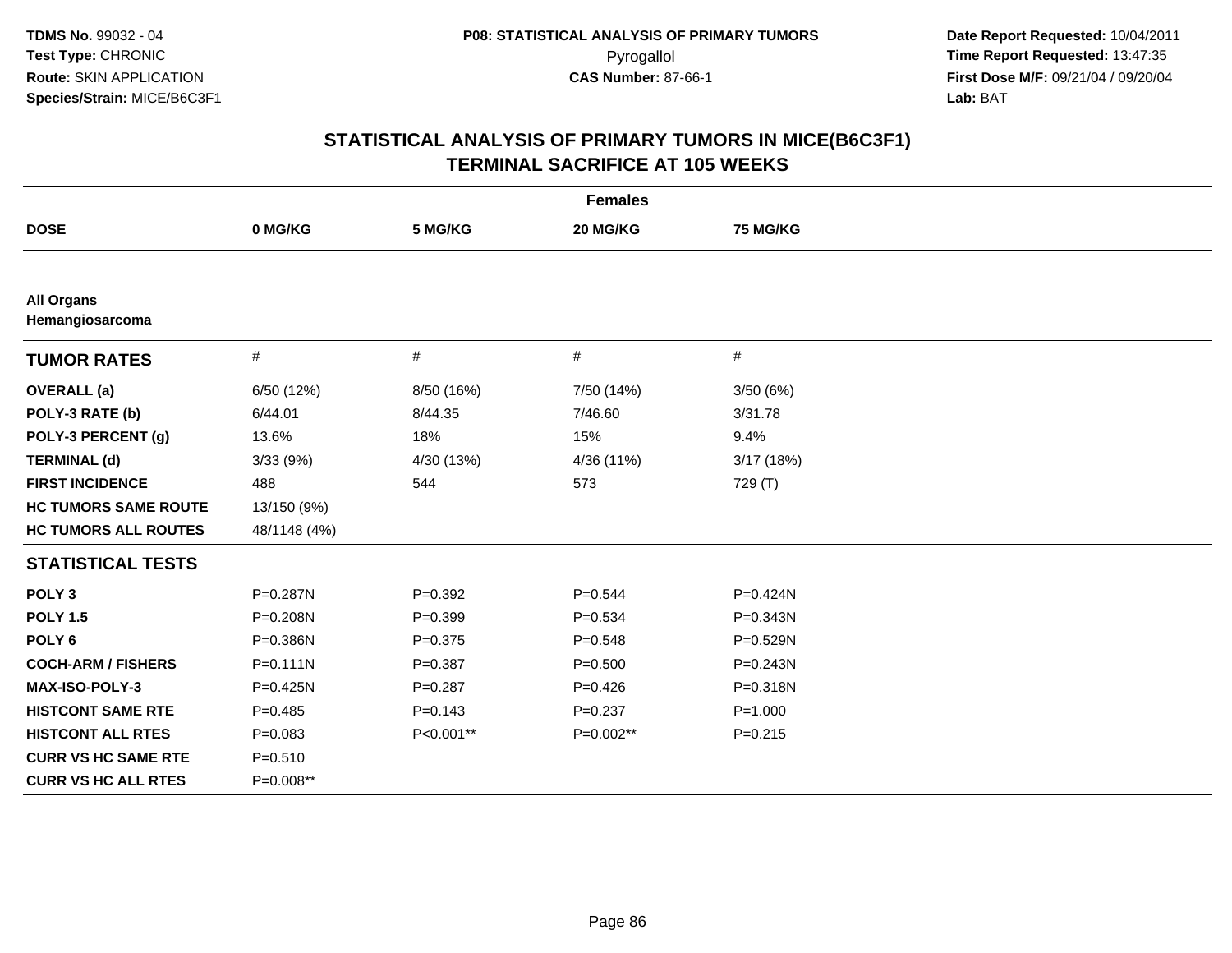**TDMS No.** 99032 - 04
**Test Type:** CHRONIC
**Route:** SKIN APPLICATION
**Species/Strain:** MICE/B6C3F1

**P08: STATISTICAL ANALYSIS OF PRIMARY TUMORS**
Pyrogallol
**CAS Number:** 87-66-1

**Date Report Requested:** 10/04/2011
**Time Report Requested:** 13:47:35
**First Dose M/F:** 09/21/04 / 09/20/04
**Lab:** BAT

## STATISTICAL ANALYSIS OF PRIMARY TUMORS IN MICE(B6C3F1)
## TERMINAL SACRIFICE AT 105 WEEKS

| | Females | | | |
|---|---|---|---|---|
| **DOSE** | **0 MG/KG** | **5 MG/KG** | **20 MG/KG** | **75 MG/KG** |
| **All Organs** | | | | |
| **Hemangiosarcoma** | | | | |
| **TUMOR RATES** | # | # | # | # |
| **OVERALL (a)** | 6/50 (12%) | 8/50 (16%) | 7/50 (14%) | 3/50 (6%) |
| **POLY-3 RATE (b)** | 6/44.01 | 8/44.35 | 7/46.60 | 3/31.78 |
| **POLY-3 PERCENT (g)** | 13.6% | 18% | 15% | 9.4% |
| **TERMINAL (d)** | 3/33 (9%) | 4/30 (13%) | 4/36 (11%) | 3/17 (18%) |
| **FIRST INCIDENCE** | 488 | 544 | 573 | 729 (T) |
| **HC TUMORS SAME ROUTE** | 13/150 (9%) | | | |
| **HC TUMORS ALL ROUTES** | 48/1148 (4%) | | | |
| **STATISTICAL TESTS** | | | | |
| **POLY 3** | P=0.287N | P=0.392 | P=0.544 | P=0.424N |
| **POLY 1.5** | P=0.208N | P=0.399 | P=0.534 | P=0.343N |
| **POLY 6** | P=0.386N | P=0.375 | P=0.548 | P=0.529N |
| **COCH-ARM / FISHERS** | P=0.111N | P=0.387 | P=0.500 | P=0.243N |
| **MAX-ISO-POLY-3** | P=0.425N | P=0.287 | P=0.426 | P=0.318N |
| **HISTCONT SAME RTE** | P=0.485 | P=0.143 | P=0.237 | P=1.000 |
| **HISTCONT ALL RTES** | P=0.083 | P<0.001** | P=0.002** | P=0.215 |
| **CURR VS HC SAME RTE** | P=0.510 | | | |
| **CURR VS HC ALL RTES** | P=0.008** | | | |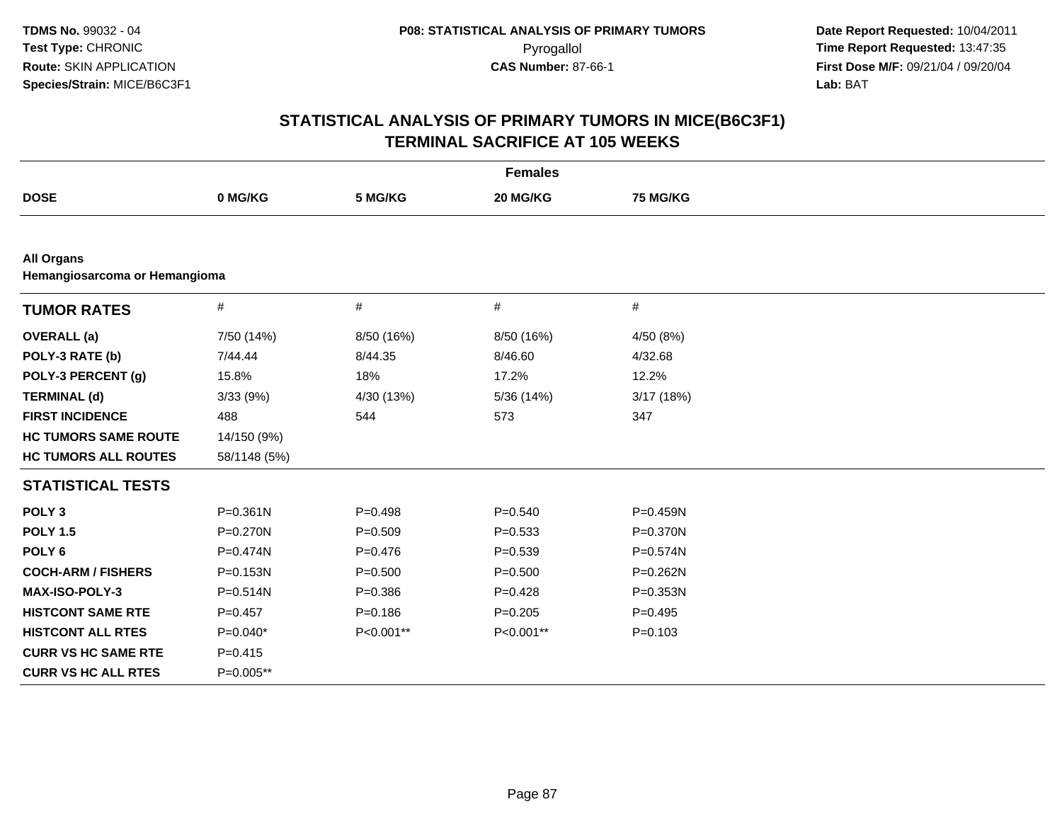**TDMS No.** 99032 - 04
**Test Type:** CHRONIC
**Route:** SKIN APPLICATION
**Species/Strain:** MICE/B6C3F1

**P08: STATISTICAL ANALYSIS OF PRIMARY TUMORS**
Pyrogallol
**CAS Number:** 87-66-1

**Date Report Requested:** 10/04/2011
**Time Report Requested:** 13:47:35
**First Dose M/F:** 09/21/04 / 09/20/04
**Lab:** BAT

# STATISTICAL ANALYSIS OF PRIMARY TUMORS IN MICE(B6C3F1)
# TERMINAL SACRIFICE AT 105 WEEKS

| | Females | | | |
|---|---|---|---|---|
| **DOSE** | **0 MG/KG** | **5 MG/KG** | **20 MG/KG** | **75 MG/KG** |
| **All Organs** | | | | |
| **Hemangiosarcoma or Hemangioma** | | | | |
| **TUMOR RATES** | # | # | # | # |
| **OVERALL (a)** | 7/50 (14%) | 8/50 (16%) | 8/50 (16%) | 4/50 (8%) |
| **POLY-3 RATE (b)** | 7/44.44 | 8/44.35 | 8/46.60 | 4/32.68 |
| **POLY-3 PERCENT (g)** | 15.8% | 18% | 17.2% | 12.2% |
| **TERMINAL (d)** | 3/33 (9%) | 4/30 (13%) | 5/36 (14%) | 3/17 (18%) |
| **FIRST INCIDENCE** | 488 | 544 | 573 | 347 |
| **HC TUMORS SAME ROUTE** | 14/150 (9%) | | | |
| **HC TUMORS ALL ROUTES** | 58/1148 (5%) | | | |
| **STATISTICAL TESTS** | | | | |
| **POLY 3** | P=0.361N | P=0.498 | P=0.540 | P=0.459N |
| **POLY 1.5** | P=0.270N | P=0.509 | P=0.533 | P=0.370N |
| **POLY 6** | P=0.474N | P=0.476 | P=0.539 | P=0.574N |
| **COCH-ARM / FISHERS** | P=0.153N | P=0.500 | P=0.500 | P=0.262N |
| **MAX-ISO-POLY-3** | P=0.514N | P=0.386 | P=0.428 | P=0.353N |
| **HISTCONT SAME RTE** | P=0.457 | P=0.186 | P=0.205 | P=0.495 |
| **HISTCONT ALL RTES** | P=0.040* | P<0.001** | P<0.001** | P=0.103 |
| **CURR VS HC SAME RTE** | P=0.415 | | | |
| **CURR VS HC ALL RTES** | P=0.005** | | | |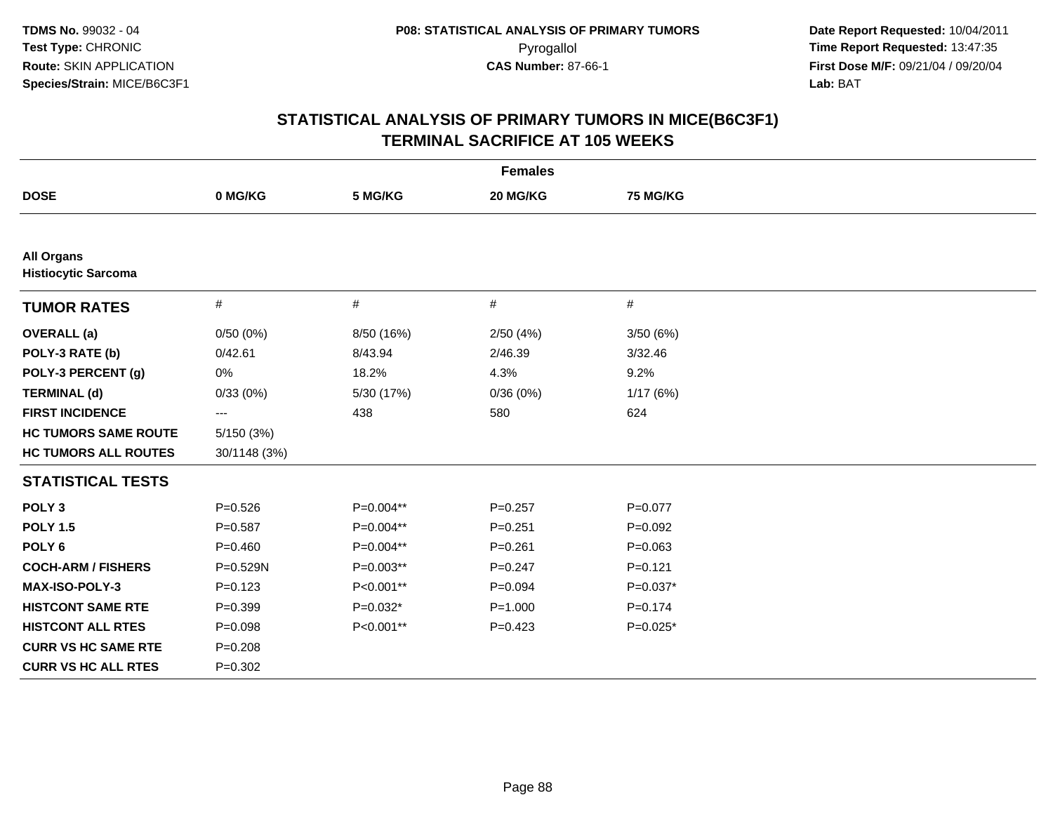TDMS No. 99032 - 04
Test Type: CHRONIC
Route: SKIN APPLICATION
Species/Strain: MICE/B6C3F1

**P08: STATISTICAL ANALYSIS OF PRIMARY TUMORS**
Pyrogallol
**CAS Number:** 87-66-1

**Date Report Requested:** 10/04/2011
**Time Report Requested:** 13:47:35
**First Dose M/F:** 09/21/04 / 09/20/04
**Lab:** BAT

## STATISTICAL ANALYSIS OF PRIMARY TUMORS IN MICE(B6C3F1)
## TERMINAL SACRIFICE AT 105 WEEKS

| | Females | | | |
|---|---|---|---|---|
| **DOSE** | **0 MG/KG** | **5 MG/KG** | **20 MG/KG** | **75 MG/KG** |
| **All Organs** | | | | |
| **Histiocytic Sarcoma** | | | | |
| **TUMOR RATES** | # | # | # | # |
| **OVERALL (a)** | 0/50 (0%) | 8/50 (16%) | 2/50 (4%) | 3/50 (6%) |
| **POLY-3 RATE (b)** | 0/42.61 | 8/43.94 | 2/46.39 | 3/32.46 |
| **POLY-3 PERCENT (g)** | 0% | 18.2% | 4.3% | 9.2% |
| **TERMINAL (d)** | 0/33 (0%) | 5/30 (17%) | 0/36 (0%) | 1/17 (6%) |
| **FIRST INCIDENCE** | --- | 438 | 580 | 624 |
| **HC TUMORS SAME ROUTE** | 5/150 (3%) | | | |
| **HC TUMORS ALL ROUTES** | 30/1148 (3%) | | | |
| **STATISTICAL TESTS** | | | | |
| **POLY 3** | P=0.526 | P=0.004** | P=0.257 | P=0.077 |
| **POLY 1.5** | P=0.587 | P=0.004** | P=0.251 | P=0.092 |
| **POLY 6** | P=0.460 | P=0.004** | P=0.261 | P=0.063 |
| **COCH-ARM / FISHERS** | P=0.529N | P=0.003** | P=0.247 | P=0.121 |
| **MAX-ISO-POLY-3** | P=0.123 | P<0.001** | P=0.094 | P=0.037* |
| **HISTCONT SAME RTE** | P=0.399 | P=0.032* | P=1.000 | P=0.174 |
| **HISTCONT ALL RTES** | P=0.098 | P<0.001** | P=0.423 | P=0.025* |
| **CURR VS HC SAME RTE** | P=0.208 | | | |
| **CURR VS HC ALL RTES** | P=0.302 | | | |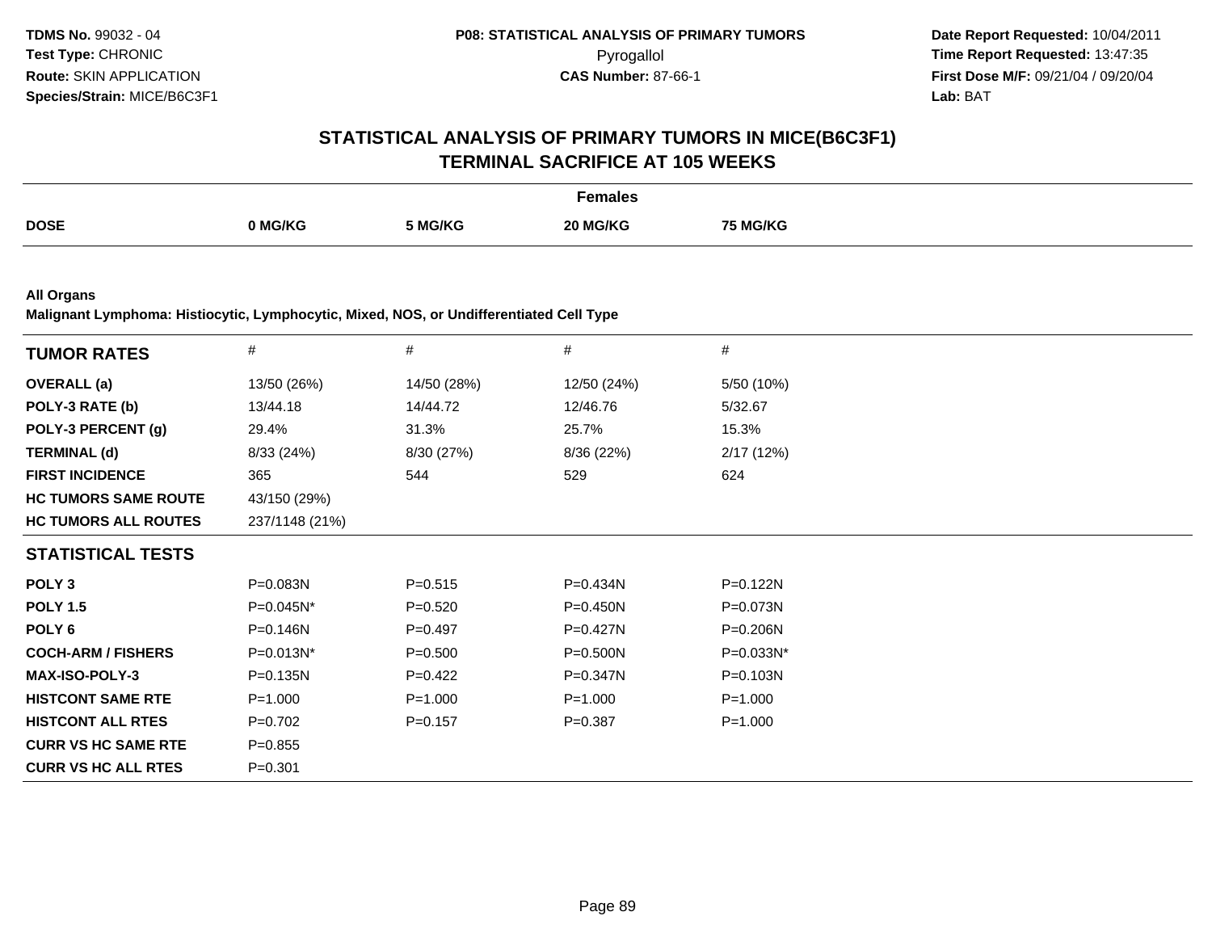**TDMS No.** 99032 - 04
**Test Type:** CHRONIC
**Route:** SKIN APPLICATION
**Species/Strain:** MICE/B6C3F1

**P08: STATISTICAL ANALYSIS OF PRIMARY TUMORS**
Pyrogallol
**CAS Number:** 87-66-1

**Date Report Requested:** 10/04/2011
**Time Report Requested:** 13:47:35
**First Dose M/F:** 09/21/04 / 09/20/04
**Lab:** BAT

## STATISTICAL ANALYSIS OF PRIMARY TUMORS IN MICE(B6C3F1)
## TERMINAL SACRIFICE AT 105 WEEKS

| | Females | | | |
|---|---|---|---|---|
| **DOSE** | **0 MG/KG** | **5 MG/KG** | **20 MG/KG** | **75 MG/KG** |

**All Organs**
**Malignant Lymphoma: Histiocytic, Lymphocytic, Mixed, NOS, or Undifferentiated Cell Type**

| **TUMOR RATES** | # | # | # | # |
|---|---|---|---|---|
| **OVERALL (a)** | 13/50 (26%) | 14/50 (28%) | 12/50 (24%) | 5/50 (10%) |
| **POLY-3 RATE (b)** | 13/44.18 | 14/44.72 | 12/46.76 | 5/32.67 |
| **POLY-3 PERCENT (g)** | 29.4% | 31.3% | 25.7% | 15.3% |
| **TERMINAL (d)** | 8/33 (24%) | 8/30 (27%) | 8/36 (22%) | 2/17 (12%) |
| **FIRST INCIDENCE** | 365 | 544 | 529 | 624 |
| **HC TUMORS SAME ROUTE** | 43/150 (29%) | | | |
| **HC TUMORS ALL ROUTES** | 237/1148 (21%) | | | |
| **STATISTICAL TESTS** | | | | |
| **POLY 3** | P=0.083N | P=0.515 | P=0.434N | P=0.122N |
| **POLY 1.5** | P=0.045N* | P=0.520 | P=0.450N | P=0.073N |
| **POLY 6** | P=0.146N | P=0.497 | P=0.427N | P=0.206N |
| **COCH-ARM / FISHERS** | P=0.013N* | P=0.500 | P=0.500N | P=0.033N* |
| **MAX-ISO-POLY-3** | P=0.135N | P=0.422 | P=0.347N | P=0.103N |
| **HISTCONT SAME RTE** | P=1.000 | P=1.000 | P=1.000 | P=1.000 |
| **HISTCONT ALL RTES** | P=0.702 | P=0.157 | P=0.387 | P=1.000 |
| **CURR VS HC SAME RTE** | P=0.855 | | | |
| **CURR VS HC ALL RTES** | P=0.301 | | | |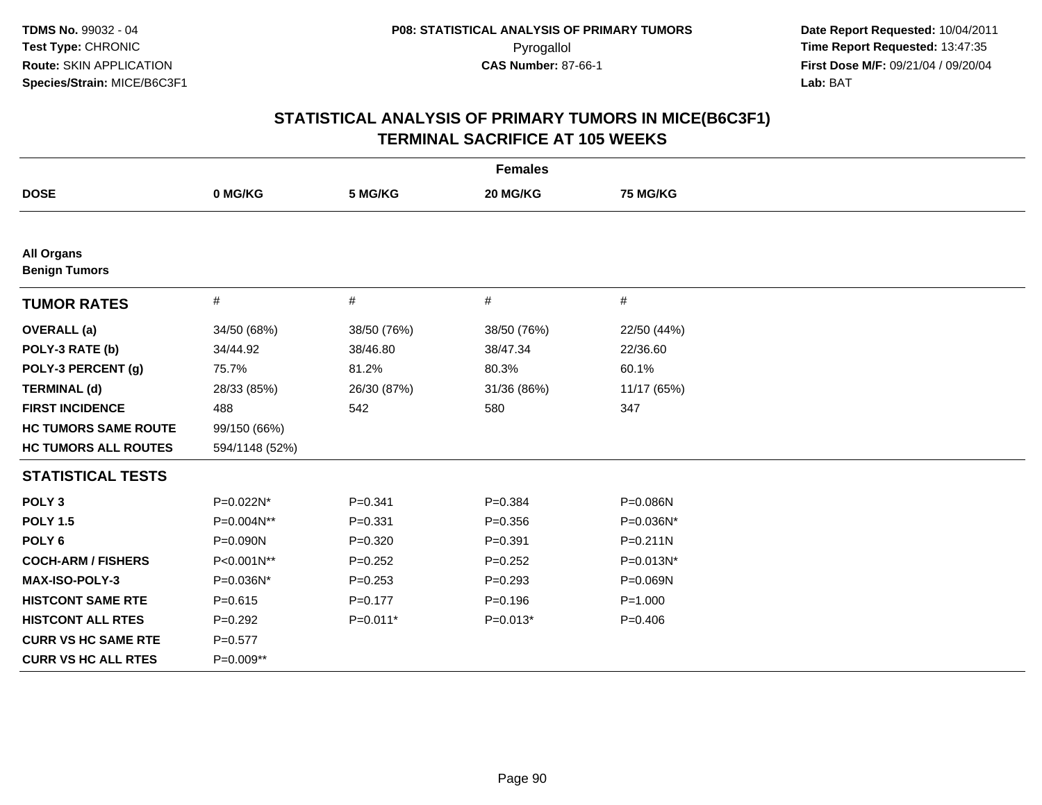**TDMS No.** 99032 - 04
**Test Type:** CHRONIC
**Route:** SKIN APPLICATION
**Species/Strain:** MICE/B6C3F1

**P08: STATISTICAL ANALYSIS OF PRIMARY TUMORS**
Pyrogallol
**CAS Number:** 87-66-1

**Date Report Requested:** 10/04/2011
**Time Report Requested:** 13:47:35
**First Dose M/F:** 09/21/04 / 09/20/04
**Lab:** BAT

## STATISTICAL ANALYSIS OF PRIMARY TUMORS IN MICE(B6C3F1)
## TERMINAL SACRIFICE AT 105 WEEKS

| Females | | | | |
|---|---|---|---|---|
| **DOSE** | **0 MG/KG** | **5 MG/KG** | **20 MG/KG** | **75 MG/KG** |
| **All Organs** | | | | |
| **Benign Tumors** | | | | |
| **TUMOR RATES** | # | # | # | # |
| **OVERALL (a)** | 34/50 (68%) | 38/50 (76%) | 38/50 (76%) | 22/50 (44%) |
| **POLY-3 RATE (b)** | 34/44.92 | 38/46.80 | 38/47.34 | 22/36.60 |
| **POLY-3 PERCENT (g)** | 75.7% | 81.2% | 80.3% | 60.1% |
| **TERMINAL (d)** | 28/33 (85%) | 26/30 (87%) | 31/36 (86%) | 11/17 (65%) |
| **FIRST INCIDENCE** | 488 | 542 | 580 | 347 |
| **HC TUMORS SAME ROUTE** | 99/150 (66%) | | | |
| **HC TUMORS ALL ROUTES** | 594/1148 (52%) | | | |
| **STATISTICAL TESTS** | | | | |
| **POLY 3** | P=0.022N* | P=0.341 | P=0.384 | P=0.086N |
| **POLY 1.5** | P=0.004N** | P=0.331 | P=0.356 | P=0.036N* |
| **POLY 6** | P=0.090N | P=0.320 | P=0.391 | P=0.211N |
| **COCH-ARM / FISHERS** | P<0.001N** | P=0.252 | P=0.252 | P=0.013N* |
| **MAX-ISO-POLY-3** | P=0.036N* | P=0.253 | P=0.293 | P=0.069N |
| **HISTCONT SAME RTE** | P=0.615 | P=0.177 | P=0.196 | P=1.000 |
| **HISTCONT ALL RTES** | P=0.292 | P=0.011* | P=0.013* | P=0.406 |
| **CURR VS HC SAME RTE** | P=0.577 | | | |
| **CURR VS HC ALL RTES** | P=0.009** | | | |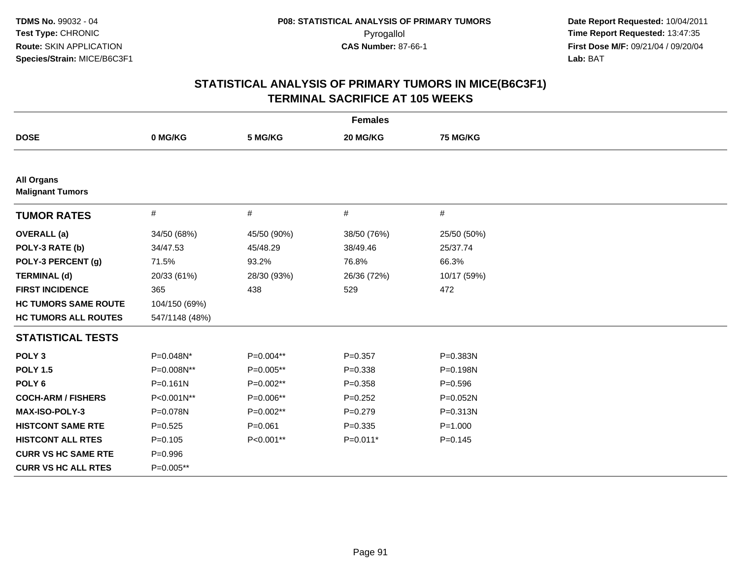**TDMS No.** 99032 - 04
**Test Type:** CHRONIC
**Route:** SKIN APPLICATION
**Species/Strain:** MICE/B6C3F1

**P08: STATISTICAL ANALYSIS OF PRIMARY TUMORS**
Pyrogallol
**CAS Number:** 87-66-1

**Date Report Requested:** 10/04/2011
**Time Report Requested:** 13:47:35
**First Dose M/F:** 09/21/04 / 09/20/04
**Lab:** BAT

## STATISTICAL ANALYSIS OF PRIMARY TUMORS IN MICE(B6C3F1)
## TERMINAL SACRIFICE AT 105 WEEKS

| | Females | | | |
|---|---|---|---|---|
| **DOSE** | **0 MG/KG** | **5 MG/KG** | **20 MG/KG** | **75 MG/KG** |
| **All Organs** | | | | |
| **Malignant Tumors** | | | | |
| **TUMOR RATES** | # | # | # | # |
| **OVERALL (a)** | 34/50 (68%) | 45/50 (90%) | 38/50 (76%) | 25/50 (50%) |
| **POLY-3 RATE (b)** | 34/47.53 | 45/48.29 | 38/49.46 | 25/37.74 |
| **POLY-3 PERCENT (g)** | 71.5% | 93.2% | 76.8% | 66.3% |
| **TERMINAL (d)** | 20/33 (61%) | 28/30 (93%) | 26/36 (72%) | 10/17 (59%) |
| **FIRST INCIDENCE** | 365 | 438 | 529 | 472 |
| **HC TUMORS SAME ROUTE** | 104/150 (69%) | | | |
| **HC TUMORS ALL ROUTES** | 547/1148 (48%) | | | |
| **STATISTICAL TESTS** | | | | |
| **POLY 3** | P=0.048N* | P=0.004** | P=0.357 | P=0.383N |
| **POLY 1.5** | P=0.008N** | P=0.005** | P=0.338 | P=0.198N |
| **POLY 6** | P=0.161N | P=0.002** | P=0.358 | P=0.596 |
| **COCH-ARM / FISHERS** | P<0.001N** | P=0.006** | P=0.252 | P=0.052N |
| **MAX-ISO-POLY-3** | P=0.078N | P=0.002** | P=0.279 | P=0.313N |
| **HISTCONT SAME RTE** | P=0.525 | P=0.061 | P=0.335 | P=1.000 |
| **HISTCONT ALL RTES** | P=0.105 | P<0.001** | P=0.011* | P=0.145 |
| **CURR VS HC SAME RTE** | P=0.996 | | | |
| **CURR VS HC ALL RTES** | P=0.005** | | | |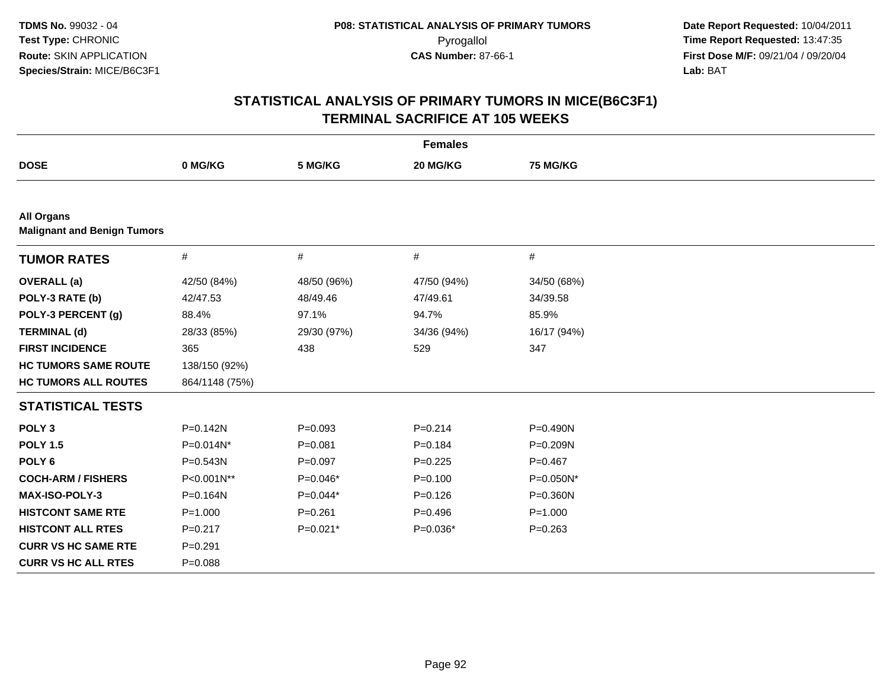**TDMS No.** 99032 - 04
**Test Type:** CHRONIC
**Route:** SKIN APPLICATION
**Species/Strain:** MICE/B6C3F1

**P08: STATISTICAL ANALYSIS OF PRIMARY TUMORS**
Pyrogallol
**CAS Number:** 87-66-1

**Date Report Requested:** 10/04/2011
**Time Report Requested:** 13:47:35
**First Dose M/F:** 09/21/04 / 09/20/04
**Lab:** BAT

## STATISTICAL ANALYSIS OF PRIMARY TUMORS IN MICE(B6C3F1)
## TERMINAL SACRIFICE AT 105 WEEKS

**Females**

| DOSE | 0 MG/KG | 5 MG/KG | 20 MG/KG | 75 MG/KG |
|---|---|---|---|---|
| **All Organs** | | | | |
| **Malignant and Benign Tumors** | | | | |
| **TUMOR RATES** | # | # | # | # |
| **OVERALL (a)** | 42/50 (84%) | 48/50 (96%) | 47/50 (94%) | 34/50 (68%) |
| **POLY-3 RATE (b)** | 42/47.53 | 48/49.46 | 47/49.61 | 34/39.58 |
| **POLY-3 PERCENT (g)** | 88.4% | 97.1% | 94.7% | 85.9% |
| **TERMINAL (d)** | 28/33 (85%) | 29/30 (97%) | 34/36 (94%) | 16/17 (94%) |
| **FIRST INCIDENCE** | 365 | 438 | 529 | 347 |
| **HC TUMORS SAME ROUTE** | 138/150 (92%) | | | |
| **HC TUMORS ALL ROUTES** | 864/1148 (75%) | | | |
| **STATISTICAL TESTS** | | | | |
| **POLY 3** | P=0.142N | P=0.093 | P=0.214 | P=0.490N |
| **POLY 1.5** | P=0.014N* | P=0.081 | P=0.184 | P=0.209N |
| **POLY 6** | P=0.543N | P=0.097 | P=0.225 | P=0.467 |
| **COCH-ARM / FISHERS** | P<0.001N** | P=0.046* | P=0.100 | P=0.050N* |
| **MAX-ISO-POLY-3** | P=0.164N | P=0.044* | P=0.126 | P=0.360N |
| **HISTCONT SAME RTE** | P=1.000 | P=0.261 | P=0.496 | P=1.000 |
| **HISTCONT ALL RTES** | P=0.217 | P=0.021* | P=0.036* | P=0.263 |
| **CURR VS HC SAME RTE** | P=0.291 | | | |
| **CURR VS HC ALL RTES** | P=0.088 | | | |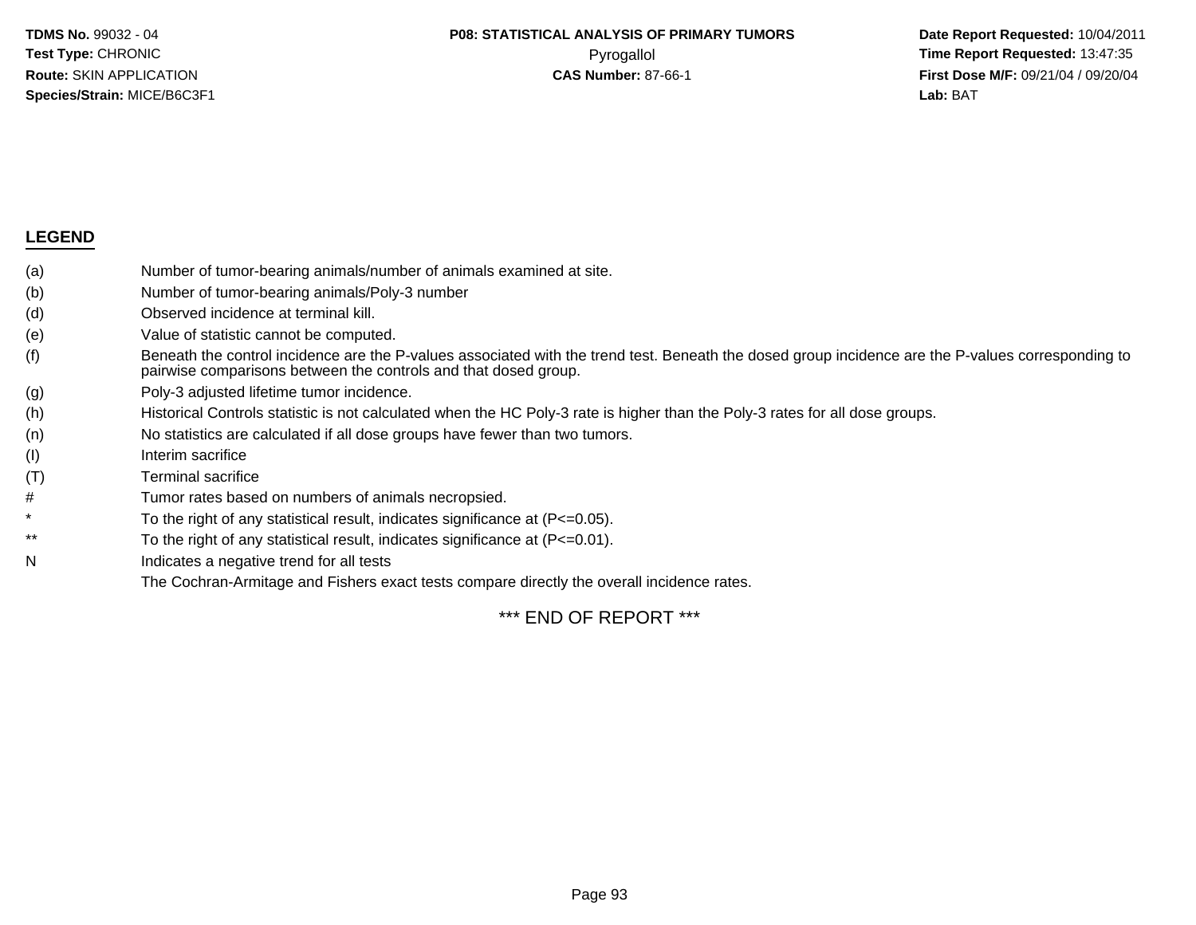## LEGEND

| | |
|---|---|
| (a) | Number of tumor-bearing animals/number of animals examined at site. |
| (b) | Number of tumor-bearing animals/Poly-3 number |
| (d) | Observed incidence at terminal kill. |
| (e) | Value of statistic cannot be computed. |
| (f) | Beneath the control incidence are the P-values associated with the trend test. Beneath the dosed group incidence are the P-values corresponding to pairwise comparisons between the controls and that dosed group. |
| (g) | Poly-3 adjusted lifetime tumor incidence. |
| (h) | Historical Controls statistic is not calculated when the HC Poly-3 rate is higher than the Poly-3 rates for all dose groups. |
| (n) | No statistics are calculated if all dose groups have fewer than two tumors. |
| (I) | Interim sacrifice |
| (T) | Terminal sacrifice |
| # | Tumor rates based on numbers of animals necropsied. |
| * | To the right of any statistical result, indicates significance at (P<=0.05). |
| ** | To the right of any statistical result, indicates significance at (P<=0.01). |
| N | Indicates a negative trend for all tests |
| | The Cochran-Armitage and Fishers exact tests compare directly the overall incidence rates. |

*** END OF REPORT ***